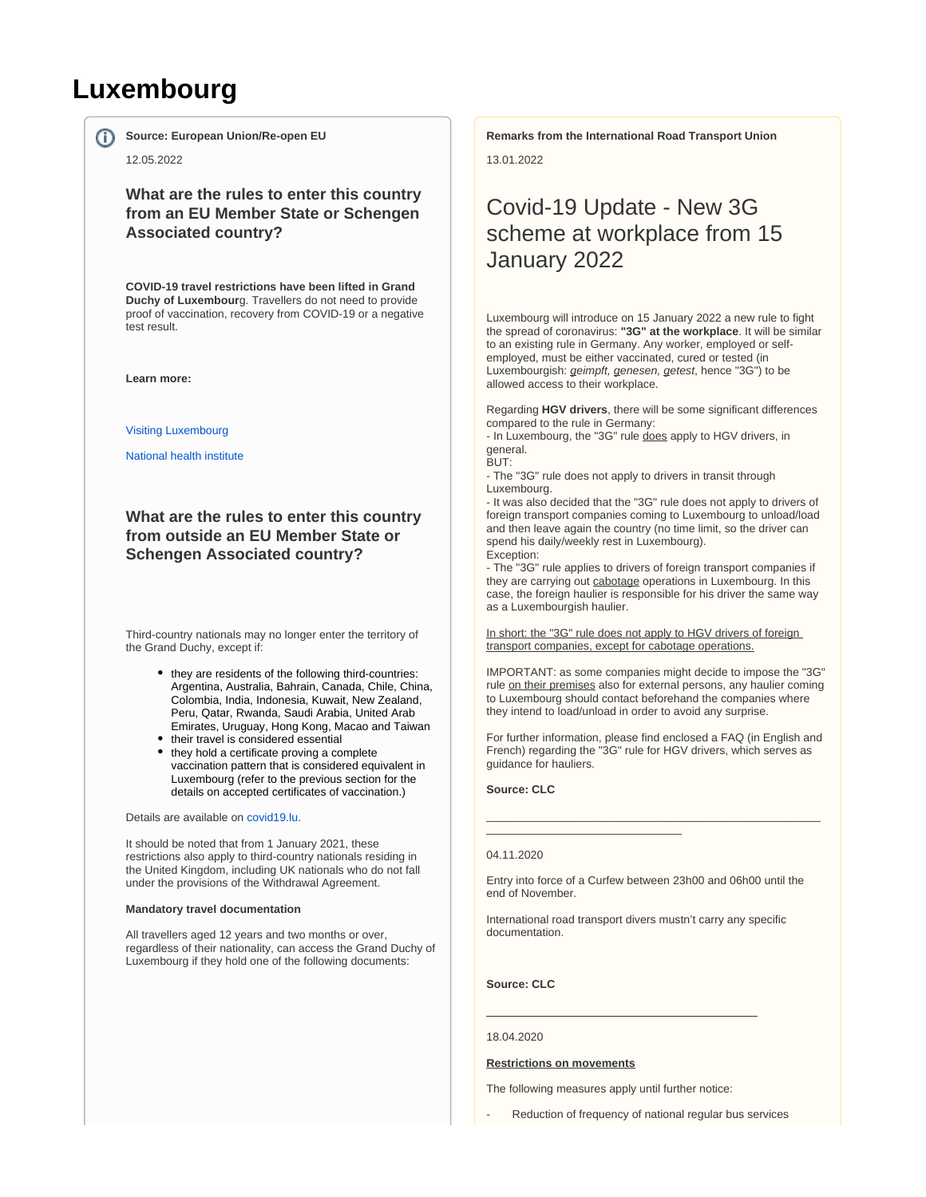# Luxembourg

**Source: European Union/Re-open EU**

12.05.2022

### What are the rules to enter this country from an EU Member State or Schengen Associated country?

**COVID-19 travel restrictions have been lifted in Grand Duchy of Luxembour**g. Travellers do not need to provide proof of vaccination, recovery from COVID-19 or a negative test result.

**Learn more:**

Visiting Luxembourg

National health institute

### What are the rules to enter this country from outside an EU Member State or Schengen Associated country?

Third-country nationals may no longer enter the territory of the Grand Duchy, except if:

- they are residents of the following third-countries: Argentina, Australia, Bahrain, Canada, Chile, China, Colombia, India, Indonesia, Kuwait, New Zealand, Peru, Qatar, Rwanda, Saudi Arabia, United Arab Emirates, Uruguay, Hong Kong, Macao and Taiwan
- their travel is considered essential
- they hold a certificate proving a complete vaccination pattern that is considered equivalent in Luxembourg (refer to the previous section for the details on accepted certificates of vaccination.)

Details are available on covid19.lu.

It should be noted that from 1 January 2021, these restrictions also apply to third-country nationals residing in the United Kingdom, including UK nationals who do not fall under the provisions of the Withdrawal Agreement.

**Mandatory travel documentation**

All travellers aged 12 years and two months or over, regardless of their nationality, can access the Grand Duchy of Luxembourg if they hold one of the following documents:

**Remarks from the International Road Transport Union**

13.01.2022

## Covid-19 Update - New 3G scheme at workplace from 15 January 2022

Luxembourg will introduce on 15 January 2022 a new rule to fight the spread of coronavirus: **"3G" at the workplace**. It will be similar to an existing rule in Germany. Any worker, employed or self-employed, must be either vaccinated, cured or tested (in Luxembourgish: *geimpft, genesen, getest*, hence "3G") to be allowed access to their workplace.

Regarding **HGV drivers**, there will be some significant differences compared to the rule in Germany:
- In Luxembourg, the "3G" rule does apply to HGV drivers, in general.
BUT:
- The "3G" rule does not apply to drivers in transit through Luxembourg.
- It was also decided that the "3G" rule does not apply to drivers of foreign transport companies coming to Luxembourg to unload/load and then leave again the country (no time limit, so the driver can spend his daily/weekly rest in Luxembourg).
Exception:
- The "3G" rule applies to drivers of foreign transport companies if they are carrying out cabotage operations in Luxembourg. In this case, the foreign haulier is responsible for his driver the same way as a Luxembourgish haulier.

In short: the "3G" rule does not apply to HGV drivers of foreign transport companies, except for cabotage operations.

IMPORTANT: as some companies might decide to impose the "3G" rule on their premises also for external persons, any haulier coming to Luxembourg should contact beforehand the companies where they intend to load/unload in order to avoid any surprise.

For further information, please find enclosed a FAQ (in English and French) regarding the "3G" rule for HGV drivers, which serves as guidance for hauliers.

**Source: CLC**

---

04.11.2020

Entry into force of a Curfew between 23h00 and 06h00 until the end of November.

International road transport divers mustn't carry any specific documentation.

**Source: CLC**

---

18.04.2020

**Restrictions on movements**

The following measures apply until further notice:

- Reduction of frequency of national regular bus services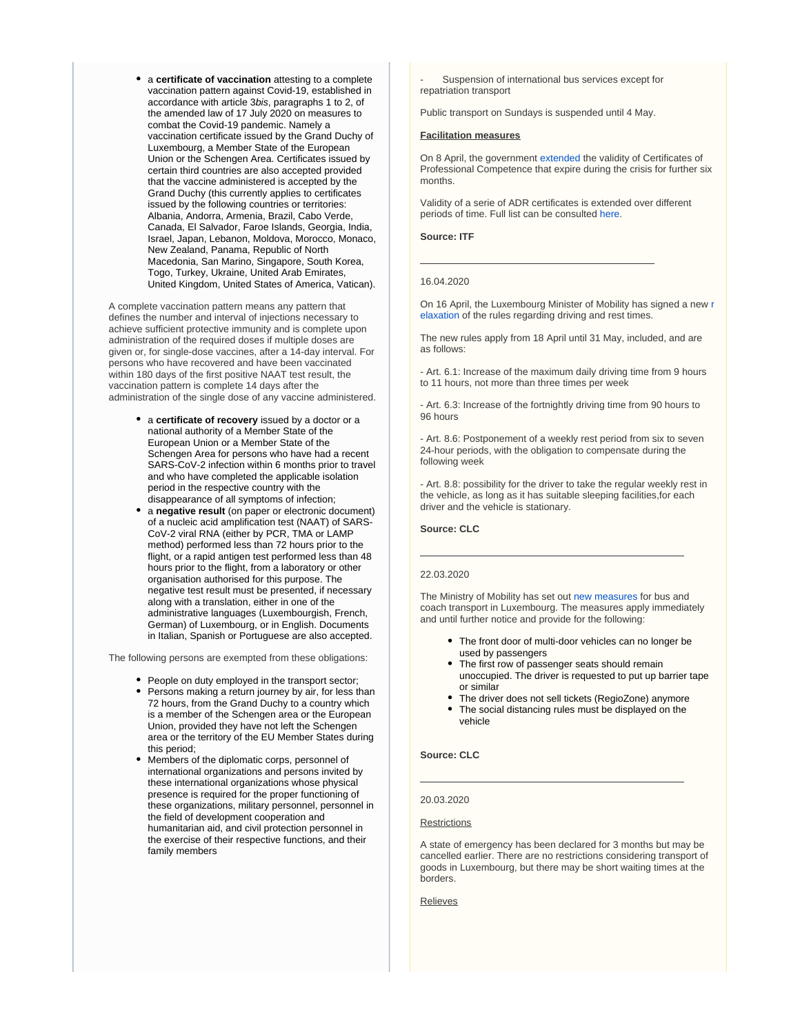- a **certificate of vaccination** attesting to a complete vaccination pattern against Covid-19, established in accordance with article 3*bis*, paragraphs 1 to 2, of the amended law of 17 July 2020 on measures to combat the Covid-19 pandemic. Namely a vaccination certificate issued by the Grand Duchy of Luxembourg, a Member State of the European Union or the Schengen Area. Certificates issued by certain third countries are also accepted provided that the vaccine administered is accepted by the Grand Duchy (this currently applies to certificates issued by the following countries or territories: Albania, Andorra, Armenia, Brazil, Cabo Verde, Canada, El Salvador, Faroe Islands, Georgia, India, Israel, Japan, Lebanon, Moldova, Morocco, Monaco, New Zealand, Panama, Republic of North Macedonia, San Marino, Singapore, South Korea, Togo, Turkey, Ukraine, United Arab Emirates, United Kingdom, United States of America, Vatican).

A complete vaccination pattern means any pattern that defines the number and interval of injections necessary to achieve sufficient protective immunity and is complete upon administration of the required doses if multiple doses are given or, for single-dose vaccines, after a 14-day interval. For persons who have recovered and have been vaccinated within 180 days of the first positive NAAT test result, the vaccination pattern is complete 14 days after the administration of the single dose of any vaccine administered.

- a **certificate of recovery** issued by a doctor or a national authority of a Member State of the European Union or a Member State of the Schengen Area for persons who have had a recent SARS-CoV-2 infection within 6 months prior to travel and who have completed the applicable isolation period in the respective country with the disappearance of all symptoms of infection;
- a **negative result** (on paper or electronic document) of a nucleic acid amplification test (NAAT) of SARS-CoV-2 viral RNA (either by PCR, TMA or LAMP method) performed less than 72 hours prior to the flight, or a rapid antigen test performed less than 48 hours prior to the flight, from a laboratory or other organisation authorised for this purpose. The negative test result must be presented, if necessary along with a translation, either in one of the administrative languages (Luxembourgish, French, German) of Luxembourg, or in English. Documents in Italian, Spanish or Portuguese are also accepted.

The following persons are exempted from these obligations:

- People on duty employed in the transport sector;
- Persons making a return journey by air, for less than 72 hours, from the Grand Duchy to a country which is a member of the Schengen area or the European Union, provided they have not left the Schengen area or the territory of the EU Member States during this period;
- Members of the diplomatic corps, personnel of international organizations and persons invited by these international organizations whose physical presence is required for the proper functioning of these organizations, military personnel, personnel in the field of development cooperation and humanitarian aid, and civil protection personnel in the exercise of their respective functions, and their family members

- Suspension of international bus services except for repatriation transport

Public transport on Sundays is suspended until 4 May.

**Facilitation measures**

On 8 April, the government extended the validity of Certificates of Professional Competence that expire during the crisis for further six months.

Validity of a serie of ADR certificates is extended over different periods of time. Full list can be consulted here.

**Source: ITF**

---

16.04.2020

On 16 April, the Luxembourg Minister of Mobility has signed a new relaxation of the rules regarding driving and rest times.

The new rules apply from 18 April until 31 May, included, and are as follows:

- Art. 6.1: Increase of the maximum daily driving time from 9 hours to 11 hours, not more than three times per week

- Art. 6.3: Increase of the fortnightly driving time from 90 hours to 96 hours

- Art. 8.6: Postponement of a weekly rest period from six to seven 24-hour periods, with the obligation to compensate during the following week

- Art. 8.8: possibility for the driver to take the regular weekly rest in the vehicle, as long as it has suitable sleeping facilities,for each driver and the vehicle is stationary.

**Source: CLC**

---

22.03.2020

The Ministry of Mobility has set out new measures for bus and coach transport in Luxembourg. The measures apply immediately and until further notice and provide for the following:

- The front door of multi-door vehicles can no longer be used by passengers
- The first row of passenger seats should remain unoccupied. The driver is requested to put up barrier tape or similar
- The driver does not sell tickets (RegioZone) anymore
- The social distancing rules must be displayed on the vehicle

**Source: CLC**

---

20.03.2020

Restrictions

A state of emergency has been declared for 3 months but may be cancelled earlier. There are no restrictions considering transport of goods in Luxembourg, but there may be short waiting times at the borders.

Relieves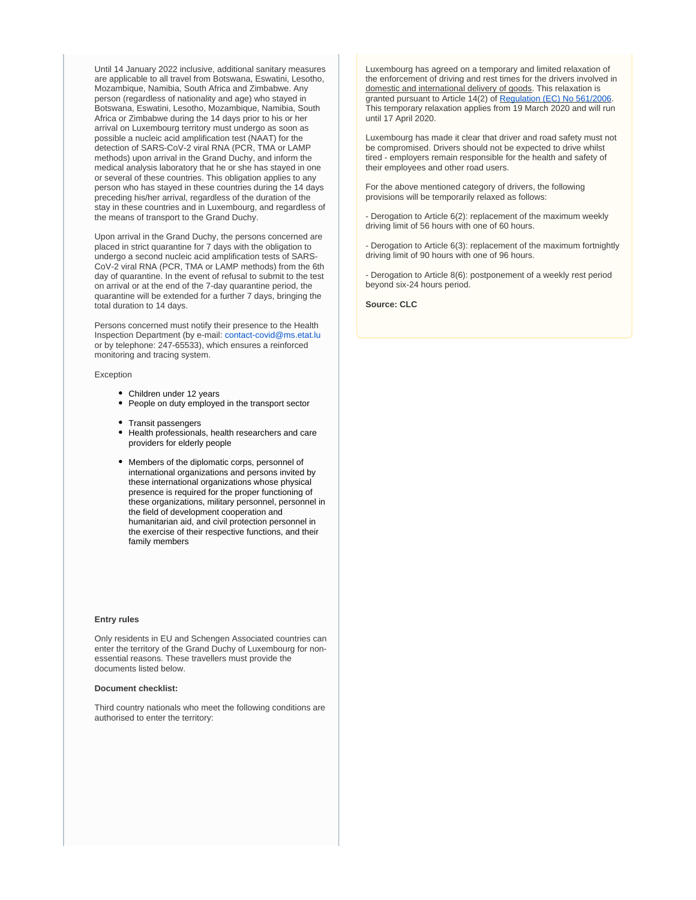Until 14 January 2022 inclusive, additional sanitary measures are applicable to all travel from Botswana, Eswatini, Lesotho, Mozambique, Namibia, South Africa and Zimbabwe. Any person (regardless of nationality and age) who stayed in Botswana, Eswatini, Lesotho, Mozambique, Namibia, South Africa or Zimbabwe during the 14 days prior to his or her arrival on Luxembourg territory must undergo as soon as possible a nucleic acid amplification test (NAAT) for the detection of SARS-CoV-2 viral RNA (PCR, TMA or LAMP methods) upon arrival in the Grand Duchy, and inform the medical analysis laboratory that he or she has stayed in one or several of these countries. This obligation applies to any person who has stayed in these countries during the 14 days preceding his/her arrival, regardless of the duration of the stay in these countries and in Luxembourg, and regardless of the means of transport to the Grand Duchy.

Upon arrival in the Grand Duchy, the persons concerned are placed in strict quarantine for 7 days with the obligation to undergo a second nucleic acid amplification tests of SARS-CoV-2 viral RNA (PCR, TMA or LAMP methods) from the 6th day of quarantine. In the event of refusal to submit to the test on arrival or at the end of the 7-day quarantine period, the quarantine will be extended for a further 7 days, bringing the total duration to 14 days.

Persons concerned must notify their presence to the Health Inspection Department (by e-mail: contact-covid@ms.etat.lu or by telephone: 247-65533), which ensures a reinforced monitoring and tracing system.

Exception

- Children under 12 years
- People on duty employed in the transport sector
- Transit passengers
- Health professionals, health researchers and care providers for elderly people
- Members of the diplomatic corps, personnel of international organizations and persons invited by these international organizations whose physical presence is required for the proper functioning of these organizations, military personnel, personnel in the field of development cooperation and humanitarian aid, and civil protection personnel in the exercise of their respective functions, and their family members

**Entry rules**

Only residents in EU and Schengen Associated countries can enter the territory of the Grand Duchy of Luxembourg for non-essential reasons. These travellers must provide the documents listed below.

**Document checklist:**

Third country nationals who meet the following conditions are authorised to enter the territory:

Luxembourg has agreed on a temporary and limited relaxation of the enforcement of driving and rest times for the drivers involved in domestic and international delivery of goods. This relaxation is granted pursuant to Article 14(2) of Regulation (EC) No 561/2006. This temporary relaxation applies from 19 March 2020 and will run until 17 April 2020.

Luxembourg has made it clear that driver and road safety must not be compromised. Drivers should not be expected to drive whilst tired - employers remain responsible for the health and safety of their employees and other road users.

For the above mentioned category of drivers, the following provisions will be temporarily relaxed as follows:

- Derogation to Article 6(2): replacement of the maximum weekly driving limit of 56 hours with one of 60 hours.

- Derogation to Article 6(3): replacement of the maximum fortnightly driving limit of 90 hours with one of 96 hours.

- Derogation to Article 8(6): postponement of a weekly rest period beyond six-24 hours period.

**Source: CLC**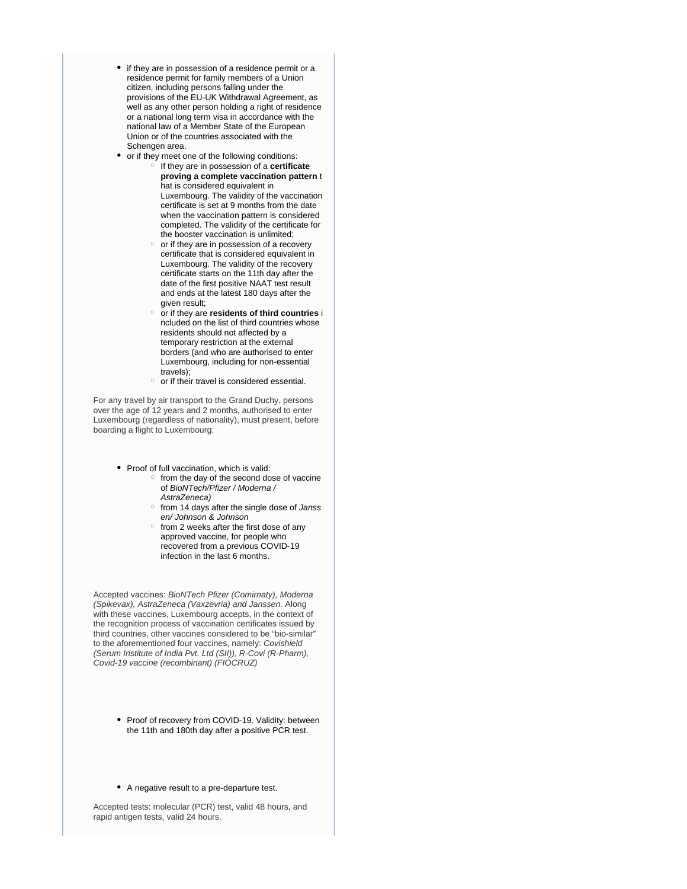- if they are in possession of a residence permit or a residence permit for family members of a Union citizen, including persons falling under the provisions of the EU-UK Withdrawal Agreement, as well as any other person holding a right of residence or a national long term visa in accordance with the national law of a Member State of the European Union or of the countries associated with the Schengen area.
- or if they meet one of the following conditions:
    - If they are in possession of a **certificate proving a complete vaccination pattern** that is considered equivalent in Luxembourg. The validity of the vaccination certificate is set at 9 months from the date when the vaccination pattern is considered completed. The validity of the certificate for the booster vaccination is unlimited;
    - or if they are in possession of a recovery certificate that is considered equivalent in Luxembourg. The validity of the recovery certificate starts on the 11th day after the date of the first positive NAAT test result and ends at the latest 180 days after the given result;
    - or if they are **residents of third countries** included on the list of third countries whose residents should not affected by a temporary restriction at the external borders (and who are authorised to enter Luxembourg, including for non-essential travels);
    - or if their travel is considered essential.

For any travel by air transport to the Grand Duchy, persons over the age of 12 years and 2 months, authorised to enter Luxembourg (regardless of nationality), must present, before boarding a flight to Luxembourg:

- Proof of full vaccination, which is valid:
    - from the day of the second dose of vaccine of *BioNTech/Pfizer / Moderna / AstraZeneca)*
    - from 14 days after the single dose of *Janssen/ Johnson & Johnson*
    - from 2 weeks after the first dose of any approved vaccine, for people who recovered from a previous COVID-19 infection in the last 6 months.

Accepted vaccines: *BioNTech Pfizer (Comirnaty), Moderna (Spikevax), AstraZeneca (Vaxzevria) and Janssen.* Along with these vaccines, Luxembourg accepts, in the context of the recognition process of vaccination certificates issued by third countries, other vaccines considered to be "bio-similar" to the aforementioned four vaccines, namely: *Covishield (Serum Institute of India Pvt. Ltd (SII)), R-Covi (R-Pharm), Covid-19 vaccine (recombinant) (FIOCRUZ)*

- Proof of recovery from COVID-19. Validity: between the 11th and 180th day after a positive PCR test.

- A negative result to a pre-departure test.

Accepted tests: molecular (PCR) test, valid 48 hours, and rapid antigen tests, valid 24 hours.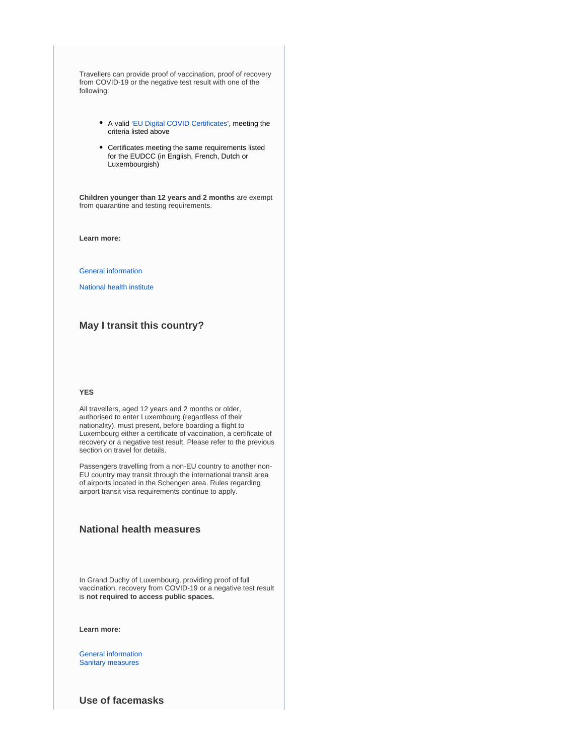Travellers can provide proof of vaccination, proof of recovery from COVID-19 or the negative test result with one of the following:

- A valid 'EU Digital COVID Certificates', meeting the criteria listed above
- Certificates meeting the same requirements listed for the EUDCC (in English, French, Dutch or Luxembourgish)

**Children younger than 12 years and 2 months** are exempt from quarantine and testing requirements.

**Learn more:**

General information

National health institute

### May I transit this country?

**YES**

All travellers, aged 12 years and 2 months or older, authorised to enter Luxembourg (regardless of their nationality), must present, before boarding a flight to Luxembourg either a certificate of vaccination, a certificate of recovery or a negative test result. Please refer to the previous section on travel for details.

Passengers travelling from a non-EU country to another non-EU country may transit through the international transit area of airports located in the Schengen area. Rules regarding airport transit visa requirements continue to apply.

### National health measures

In Grand Duchy of Luxembourg, providing proof of full vaccination, recovery from COVID-19 or a negative test result is **not required to access public spaces.**

**Learn more:**

General information
Sanitary measures

### Use of facemasks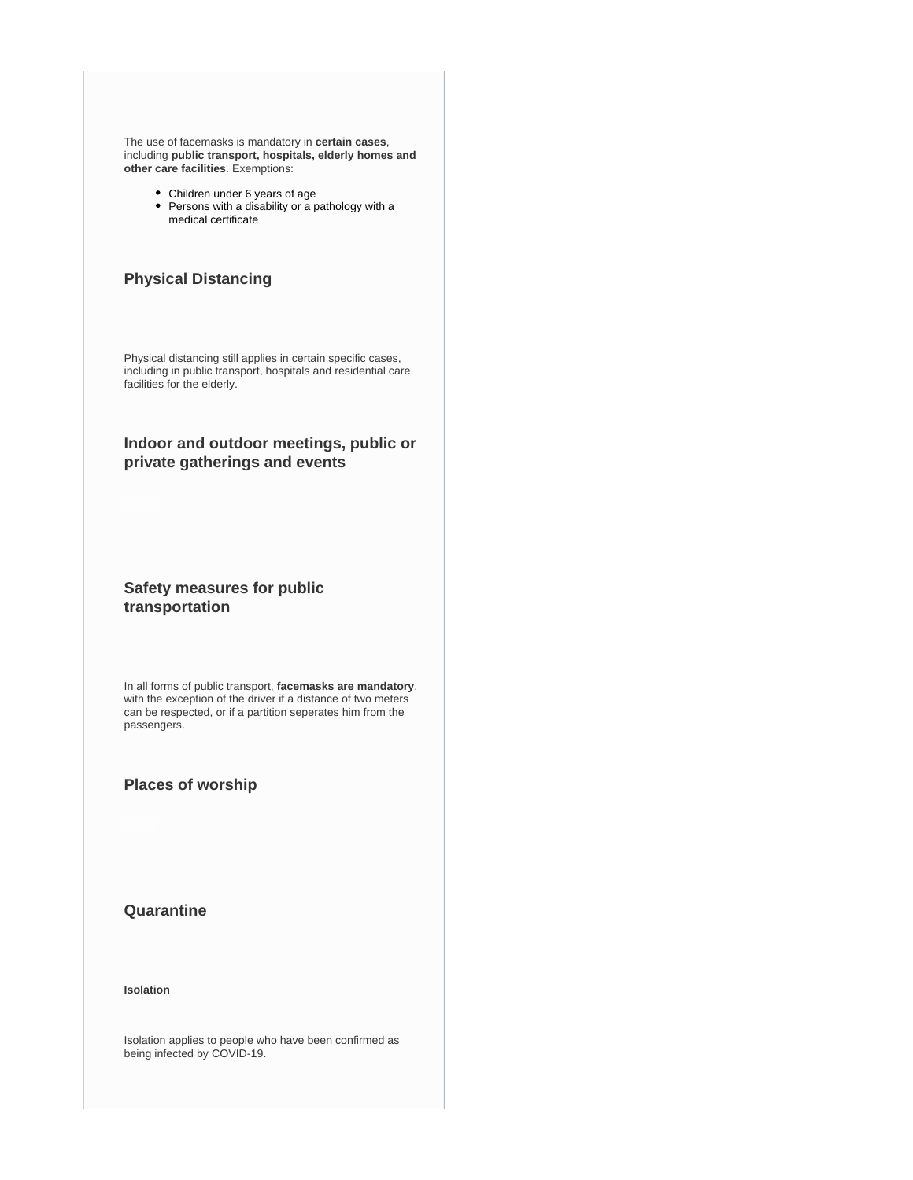The use of facemasks is mandatory in **certain cases**, including **public transport, hospitals, elderly homes and other care facilities**. Exemptions:

- Children under 6 years of age
- Persons with a disability or a pathology with a medical certificate

### Physical Distancing

Physical distancing still applies in certain specific cases, including in public transport, hospitals and residential care facilities for the elderly.

### Indoor and outdoor meetings, public or private gatherings and events

### Safety measures for public transportation

In all forms of public transport, **facemasks are mandatory**, with the exception of the driver if a distance of two meters can be respected, or if a partition seperates him from the passengers.

### Places of worship

### Quarantine

**Isolation**

Isolation applies to people who have been confirmed as being infected by COVID-19.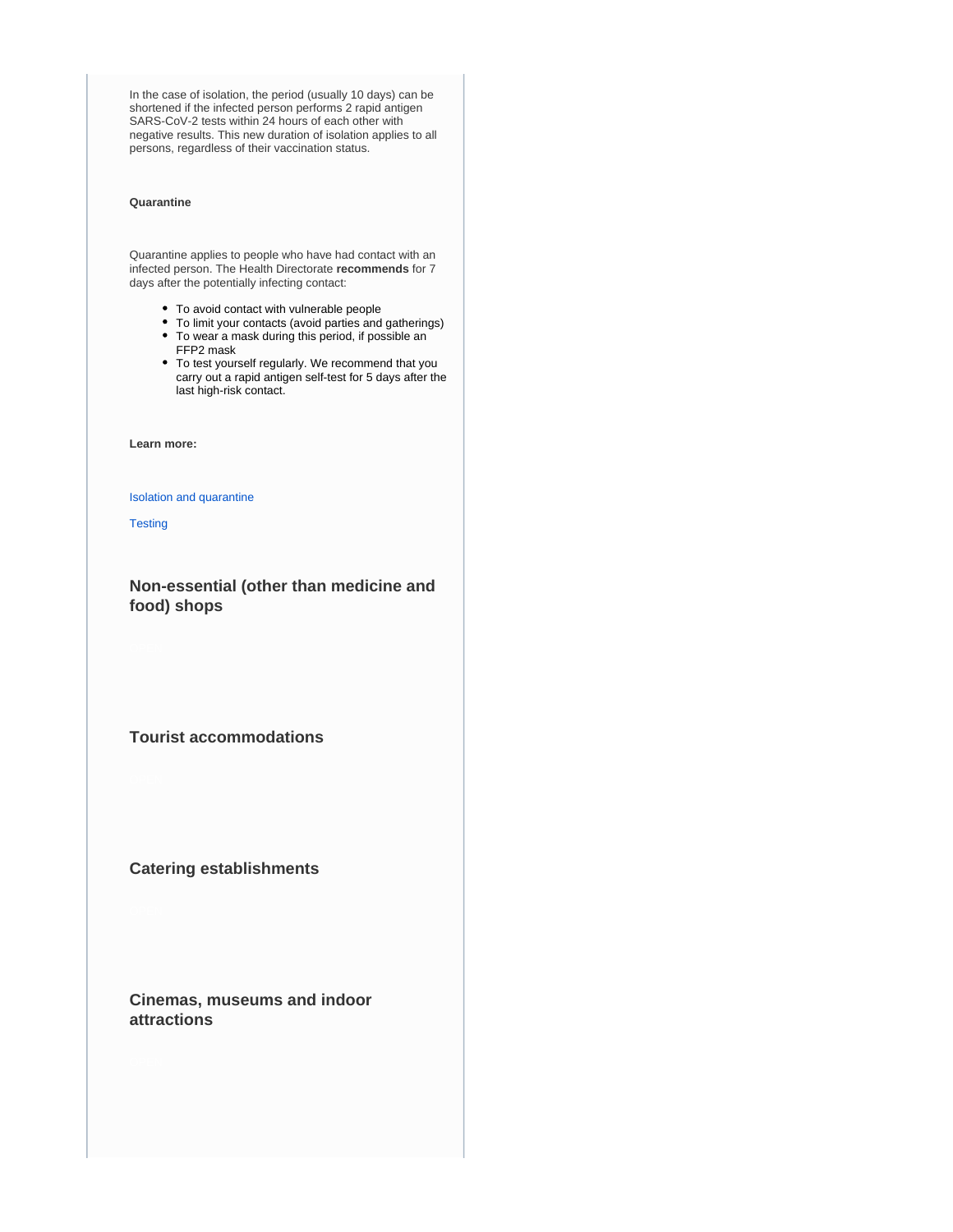In the case of isolation, the period (usually 10 days) can be shortened if the infected person performs 2 rapid antigen SARS-CoV-2 tests within 24 hours of each other with negative results. This new duration of isolation applies to all persons, regardless of their vaccination status.

**Quarantine**

Quarantine applies to people who have had contact with an infected person. The Health Directorate **recommends** for 7 days after the potentially infecting contact:

- To avoid contact with vulnerable people
- To limit your contacts (avoid parties and gatherings)
- To wear a mask during this period, if possible an FFP2 mask
- To test yourself regularly. We recommend that you carry out a rapid antigen self-test for 5 days after the last high-risk contact.

**Learn more:**

Isolation and quarantine

Testing

### Non-essential (other than medicine and food) shops

### Tourist accommodations

### Catering establishments

### Cinemas, museums and indoor attractions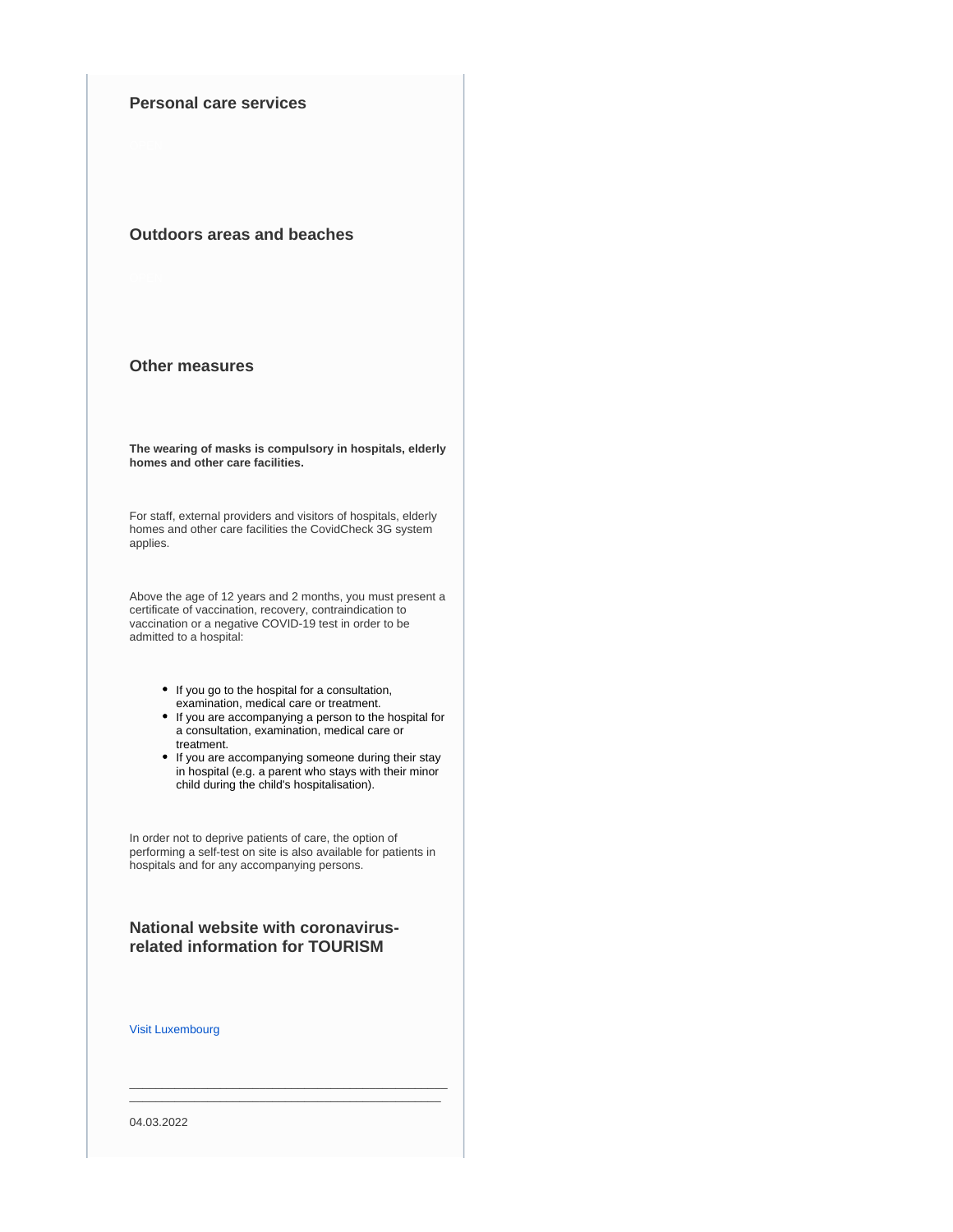### Personal care services

### Outdoors areas and beaches

### Other measures

**The wearing of masks is compulsory in hospitals, elderly homes and other care facilities.**

For staff, external providers and visitors of hospitals, elderly homes and other care facilities the CovidCheck 3G system applies.

Above the age of 12 years and 2 months, you must present a certificate of vaccination, recovery, contraindication to vaccination or a negative COVID-19 test in order to be admitted to a hospital:

- If you go to the hospital for a consultation, examination, medical care or treatment.
- If you are accompanying a person to the hospital for a consultation, examination, medical care or treatment.
- If you are accompanying someone during their stay in hospital (e.g. a parent who stays with their minor child during the child's hospitalisation).

In order not to deprive patients of care, the option of performing a self-test on site is also available for patients in hospitals and for any accompanying persons.

### National website with coronavirus-related information for TOURISM

Visit Luxembourg

---

04.03.2022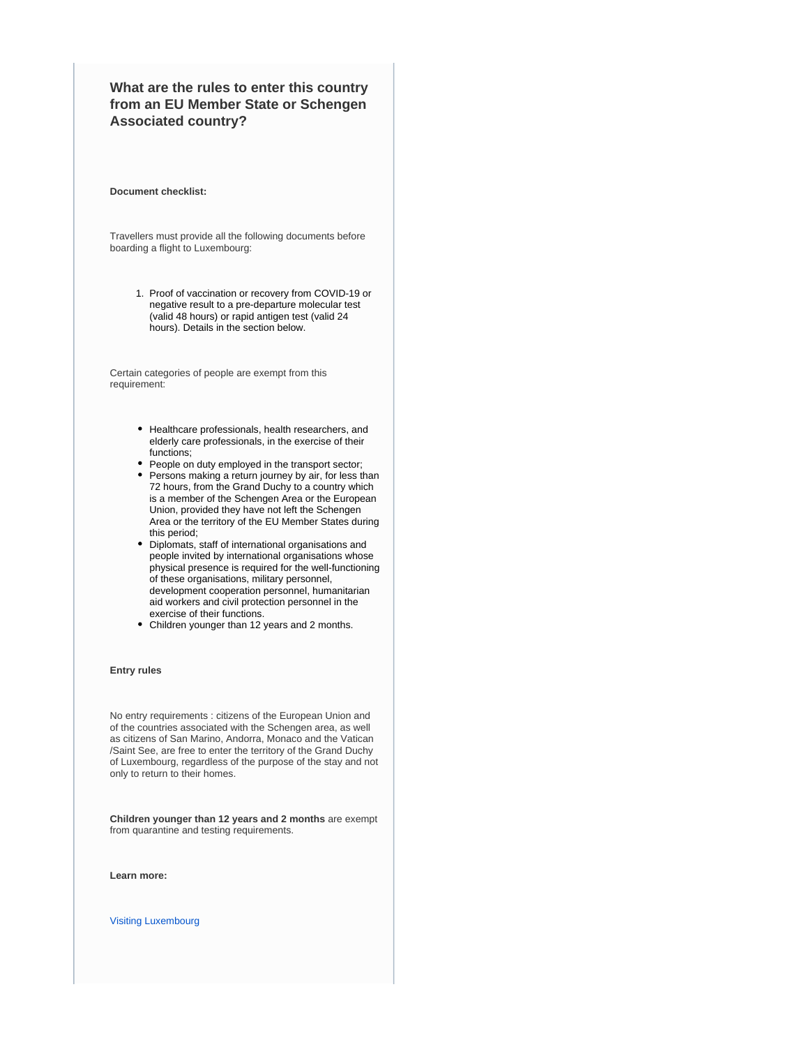### What are the rules to enter this country from an EU Member State or Schengen Associated country?

**Document checklist:**

Travellers must provide all the following documents before boarding a flight to Luxembourg:

1. Proof of vaccination or recovery from COVID-19 or negative result to a pre-departure molecular test (valid 48 hours) or rapid antigen test (valid 24 hours). Details in the section below.

Certain categories of people are exempt from this requirement:

- Healthcare professionals, health researchers, and elderly care professionals, in the exercise of their functions;
- People on duty employed in the transport sector;
- Persons making a return journey by air, for less than 72 hours, from the Grand Duchy to a country which is a member of the Schengen Area or the European Union, provided they have not left the Schengen Area or the territory of the EU Member States during this period;
- Diplomats, staff of international organisations and people invited by international organisations whose physical presence is required for the well-functioning of these organisations, military personnel, development cooperation personnel, humanitarian aid workers and civil protection personnel in the exercise of their functions.
- Children younger than 12 years and 2 months.

**Entry rules**

No entry requirements : citizens of the European Union and of the countries associated with the Schengen area, as well as citizens of San Marino, Andorra, Monaco and the Vatican /Saint See, are free to enter the territory of the Grand Duchy of Luxembourg, regardless of the purpose of the stay and not only to return to their homes.

**Children younger than 12 years and 2 months** are exempt from quarantine and testing requirements.

**Learn more:**

Visiting Luxembourg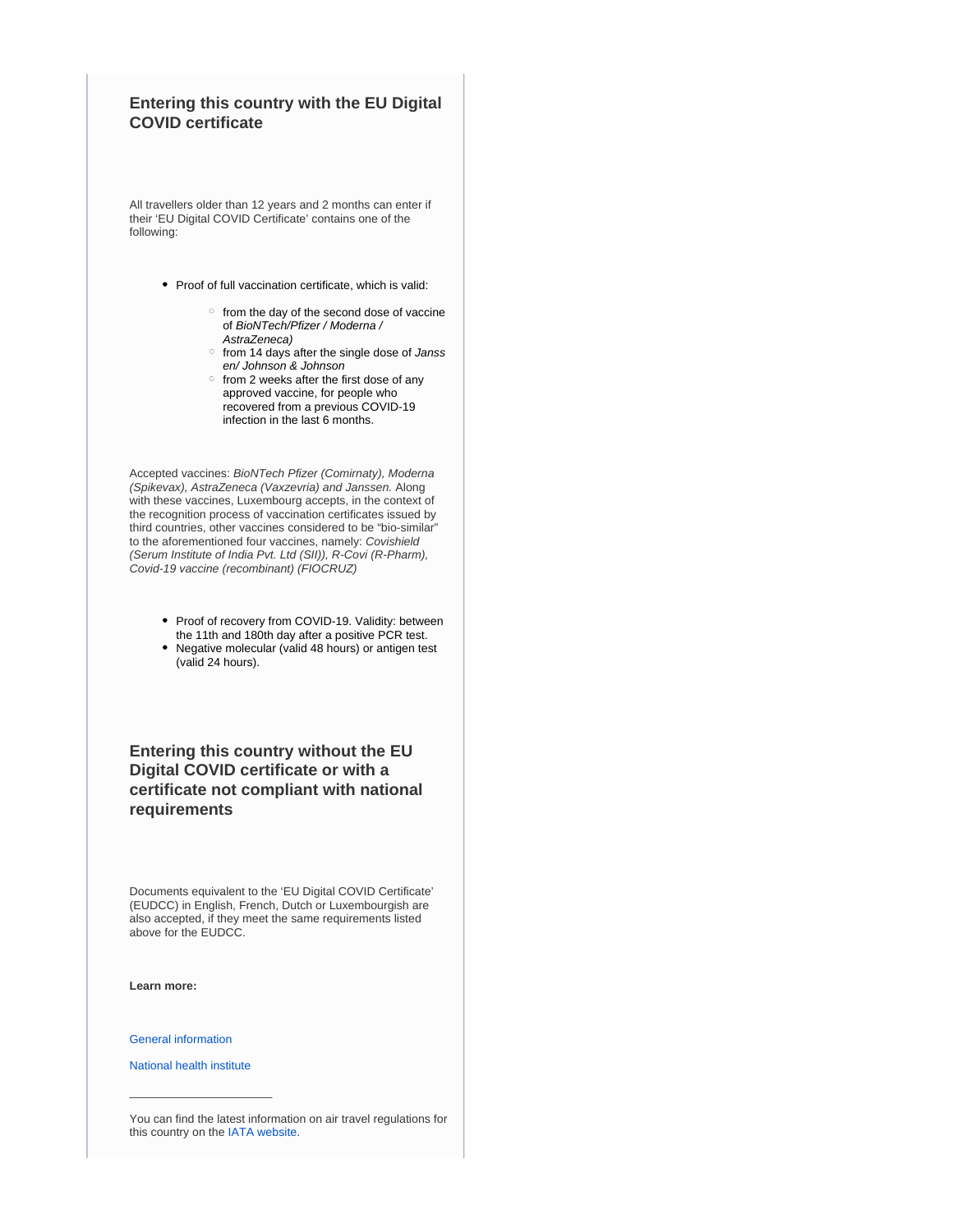### Entering this country with the EU Digital COVID certificate

All travellers older than 12 years and 2 months can enter if their 'EU Digital COVID Certificate' contains one of the following:

- Proof of full vaccination certificate, which is valid:
  - from the day of the second dose of vaccine of *BioNTech/Pfizer / Moderna / AstraZeneca)*
  - from 14 days after the single dose of *Janssen/ Johnson & Johnson*
  - from 2 weeks after the first dose of any approved vaccine, for people who recovered from a previous COVID-19 infection in the last 6 months.

Accepted vaccines: *BioNTech Pfizer (Comirnaty), Moderna (Spikevax), AstraZeneca (Vaxzevria) and Janssen.* Along with these vaccines, Luxembourg accepts, in the context of the recognition process of vaccination certificates issued by third countries, other vaccines considered to be "bio-similar" to the aforementioned four vaccines, namely: *Covishield (Serum Institute of India Pvt. Ltd (SII)), R-Covi (R-Pharm), Covid-19 vaccine (recombinant) (FIOCRUZ)*

- Proof of recovery from COVID-19. Validity: between the 11th and 180th day after a positive PCR test.
- Negative molecular (valid 48 hours) or antigen test (valid 24 hours).

### Entering this country without the EU Digital COVID certificate or with a certificate not compliant with national requirements

Documents equivalent to the 'EU Digital COVID Certificate' (EUDCC) in English, French, Dutch or Luxembourgish are also accepted, if they meet the same requirements listed above for the EUDCC.

**Learn more:**

General information

National health institute

---

You can find the latest information on air travel regulations for this country on the IATA website.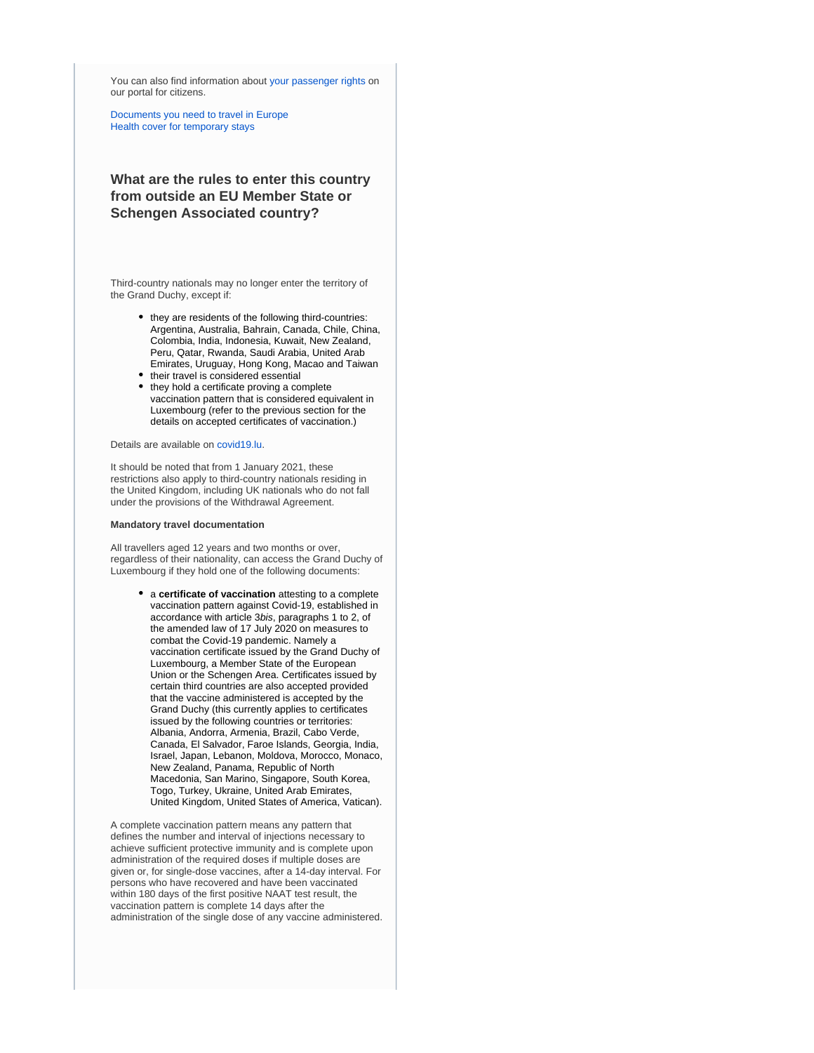You can also find information about your passenger rights on our portal for citizens.

Documents you need to travel in Europe
Health cover for temporary stays

### What are the rules to enter this country from outside an EU Member State or Schengen Associated country?

Third-country nationals may no longer enter the territory of the Grand Duchy, except if:

- they are residents of the following third-countries: Argentina, Australia, Bahrain, Canada, Chile, China, Colombia, India, Indonesia, Kuwait, New Zealand, Peru, Qatar, Rwanda, Saudi Arabia, United Arab Emirates, Uruguay, Hong Kong, Macao and Taiwan
- their travel is considered essential
- they hold a certificate proving a complete vaccination pattern that is considered equivalent in Luxembourg (refer to the previous section for the details on accepted certificates of vaccination.)

Details are available on covid19.lu.

It should be noted that from 1 January 2021, these restrictions also apply to third-country nationals residing in the United Kingdom, including UK nationals who do not fall under the provisions of the Withdrawal Agreement.

**Mandatory travel documentation**

All travellers aged 12 years and two months or over, regardless of their nationality, can access the Grand Duchy of Luxembourg if they hold one of the following documents:

- a **certificate of vaccination** attesting to a complete vaccination pattern against Covid-19, established in accordance with article 3*bis*, paragraphs 1 to 2, of the amended law of 17 July 2020 on measures to combat the Covid-19 pandemic. Namely a vaccination certificate issued by the Grand Duchy of Luxembourg, a Member State of the European Union or the Schengen Area. Certificates issued by certain third countries are also accepted provided that the vaccine administered is accepted by the Grand Duchy (this currently applies to certificates issued by the following countries or territories: Albania, Andorra, Armenia, Brazil, Cabo Verde, Canada, El Salvador, Faroe Islands, Georgia, India, Israel, Japan, Lebanon, Moldova, Morocco, Monaco, New Zealand, Panama, Republic of North Macedonia, San Marino, Singapore, South Korea, Togo, Turkey, Ukraine, United Arab Emirates, United Kingdom, United States of America, Vatican).

A complete vaccination pattern means any pattern that defines the number and interval of injections necessary to achieve sufficient protective immunity and is complete upon administration of the required doses if multiple doses are given or, for single-dose vaccines, after a 14-day interval. For persons who have recovered and have been vaccinated within 180 days of the first positive NAAT test result, the vaccination pattern is complete 14 days after the administration of the single dose of any vaccine administered.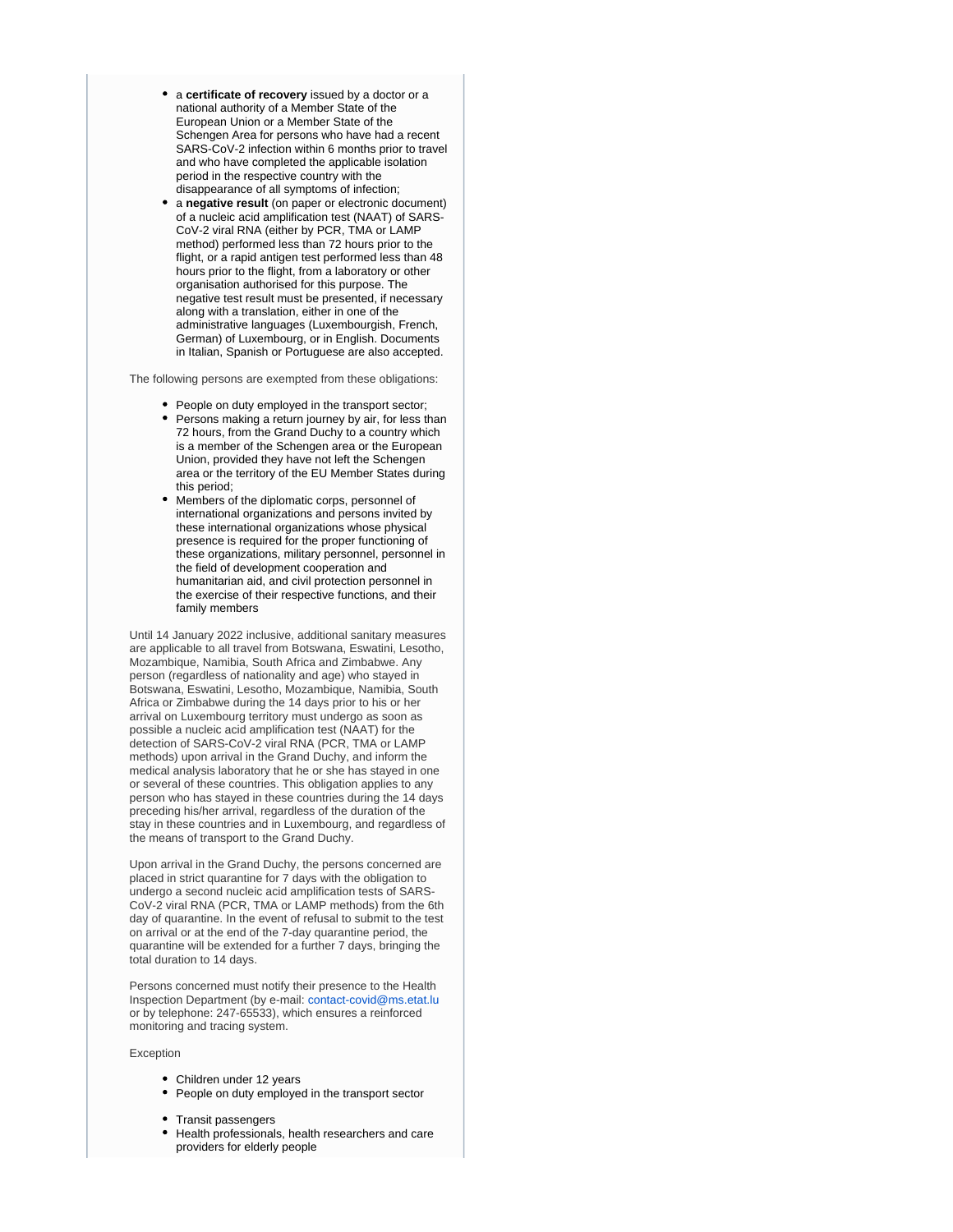- a **certificate of recovery** issued by a doctor or a national authority of a Member State of the European Union or a Member State of the Schengen Area for persons who have had a recent SARS-CoV-2 infection within 6 months prior to travel and who have completed the applicable isolation period in the respective country with the disappearance of all symptoms of infection;
- a **negative result** (on paper or electronic document) of a nucleic acid amplification test (NAAT) of SARS-CoV-2 viral RNA (either by PCR, TMA or LAMP method) performed less than 72 hours prior to the flight, or a rapid antigen test performed less than 48 hours prior to the flight, from a laboratory or other organisation authorised for this purpose. The negative test result must be presented, if necessary along with a translation, either in one of the administrative languages (Luxembourgish, French, German) of Luxembourg, or in English. Documents in Italian, Spanish or Portuguese are also accepted.

The following persons are exempted from these obligations:

- People on duty employed in the transport sector;
- Persons making a return journey by air, for less than 72 hours, from the Grand Duchy to a country which is a member of the Schengen area or the European Union, provided they have not left the Schengen area or the territory of the EU Member States during this period;
- Members of the diplomatic corps, personnel of international organizations and persons invited by these international organizations whose physical presence is required for the proper functioning of these organizations, military personnel, personnel in the field of development cooperation and humanitarian aid, and civil protection personnel in the exercise of their respective functions, and their family members

Until 14 January 2022 inclusive, additional sanitary measures are applicable to all travel from Botswana, Eswatini, Lesotho, Mozambique, Namibia, South Africa and Zimbabwe. Any person (regardless of nationality and age) who stayed in Botswana, Eswatini, Lesotho, Mozambique, Namibia, South Africa or Zimbabwe during the 14 days prior to his or her arrival on Luxembourg territory must undergo as soon as possible a nucleic acid amplification test (NAAT) for the detection of SARS-CoV-2 viral RNA (PCR, TMA or LAMP methods) upon arrival in the Grand Duchy, and inform the medical analysis laboratory that he or she has stayed in one or several of these countries. This obligation applies to any person who has stayed in these countries during the 14 days preceding his/her arrival, regardless of the duration of the stay in these countries and in Luxembourg, and regardless of the means of transport to the Grand Duchy.

Upon arrival in the Grand Duchy, the persons concerned are placed in strict quarantine for 7 days with the obligation to undergo a second nucleic acid amplification tests of SARS-CoV-2 viral RNA (PCR, TMA or LAMP methods) from the 6th day of quarantine. In the event of refusal to submit to the test on arrival or at the end of the 7-day quarantine period, the quarantine will be extended for a further 7 days, bringing the total duration to 14 days.

Persons concerned must notify their presence to the Health Inspection Department (by e-mail: contact-covid@ms.etat.lu or by telephone: 247-65533), which ensures a reinforced monitoring and tracing system.

Exception

- Children under 12 years
- People on duty employed in the transport sector
- Transit passengers
- Health professionals, health researchers and care providers for elderly people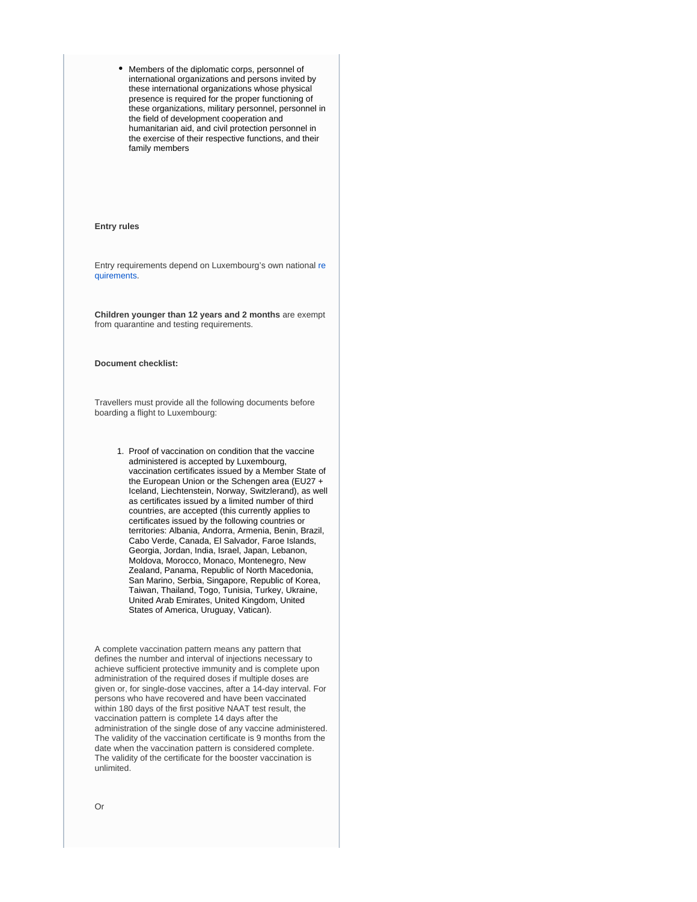- Members of the diplomatic corps, personnel of international organizations and persons invited by these international organizations whose physical presence is required for the proper functioning of these organizations, military personnel, personnel in the field of development cooperation and humanitarian aid, and civil protection personnel in the exercise of their respective functions, and their family members

**Entry rules**

Entry requirements depend on Luxembourg's own national requirements.

**Children younger than 12 years and 2 months** are exempt from quarantine and testing requirements.

**Document checklist:**

Travellers must provide all the following documents before boarding a flight to Luxembourg:

1. Proof of vaccination on condition that the vaccine administered is accepted by Luxembourg, vaccination certificates issued by a Member State of the European Union or the Schengen area (EU27 + Iceland, Liechtenstein, Norway, Switzlerand), as well as certificates issued by a limited number of third countries, are accepted (this currently applies to certificates issued by the following countries or territories: Albania, Andorra, Armenia, Benin, Brazil, Cabo Verde, Canada, El Salvador, Faroe Islands, Georgia, Jordan, India, Israel, Japan, Lebanon, Moldova, Morocco, Monaco, Montenegro, New Zealand, Panama, Republic of North Macedonia, San Marino, Serbia, Singapore, Republic of Korea, Taiwan, Thailand, Togo, Tunisia, Turkey, Ukraine, United Arab Emirates, United Kingdom, United States of America, Uruguay, Vatican).

A complete vaccination pattern means any pattern that defines the number and interval of injections necessary to achieve sufficient protective immunity and is complete upon administration of the required doses if multiple doses are given or, for single-dose vaccines, after a 14-day interval. For persons who have recovered and have been vaccinated within 180 days of the first positive NAAT test result, the vaccination pattern is complete 14 days after the administration of the single dose of any vaccine administered. The validity of the vaccination certificate is 9 months from the date when the vaccination pattern is considered complete. The validity of the certificate for the booster vaccination is unlimited.

Or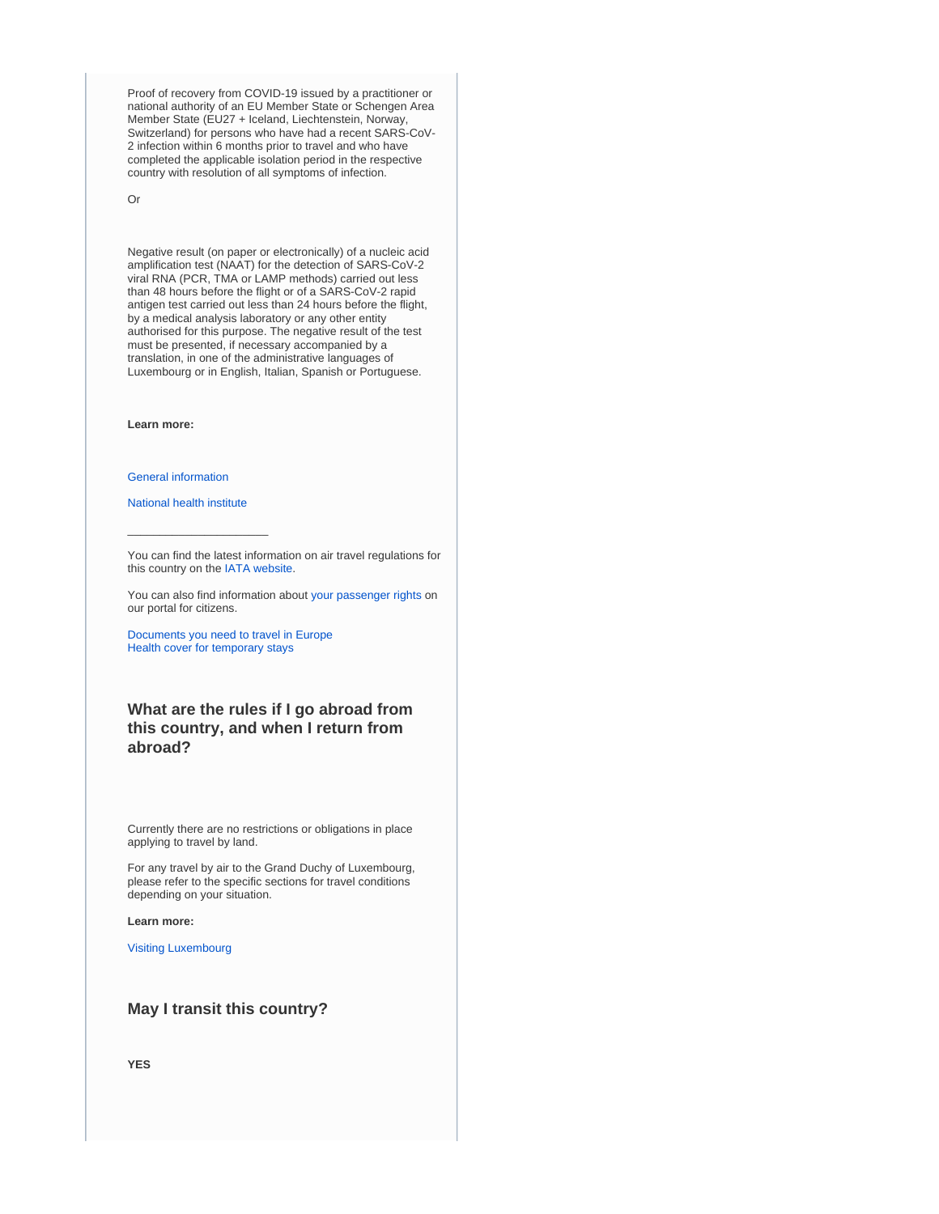Proof of recovery from COVID-19 issued by a practitioner or national authority of an EU Member State or Schengen Area Member State (EU27 + Iceland, Liechtenstein, Norway, Switzerland) for persons who have had a recent SARS-CoV-2 infection within 6 months prior to travel and who have completed the applicable isolation period in the respective country with resolution of all symptoms of infection.

Or

Negative result (on paper or electronically) of a nucleic acid amplification test (NAAT) for the detection of SARS-CoV-2 viral RNA (PCR, TMA or LAMP methods) carried out less than 48 hours before the flight or of a SARS-CoV-2 rapid antigen test carried out less than 24 hours before the flight, by a medical analysis laboratory or any other entity authorised for this purpose. The negative result of the test must be presented, if necessary accompanied by a translation, in one of the administrative languages of Luxembourg or in English, Italian, Spanish or Portuguese.

**Learn more:**

General information

National health institute

---

You can find the latest information on air travel regulations for this country on the IATA website.

You can also find information about your passenger rights on our portal for citizens.

Documents you need to travel in Europe
Health cover for temporary stays

## What are the rules if I go abroad from this country, and when I return from abroad?

Currently there are no restrictions or obligations in place applying to travel by land.

For any travel by air to the Grand Duchy of Luxembourg, please refer to the specific sections for travel conditions depending on your situation.

**Learn more:**

Visiting Luxembourg

## May I transit this country?

**YES**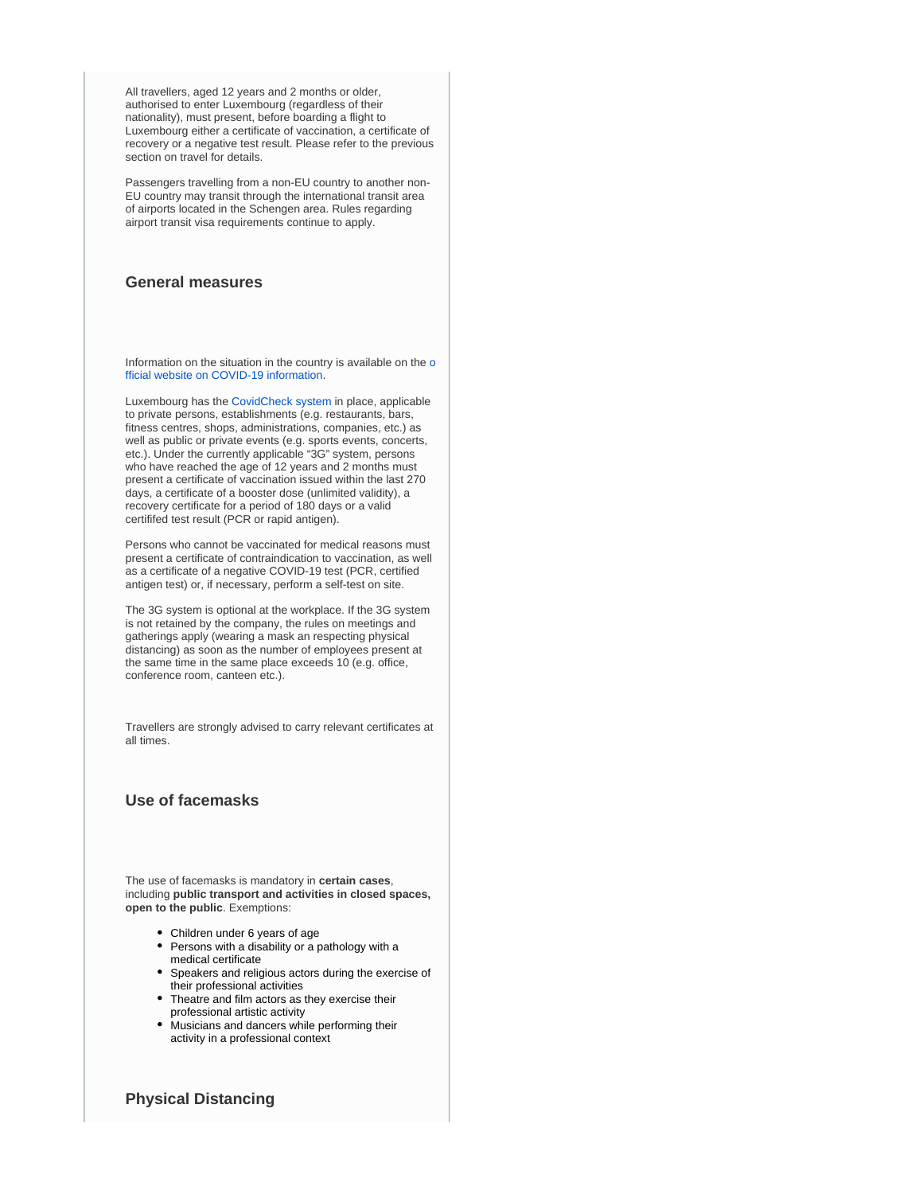All travellers, aged 12 years and 2 months or older, authorised to enter Luxembourg (regardless of their nationality), must present, before boarding a flight to Luxembourg either a certificate of vaccination, a certificate of recovery or a negative test result. Please refer to the previous section on travel for details.

Passengers travelling from a non-EU country to another non-EU country may transit through the international transit area of airports located in the Schengen area. Rules regarding airport transit visa requirements continue to apply.

### General measures

Information on the situation in the country is available on the official website on COVID-19 information.

Luxembourg has the CovidCheck system in place, applicable to private persons, establishments (e.g. restaurants, bars, fitness centres, shops, administrations, companies, etc.) as well as public or private events (e.g. sports events, concerts, etc.). Under the currently applicable "3G" system, persons who have reached the age of 12 years and 2 months must present a certificate of vaccination issued within the last 270 days, a certificate of a booster dose (unlimited validity), a recovery certificate for a period of 180 days or a valid certififed test result (PCR or rapid antigen).

Persons who cannot be vaccinated for medical reasons must present a certificate of contraindication to vaccination, as well as a certificate of a negative COVID-19 test (PCR, certified antigen test) or, if necessary, perform a self-test on site.

The 3G system is optional at the workplace. If the 3G system is not retained by the company, the rules on meetings and gatherings apply (wearing a mask an respecting physical distancing) as soon as the number of employees present at the same time in the same place exceeds 10 (e.g. office, conference room, canteen etc.).

Travellers are strongly advised to carry relevant certificates at all times.

### Use of facemasks

The use of facemasks is mandatory in **certain cases**, including **public transport and activities in closed spaces, open to the public**. Exemptions:

- Children under 6 years of age
- Persons with a disability or a pathology with a medical certificate
- Speakers and religious actors during the exercise of their professional activities
- Theatre and film actors as they exercise their professional artistic activity
- Musicians and dancers while performing their activity in a professional context

### Physical Distancing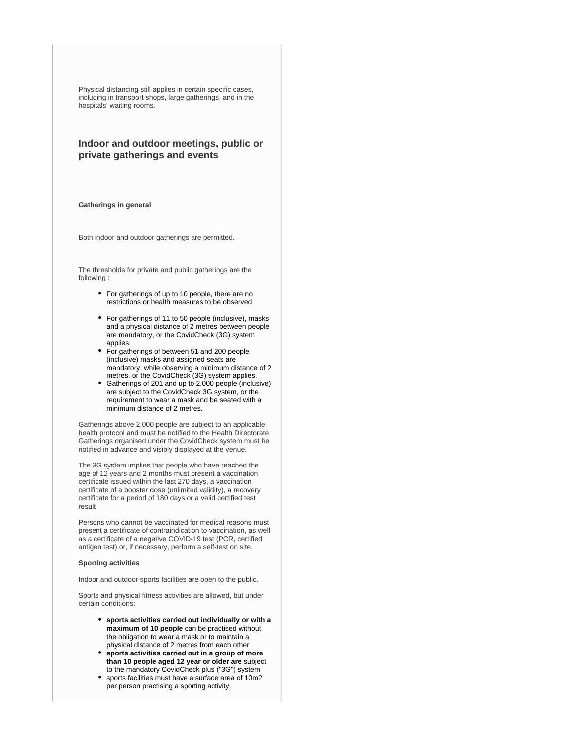Physical distancing still applies in certain specific cases, including in transport shops, large gatherings, and in the hospitals' waiting rooms.

## Indoor and outdoor meetings, public or private gatherings and events

**Gatherings in general**

Both indoor and outdoor gatherings are permitted.

The thresholds for private and public gatherings are the following :

- For gatherings of up to 10 people, there are no restrictions or health measures to be observed.
- For gatherings of 11 to 50 people (inclusive), masks and a physical distance of 2 metres between people are mandatory, or the CovidCheck (3G) system applies.
- For gatherings of between 51 and 200 people (inclusive) masks and assigned seats are mandatory, while observing a minimum distance of 2 metres, or the CovidCheck (3G) system applies.
- Gatherings of 201 and up to 2,000 people (inclusive) are subject to the CovidCheck 3G system, or the requirement to wear a mask and be seated with a minimum distance of 2 metres.

Gatherings above 2,000 people are subject to an applicable health protocol and must be notified to the Health Directorate. Gatherings organised under the CovidCheck system must be notified in advance and visibly displayed at the venue.

The 3G system implies that people who have reached the age of 12 years and 2 months must present a vaccination certificate issued within the last 270 days, a vaccination certificate of a booster dose (unlimited validity), a recovery certificate for a period of 180 days or a valid certified test result

Persons who cannot be vaccinated for medical reasons must present a certificate of contraindication to vaccination, as well as a certificate of a negative COVID-19 test (PCR, certified antigen test) or, if necessary, perform a self-test on site.

**Sporting activities**

Indoor and outdoor sports facilities are open to the public.

Sports and physical fitness activities are allowed, but under certain conditions:

- **sports activities carried out individually or with a maximum of 10 people** can be practised without the obligation to wear a mask or to maintain a physical distance of 2 metres from each other
- **sports activities carried out in a group of more than 10 people aged 12 year or older are** subject to the mandatory CovidCheck plus ("3G") system
- sports facilities must have a surface area of 10m2 per person practising a sporting activity.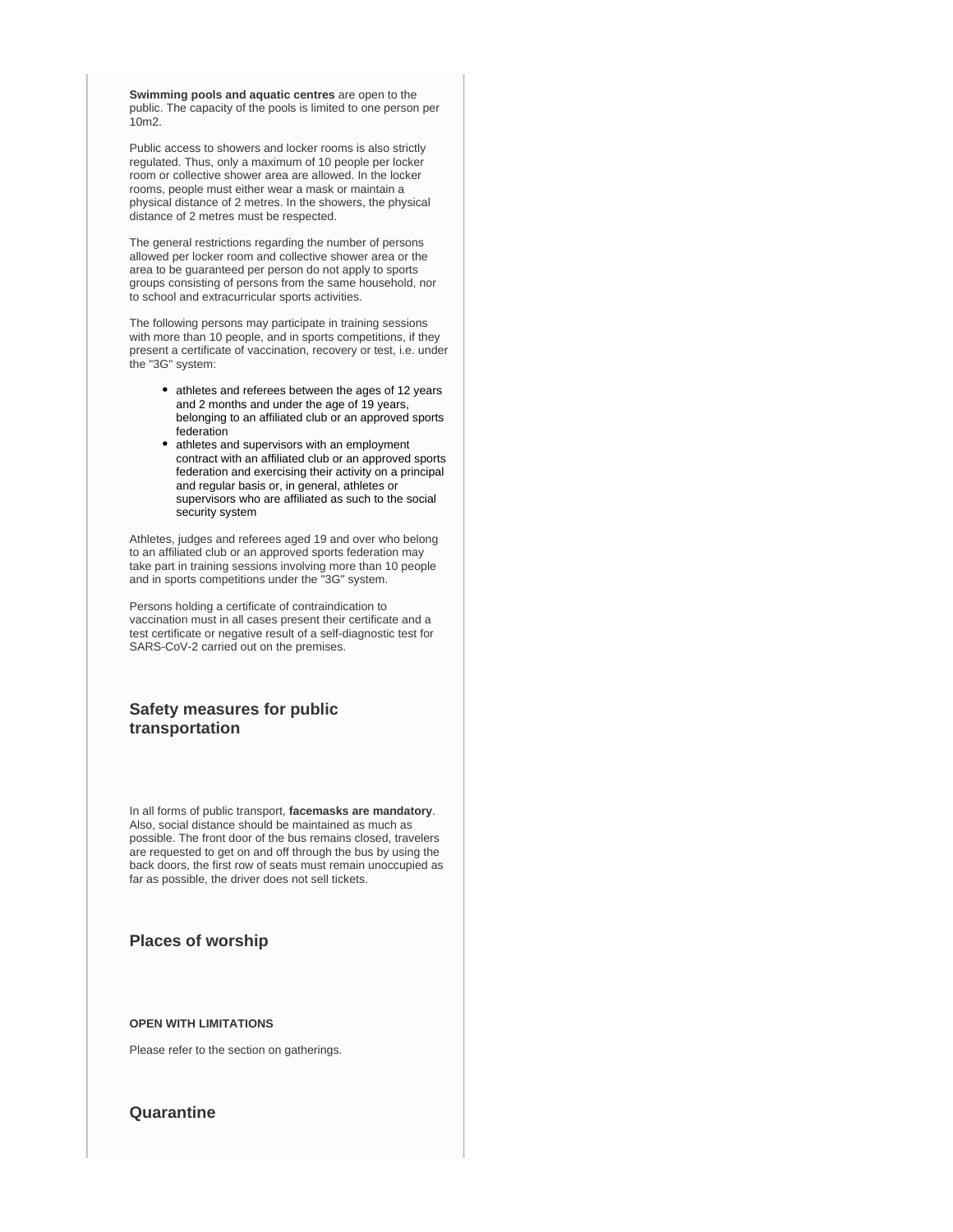**Swimming pools and aquatic centres** are open to the public. The capacity of the pools is limited to one person per 10m2.

Public access to showers and locker rooms is also strictly regulated. Thus, only a maximum of 10 people per locker room or collective shower area are allowed. In the locker rooms, people must either wear a mask or maintain a physical distance of 2 metres. In the showers, the physical distance of 2 metres must be respected.

The general restrictions regarding the number of persons allowed per locker room and collective shower area or the area to be guaranteed per person do not apply to sports groups consisting of persons from the same household, nor to school and extracurricular sports activities.

The following persons may participate in training sessions with more than 10 people, and in sports competitions, if they present a certificate of vaccination, recovery or test, i.e. under the "3G" system:

- athletes and referees between the ages of 12 years and 2 months and under the age of 19 years, belonging to an affiliated club or an approved sports federation
- athletes and supervisors with an employment contract with an affiliated club or an approved sports federation and exercising their activity on a principal and regular basis or, in general, athletes or supervisors who are affiliated as such to the social security system

Athletes, judges and referees aged 19 and over who belong to an affiliated club or an approved sports federation may take part in training sessions involving more than 10 people and in sports competitions under the "3G" system.

Persons holding a certificate of contraindication to vaccination must in all cases present their certificate and a test certificate or negative result of a self-diagnostic test for SARS-CoV-2 carried out on the premises.

## Safety measures for public transportation

In all forms of public transport, **facemasks are mandatory**. Also, social distance should be maintained as much as possible. The front door of the bus remains closed, travelers are requested to get on and off through the bus by using the back doors, the first row of seats must remain unoccupied as far as possible, the driver does not sell tickets.

## Places of worship

**OPEN WITH LIMITATIONS**

Please refer to the section on gatherings.

## Quarantine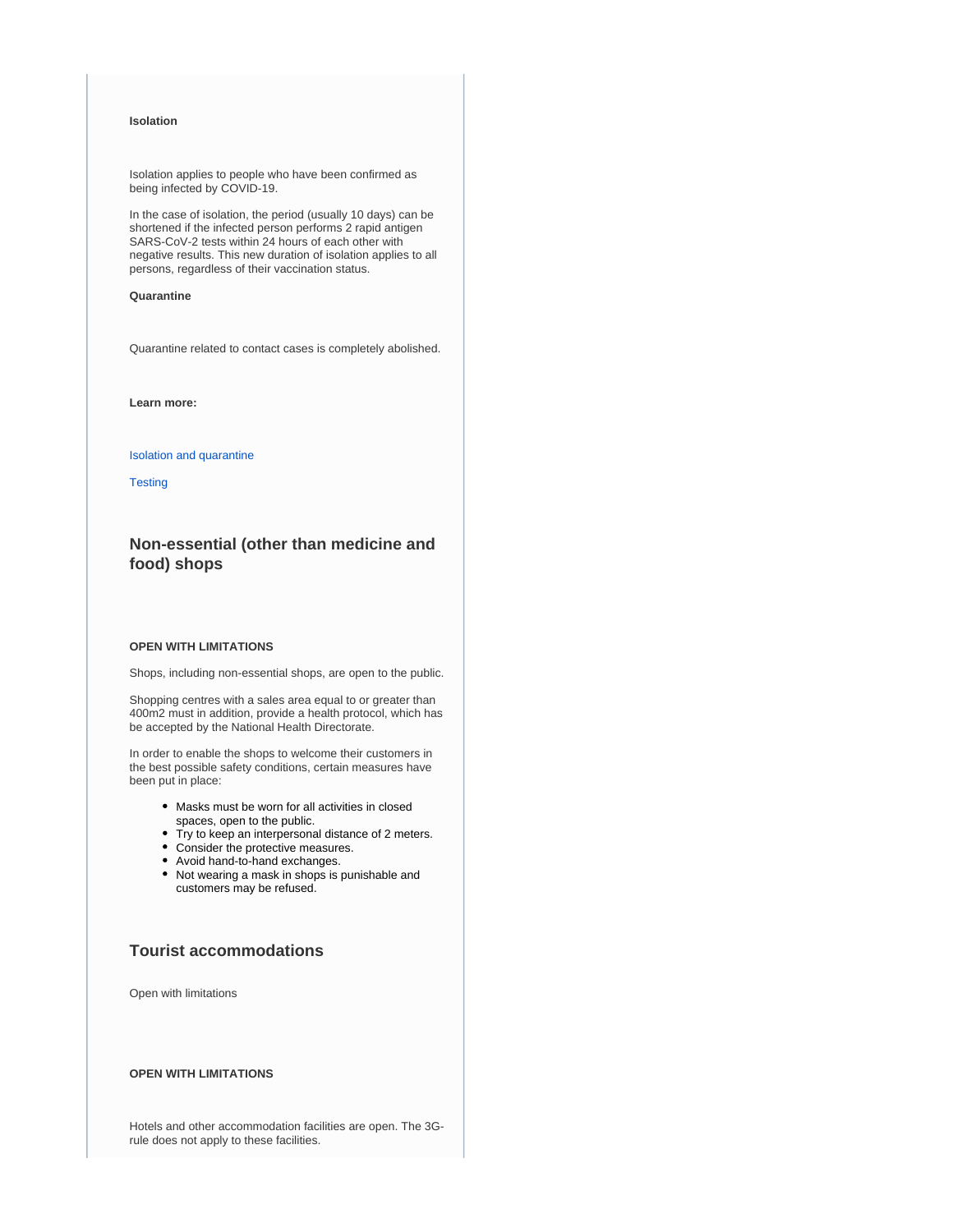**Isolation**

Isolation applies to people who have been confirmed as being infected by COVID-19.

In the case of isolation, the period (usually 10 days) can be shortened if the infected person performs 2 rapid antigen SARS-CoV-2 tests within 24 hours of each other with negative results. This new duration of isolation applies to all persons, regardless of their vaccination status.

**Quarantine**

Quarantine related to contact cases is completely abolished.

**Learn more:**

Isolation and quarantine

Testing

### Non-essential (other than medicine and food) shops

**OPEN WITH LIMITATIONS**

Shops, including non-essential shops, are open to the public.

Shopping centres with a sales area equal to or greater than 400m2 must in addition, provide a health protocol, which has be accepted by the National Health Directorate.

In order to enable the shops to welcome their customers in the best possible safety conditions, certain measures have been put in place:

- Masks must be worn for all activities in closed spaces, open to the public.
- Try to keep an interpersonal distance of 2 meters.
- Consider the protective measures.
- Avoid hand-to-hand exchanges.
- Not wearing a mask in shops is punishable and customers may be refused.

### Tourist accommodations

Open with limitations

**OPEN WITH LIMITATIONS**

Hotels and other accommodation facilities are open. The 3G-rule does not apply to these facilities.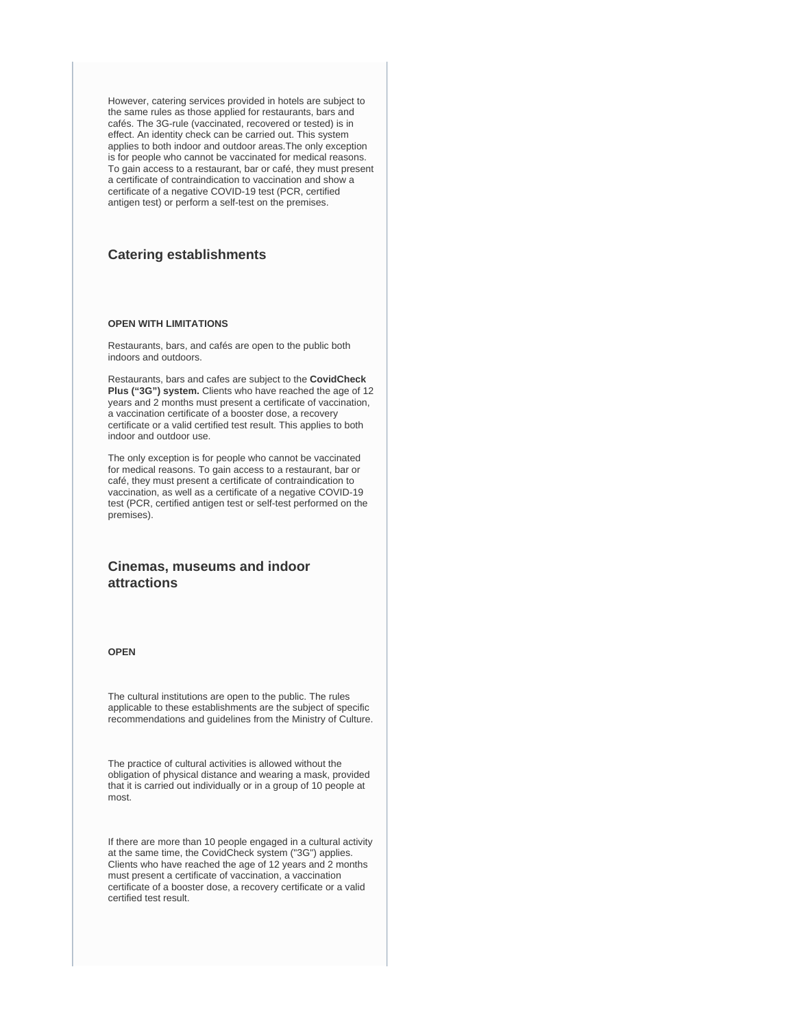However, catering services provided in hotels are subject to the same rules as those applied for restaurants, bars and cafés. The 3G-rule (vaccinated, recovered or tested) is in effect. An identity check can be carried out. This system applies to both indoor and outdoor areas.The only exception is for people who cannot be vaccinated for medical reasons. To gain access to a restaurant, bar or café, they must present a certificate of contraindication to vaccination and show a certificate of a negative COVID-19 test (PCR, certified antigen test) or perform a self-test on the premises.

## Catering establishments

**OPEN WITH LIMITATIONS**

Restaurants, bars, and cafés are open to the public both indoors and outdoors.

Restaurants, bars and cafes are subject to the **CovidCheck Plus ("3G") system.** Clients who have reached the age of 12 years and 2 months must present a certificate of vaccination, a vaccination certificate of a booster dose, a recovery certificate or a valid certified test result. This applies to both indoor and outdoor use.

The only exception is for people who cannot be vaccinated for medical reasons. To gain access to a restaurant, bar or café, they must present a certificate of contraindication to vaccination, as well as a certificate of a negative COVID-19 test (PCR, certified antigen test or self-test performed on the premises).

## Cinemas, museums and indoor attractions

**OPEN**

The cultural institutions are open to the public. The rules applicable to these establishments are the subject of specific recommendations and guidelines from the Ministry of Culture.

The practice of cultural activities is allowed without the obligation of physical distance and wearing a mask, provided that it is carried out individually or in a group of 10 people at most.

If there are more than 10 people engaged in a cultural activity at the same time, the CovidCheck system ("3G") applies. Clients who have reached the age of 12 years and 2 months must present a certificate of vaccination, a vaccination certificate of a booster dose, a recovery certificate or a valid certified test result.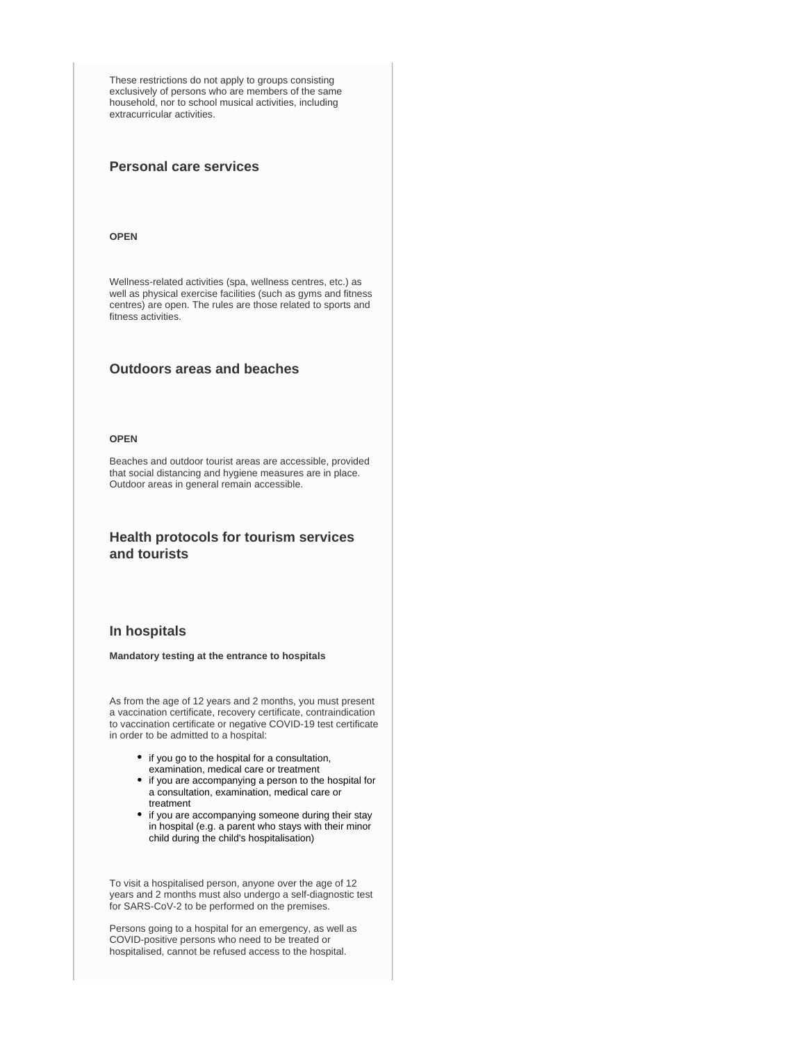These restrictions do not apply to groups consisting exclusively of persons who are members of the same household, nor to school musical activities, including extracurricular activities.

### Personal care services

**OPEN**

Wellness-related activities (spa, wellness centres, etc.) as well as physical exercise facilities (such as gyms and fitness centres) are open. The rules are those related to sports and fitness activities.

### Outdoors areas and beaches

**OPEN**

Beaches and outdoor tourist areas are accessible, provided that social distancing and hygiene measures are in place. Outdoor areas in general remain accessible.

### Health protocols for tourism services and tourists

### In hospitals

**Mandatory testing at the entrance to hospitals**

As from the age of 12 years and 2 months, you must present a vaccination certificate, recovery certificate, contraindication to vaccination certificate or negative COVID-19 test certificate in order to be admitted to a hospital:

- if you go to the hospital for a consultation, examination, medical care or treatment
- if you are accompanying a person to the hospital for a consultation, examination, medical care or treatment
- if you are accompanying someone during their stay in hospital (e.g. a parent who stays with their minor child during the child's hospitalisation)

To visit a hospitalised person, anyone over the age of 12 years and 2 months must also undergo a self-diagnostic test for SARS-CoV-2 to be performed on the premises.

Persons going to a hospital for an emergency, as well as COVID-positive persons who need to be treated or hospitalised, cannot be refused access to the hospital.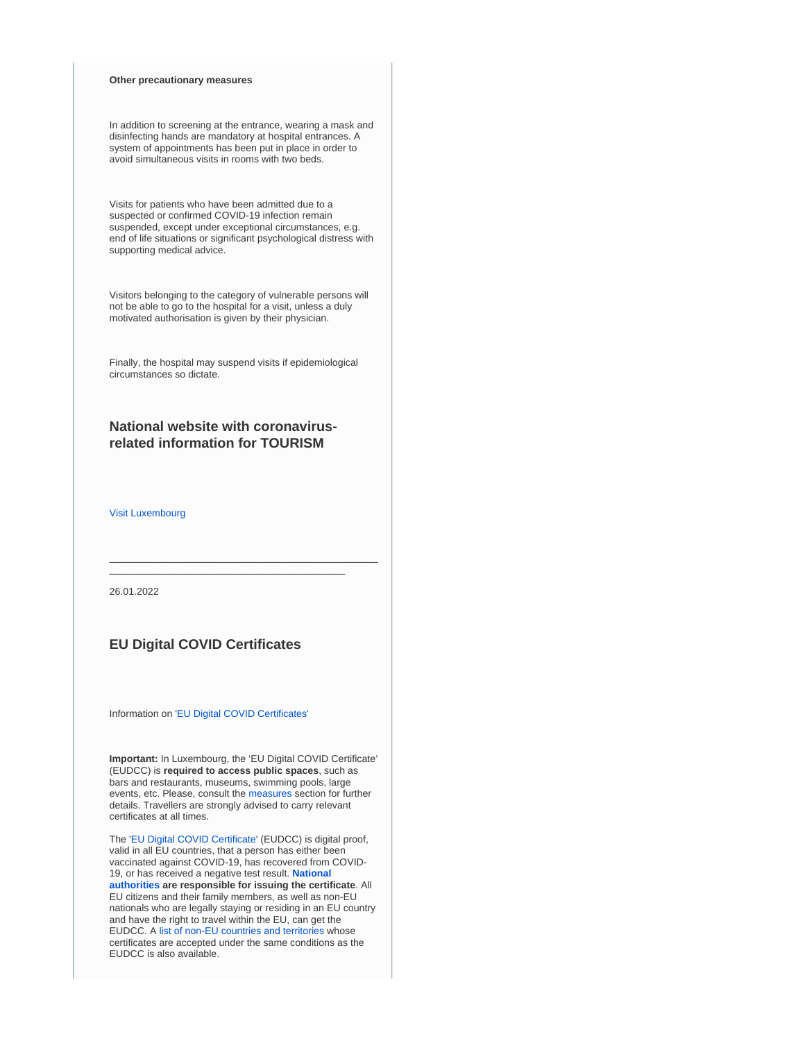**Other precautionary measures**

In addition to screening at the entrance, wearing a mask and disinfecting hands are mandatory at hospital entrances. A system of appointments has been put in place in order to avoid simultaneous visits in rooms with two beds.

Visits for patients who have been admitted due to a suspected or confirmed COVID-19 infection remain suspended, except under exceptional circumstances, e.g. end of life situations or significant psychological distress with supporting medical advice.

Visitors belonging to the category of vulnerable persons will not be able to go to the hospital for a visit, unless a duly motivated authorisation is given by their physician.

Finally, the hospital may suspend visits if epidemiological circumstances so dictate.

## National website with coronavirus-related information for TOURISM

Visit Luxembourg

---

26.01.2022

## EU Digital COVID Certificates

Information on 'EU Digital COVID Certificates'

**Important:** In Luxembourg, the 'EU Digital COVID Certificate' (EUDCC) is **required to access public spaces**, such as bars and restaurants, museums, swimming pools, large events, etc. Please, consult the measures section for further details. Travellers are strongly advised to carry relevant certificates at all times.

The 'EU Digital COVID Certificate' (EUDCC) is digital proof, valid in all EU countries, that a person has either been vaccinated against COVID-19, has recovered from COVID-19, or has received a negative test result. **National authorities are responsible for issuing the certificate**. All EU citizens and their family members, as well as non-EU nationals who are legally staying or residing in an EU country and have the right to travel within the EU, can get the EUDCC. A list of non-EU countries and territories whose certificates are accepted under the same conditions as the EUDCC is also available.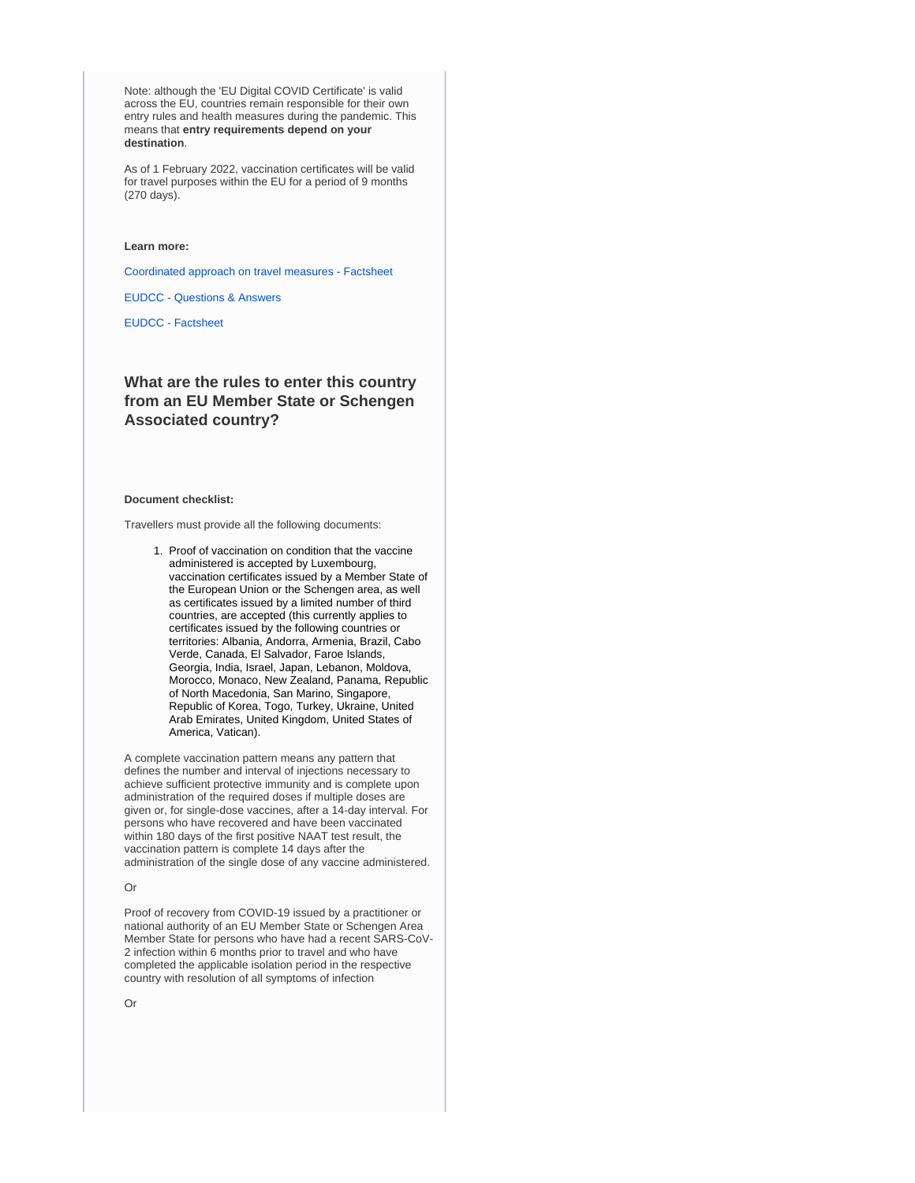Note: although the 'EU Digital COVID Certificate' is valid across the EU, countries remain responsible for their own entry rules and health measures during the pandemic. This means that **entry requirements depend on your destination**.

As of 1 February 2022, vaccination certificates will be valid for travel purposes within the EU for a period of 9 months (270 days).

**Learn more:**

Coordinated approach on travel measures - Factsheet

EUDCC - Questions & Answers

EUDCC - Factsheet

### What are the rules to enter this country from an EU Member State or Schengen Associated country?

**Document checklist:**

Travellers must provide all the following documents:

1. Proof of vaccination on condition that the vaccine administered is accepted by Luxembourg, vaccination certificates issued by a Member State of the European Union or the Schengen area, as well as certificates issued by a limited number of third countries, are accepted (this currently applies to certificates issued by the following countries or territories: Albania, Andorra, Armenia, Brazil, Cabo Verde, Canada, El Salvador, Faroe Islands, Georgia, India, Israel, Japan, Lebanon, Moldova, Morocco, Monaco, New Zealand, Panama, Republic of North Macedonia, San Marino, Singapore, Republic of Korea, Togo, Turkey, Ukraine, United Arab Emirates, United Kingdom, United States of America, Vatican).

A complete vaccination pattern means any pattern that defines the number and interval of injections necessary to achieve sufficient protective immunity and is complete upon administration of the required doses if multiple doses are given or, for single-dose vaccines, after a 14-day interval. For persons who have recovered and have been vaccinated within 180 days of the first positive NAAT test result, the vaccination pattern is complete 14 days after the administration of the single dose of any vaccine administered.

Or

Proof of recovery from COVID-19 issued by a practitioner or national authority of an EU Member State or Schengen Area Member State for persons who have had a recent SARS-CoV-2 infection within 6 months prior to travel and who have completed the applicable isolation period in the respective country with resolution of all symptoms of infection

Or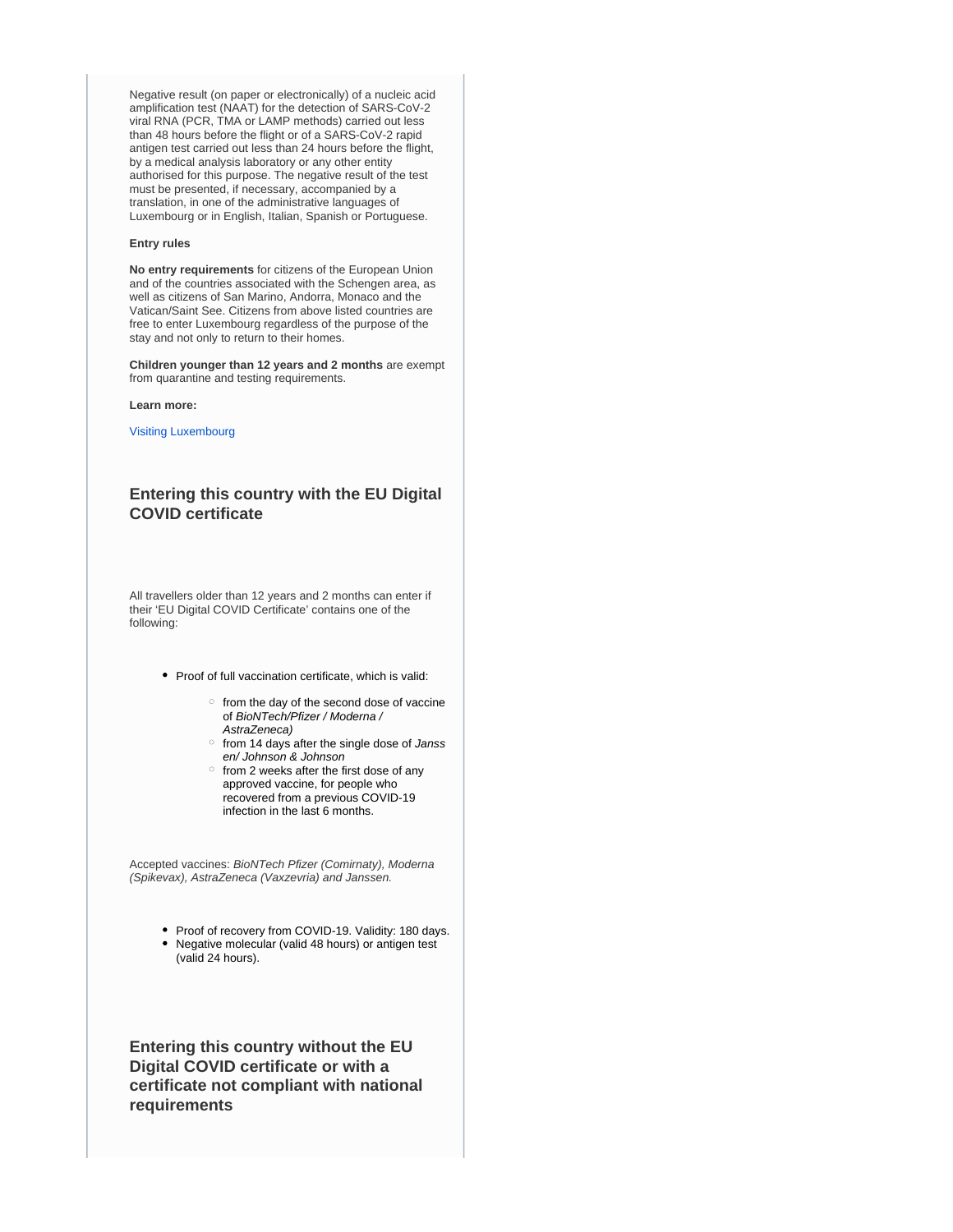Negative result (on paper or electronically) of a nucleic acid amplification test (NAAT) for the detection of SARS-CoV-2 viral RNA (PCR, TMA or LAMP methods) carried out less than 48 hours before the flight or of a SARS-CoV-2 rapid antigen test carried out less than 24 hours before the flight, by a medical analysis laboratory or any other entity authorised for this purpose. The negative result of the test must be presented, if necessary, accompanied by a translation, in one of the administrative languages of Luxembourg or in English, Italian, Spanish or Portuguese.

**Entry rules**

**No entry requirements** for citizens of the European Union and of the countries associated with the Schengen area, as well as citizens of San Marino, Andorra, Monaco and the Vatican/Saint See. Citizens from above listed countries are free to enter Luxembourg regardless of the purpose of the stay and not only to return to their homes.

**Children younger than 12 years and 2 months** are exempt from quarantine and testing requirements.

**Learn more:**

Visiting Luxembourg

## Entering this country with the EU Digital COVID certificate

All travellers older than 12 years and 2 months can enter if their 'EU Digital COVID Certificate' contains one of the following:

- Proof of full vaccination certificate, which is valid:
  - from the day of the second dose of vaccine of *BioNTech/Pfizer / Moderna / AstraZeneca)*
  - from 14 days after the single dose of *Janssen/ Johnson & Johnson*
  - from 2 weeks after the first dose of any approved vaccine, for people who recovered from a previous COVID-19 infection in the last 6 months.

Accepted vaccines: *BioNTech Pfizer (Comirnaty), Moderna (Spikevax), AstraZeneca (Vaxzevria) and Janssen.*

- Proof of recovery from COVID-19. Validity: 180 days.
- Negative molecular (valid 48 hours) or antigen test (valid 24 hours).

## Entering this country without the EU Digital COVID certificate or with a certificate not compliant with national requirements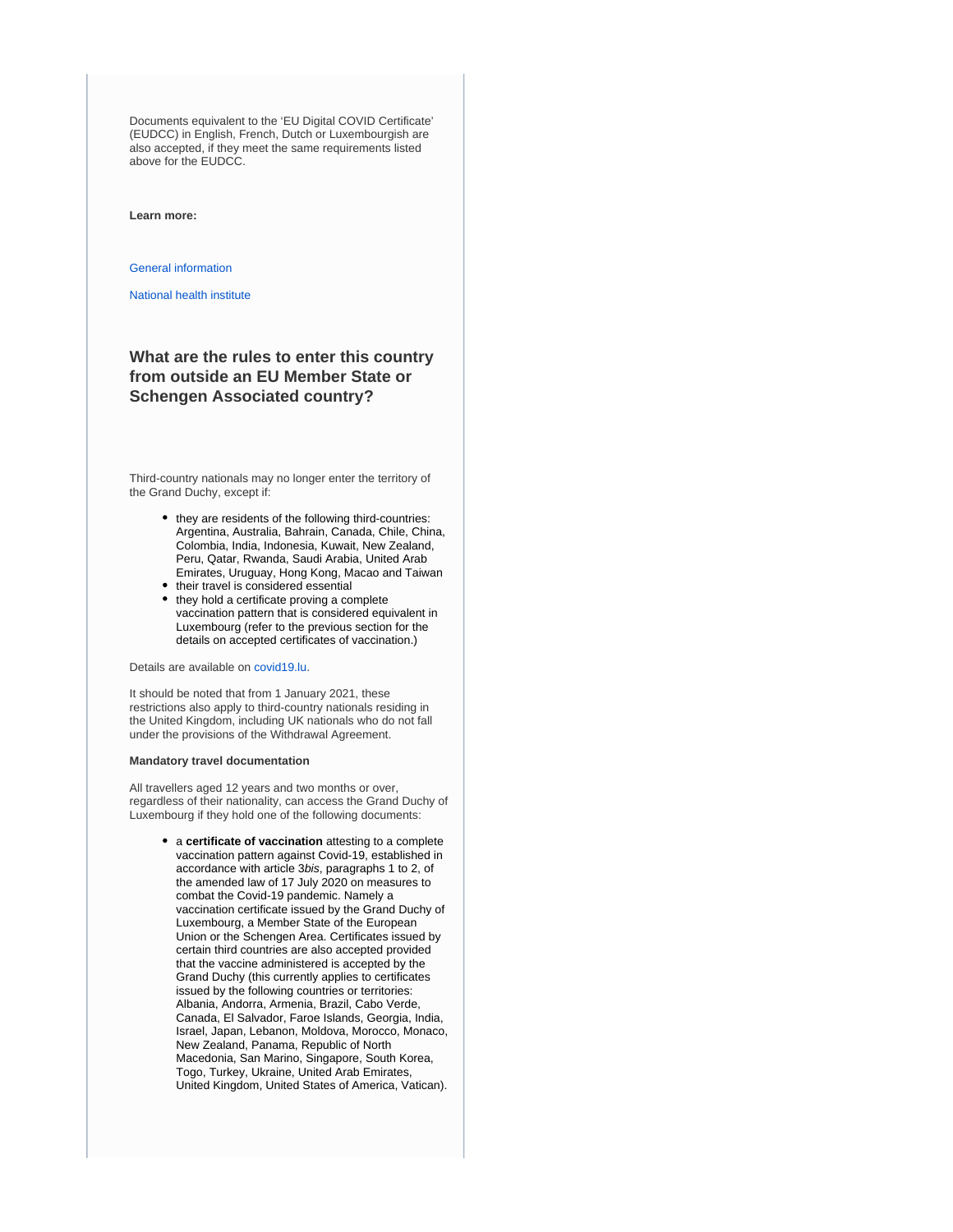Documents equivalent to the 'EU Digital COVID Certificate' (EUDCC) in English, French, Dutch or Luxembourgish are also accepted, if they meet the same requirements listed above for the EUDCC.

**Learn more:**

General information

National health institute

### What are the rules to enter this country from outside an EU Member State or Schengen Associated country?

Third-country nationals may no longer enter the territory of the Grand Duchy, except if:

- they are residents of the following third-countries: Argentina, Australia, Bahrain, Canada, Chile, China, Colombia, India, Indonesia, Kuwait, New Zealand, Peru, Qatar, Rwanda, Saudi Arabia, United Arab Emirates, Uruguay, Hong Kong, Macao and Taiwan
- their travel is considered essential
- they hold a certificate proving a complete vaccination pattern that is considered equivalent in Luxembourg (refer to the previous section for the details on accepted certificates of vaccination.)

Details are available on covid19.lu.

It should be noted that from 1 January 2021, these restrictions also apply to third-country nationals residing in the United Kingdom, including UK nationals who do not fall under the provisions of the Withdrawal Agreement.

**Mandatory travel documentation**

All travellers aged 12 years and two months or over, regardless of their nationality, can access the Grand Duchy of Luxembourg if they hold one of the following documents:

- a **certificate of vaccination** attesting to a complete vaccination pattern against Covid-19, established in accordance with article 3*bis*, paragraphs 1 to 2, of the amended law of 17 July 2020 on measures to combat the Covid-19 pandemic. Namely a vaccination certificate issued by the Grand Duchy of Luxembourg, a Member State of the European Union or the Schengen Area. Certificates issued by certain third countries are also accepted provided that the vaccine administered is accepted by the Grand Duchy (this currently applies to certificates issued by the following countries or territories: Albania, Andorra, Armenia, Brazil, Cabo Verde, Canada, El Salvador, Faroe Islands, Georgia, India, Israel, Japan, Lebanon, Moldova, Morocco, Monaco, New Zealand, Panama, Republic of North Macedonia, San Marino, Singapore, South Korea, Togo, Turkey, Ukraine, United Arab Emirates, United Kingdom, United States of America, Vatican).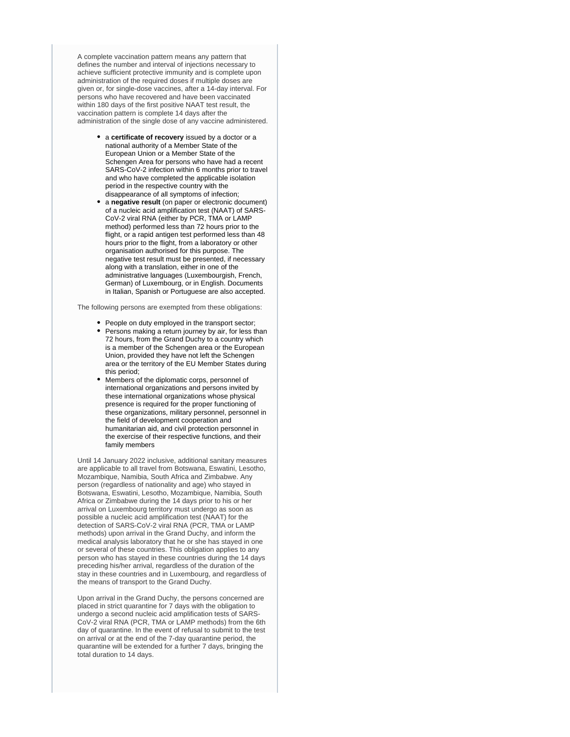A complete vaccination pattern means any pattern that defines the number and interval of injections necessary to achieve sufficient protective immunity and is complete upon administration of the required doses if multiple doses are given or, for single-dose vaccines, after a 14-day interval. For persons who have recovered and have been vaccinated within 180 days of the first positive NAAT test result, the vaccination pattern is complete 14 days after the administration of the single dose of any vaccine administered.

- a **certificate of recovery** issued by a doctor or a national authority of a Member State of the European Union or a Member State of the Schengen Area for persons who have had a recent SARS-CoV-2 infection within 6 months prior to travel and who have completed the applicable isolation period in the respective country with the disappearance of all symptoms of infection;
- a **negative result** (on paper or electronic document) of a nucleic acid amplification test (NAAT) of SARS-CoV-2 viral RNA (either by PCR, TMA or LAMP method) performed less than 72 hours prior to the flight, or a rapid antigen test performed less than 48 hours prior to the flight, from a laboratory or other organisation authorised for this purpose. The negative test result must be presented, if necessary along with a translation, either in one of the administrative languages (Luxembourgish, French, German) of Luxembourg, or in English. Documents in Italian, Spanish or Portuguese are also accepted.

The following persons are exempted from these obligations:

- People on duty employed in the transport sector;
- Persons making a return journey by air, for less than 72 hours, from the Grand Duchy to a country which is a member of the Schengen area or the European Union, provided they have not left the Schengen area or the territory of the EU Member States during this period;
- Members of the diplomatic corps, personnel of international organizations and persons invited by these international organizations whose physical presence is required for the proper functioning of these organizations, military personnel, personnel in the field of development cooperation and humanitarian aid, and civil protection personnel in the exercise of their respective functions, and their family members

Until 14 January 2022 inclusive, additional sanitary measures are applicable to all travel from Botswana, Eswatini, Lesotho, Mozambique, Namibia, South Africa and Zimbabwe. Any person (regardless of nationality and age) who stayed in Botswana, Eswatini, Lesotho, Mozambique, Namibia, South Africa or Zimbabwe during the 14 days prior to his or her arrival on Luxembourg territory must undergo as soon as possible a nucleic acid amplification test (NAAT) for the detection of SARS-CoV-2 viral RNA (PCR, TMA or LAMP methods) upon arrival in the Grand Duchy, and inform the medical analysis laboratory that he or she has stayed in one or several of these countries. This obligation applies to any person who has stayed in these countries during the 14 days preceding his/her arrival, regardless of the duration of the stay in these countries and in Luxembourg, and regardless of the means of transport to the Grand Duchy.

Upon arrival in the Grand Duchy, the persons concerned are placed in strict quarantine for 7 days with the obligation to undergo a second nucleic acid amplification tests of SARS-CoV-2 viral RNA (PCR, TMA or LAMP methods) from the 6th day of quarantine. In the event of refusal to submit to the test on arrival or at the end of the 7-day quarantine period, the quarantine will be extended for a further 7 days, bringing the total duration to 14 days.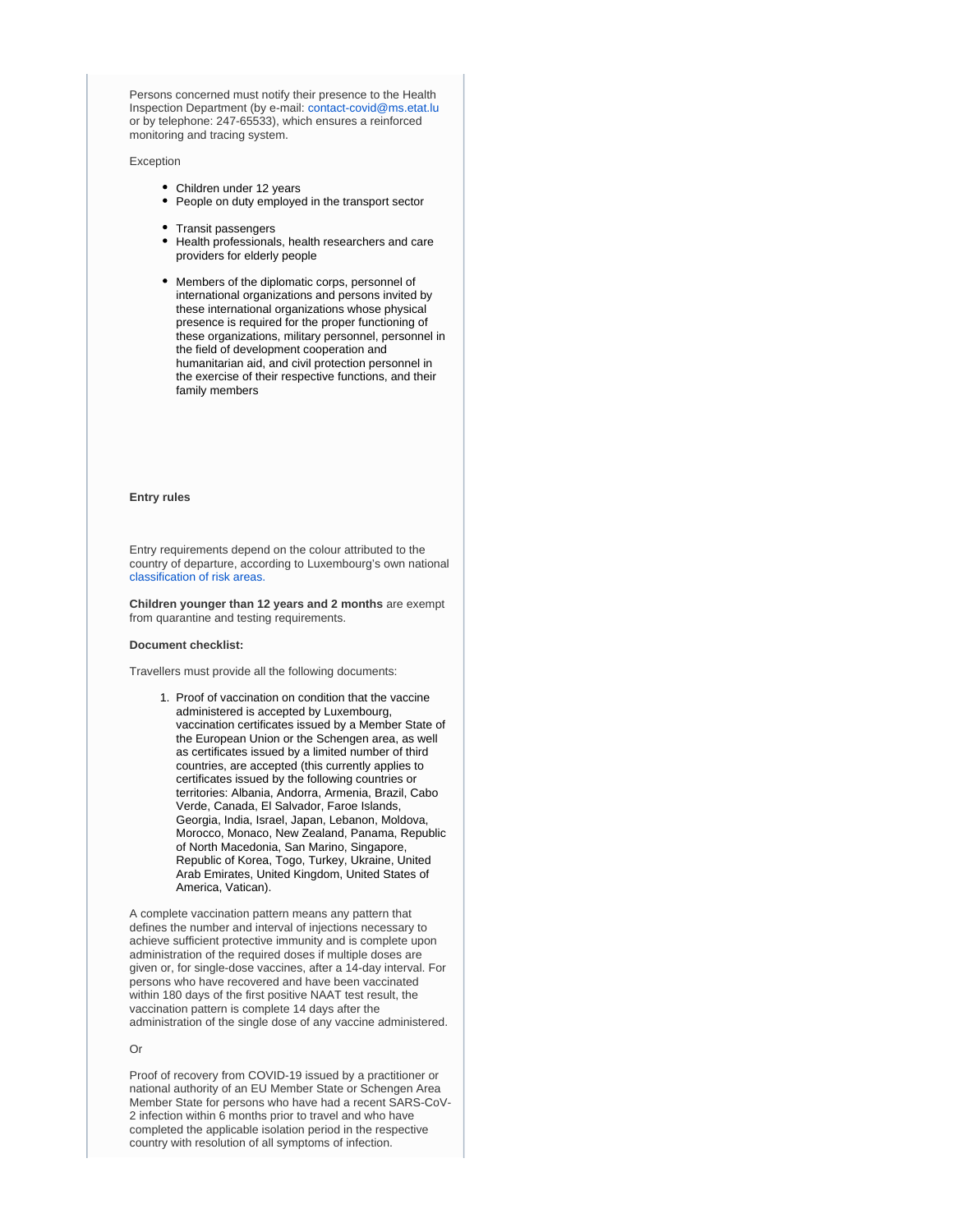Persons concerned must notify their presence to the Health Inspection Department (by e-mail: contact-covid@ms.etat.lu or by telephone: 247-65533), which ensures a reinforced monitoring and tracing system.

Exception

- Children under 12 years
- People on duty employed in the transport sector
- Transit passengers
- Health professionals, health researchers and care providers for elderly people
- Members of the diplomatic corps, personnel of international organizations and persons invited by these international organizations whose physical presence is required for the proper functioning of these organizations, military personnel, personnel in the field of development cooperation and humanitarian aid, and civil protection personnel in the exercise of their respective functions, and their family members

**Entry rules**

Entry requirements depend on the colour attributed to the country of departure, according to Luxembourg's own national classification of risk areas.

**Children younger than 12 years and 2 months** are exempt from quarantine and testing requirements.

**Document checklist:**

Travellers must provide all the following documents:

1. Proof of vaccination on condition that the vaccine administered is accepted by Luxembourg, vaccination certificates issued by a Member State of the European Union or the Schengen area, as well as certificates issued by a limited number of third countries, are accepted (this currently applies to certificates issued by the following countries or territories: Albania, Andorra, Armenia, Brazil, Cabo Verde, Canada, El Salvador, Faroe Islands, Georgia, India, Israel, Japan, Lebanon, Moldova, Morocco, Monaco, New Zealand, Panama, Republic of North Macedonia, San Marino, Singapore, Republic of Korea, Togo, Turkey, Ukraine, United Arab Emirates, United Kingdom, United States of America, Vatican).

A complete vaccination pattern means any pattern that defines the number and interval of injections necessary to achieve sufficient protective immunity and is complete upon administration of the required doses if multiple doses are given or, for single-dose vaccines, after a 14-day interval. For persons who have recovered and have been vaccinated within 180 days of the first positive NAAT test result, the vaccination pattern is complete 14 days after the administration of the single dose of any vaccine administered.

Or

Proof of recovery from COVID-19 issued by a practitioner or national authority of an EU Member State or Schengen Area Member State for persons who have had a recent SARS-CoV-2 infection within 6 months prior to travel and who have completed the applicable isolation period in the respective country with resolution of all symptoms of infection.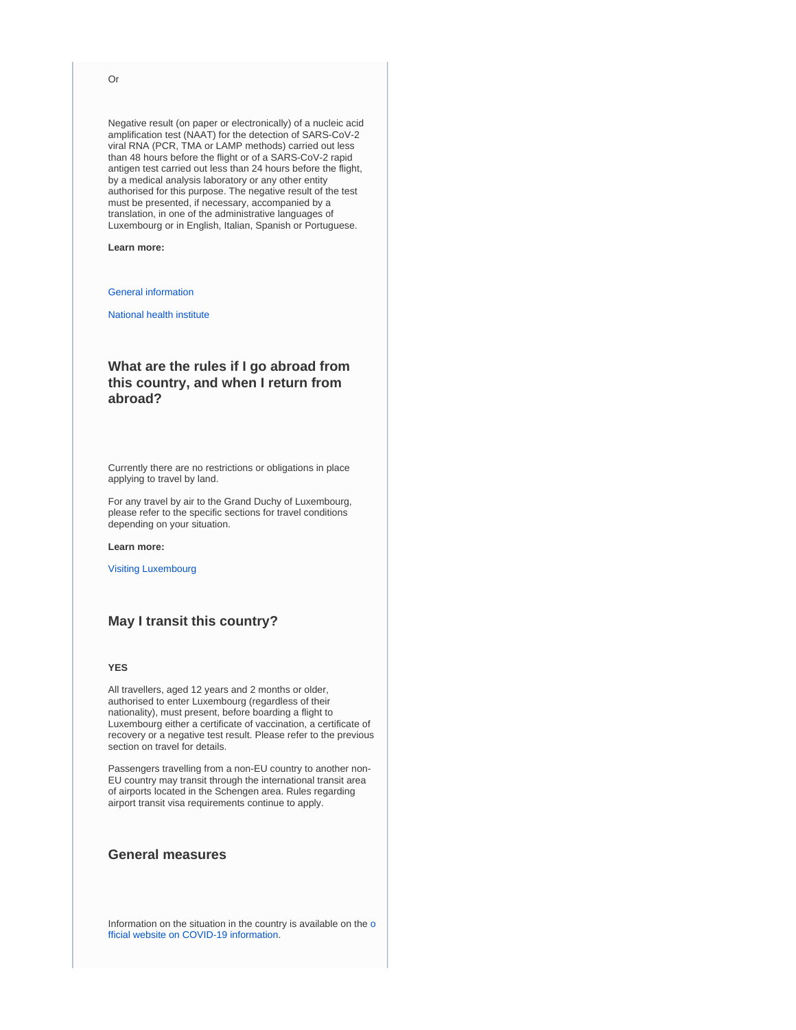Or

Negative result (on paper or electronically) of a nucleic acid amplification test (NAAT) for the detection of SARS-CoV-2 viral RNA (PCR, TMA or LAMP methods) carried out less than 48 hours before the flight or of a SARS-CoV-2 rapid antigen test carried out less than 24 hours before the flight, by a medical analysis laboratory or any other entity authorised for this purpose. The negative result of the test must be presented, if necessary, accompanied by a translation, in one of the administrative languages of Luxembourg or in English, Italian, Spanish or Portuguese.

**Learn more:**

General information

National health institute

### What are the rules if I go abroad from this country, and when I return from abroad?

Currently there are no restrictions or obligations in place applying to travel by land.

For any travel by air to the Grand Duchy of Luxembourg, please refer to the specific sections for travel conditions depending on your situation.

**Learn more:**

Visiting Luxembourg

### May I transit this country?

**YES**

All travellers, aged 12 years and 2 months or older, authorised to enter Luxembourg (regardless of their nationality), must present, before boarding a flight to Luxembourg either a certificate of vaccination, a certificate of recovery or a negative test result. Please refer to the previous section on travel for details.

Passengers travelling from a non-EU country to another non-EU country may transit through the international transit area of airports located in the Schengen area. Rules regarding airport transit visa requirements continue to apply.

### General measures

Information on the situation in the country is available on the official website on COVID-19 information.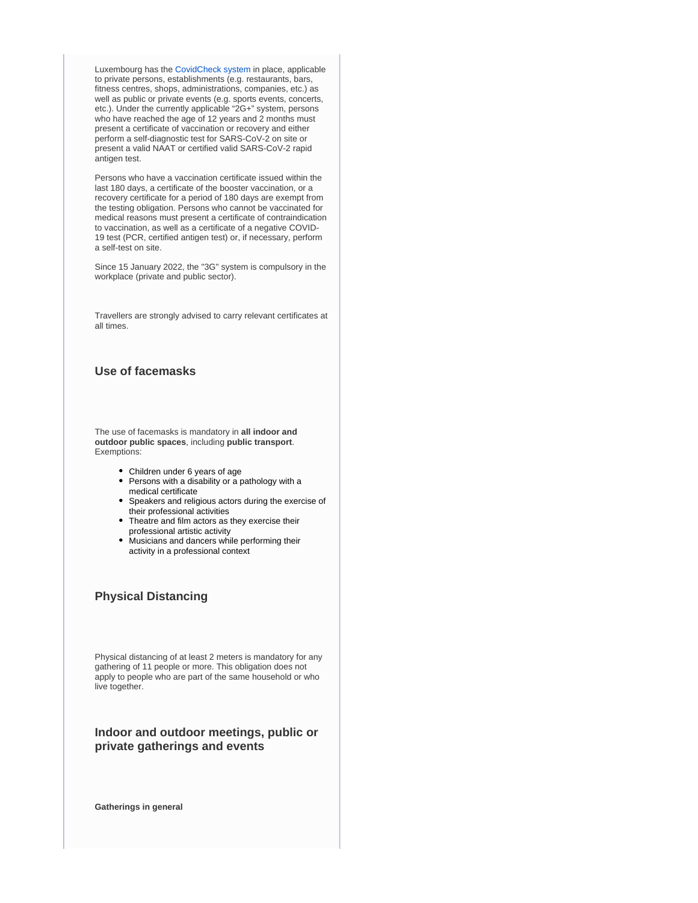Luxembourg has the CovidCheck system in place, applicable to private persons, establishments (e.g. restaurants, bars, fitness centres, shops, administrations, companies, etc.) as well as public or private events (e.g. sports events, concerts, etc.). Under the currently applicable "2G+" system, persons who have reached the age of 12 years and 2 months must present a certificate of vaccination or recovery and either perform a self-diagnostic test for SARS-CoV-2 on site or present a valid NAAT or certified valid SARS-CoV-2 rapid antigen test.

Persons who have a vaccination certificate issued within the last 180 days, a certificate of the booster vaccination, or a recovery certificate for a period of 180 days are exempt from the testing obligation. Persons who cannot be vaccinated for medical reasons must present a certificate of contraindication to vaccination, as well as a certificate of a negative COVID-19 test (PCR, certified antigen test) or, if necessary, perform a self-test on site.

Since 15 January 2022, the "3G" system is compulsory in the workplace (private and public sector).

Travellers are strongly advised to carry relevant certificates at all times.

### Use of facemasks

The use of facemasks is mandatory in **all indoor and outdoor public spaces**, including **public transport**. Exemptions:

- Children under 6 years of age
- Persons with a disability or a pathology with a medical certificate
- Speakers and religious actors during the exercise of their professional activities
- Theatre and film actors as they exercise their professional artistic activity
- Musicians and dancers while performing their activity in a professional context

### Physical Distancing

Physical distancing of at least 2 meters is mandatory for any gathering of 11 people or more. This obligation does not apply to people who are part of the same household or who live together.

### Indoor and outdoor meetings, public or private gatherings and events

**Gatherings in general**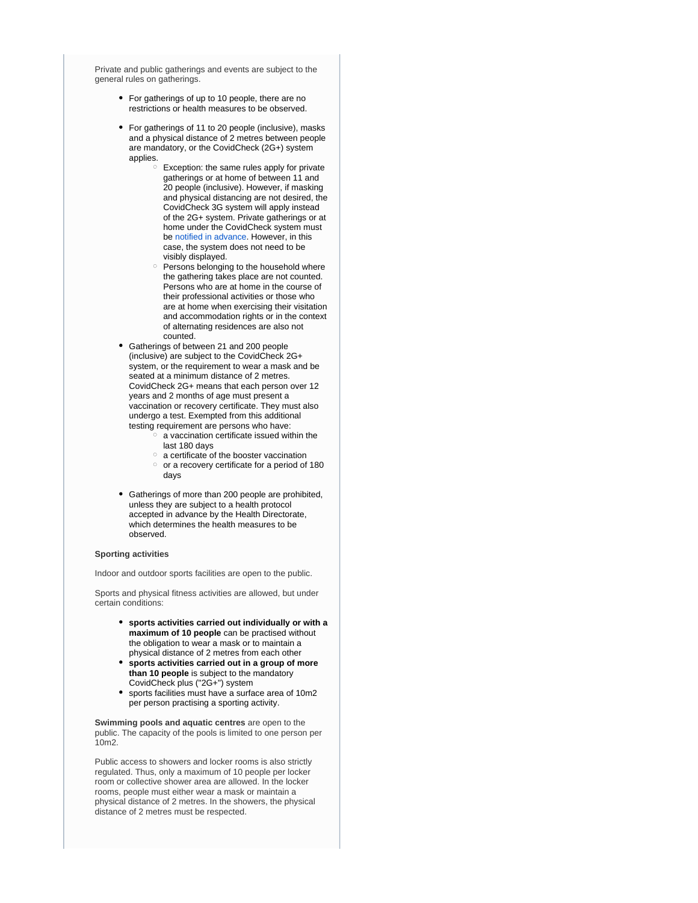Private and public gatherings and events are subject to the general rules on gatherings.

- For gatherings of up to 10 people, there are no restrictions or health measures to be observed.
- For gatherings of 11 to 20 people (inclusive), masks and a physical distance of 2 metres between people are mandatory, or the CovidCheck (2G+) system applies.
  - Exception: the same rules apply for private gatherings or at home of between 11 and 20 people (inclusive). However, if masking and physical distancing are not desired, the CovidCheck 3G system will apply instead of the 2G+ system. Private gatherings or at home under the CovidCheck system must be notified in advance. However, in this case, the system does not need to be visibly displayed.
  - Persons belonging to the household where the gathering takes place are not counted. Persons who are at home in the course of their professional activities or those who are at home when exercising their visitation and accommodation rights or in the context of alternating residences are also not counted.
- Gatherings of between 21 and 200 people (inclusive) are subject to the CovidCheck 2G+ system, or the requirement to wear a mask and be seated at a minimum distance of 2 metres. CovidCheck 2G+ means that each person over 12 years and 2 months of age must present a vaccination or recovery certificate. They must also undergo a test. Exempted from this additional testing requirement are persons who have:
  - a vaccination certificate issued within the last 180 days
  - a certificate of the booster vaccination
  - or a recovery certificate for a period of 180 days
- Gatherings of more than 200 people are prohibited, unless they are subject to a health protocol accepted in advance by the Health Directorate, which determines the health measures to be observed.

**Sporting activities**

Indoor and outdoor sports facilities are open to the public.

Sports and physical fitness activities are allowed, but under certain conditions:

- **sports activities carried out individually or with a maximum of 10 people** can be practised without the obligation to wear a mask or to maintain a physical distance of 2 metres from each other
- **sports activities carried out in a group of more than 10 people** is subject to the mandatory CovidCheck plus ("2G+") system
- sports facilities must have a surface area of 10m2 per person practising a sporting activity.

**Swimming pools and aquatic centres** are open to the public. The capacity of the pools is limited to one person per 10m2.

Public access to showers and locker rooms is also strictly regulated. Thus, only a maximum of 10 people per locker room or collective shower area are allowed. In the locker rooms, people must either wear a mask or maintain a physical distance of 2 metres. In the showers, the physical distance of 2 metres must be respected.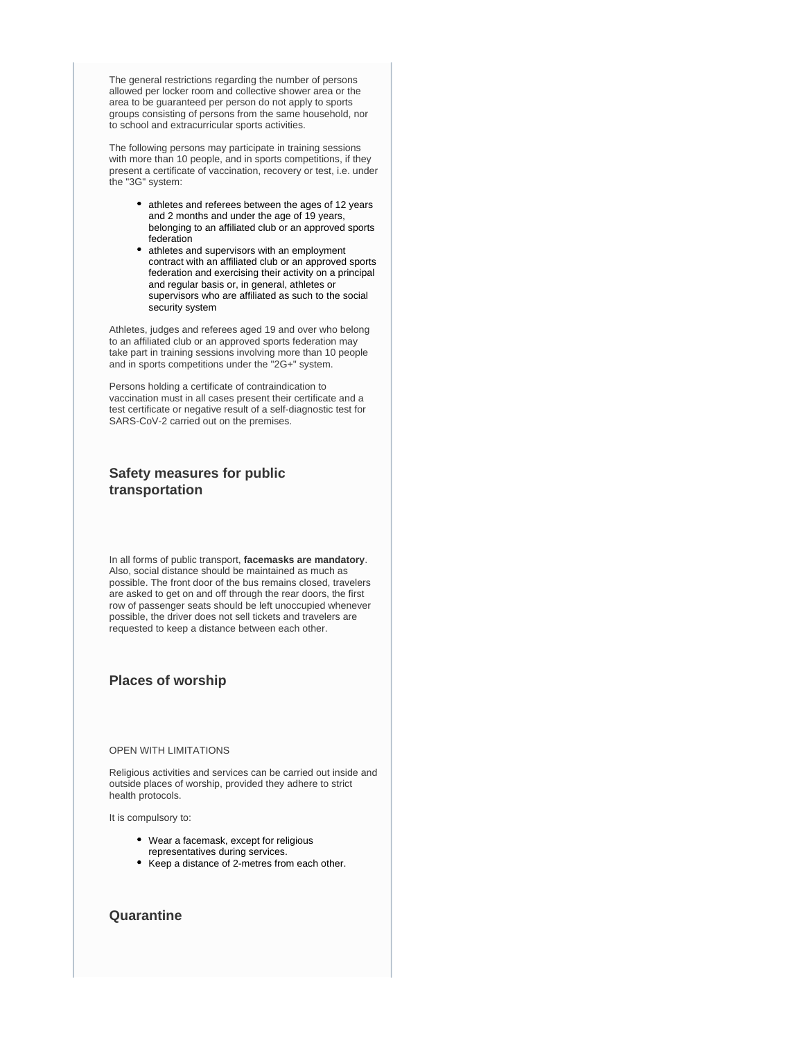The general restrictions regarding the number of persons allowed per locker room and collective shower area or the area to be guaranteed per person do not apply to sports groups consisting of persons from the same household, nor to school and extracurricular sports activities.

The following persons may participate in training sessions with more than 10 people, and in sports competitions, if they present a certificate of vaccination, recovery or test, i.e. under the "3G" system:

- athletes and referees between the ages of 12 years and 2 months and under the age of 19 years, belonging to an affiliated club or an approved sports federation
- athletes and supervisors with an employment contract with an affiliated club or an approved sports federation and exercising their activity on a principal and regular basis or, in general, athletes or supervisors who are affiliated as such to the social security system

Athletes, judges and referees aged 19 and over who belong to an affiliated club or an approved sports federation may take part in training sessions involving more than 10 people and in sports competitions under the "2G+" system.

Persons holding a certificate of contraindication to vaccination must in all cases present their certificate and a test certificate or negative result of a self-diagnostic test for SARS-CoV-2 carried out on the premises.

### Safety measures for public transportation

In all forms of public transport, **facemasks are mandatory**. Also, social distance should be maintained as much as possible. The front door of the bus remains closed, travelers are asked to get on and off through the rear doors, the first row of passenger seats should be left unoccupied whenever possible, the driver does not sell tickets and travelers are requested to keep a distance between each other.

### Places of worship

OPEN WITH LIMITATIONS

Religious activities and services can be carried out inside and outside places of worship, provided they adhere to strict health protocols.

It is compulsory to:

- Wear a facemask, except for religious representatives during services.
- Keep a distance of 2-metres from each other.

### Quarantine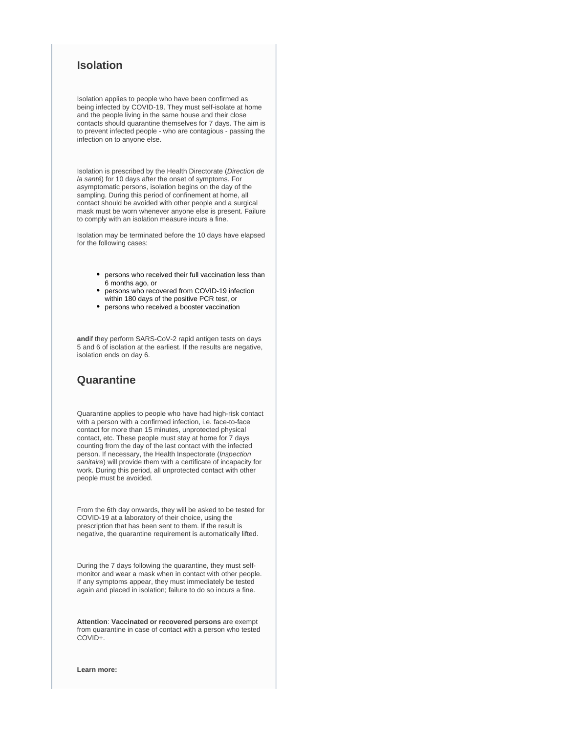## Isolation

Isolation applies to people who have been confirmed as being infected by COVID-19. They must self-isolate at home and the people living in the same house and their close contacts should quarantine themselves for 7 days. The aim is to prevent infected people - who are contagious - passing the infection on to anyone else.

Isolation is prescribed by the Health Directorate (*Direction de la santé*) for 10 days after the onset of symptoms. For asymptomatic persons, isolation begins on the day of the sampling. During this period of confinement at home, all contact should be avoided with other people and a surgical mask must be worn whenever anyone else is present. Failure to comply with an isolation measure incurs a fine.

Isolation may be terminated before the 10 days have elapsed for the following cases:

- persons who received their full vaccination less than 6 months ago, or
- persons who recovered from COVID-19 infection within 180 days of the positive PCR test, or
- persons who received a booster vaccination

**and**if they perform SARS-CoV-2 rapid antigen tests on days 5 and 6 of isolation at the earliest. If the results are negative, isolation ends on day 6.

## Quarantine

Quarantine applies to people who have had high-risk contact with a person with a confirmed infection, i.e. face-to-face contact for more than 15 minutes, unprotected physical contact, etc. These people must stay at home for 7 days counting from the day of the last contact with the infected person. If necessary, the Health Inspectorate (*Inspection sanitaire*) will provide them with a certificate of incapacity for work. During this period, all unprotected contact with other people must be avoided.

From the 6th day onwards, they will be asked to be tested for COVID-19 at a laboratory of their choice, using the prescription that has been sent to them. If the result is negative, the quarantine requirement is automatically lifted.

During the 7 days following the quarantine, they must self-monitor and wear a mask when in contact with other people. If any symptoms appear, they must immediately be tested again and placed in isolation; failure to do so incurs a fine.

**Attention**: **Vaccinated or recovered persons** are exempt from quarantine in case of contact with a person who tested COVID+.

**Learn more:**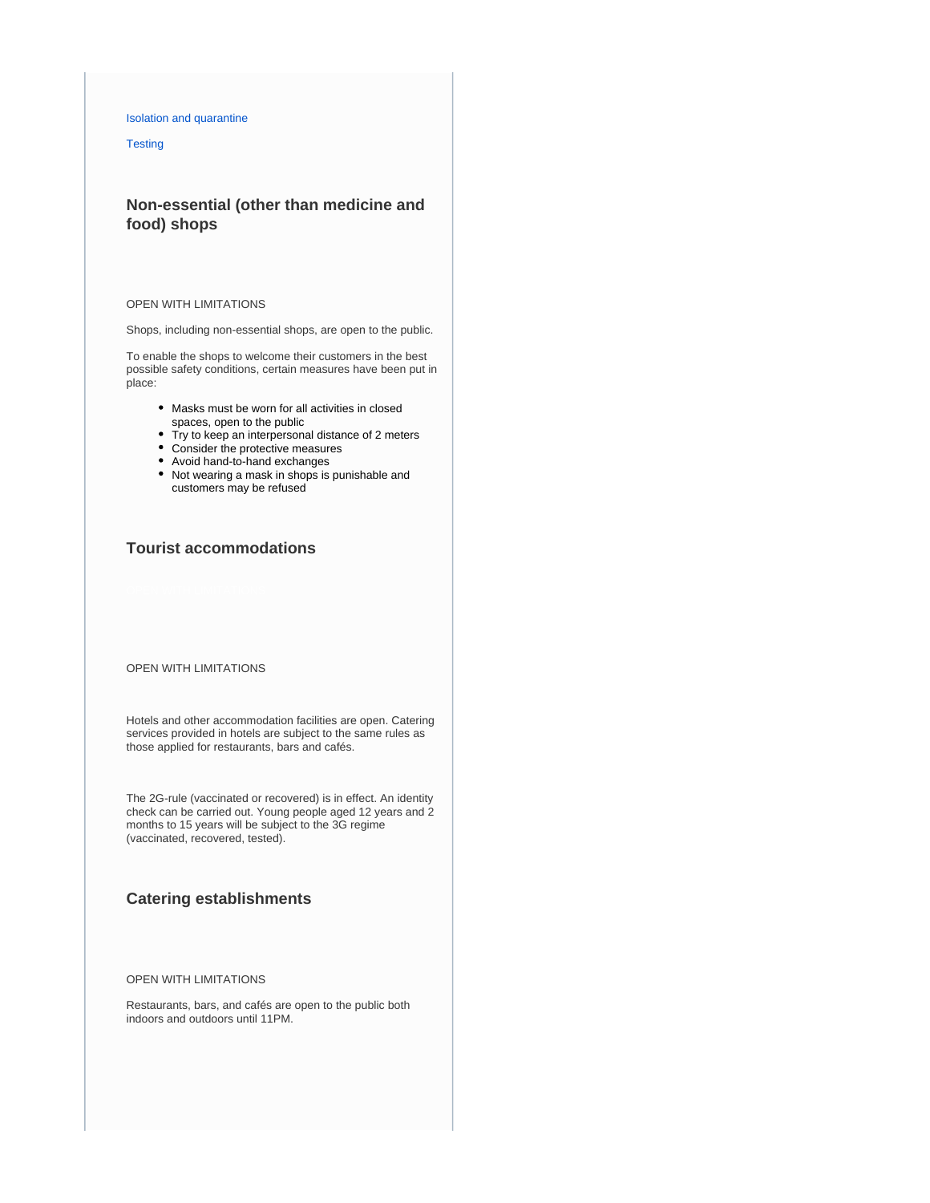Isolation and quarantine

Testing

### Non-essential (other than medicine and food) shops

OPEN WITH LIMITATIONS

Shops, including non-essential shops, are open to the public.

To enable the shops to welcome their customers in the best possible safety conditions, certain measures have been put in place:

- Masks must be worn for all activities in closed spaces, open to the public
- Try to keep an interpersonal distance of 2 meters
- Consider the protective measures
- Avoid hand-to-hand exchanges
- Not wearing a mask in shops is punishable and customers may be refused

### Tourist accommodations

OPEN WITH LIMITATIONS

Hotels and other accommodation facilities are open. Catering services provided in hotels are subject to the same rules as those applied for restaurants, bars and cafés.

The 2G-rule (vaccinated or recovered) is in effect. An identity check can be carried out. Young people aged 12 years and 2 months to 15 years will be subject to the 3G regime (vaccinated, recovered, tested).

### Catering establishments

OPEN WITH LIMITATIONS

Restaurants, bars, and cafés are open to the public both indoors and outdoors until 11PM.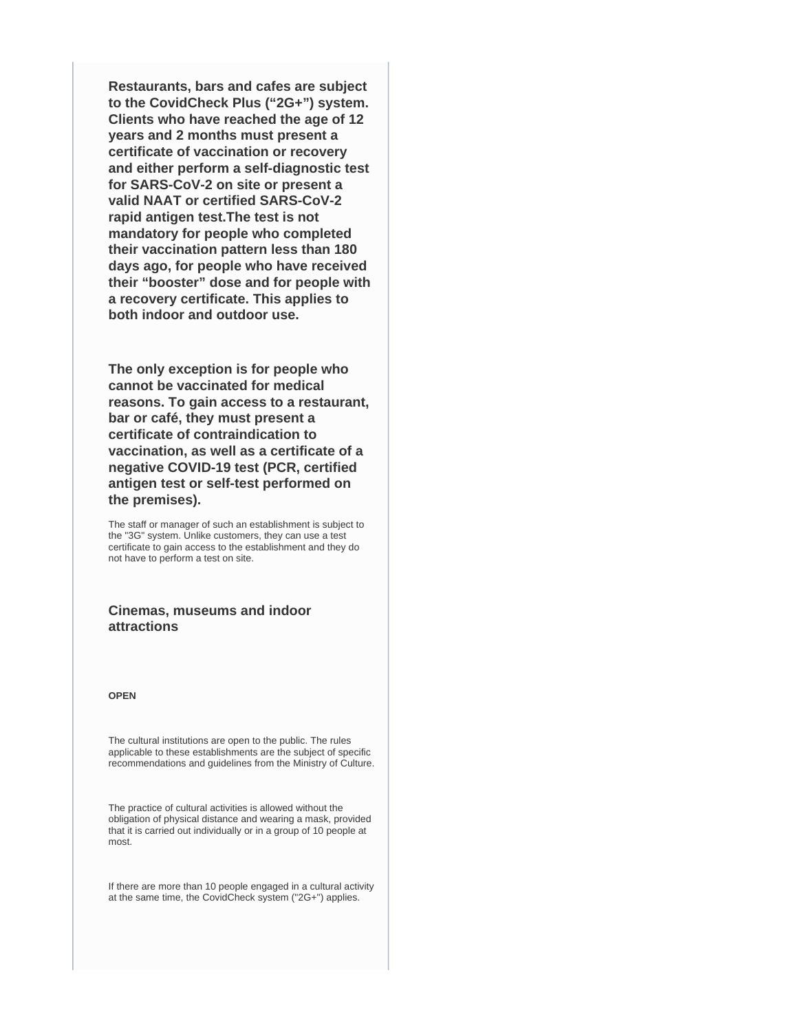**Restaurants, bars and cafes are subject to the CovidCheck Plus (“2G+”) system. Clients who have reached the age of 12 years and 2 months must present a certificate of vaccination or recovery and either perform a self-diagnostic test for SARS-CoV-2 on site or present a valid NAAT or certified SARS-CoV-2 rapid antigen test.The test is not mandatory for people who completed their vaccination pattern less than 180 days ago, for people who have received their “booster” dose and for people with a recovery certificate. This applies to both indoor and outdoor use.**

**The only exception is for people who cannot be vaccinated for medical reasons. To gain access to a restaurant, bar or café, they must present a certificate of contraindication to vaccination, as well as a certificate of a negative COVID-19 test (PCR, certified antigen test or self-test performed on the premises).**

The staff or manager of such an establishment is subject to the "3G" system. Unlike customers, they can use a test certificate to gain access to the establishment and they do not have to perform a test on site.

### Cinemas, museums and indoor attractions

**OPEN**

The cultural institutions are open to the public. The rules applicable to these establishments are the subject of specific recommendations and guidelines from the Ministry of Culture.

The practice of cultural activities is allowed without the obligation of physical distance and wearing a mask, provided that it is carried out individually or in a group of 10 people at most.

If there are more than 10 people engaged in a cultural activity at the same time, the CovidCheck system ("2G+") applies.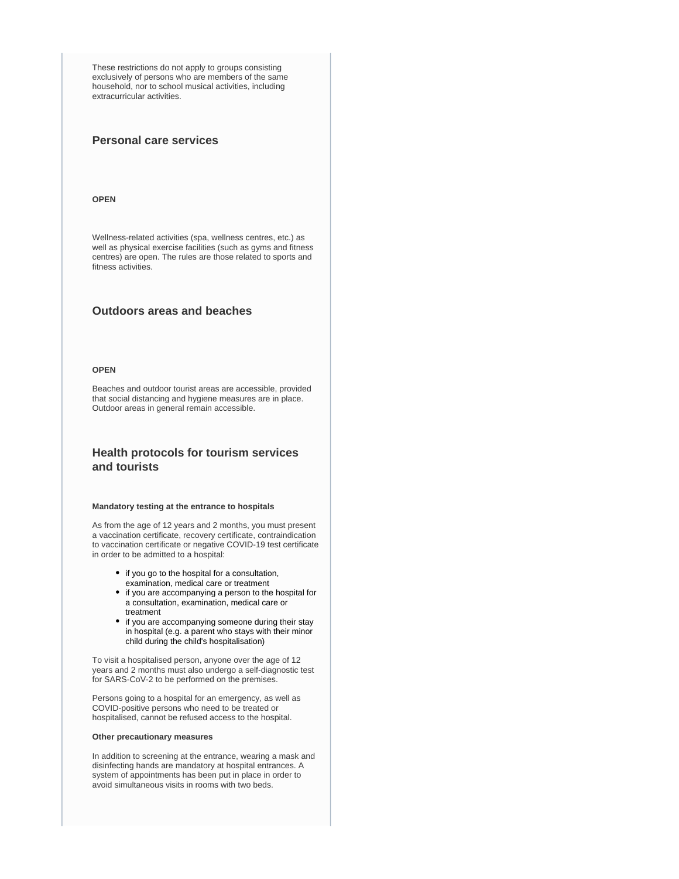These restrictions do not apply to groups consisting exclusively of persons who are members of the same household, nor to school musical activities, including extracurricular activities.

## Personal care services

**OPEN**

Wellness-related activities (spa, wellness centres, etc.) as well as physical exercise facilities (such as gyms and fitness centres) are open. The rules are those related to sports and fitness activities.

## Outdoors areas and beaches

**OPEN**

Beaches and outdoor tourist areas are accessible, provided that social distancing and hygiene measures are in place. Outdoor areas in general remain accessible.

## Health protocols for tourism services and tourists

**Mandatory testing at the entrance to hospitals**

As from the age of 12 years and 2 months, you must present a vaccination certificate, recovery certificate, contraindication to vaccination certificate or negative COVID-19 test certificate in order to be admitted to a hospital:

- if you go to the hospital for a consultation, examination, medical care or treatment
- if you are accompanying a person to the hospital for a consultation, examination, medical care or treatment
- if you are accompanying someone during their stay in hospital (e.g. a parent who stays with their minor child during the child's hospitalisation)

To visit a hospitalised person, anyone over the age of 12 years and 2 months must also undergo a self-diagnostic test for SARS-CoV-2 to be performed on the premises.

Persons going to a hospital for an emergency, as well as COVID-positive persons who need to be treated or hospitalised, cannot be refused access to the hospital.

**Other precautionary measures**

In addition to screening at the entrance, wearing a mask and disinfecting hands are mandatory at hospital entrances. A system of appointments has been put in place in order to avoid simultaneous visits in rooms with two beds.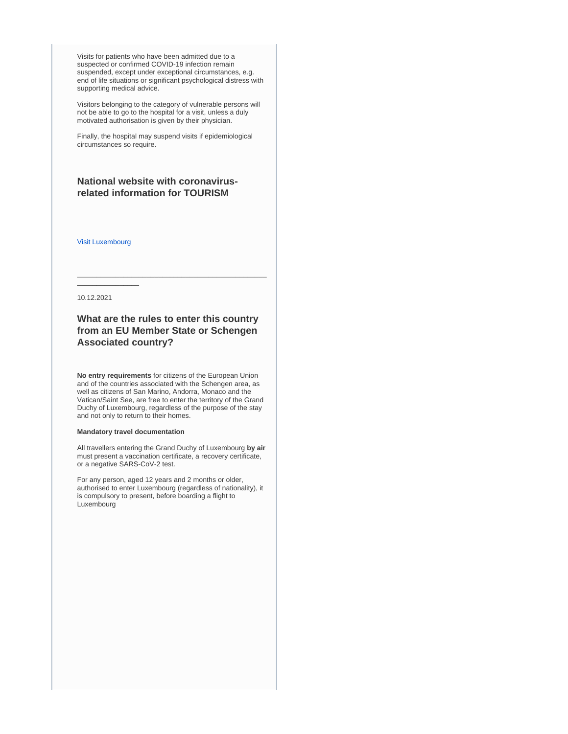Visits for patients who have been admitted due to a suspected or confirmed COVID-19 infection remain suspended, except under exceptional circumstances, e.g. end of life situations or significant psychological distress with supporting medical advice.

Visitors belonging to the category of vulnerable persons will not be able to go to the hospital for a visit, unless a duly motivated authorisation is given by their physician.

Finally, the hospital may suspend visits if epidemiological circumstances so require.

### National website with coronavirus-related information for TOURISM

Visit Luxembourg

---

10.12.2021

### What are the rules to enter this country from an EU Member State or Schengen Associated country?

**No entry requirements** for citizens of the European Union and of the countries associated with the Schengen area, as well as citizens of San Marino, Andorra, Monaco and the Vatican/Saint See, are free to enter the territory of the Grand Duchy of Luxembourg, regardless of the purpose of the stay and not only to return to their homes.

**Mandatory travel documentation**

All travellers entering the Grand Duchy of Luxembourg **by air** must present a vaccination certificate, a recovery certificate, or a negative SARS-CoV-2 test.

For any person, aged 12 years and 2 months or older, authorised to enter Luxembourg (regardless of nationality), it is compulsory to present, before boarding a flight to Luxembourg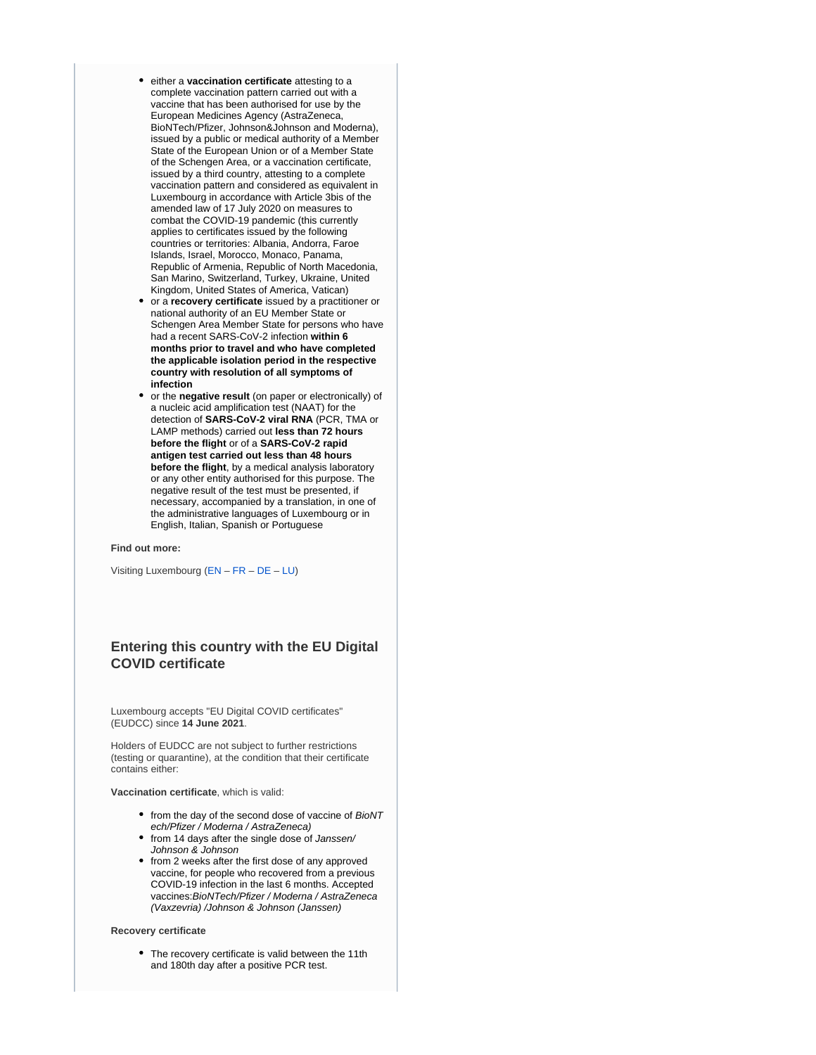- either a **vaccination certificate** attesting to a complete vaccination pattern carried out with a vaccine that has been authorised for use by the European Medicines Agency (AstraZeneca, BioNTech/Pfizer, Johnson&Johnson and Moderna), issued by a public or medical authority of a Member State of the European Union or of a Member State of the Schengen Area, or a vaccination certificate, issued by a third country, attesting to a complete vaccination pattern and considered as equivalent in Luxembourg in accordance with Article 3bis of the amended law of 17 July 2020 on measures to combat the COVID-19 pandemic (this currently applies to certificates issued by the following countries or territories: Albania, Andorra, Faroe Islands, Israel, Morocco, Monaco, Panama, Republic of Armenia, Republic of North Macedonia, San Marino, Switzerland, Turkey, Ukraine, United Kingdom, United States of America, Vatican)
- or a **recovery certificate** issued by a practitioner or national authority of an EU Member State or Schengen Area Member State for persons who have had a recent SARS-CoV-2 infection **within 6 months prior to travel and who have completed the applicable isolation period in the respective country with resolution of all symptoms of infection**
- or the **negative result** (on paper or electronically) of a nucleic acid amplification test (NAAT) for the detection of **SARS-CoV-2 viral RNA** (PCR, TMA or LAMP methods) carried out **less than 72 hours before the flight** or of a **SARS-CoV-2 rapid antigen test carried out less than 48 hours before the flight**, by a medical analysis laboratory or any other entity authorised for this purpose. The negative result of the test must be presented, if necessary, accompanied by a translation, in one of the administrative languages of Luxembourg or in English, Italian, Spanish or Portuguese

**Find out more:**

Visiting Luxembourg (EN – FR – DE – LU)

## Entering this country with the EU Digital COVID certificate

Luxembourg accepts "EU Digital COVID certificates" (EUDCC) since **14 June 2021**.

Holders of EUDCC are not subject to further restrictions (testing or quarantine), at the condition that their certificate contains either:

**Vaccination certificate**, which is valid:

- from the day of the second dose of vaccine of *BioNTech/Pfizer / Moderna / AstraZeneca)*
- from 14 days after the single dose of *Janssen/ Johnson & Johnson*
- from 2 weeks after the first dose of any approved vaccine, for people who recovered from a previous COVID-19 infection in the last 6 months. Accepted vaccines:*BioNTech/Pfizer / Moderna / AstraZeneca (Vaxzevria) /Johnson & Johnson (Janssen)*

**Recovery certificate**

- The recovery certificate is valid between the 11th and 180th day after a positive PCR test.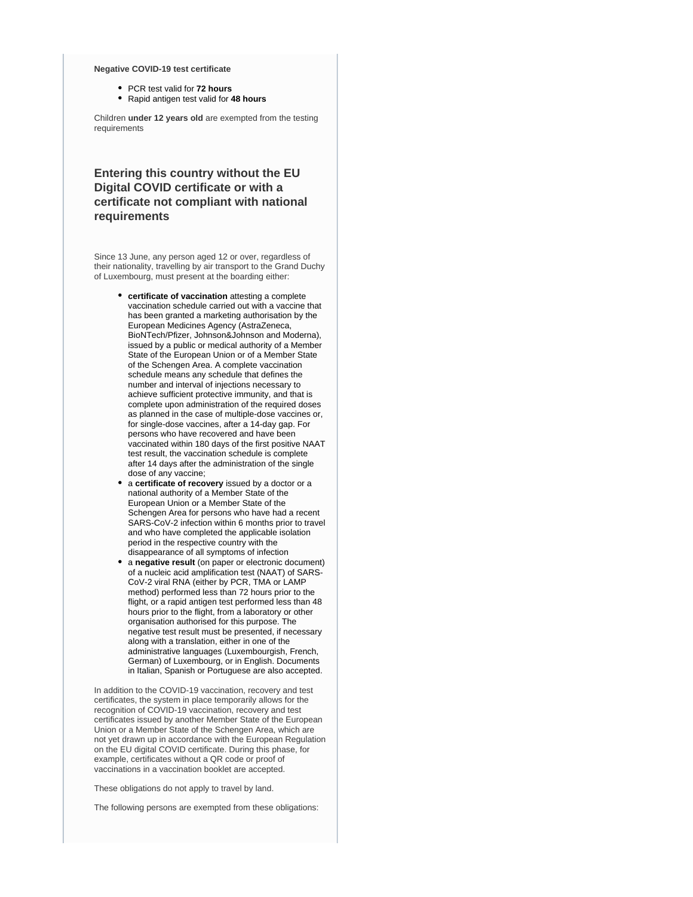**Negative COVID-19 test certificate**

- PCR test valid for **72 hours**
- Rapid antigen test valid for **48 hours**

Children **under 12 years old** are exempted from the testing requirements

## Entering this country without the EU Digital COVID certificate or with a certificate not compliant with national requirements

Since 13 June, any person aged 12 or over, regardless of their nationality, travelling by air transport to the Grand Duchy of Luxembourg, must present at the boarding either:

- **certificate of vaccination** attesting a complete vaccination schedule carried out with a vaccine that has been granted a marketing authorisation by the European Medicines Agency (AstraZeneca, BioNTech/Pfizer, Johnson&Johnson and Moderna), issued by a public or medical authority of a Member State of the European Union or of a Member State of the Schengen Area. A complete vaccination schedule means any schedule that defines the number and interval of injections necessary to achieve sufficient protective immunity, and that is complete upon administration of the required doses as planned in the case of multiple-dose vaccines or, for single-dose vaccines, after a 14-day gap. For persons who have recovered and have been vaccinated within 180 days of the first positive NAAT test result, the vaccination schedule is complete after 14 days after the administration of the single dose of any vaccine;
- a **certificate of recovery** issued by a doctor or a national authority of a Member State of the European Union or a Member State of the Schengen Area for persons who have had a recent SARS-CoV-2 infection within 6 months prior to travel and who have completed the applicable isolation period in the respective country with the disappearance of all symptoms of infection
- a **negative result** (on paper or electronic document) of a nucleic acid amplification test (NAAT) of SARS-CoV-2 viral RNA (either by PCR, TMA or LAMP method) performed less than 72 hours prior to the flight, or a rapid antigen test performed less than 48 hours prior to the flight, from a laboratory or other organisation authorised for this purpose. The negative test result must be presented, if necessary along with a translation, either in one of the administrative languages (Luxembourgish, French, German) of Luxembourg, or in English. Documents in Italian, Spanish or Portuguese are also accepted.

In addition to the COVID-19 vaccination, recovery and test certificates, the system in place temporarily allows for the recognition of COVID-19 vaccination, recovery and test certificates issued by another Member State of the European Union or a Member State of the Schengen Area, which are not yet drawn up in accordance with the European Regulation on the EU digital COVID certificate. During this phase, for example, certificates without a QR code or proof of vaccinations in a vaccination booklet are accepted.

These obligations do not apply to travel by land.

The following persons are exempted from these obligations: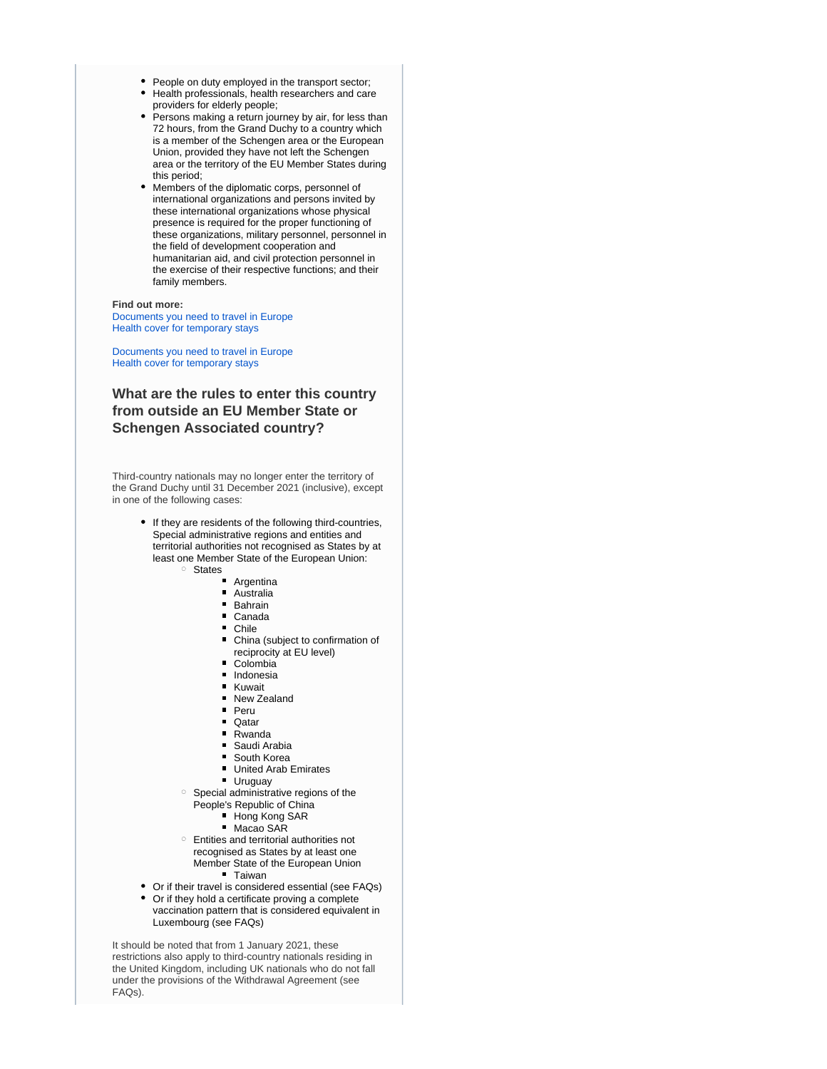- People on duty employed in the transport sector;
- Health professionals, health researchers and care providers for elderly people;
- Persons making a return journey by air, for less than 72 hours, from the Grand Duchy to a country which is a member of the Schengen area or the European Union, provided they have not left the Schengen area or the territory of the EU Member States during this period;
- Members of the diplomatic corps, personnel of international organizations and persons invited by these international organizations whose physical presence is required for the proper functioning of these organizations, military personnel, personnel in the field of development cooperation and humanitarian aid, and civil protection personnel in the exercise of their respective functions; and their family members.

**Find out more:**
Documents you need to travel in Europe
Health cover for temporary stays

Documents you need to travel in Europe
Health cover for temporary stays

### What are the rules to enter this country from outside an EU Member State or Schengen Associated country?

Third-country nationals may no longer enter the territory of the Grand Duchy until 31 December 2021 (inclusive), except in one of the following cases:

- If they are residents of the following third-countries, Special administrative regions and entities and territorial authorities not recognised as States by at least one Member State of the European Union:
  - States
    - Argentina
    - Australia
    - Bahrain
    - Canada
    - Chile
    - China (subject to confirmation of reciprocity at EU level)
    - Colombia
    - Indonesia
    - Kuwait
    - New Zealand
    - Peru
    - Qatar
    - Rwanda
    - Saudi Arabia
    - South Korea
    - United Arab Emirates
    - Uruguay
  - Special administrative regions of the People's Republic of China
    - Hong Kong SAR
    - Macao SAR
  - Entities and territorial authorities not recognised as States by at least one Member State of the European Union
    - Taiwan
- Or if their travel is considered essential (see FAQs)
- Or if they hold a certificate proving a complete vaccination pattern that is considered equivalent in Luxembourg (see FAQs)

It should be noted that from 1 January 2021, these restrictions also apply to third-country nationals residing in the United Kingdom, including UK nationals who do not fall under the provisions of the Withdrawal Agreement (see FAQs).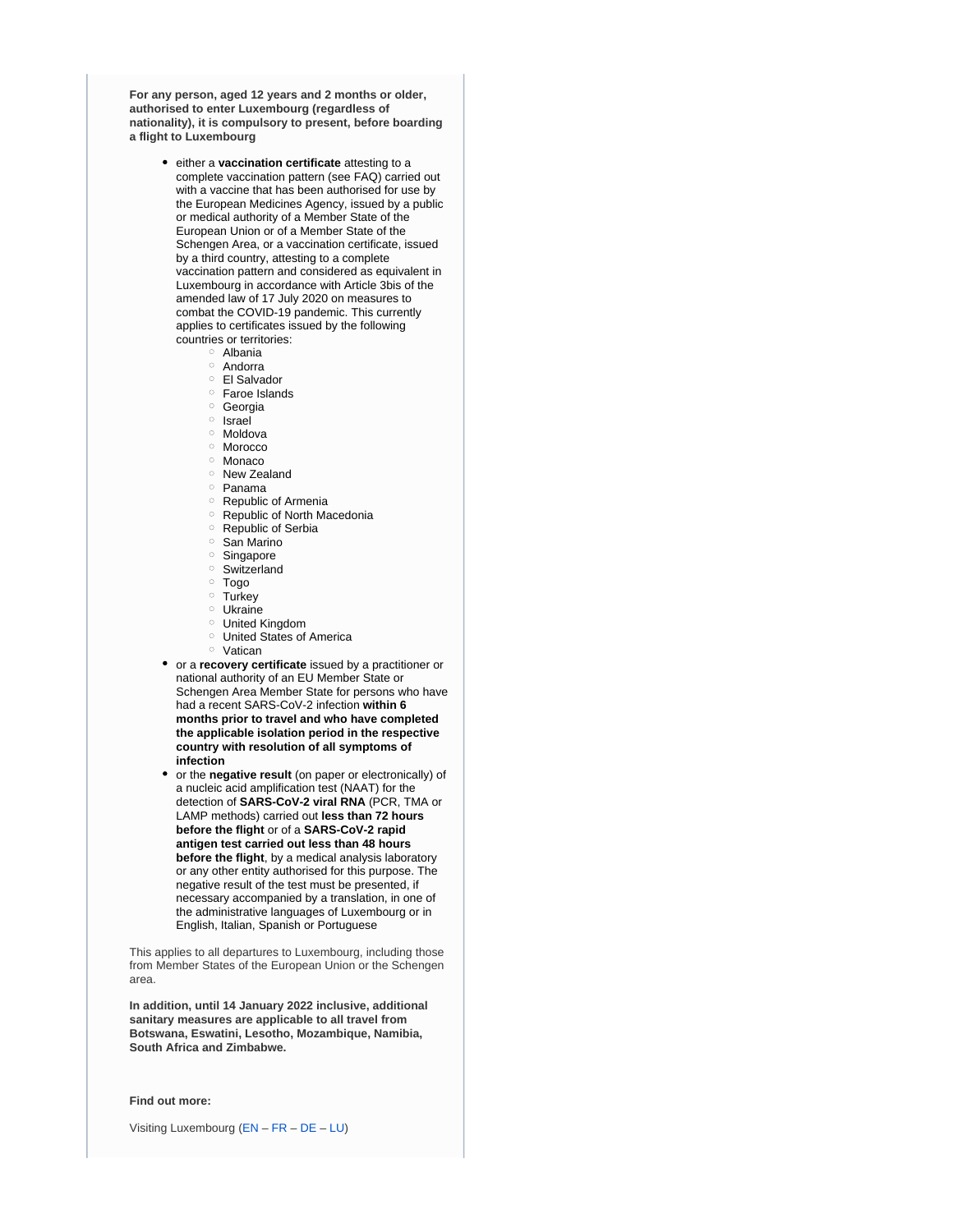**For any person, aged 12 years and 2 months or older, authorised to enter Luxembourg (regardless of nationality), it is compulsory to present, before boarding a flight to Luxembourg**

- either a **vaccination certificate** attesting to a complete vaccination pattern (see FAQ) carried out with a vaccine that has been authorised for use by the European Medicines Agency, issued by a public or medical authority of a Member State of the European Union or of a Member State of the Schengen Area, or a vaccination certificate, issued by a third country, attesting to a complete vaccination pattern and considered as equivalent in Luxembourg in accordance with Article 3bis of the amended law of 17 July 2020 on measures to combat the COVID-19 pandemic. This currently applies to certificates issued by the following countries or territories:
    - Albania
    - Andorra
    - El Salvador
    - Faroe Islands
    - Georgia
    - Israel
    - Moldova
    - Morocco
    - Monaco
    - New Zealand
    - Panama
    - Republic of Armenia
    - Republic of North Macedonia
    - Republic of Serbia
    - San Marino
    - Singapore
    - Switzerland
    - Togo
    - Turkey
    - Ukraine
    - United Kingdom
    - United States of America
    - Vatican
- or a **recovery certificate** issued by a practitioner or national authority of an EU Member State or Schengen Area Member State for persons who have had a recent SARS-CoV-2 infection **within 6 months prior to travel and who have completed the applicable isolation period in the respective country with resolution of all symptoms of infection**
- or the **negative result** (on paper or electronically) of a nucleic acid amplification test (NAAT) for the detection of **SARS-CoV-2 viral RNA** (PCR, TMA or LAMP methods) carried out **less than 72 hours before the flight** or of a **SARS-CoV-2 rapid antigen test carried out less than 48 hours before the flight**, by a medical analysis laboratory or any other entity authorised for this purpose. The negative result of the test must be presented, if necessary accompanied by a translation, in one of the administrative languages of Luxembourg or in English, Italian, Spanish or Portuguese

This applies to all departures to Luxembourg, including those from Member States of the European Union or the Schengen area.

**In addition, until 14 January 2022 inclusive, additional sanitary measures are applicable to all travel from Botswana, Eswatini, Lesotho, Mozambique, Namibia, South Africa and Zimbabwe.**

**Find out more:**

Visiting Luxembourg (EN – FR – DE – LU)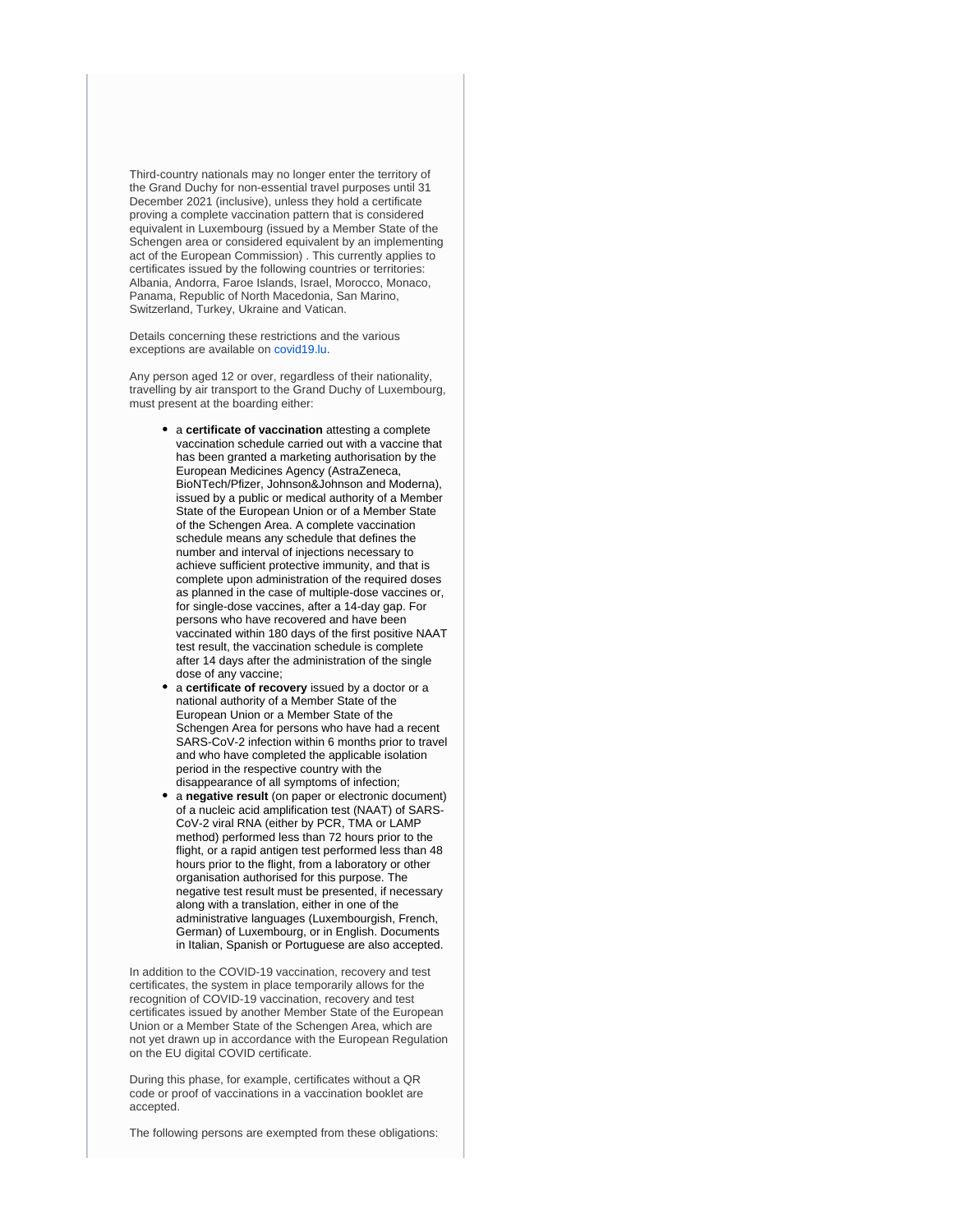Third-country nationals may no longer enter the territory of the Grand Duchy for non-essential travel purposes until 31 December 2021 (inclusive), unless they hold a certificate proving a complete vaccination pattern that is considered equivalent in Luxembourg (issued by a Member State of the Schengen area or considered equivalent by an implementing act of the European Commission) . This currently applies to certificates issued by the following countries or territories: Albania, Andorra, Faroe Islands, Israel, Morocco, Monaco, Panama, Republic of North Macedonia, San Marino, Switzerland, Turkey, Ukraine and Vatican.

Details concerning these restrictions and the various exceptions are available on covid19.lu.

Any person aged 12 or over, regardless of their nationality, travelling by air transport to the Grand Duchy of Luxembourg, must present at the boarding either:

- a **certificate of vaccination** attesting a complete vaccination schedule carried out with a vaccine that has been granted a marketing authorisation by the European Medicines Agency (AstraZeneca, BioNTech/Pfizer, Johnson&Johnson and Moderna), issued by a public or medical authority of a Member State of the European Union or of a Member State of the Schengen Area. A complete vaccination schedule means any schedule that defines the number and interval of injections necessary to achieve sufficient protective immunity, and that is complete upon administration of the required doses as planned in the case of multiple-dose vaccines or, for single-dose vaccines, after a 14-day gap. For persons who have recovered and have been vaccinated within 180 days of the first positive NAAT test result, the vaccination schedule is complete after 14 days after the administration of the single dose of any vaccine;
- a **certificate of recovery** issued by a doctor or a national authority of a Member State of the European Union or a Member State of the Schengen Area for persons who have had a recent SARS-CoV-2 infection within 6 months prior to travel and who have completed the applicable isolation period in the respective country with the disappearance of all symptoms of infection;
- a **negative result** (on paper or electronic document) of a nucleic acid amplification test (NAAT) of SARS-CoV-2 viral RNA (either by PCR, TMA or LAMP method) performed less than 72 hours prior to the flight, or a rapid antigen test performed less than 48 hours prior to the flight, from a laboratory or other organisation authorised for this purpose. The negative test result must be presented, if necessary along with a translation, either in one of the administrative languages (Luxembourgish, French, German) of Luxembourg, or in English. Documents in Italian, Spanish or Portuguese are also accepted.

In addition to the COVID-19 vaccination, recovery and test certificates, the system in place temporarily allows for the recognition of COVID-19 vaccination, recovery and test certificates issued by another Member State of the European Union or a Member State of the Schengen Area, which are not yet drawn up in accordance with the European Regulation on the EU digital COVID certificate.

During this phase, for example, certificates without a QR code or proof of vaccinations in a vaccination booklet are accepted.

The following persons are exempted from these obligations: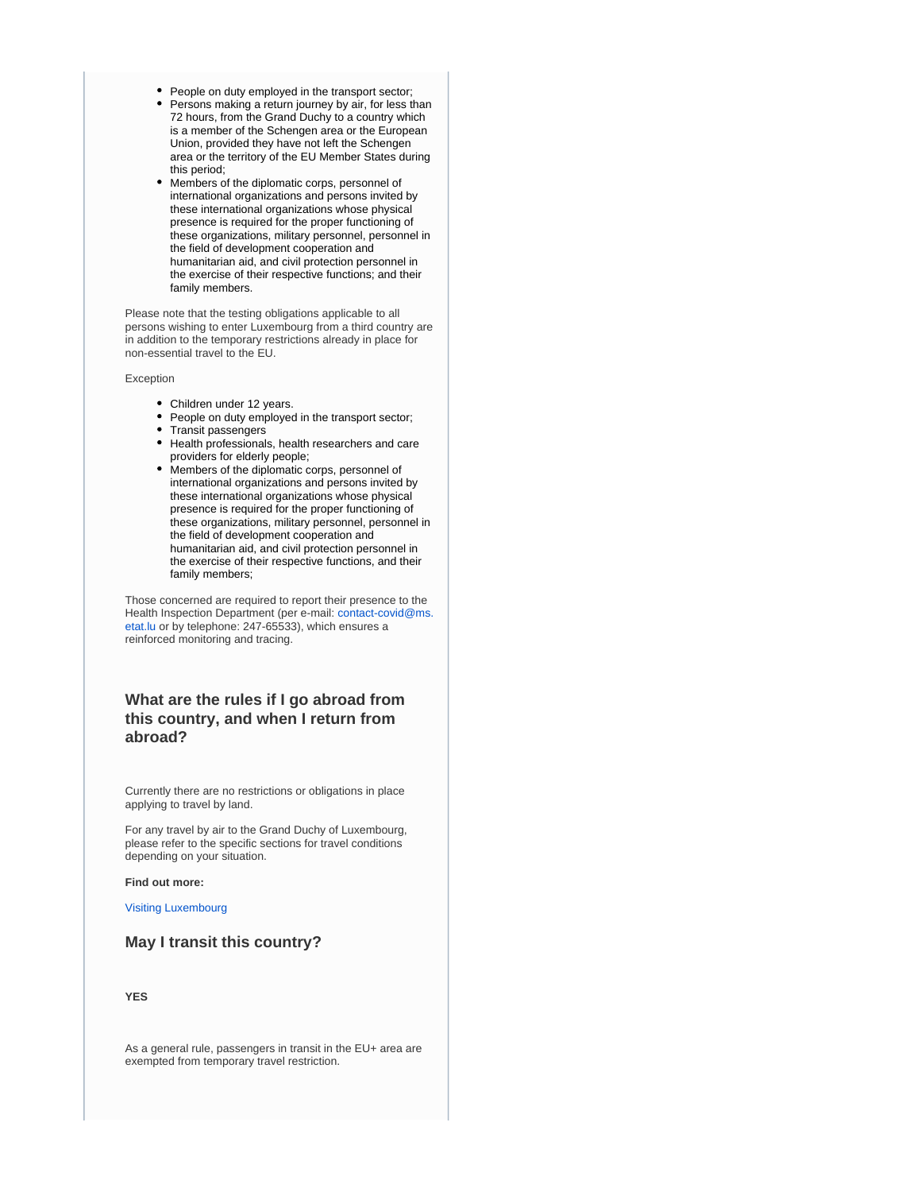- People on duty employed in the transport sector;
- Persons making a return journey by air, for less than 72 hours, from the Grand Duchy to a country which is a member of the Schengen area or the European Union, provided they have not left the Schengen area or the territory of the EU Member States during this period;
- Members of the diplomatic corps, personnel of international organizations and persons invited by these international organizations whose physical presence is required for the proper functioning of these organizations, military personnel, personnel in the field of development cooperation and humanitarian aid, and civil protection personnel in the exercise of their respective functions; and their family members.

Please note that the testing obligations applicable to all persons wishing to enter Luxembourg from a third country are in addition to the temporary restrictions already in place for non-essential travel to the EU.

Exception

- Children under 12 years.
- People on duty employed in the transport sector;
- Transit passengers
- Health professionals, health researchers and care providers for elderly people;
- Members of the diplomatic corps, personnel of international organizations and persons invited by these international organizations whose physical presence is required for the proper functioning of these organizations, military personnel, personnel in the field of development cooperation and humanitarian aid, and civil protection personnel in the exercise of their respective functions, and their family members;

Those concerned are required to report their presence to the Health Inspection Department (per e-mail: contact-covid@ms.etat.lu or by telephone: 247-65533), which ensures a reinforced monitoring and tracing.

## What are the rules if I go abroad from this country, and when I return from abroad?

Currently there are no restrictions or obligations in place applying to travel by land.

For any travel by air to the Grand Duchy of Luxembourg, please refer to the specific sections for travel conditions depending on your situation.

**Find out more:**

Visiting Luxembourg

## May I transit this country?

**YES**

As a general rule, passengers in transit in the EU+ area are exempted from temporary travel restriction.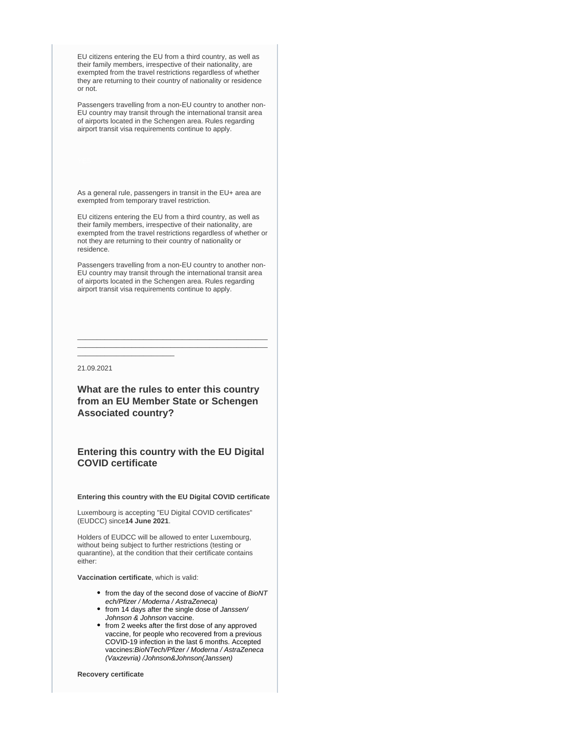EU citizens entering the EU from a third country, as well as their family members, irrespective of their nationality, are exempted from the travel restrictions regardless of whether they are returning to their country of nationality or residence or not.

Passengers travelling from a non-EU country to another non-EU country may transit through the international transit area of airports located in the Schengen area. Rules regarding airport transit visa requirements continue to apply.

As a general rule, passengers in transit in the EU+ area are exempted from temporary travel restriction.

EU citizens entering the EU from a third country, as well as their family members, irrespective of their nationality, are exempted from the travel restrictions regardless of whether or not they are returning to their country of nationality or residence.

Passengers travelling from a non-EU country to another non-EU country may transit through the international transit area of airports located in the Schengen area. Rules regarding airport transit visa requirements continue to apply.

---

21.09.2021

### What are the rules to enter this country from an EU Member State or Schengen Associated country?

### Entering this country with the EU Digital COVID certificate

**Entering this country with the EU Digital COVID certificate**

Luxembourg is accepting "EU Digital COVID certificates" (EUDCC) since **14 June 2021**.

Holders of EUDCC will be allowed to enter Luxembourg, without being subject to further restrictions (testing or quarantine), at the condition that their certificate contains either:

**Vaccination certificate**, which is valid:

- from the day of the second dose of vaccine of *BioNTech/Pfizer / Moderna / AstraZeneca)*
- from 14 days after the single dose of *Janssen/ Johnson & Johnson* vaccine.
- from 2 weeks after the first dose of any approved vaccine, for people who recovered from a previous COVID-19 infection in the last 6 months. Accepted vaccines:*BioNTech/Pfizer / Moderna / AstraZeneca (Vaxzevria) /Johnson&Johnson(Janssen)*

**Recovery certificate**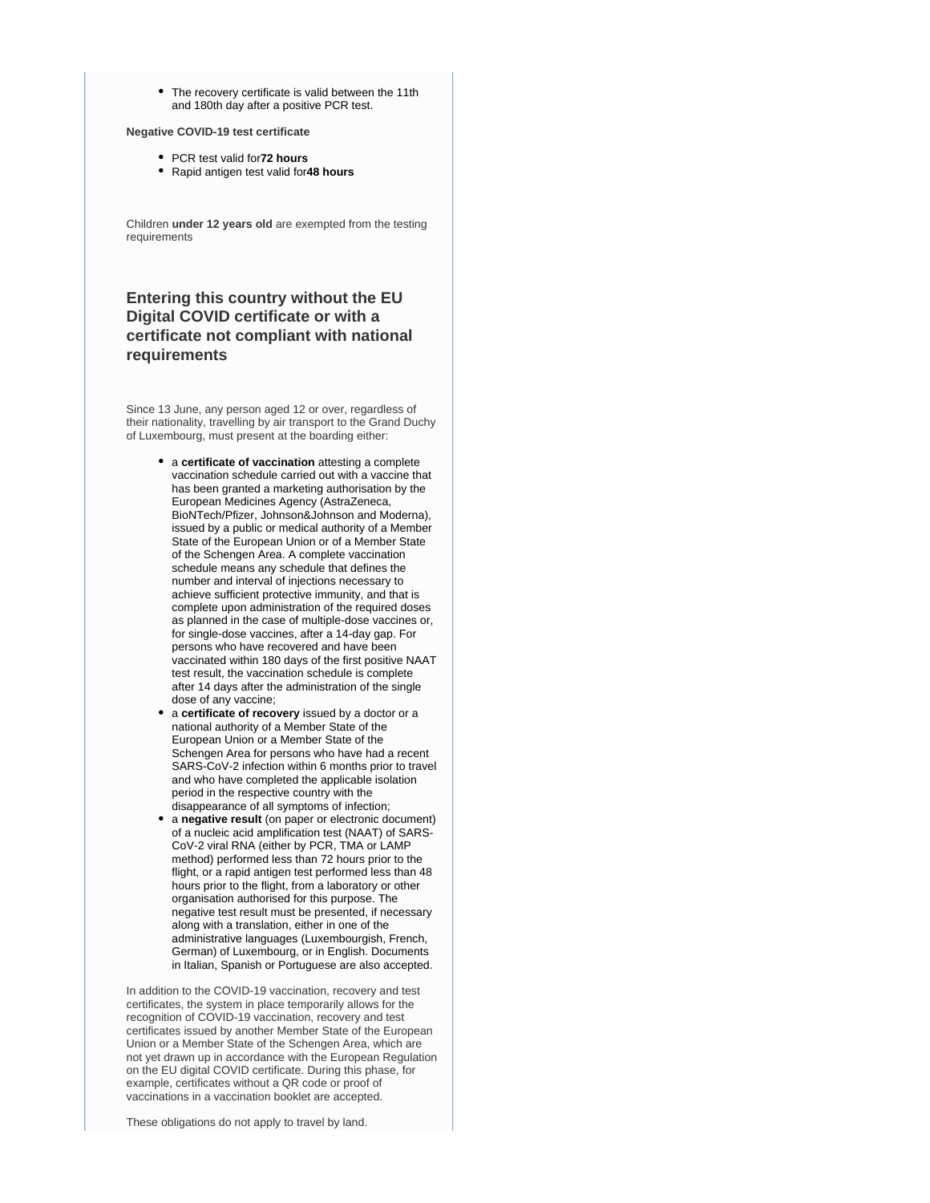- The recovery certificate is valid between the 11th and 180th day after a positive PCR test.

**Negative COVID-19 test certificate**

- PCR test valid for**72 hours**
- Rapid antigen test valid for**48 hours**

Children **under 12 years old** are exempted from the testing requirements

## Entering this country without the EU Digital COVID certificate or with a certificate not compliant with national requirements

Since 13 June, any person aged 12 or over, regardless of their nationality, travelling by air transport to the Grand Duchy of Luxembourg, must present at the boarding either:

- a **certificate of vaccination** attesting a complete vaccination schedule carried out with a vaccine that has been granted a marketing authorisation by the European Medicines Agency (AstraZeneca, BioNTech/Pfizer, Johnson&Johnson and Moderna), issued by a public or medical authority of a Member State of the European Union or of a Member State of the Schengen Area. A complete vaccination schedule means any schedule that defines the number and interval of injections necessary to achieve sufficient protective immunity, and that is complete upon administration of the required doses as planned in the case of multiple-dose vaccines or, for single-dose vaccines, after a 14-day gap. For persons who have recovered and have been vaccinated within 180 days of the first positive NAAT test result, the vaccination schedule is complete after 14 days after the administration of the single dose of any vaccine;
- a **certificate of recovery** issued by a doctor or a national authority of a Member State of the European Union or a Member State of the Schengen Area for persons who have had a recent SARS-CoV-2 infection within 6 months prior to travel and who have completed the applicable isolation period in the respective country with the disappearance of all symptoms of infection;
- a **negative result** (on paper or electronic document) of a nucleic acid amplification test (NAAT) of SARS-CoV-2 viral RNA (either by PCR, TMA or LAMP method) performed less than 72 hours prior to the flight, or a rapid antigen test performed less than 48 hours prior to the flight, from a laboratory or other organisation authorised for this purpose. The negative test result must be presented, if necessary along with a translation, either in one of the administrative languages (Luxembourgish, French, German) of Luxembourg, or in English. Documents in Italian, Spanish or Portuguese are also accepted.

In addition to the COVID-19 vaccination, recovery and test certificates, the system in place temporarily allows for the recognition of COVID-19 vaccination, recovery and test certificates issued by another Member State of the European Union or a Member State of the Schengen Area, which are not yet drawn up in accordance with the European Regulation on the EU digital COVID certificate. During this phase, for example, certificates without a QR code or proof of vaccinations in a vaccination booklet are accepted.

These obligations do not apply to travel by land.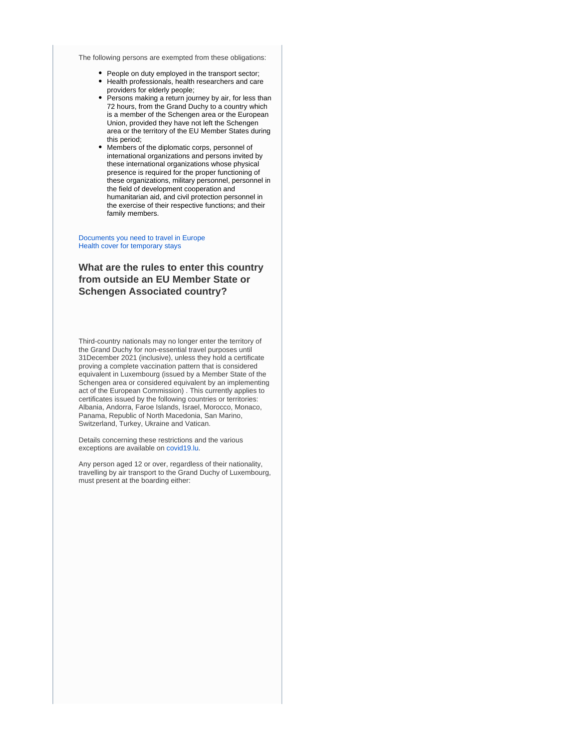The following persons are exempted from these obligations:

- People on duty employed in the transport sector;
- Health professionals, health researchers and care providers for elderly people;
- Persons making a return journey by air, for less than 72 hours, from the Grand Duchy to a country which is a member of the Schengen area or the European Union, provided they have not left the Schengen area or the territory of the EU Member States during this period;
- Members of the diplomatic corps, personnel of international organizations and persons invited by these international organizations whose physical presence is required for the proper functioning of these organizations, military personnel, personnel in the field of development cooperation and humanitarian aid, and civil protection personnel in the exercise of their respective functions; and their family members.

Documents you need to travel in Europe
Health cover for temporary stays

### What are the rules to enter this country from outside an EU Member State or Schengen Associated country?

Third-country nationals may no longer enter the territory of the Grand Duchy for non-essential travel purposes until 31December 2021 (inclusive), unless they hold a certificate proving a complete vaccination pattern that is considered equivalent in Luxembourg (issued by a Member State of the Schengen area or considered equivalent by an implementing act of the European Commission) . This currently applies to certificates issued by the following countries or territories: Albania, Andorra, Faroe Islands, Israel, Morocco, Monaco, Panama, Republic of North Macedonia, San Marino, Switzerland, Turkey, Ukraine and Vatican.

Details concerning these restrictions and the various exceptions are available on covid19.lu.

Any person aged 12 or over, regardless of their nationality, travelling by air transport to the Grand Duchy of Luxembourg, must present at the boarding either: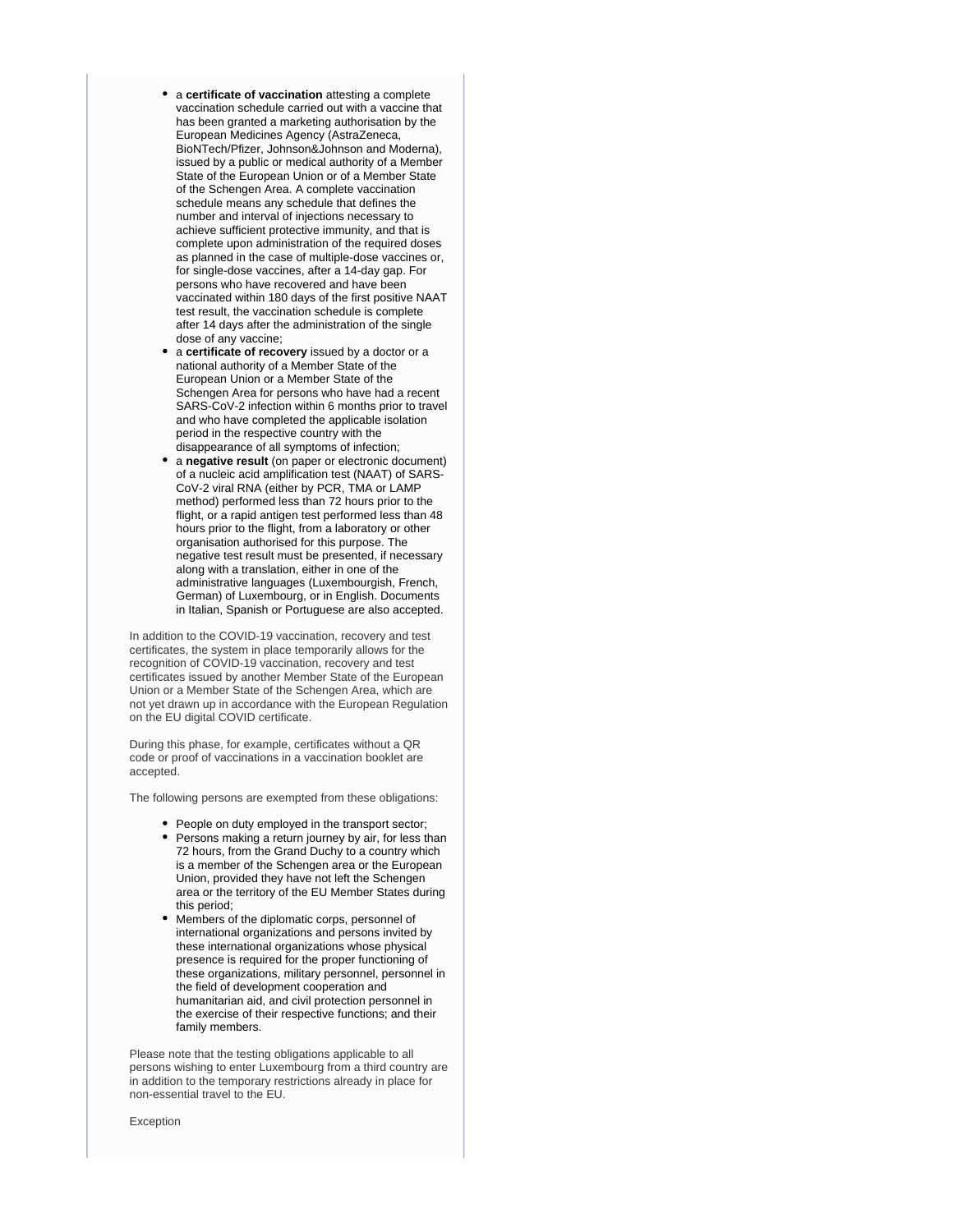- a **certificate of vaccination** attesting a complete vaccination schedule carried out with a vaccine that has been granted a marketing authorisation by the European Medicines Agency (AstraZeneca, BioNTech/Pfizer, Johnson&Johnson and Moderna), issued by a public or medical authority of a Member State of the European Union or of a Member State of the Schengen Area. A complete vaccination schedule means any schedule that defines the number and interval of injections necessary to achieve sufficient protective immunity, and that is complete upon administration of the required doses as planned in the case of multiple-dose vaccines or, for single-dose vaccines, after a 14-day gap. For persons who have recovered and have been vaccinated within 180 days of the first positive NAAT test result, the vaccination schedule is complete after 14 days after the administration of the single dose of any vaccine;
- a **certificate of recovery** issued by a doctor or a national authority of a Member State of the European Union or a Member State of the Schengen Area for persons who have had a recent SARS-CoV-2 infection within 6 months prior to travel and who have completed the applicable isolation period in the respective country with the disappearance of all symptoms of infection;
- a **negative result** (on paper or electronic document) of a nucleic acid amplification test (NAAT) of SARS-CoV-2 viral RNA (either by PCR, TMA or LAMP method) performed less than 72 hours prior to the flight, or a rapid antigen test performed less than 48 hours prior to the flight, from a laboratory or other organisation authorised for this purpose. The negative test result must be presented, if necessary along with a translation, either in one of the administrative languages (Luxembourgish, French, German) of Luxembourg, or in English. Documents in Italian, Spanish or Portuguese are also accepted.

In addition to the COVID-19 vaccination, recovery and test certificates, the system in place temporarily allows for the recognition of COVID-19 vaccination, recovery and test certificates issued by another Member State of the European Union or a Member State of the Schengen Area, which are not yet drawn up in accordance with the European Regulation on the EU digital COVID certificate.

During this phase, for example, certificates without a QR code or proof of vaccinations in a vaccination booklet are accepted.

The following persons are exempted from these obligations:

- People on duty employed in the transport sector;
- Persons making a return journey by air, for less than 72 hours, from the Grand Duchy to a country which is a member of the Schengen area or the European Union, provided they have not left the Schengen area or the territory of the EU Member States during this period;
- Members of the diplomatic corps, personnel of international organizations and persons invited by these international organizations whose physical presence is required for the proper functioning of these organizations, military personnel, personnel in the field of development cooperation and humanitarian aid, and civil protection personnel in the exercise of their respective functions; and their family members.

Please note that the testing obligations applicable to all persons wishing to enter Luxembourg from a third country are in addition to the temporary restrictions already in place for non-essential travel to the EU.

Exception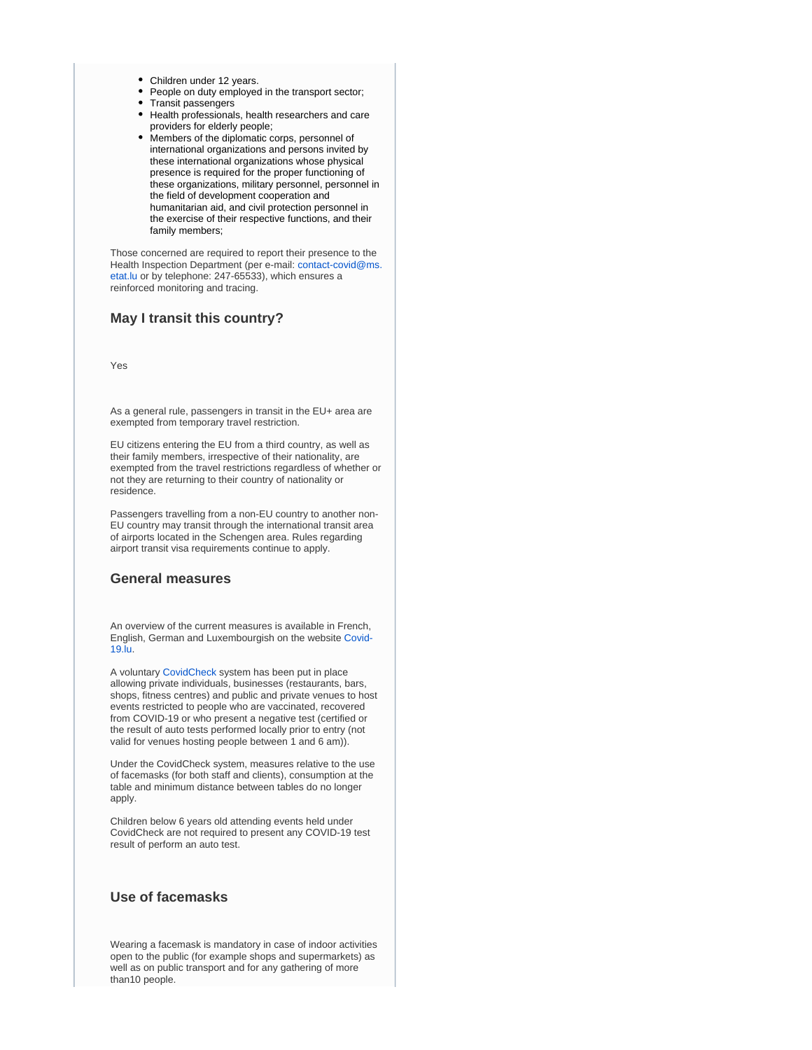- Children under 12 years.
- People on duty employed in the transport sector;
- Transit passengers
- Health professionals, health researchers and care providers for elderly people;
- Members of the diplomatic corps, personnel of international organizations and persons invited by these international organizations whose physical presence is required for the proper functioning of these organizations, military personnel, personnel in the field of development cooperation and humanitarian aid, and civil protection personnel in the exercise of their respective functions, and their family members;

Those concerned are required to report their presence to the Health Inspection Department (per e-mail: contact-covid@ms.etat.lu or by telephone: 247-65533), which ensures a reinforced monitoring and tracing.

### May I transit this country?

Yes

As a general rule, passengers in transit in the EU+ area are exempted from temporary travel restriction.

EU citizens entering the EU from a third country, as well as their family members, irrespective of their nationality, are exempted from the travel restrictions regardless of whether or not they are returning to their country of nationality or residence.

Passengers travelling from a non-EU country to another non-EU country may transit through the international transit area of airports located in the Schengen area. Rules regarding airport transit visa requirements continue to apply.

### General measures

An overview of the current measures is available in French, English, German and Luxembourgish on the website Covid-19.lu.

A voluntary CovidCheck system has been put in place allowing private individuals, businesses (restaurants, bars, shops, fitness centres) and public and private venues to host events restricted to people who are vaccinated, recovered from COVID-19 or who present a negative test (certified or the result of auto tests performed locally prior to entry (not valid for venues hosting people between 1 and 6 am)).

Under the CovidCheck system, measures relative to the use of facemasks (for both staff and clients), consumption at the table and minimum distance between tables do no longer apply.

Children below 6 years old attending events held under CovidCheck are not required to present any COVID-19 test result of perform an auto test.

### Use of facemasks

Wearing a facemask is mandatory in case of indoor activities open to the public (for example shops and supermarkets) as well as on public transport and for any gathering of more than10 people.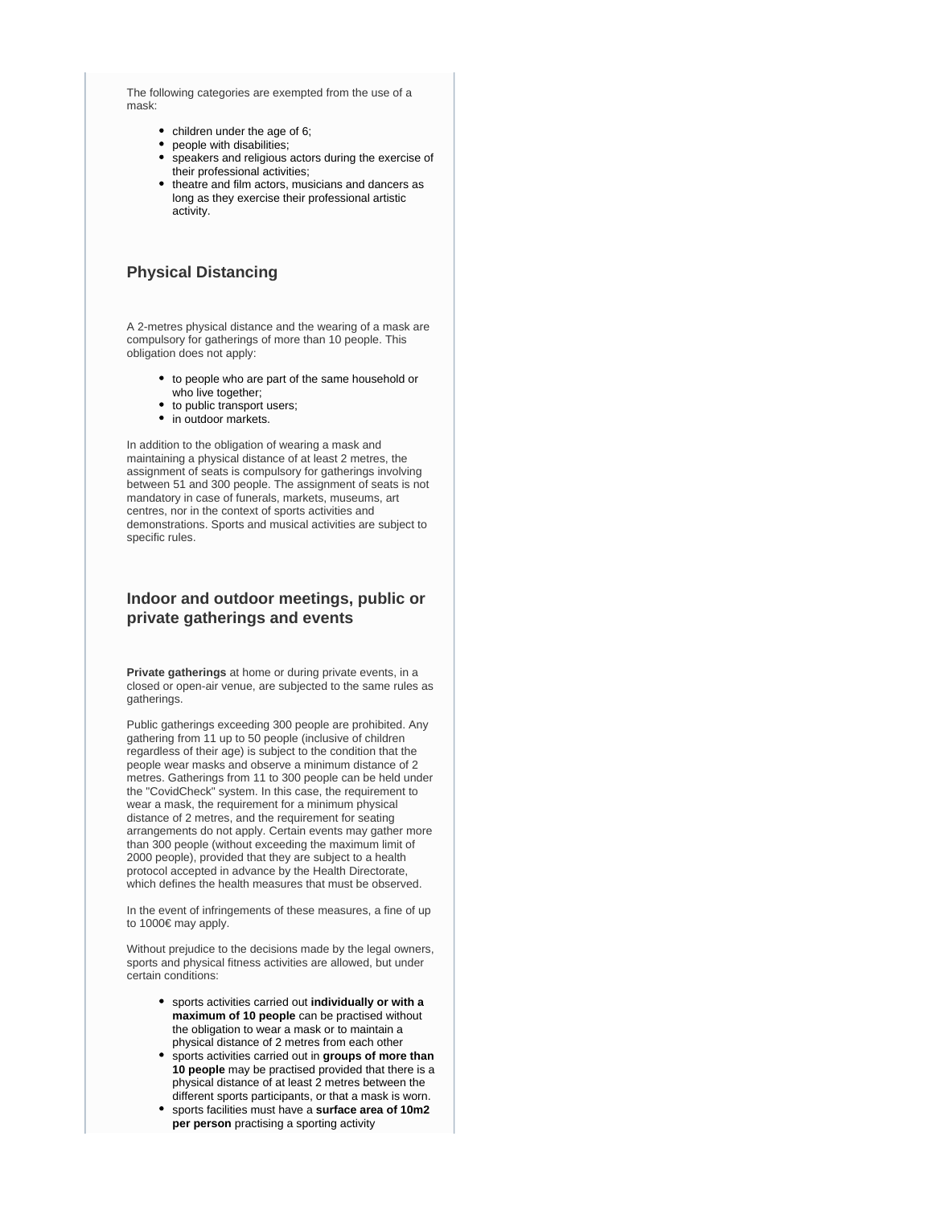The following categories are exempted from the use of a mask:

- children under the age of 6;
- people with disabilities;
- speakers and religious actors during the exercise of their professional activities;
- theatre and film actors, musicians and dancers as long as they exercise their professional artistic activity.

### Physical Distancing

A 2-metres physical distance and the wearing of a mask are compulsory for gatherings of more than 10 people. This obligation does not apply:

- to people who are part of the same household or who live together;
- to public transport users;
- in outdoor markets.

In addition to the obligation of wearing a mask and maintaining a physical distance of at least 2 metres, the assignment of seats is compulsory for gatherings involving between 51 and 300 people. The assignment of seats is not mandatory in case of funerals, markets, museums, art centres, nor in the context of sports activities and demonstrations. Sports and musical activities are subject to specific rules.

### Indoor and outdoor meetings, public or private gatherings and events

**Private gatherings** at home or during private events, in a closed or open-air venue, are subjected to the same rules as gatherings.

Public gatherings exceeding 300 people are prohibited. Any gathering from 11 up to 50 people (inclusive of children regardless of their age) is subject to the condition that the people wear masks and observe a minimum distance of 2 metres. Gatherings from 11 to 300 people can be held under the "CovidCheck" system. In this case, the requirement to wear a mask, the requirement for a minimum physical distance of 2 metres, and the requirement for seating arrangements do not apply. Certain events may gather more than 300 people (without exceeding the maximum limit of 2000 people), provided that they are subject to a health protocol accepted in advance by the Health Directorate, which defines the health measures that must be observed.

In the event of infringements of these measures, a fine of up to 1000€ may apply.

Without prejudice to the decisions made by the legal owners, sports and physical fitness activities are allowed, but under certain conditions:

- sports activities carried out **individually or with a maximum of 10 people** can be practised without the obligation to wear a mask or to maintain a physical distance of 2 metres from each other
- sports activities carried out in **groups of more than 10 people** may be practised provided that there is a physical distance of at least 2 metres between the different sports participants, or that a mask is worn.
- sports facilities must have a **surface area of 10m2 per person** practising a sporting activity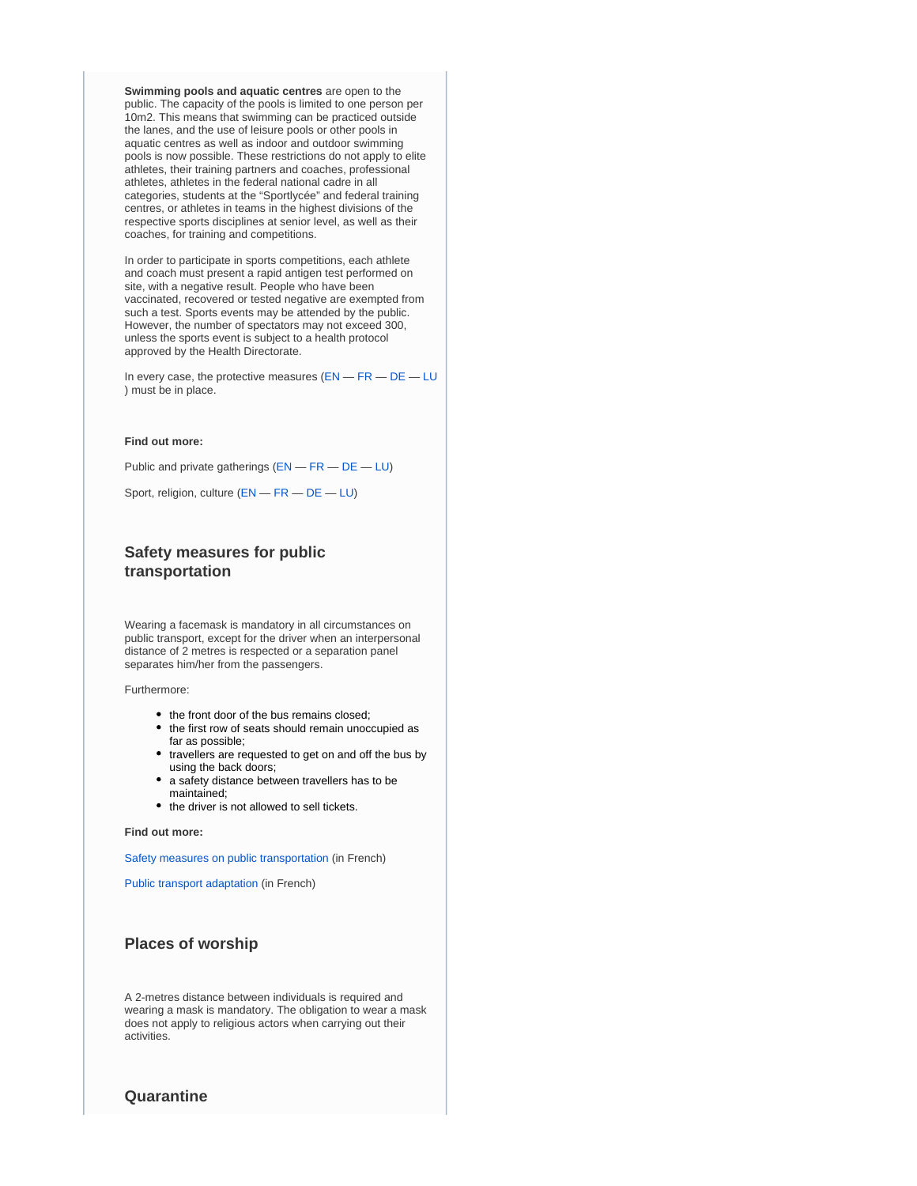**Swimming pools and aquatic centres** are open to the public. The capacity of the pools is limited to one person per 10m2. This means that swimming can be practiced outside the lanes, and the use of leisure pools or other pools in aquatic centres as well as indoor and outdoor swimming pools is now possible. These restrictions do not apply to elite athletes, their training partners and coaches, professional athletes, athletes in the federal national cadre in all categories, students at the “Sportlycée” and federal training centres, or athletes in teams in the highest divisions of the respective sports disciplines at senior level, as well as their coaches, for training and competitions.

In order to participate in sports competitions, each athlete and coach must present a rapid antigen test performed on site, with a negative result. People who have been vaccinated, recovered or tested negative are exempted from such a test. Sports events may be attended by the public. However, the number of spectators may not exceed 300, unless the sports event is subject to a health protocol approved by the Health Directorate.

In every case, the protective measures (EN — FR — DE — LU ) must be in place.

**Find out more:**

Public and private gatherings (EN — FR — DE — LU)

Sport, religion, culture (EN — FR — DE — LU)

### Safety measures for public transportation

Wearing a facemask is mandatory in all circumstances on public transport, except for the driver when an interpersonal distance of 2 metres is respected or a separation panel separates him/her from the passengers.

Furthermore:

- the front door of the bus remains closed;
- the first row of seats should remain unoccupied as far as possible;
- travellers are requested to get on and off the bus by using the back doors;
- a safety distance between travellers has to be maintained;
- the driver is not allowed to sell tickets.

**Find out more:**

Safety measures on public transportation (in French)

Public transport adaptation (in French)

### Places of worship

A 2-metres distance between individuals is required and wearing a mask is mandatory. The obligation to wear a mask does not apply to religious actors when carrying out their activities.

### Quarantine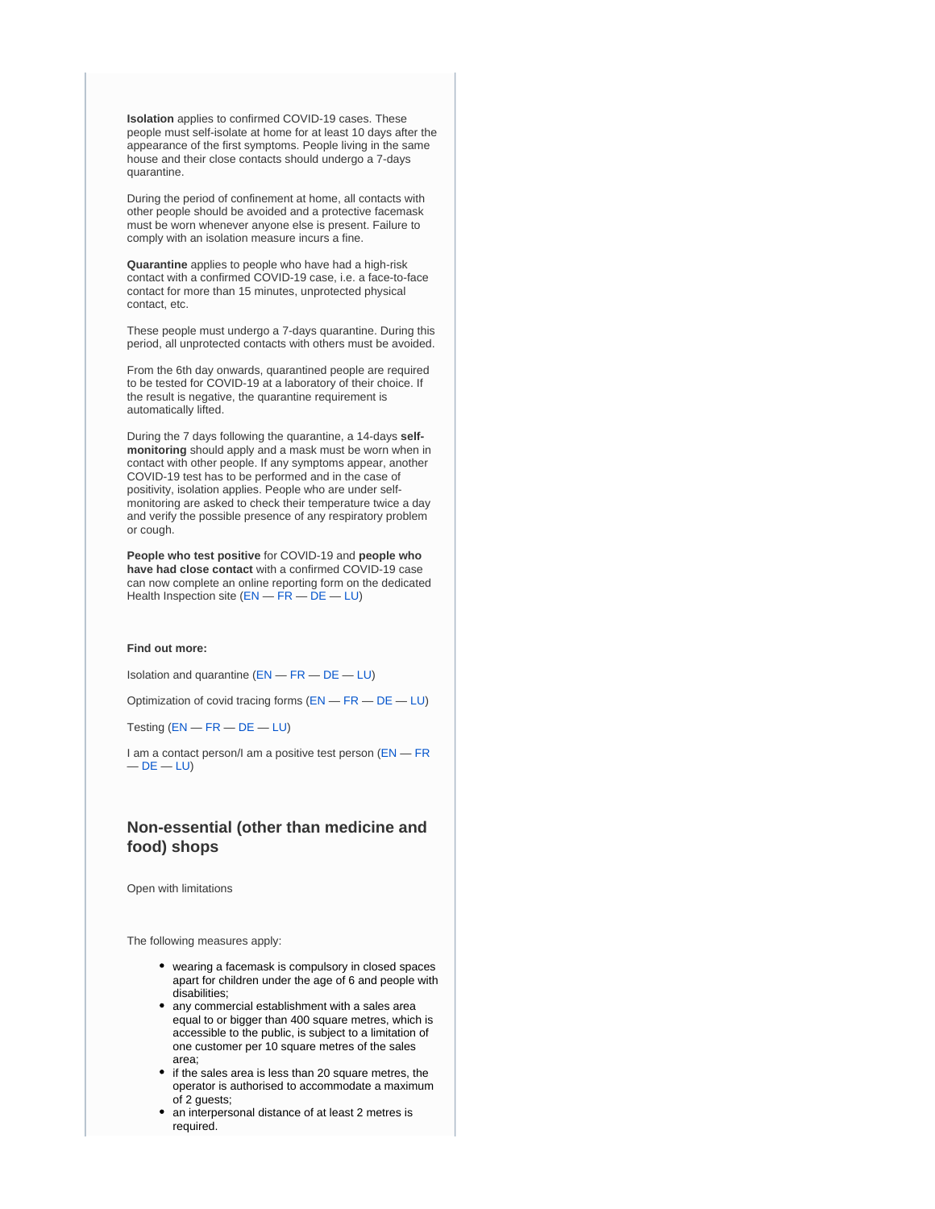**Isolation** applies to confirmed COVID-19 cases. These people must self-isolate at home for at least 10 days after the appearance of the first symptoms. People living in the same house and their close contacts should undergo a 7-days quarantine.

During the period of confinement at home, all contacts with other people should be avoided and a protective facemask must be worn whenever anyone else is present. Failure to comply with an isolation measure incurs a fine.

**Quarantine** applies to people who have had a high-risk contact with a confirmed COVID-19 case, i.e. a face-to-face contact for more than 15 minutes, unprotected physical contact, etc.

These people must undergo a 7-days quarantine. During this period, all unprotected contacts with others must be avoided.

From the 6th day onwards, quarantined people are required to be tested for COVID-19 at a laboratory of their choice. If the result is negative, the quarantine requirement is automatically lifted.

During the 7 days following the quarantine, a 14-days **self-monitoring** should apply and a mask must be worn when in contact with other people. If any symptoms appear, another COVID-19 test has to be performed and in the case of positivity, isolation applies. People who are under self-monitoring are asked to check their temperature twice a day and verify the possible presence of any respiratory problem or cough.

**People who test positive** for COVID-19 and **people who have had close contact** with a confirmed COVID-19 case can now complete an online reporting form on the dedicated Health Inspection site (EN — FR — DE — LU)

**Find out more:**

Isolation and quarantine (EN — FR — DE — LU)

Optimization of covid tracing forms (EN — FR — DE — LU)

Testing (EN — FR — DE — LU)

I am a contact person/I am a positive test person (EN — FR — DE — LU)

## Non-essential (other than medicine and food) shops

Open with limitations

The following measures apply:

- wearing a facemask is compulsory in closed spaces apart for children under the age of 6 and people with disabilities;
- any commercial establishment with a sales area equal to or bigger than 400 square metres, which is accessible to the public, is subject to a limitation of one customer per 10 square metres of the sales area;
- if the sales area is less than 20 square metres, the operator is authorised to accommodate a maximum of 2 guests;
- an interpersonal distance of at least 2 metres is required.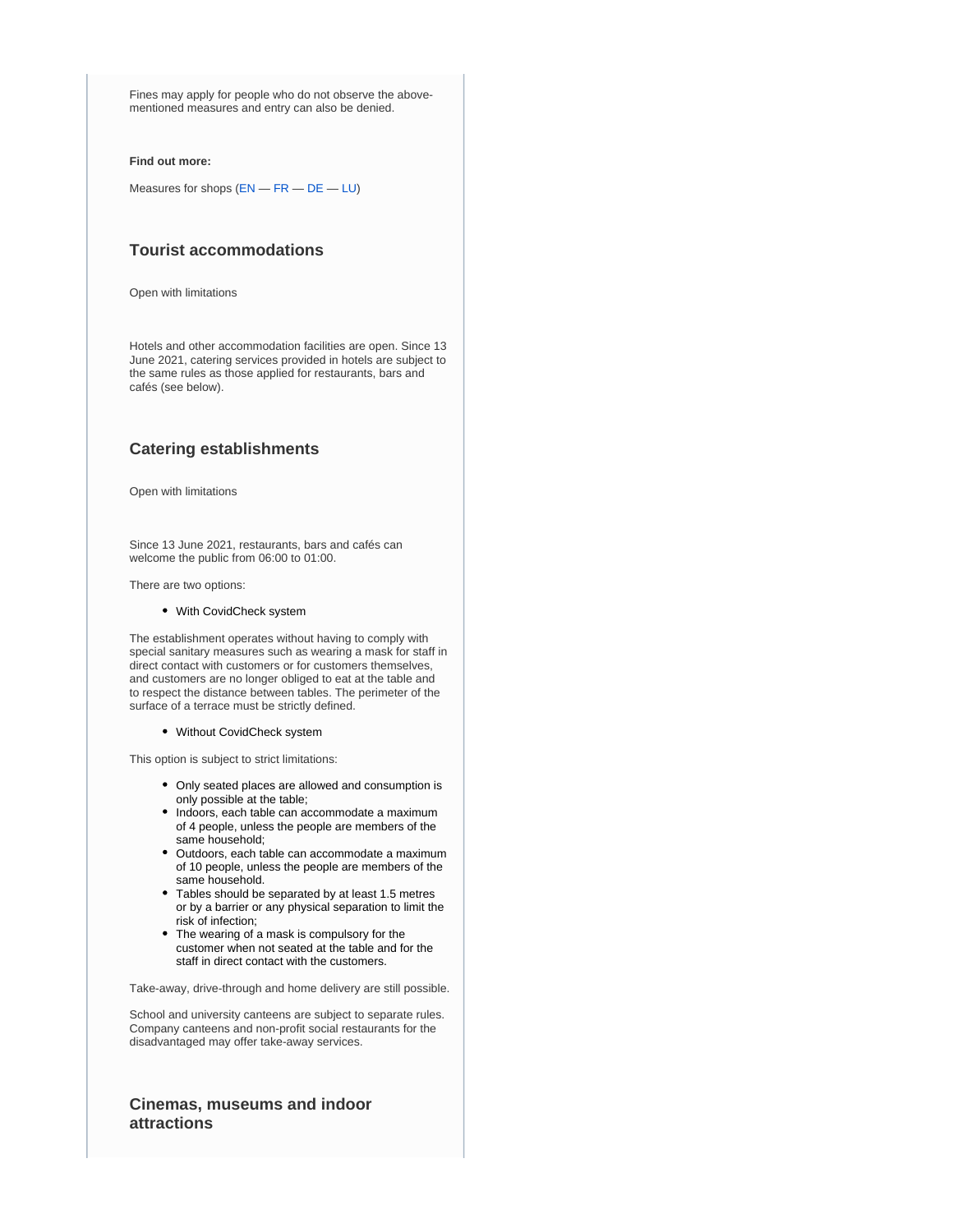Fines may apply for people who do not observe the above-mentioned measures and entry can also be denied.

**Find out more:**

Measures for shops (EN — FR — DE — LU)

## Tourist accommodations

Open with limitations

Hotels and other accommodation facilities are open. Since 13 June 2021, catering services provided in hotels are subject to the same rules as those applied for restaurants, bars and cafés (see below).

## Catering establishments

Open with limitations

Since 13 June 2021, restaurants, bars and cafés can welcome the public from 06:00 to 01:00.

There are two options:

- With CovidCheck system

The establishment operates without having to comply with special sanitary measures such as wearing a mask for staff in direct contact with customers or for customers themselves, and customers are no longer obliged to eat at the table and to respect the distance between tables. The perimeter of the surface of a terrace must be strictly defined.

- Without CovidCheck system

This option is subject to strict limitations:

- Only seated places are allowed and consumption is only possible at the table;
- Indoors, each table can accommodate a maximum of 4 people, unless the people are members of the same household;
- Outdoors, each table can accommodate a maximum of 10 people, unless the people are members of the same household.
- Tables should be separated by at least 1.5 metres or by a barrier or any physical separation to limit the risk of infection;
- The wearing of a mask is compulsory for the customer when not seated at the table and for the staff in direct contact with the customers.

Take-away, drive-through and home delivery are still possible.

School and university canteens are subject to separate rules. Company canteens and non-profit social restaurants for the disadvantaged may offer take-away services.

## Cinemas, museums and indoor attractions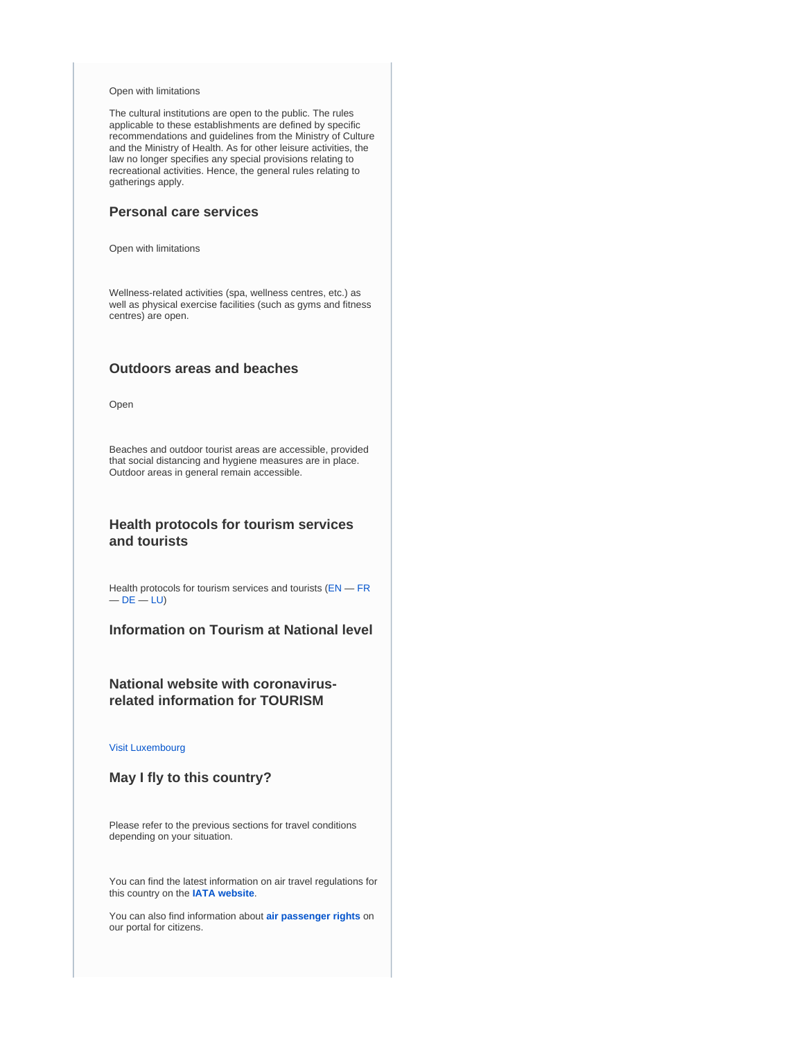Open with limitations

The cultural institutions are open to the public. The rules applicable to these establishments are defined by specific recommendations and guidelines from the Ministry of Culture and the Ministry of Health. As for other leisure activities, the law no longer specifies any special provisions relating to recreational activities. Hence, the general rules relating to gatherings apply.

### Personal care services

Open with limitations

Wellness-related activities (spa, wellness centres, etc.) as well as physical exercise facilities (such as gyms and fitness centres) are open.

### Outdoors areas and beaches

Open

Beaches and outdoor tourist areas are accessible, provided that social distancing and hygiene measures are in place. Outdoor areas in general remain accessible.

### Health protocols for tourism services and tourists

Health protocols for tourism services and tourists (EN — FR — DE — LU)

### Information on Tourism at National level

### National website with coronavirus-related information for TOURISM

Visit Luxembourg

### May I fly to this country?

Please refer to the previous sections for travel conditions depending on your situation.

You can find the latest information on air travel regulations for this country on the **IATA website**.

You can also find information about **air passenger rights** on our portal for citizens.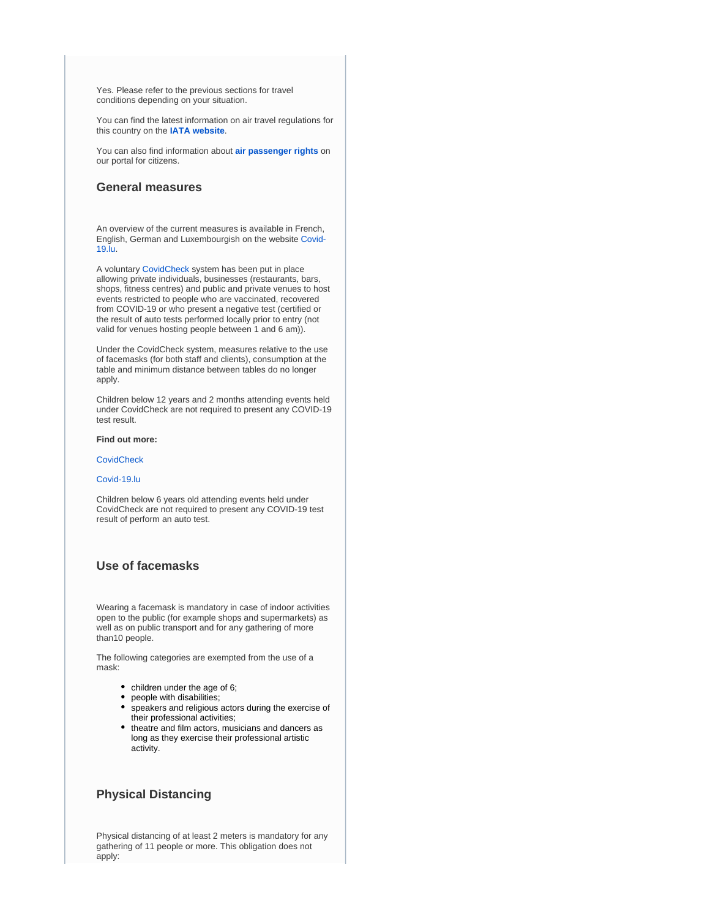Yes. Please refer to the previous sections for travel conditions depending on your situation.

You can find the latest information on air travel regulations for this country on the **IATA website**.

You can also find information about **air passenger rights** on our portal for citizens.

## General measures

An overview of the current measures is available in French, English, German and Luxembourgish on the website Covid-19.lu.

A voluntary CovidCheck system has been put in place allowing private individuals, businesses (restaurants, bars, shops, fitness centres) and public and private venues to host events restricted to people who are vaccinated, recovered from COVID-19 or who present a negative test (certified or the result of auto tests performed locally prior to entry (not valid for venues hosting people between 1 and 6 am)).

Under the CovidCheck system, measures relative to the use of facemasks (for both staff and clients), consumption at the table and minimum distance between tables do no longer apply.

Children below 12 years and 2 months attending events held under CovidCheck are not required to present any COVID-19 test result.

**Find out more:**

CovidCheck

Covid-19.lu

Children below 6 years old attending events held under CovidCheck are not required to present any COVID-19 test result of perform an auto test.

## Use of facemasks

Wearing a facemask is mandatory in case of indoor activities open to the public (for example shops and supermarkets) as well as on public transport and for any gathering of more than10 people.

The following categories are exempted from the use of a mask:

- children under the age of 6;
- people with disabilities;
- speakers and religious actors during the exercise of their professional activities;
- theatre and film actors, musicians and dancers as long as they exercise their professional artistic activity.

## Physical Distancing

Physical distancing of at least 2 meters is mandatory for any gathering of 11 people or more. This obligation does not apply: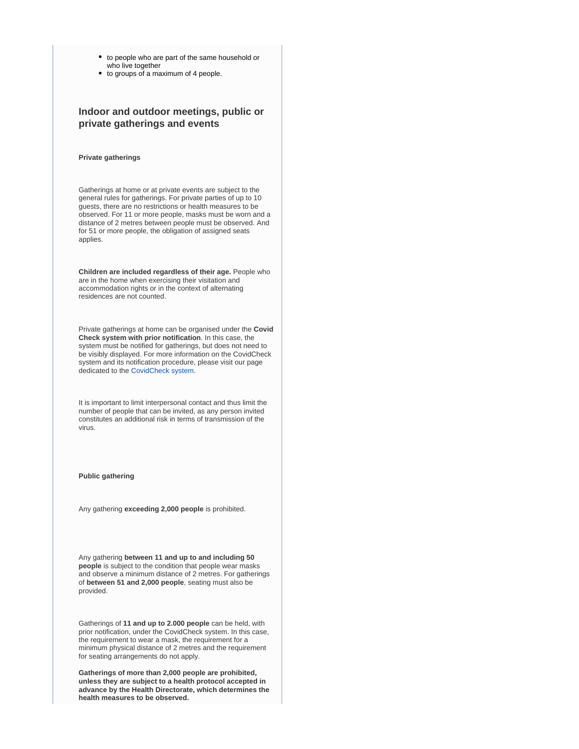- to people who are part of the same household or who live together
- to groups of a maximum of 4 people.

## Indoor and outdoor meetings, public or private gatherings and events

**Private gatherings**

Gatherings at home or at private events are subject to the general rules for gatherings. For private parties of up to 10 guests, there are no restrictions or health measures to be observed. For 11 or more people, masks must be worn and a distance of 2 metres between people must be observed. And for 51 or more people, the obligation of assigned seats applies.

**Children are included regardless of their age.** People who are in the home when exercising their visitation and accommodation rights or in the context of alternating residences are not counted.

Private gatherings at home can be organised under the **Covid Check system with prior notification**. In this case, the system must be notified for gatherings, but does not need to be visibly displayed. For more information on the CovidCheck system and its notification procedure, please visit our page dedicated to the CovidCheck system.

It is important to limit interpersonal contact and thus limit the number of people that can be invited, as any person invited constitutes an additional risk in terms of transmission of the virus.

**Public gathering**

Any gathering **exceeding 2,000 people** is prohibited.

Any gathering **between 11 and up to and including 50 people** is subject to the condition that people wear masks and observe a minimum distance of 2 metres. For gatherings of **between 51 and 2,000 people**, seating must also be provided.

Gatherings of **11 and up to 2.000 people** can be held, with prior notification, under the CovidCheck system. In this case, the requirement to wear a mask, the requirement for a minimum physical distance of 2 metres and the requirement for seating arrangements do not apply.

**Gatherings of more than 2,000 people are prohibited, unless they are subject to a health protocol accepted in advance by the Health Directorate, which determines the health measures to be observed.**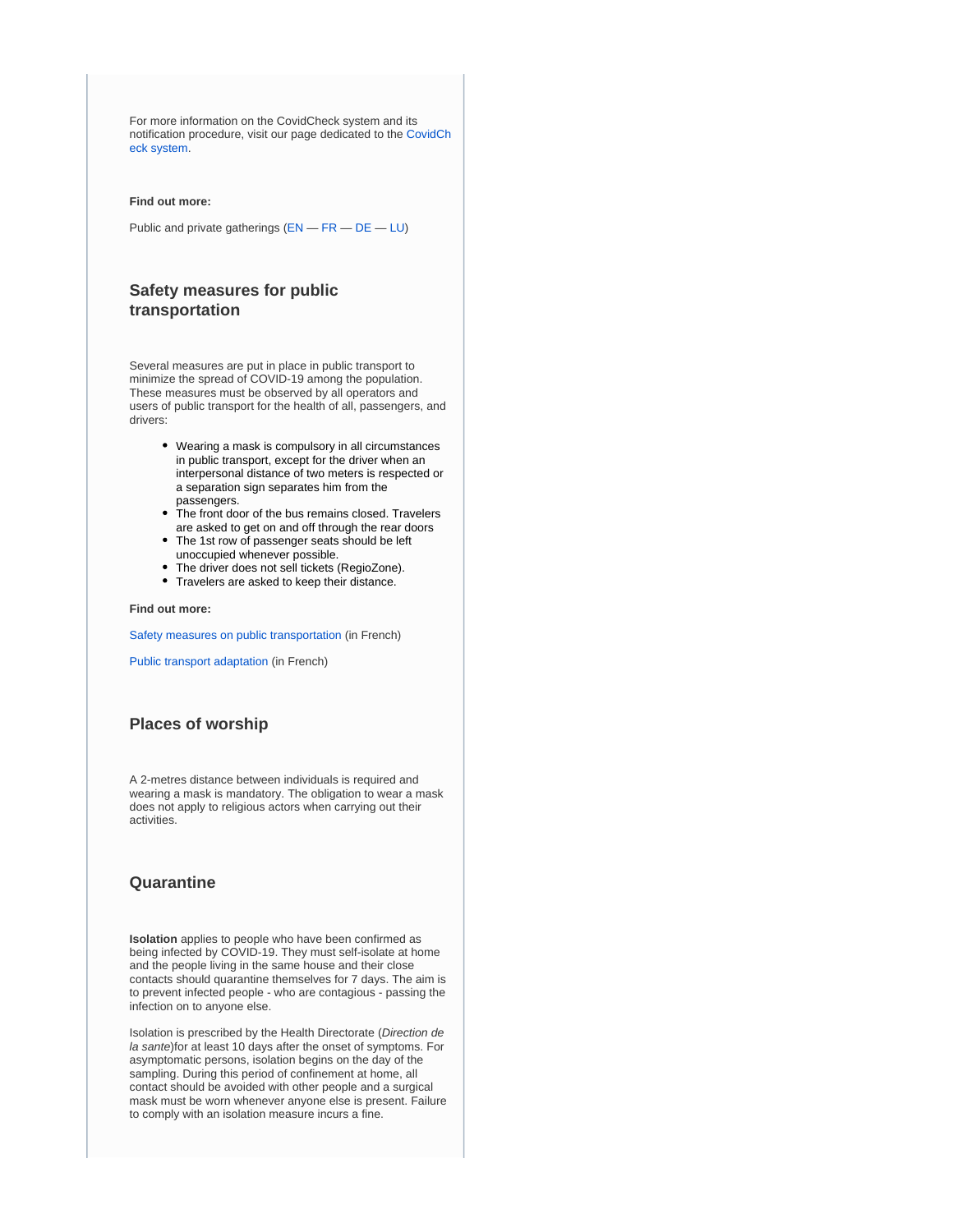For more information on the CovidCheck system and its notification procedure, visit our page dedicated to the CovidCheck system.

**Find out more:**

Public and private gatherings (EN — FR — DE — LU)

### Safety measures for public transportation

Several measures are put in place in public transport to minimize the spread of COVID-19 among the population. These measures must be observed by all operators and users of public transport for the health of all, passengers, and drivers:

- Wearing a mask is compulsory in all circumstances in public transport, except for the driver when an interpersonal distance of two meters is respected or a separation sign separates him from the passengers.
- The front door of the bus remains closed. Travelers are asked to get on and off through the rear doors
- The 1st row of passenger seats should be left unoccupied whenever possible.
- The driver does not sell tickets (RegioZone).
- Travelers are asked to keep their distance.

**Find out more:**

Safety measures on public transportation (in French)

Public transport adaptation (in French)

### Places of worship

A 2-metres distance between individuals is required and wearing a mask is mandatory. The obligation to wear a mask does not apply to religious actors when carrying out their activities.

### Quarantine

**Isolation** applies to people who have been confirmed as being infected by COVID-19. They must self-isolate at home and the people living in the same house and their close contacts should quarantine themselves for 7 days. The aim is to prevent infected people - who are contagious - passing the infection on to anyone else.

Isolation is prescribed by the Health Directorate (*Direction de la sante*)for at least 10 days after the onset of symptoms. For asymptomatic persons, isolation begins on the day of the sampling. During this period of confinement at home, all contact should be avoided with other people and a surgical mask must be worn whenever anyone else is present. Failure to comply with an isolation measure incurs a fine.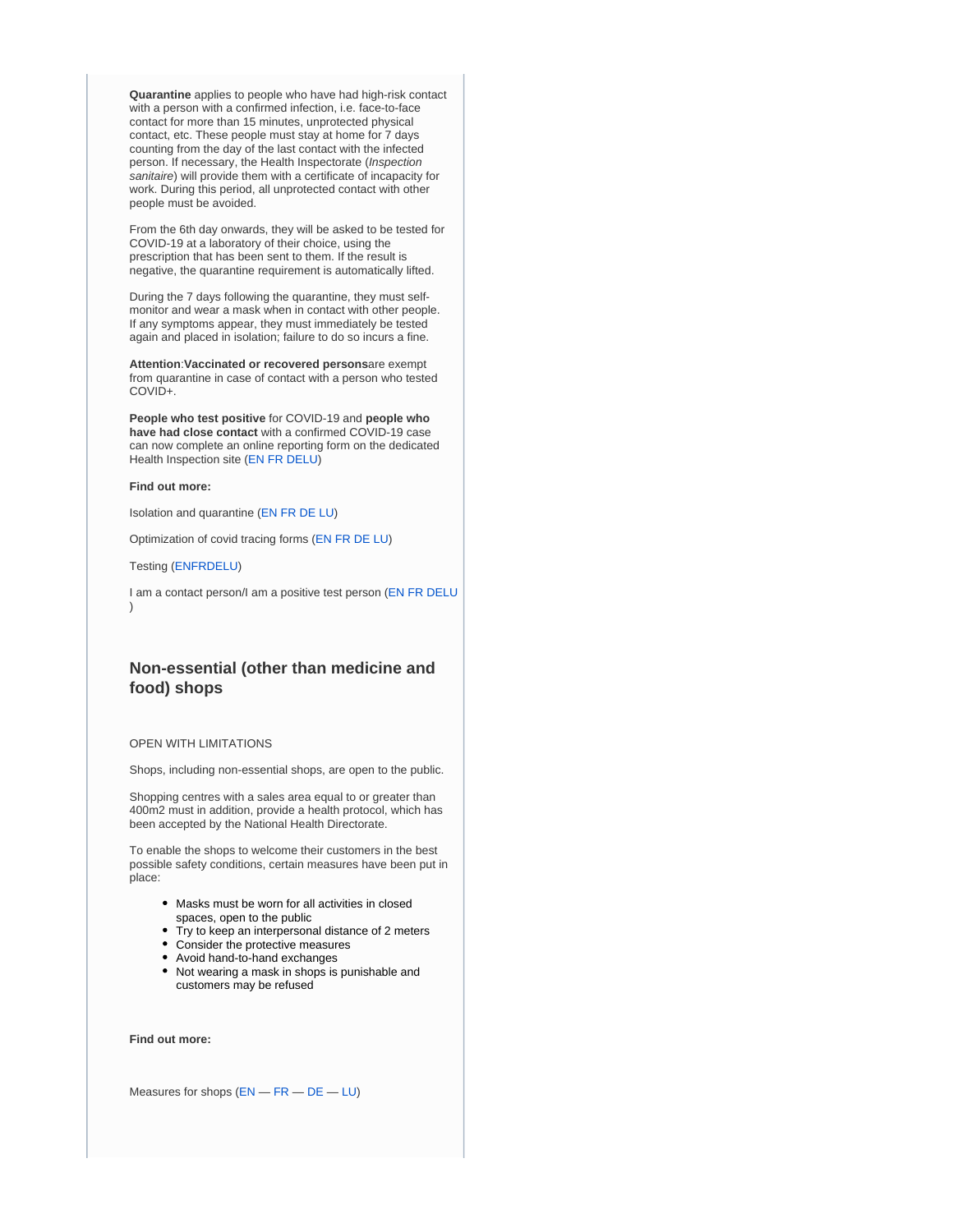**Quarantine** applies to people who have had high-risk contact with a person with a confirmed infection, i.e. face-to-face contact for more than 15 minutes, unprotected physical contact, etc. These people must stay at home for 7 days counting from the day of the last contact with the infected person. If necessary, the Health Inspectorate (*Inspection sanitaire*) will provide them with a certificate of incapacity for work. During this period, all unprotected contact with other people must be avoided.

From the 6th day onwards, they will be asked to be tested for COVID-19 at a laboratory of their choice, using the prescription that has been sent to them. If the result is negative, the quarantine requirement is automatically lifted.

During the 7 days following the quarantine, they must self-monitor and wear a mask when in contact with other people. If any symptoms appear, they must immediately be tested again and placed in isolation; failure to do so incurs a fine.

**Attention**:**Vaccinated or recovered persons**are exempt from quarantine in case of contact with a person who tested COVID+.

**People who test positive** for COVID-19 and **people who have had close contact** with a confirmed COVID-19 case can now complete an online reporting form on the dedicated Health Inspection site (EN FR DELU)

**Find out more:**

Isolation and quarantine (EN FR DE LU)

Optimization of covid tracing forms (EN FR DE LU)

Testing (ENFRDELU)

I am a contact person/I am a positive test person (EN FR DELU )

## Non-essential (other than medicine and food) shops

OPEN WITH LIMITATIONS

Shops, including non-essential shops, are open to the public.

Shopping centres with a sales area equal to or greater than 400m2 must in addition, provide a health protocol, which has been accepted by the National Health Directorate.

To enable the shops to welcome their customers in the best possible safety conditions, certain measures have been put in place:

- Masks must be worn for all activities in closed spaces, open to the public
- Try to keep an interpersonal distance of 2 meters
- Consider the protective measures
- Avoid hand-to-hand exchanges
- Not wearing a mask in shops is punishable and customers may be refused

**Find out more:**

Measures for shops (EN — FR — DE — LU)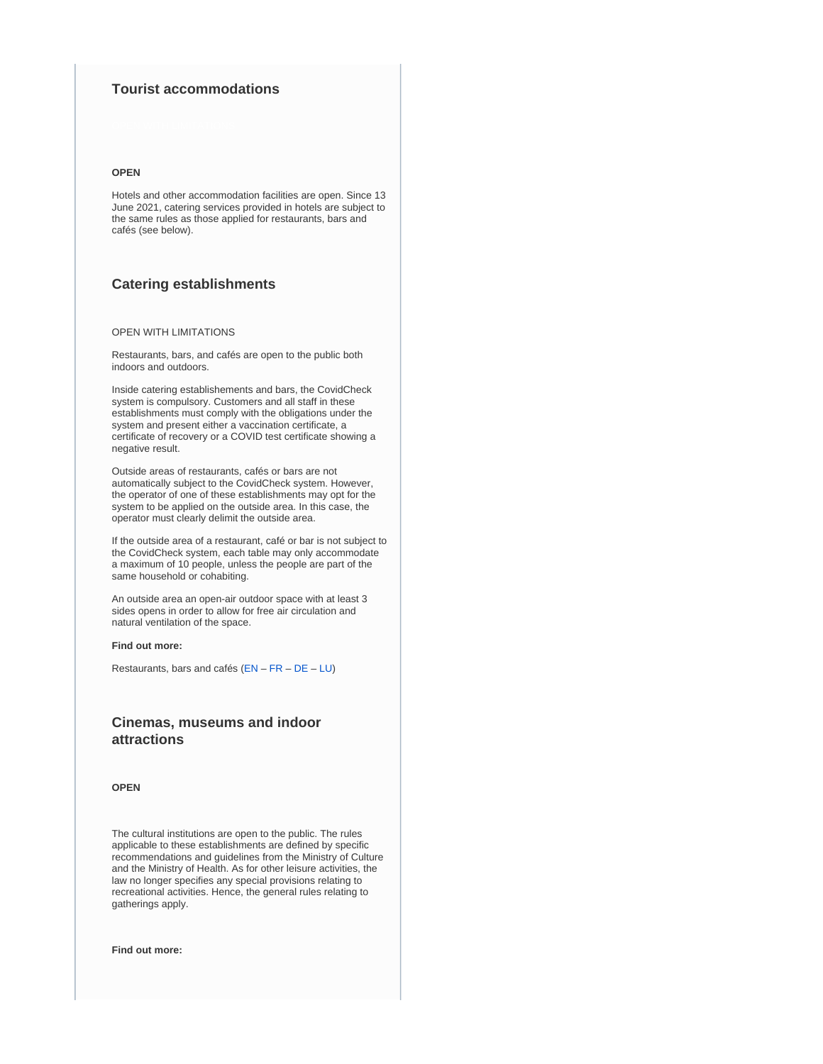### Tourist accommodations

**OPEN**

Hotels and other accommodation facilities are open. Since 13 June 2021, catering services provided in hotels are subject to the same rules as those applied for restaurants, bars and cafés (see below).

### Catering establishments

OPEN WITH LIMITATIONS

Restaurants, bars, and cafés are open to the public both indoors and outdoors.

Inside catering establishements and bars, the CovidCheck system is compulsory. Customers and all staff in these establishments must comply with the obligations under the system and present either a vaccination certificate, a certificate of recovery or a COVID test certificate showing a negative result.

Outside areas of restaurants, cafés or bars are not automatically subject to the CovidCheck system. However, the operator of one of these establishments may opt for the system to be applied on the outside area. In this case, the operator must clearly delimit the outside area.

If the outside area of a restaurant, café or bar is not subject to the CovidCheck system, each table may only accommodate a maximum of 10 people, unless the people are part of the same household or cohabiting.

An outside area an open-air outdoor space with at least 3 sides opens in order to allow for free air circulation and natural ventilation of the space.

**Find out more:**

Restaurants, bars and cafés (EN – FR – DE – LU)

### Cinemas, museums and indoor attractions

**OPEN**

The cultural institutions are open to the public. The rules applicable to these establishments are defined by specific recommendations and guidelines from the Ministry of Culture and the Ministry of Health. As for other leisure activities, the law no longer specifies any special provisions relating to recreational activities. Hence, the general rules relating to gatherings apply.

**Find out more:**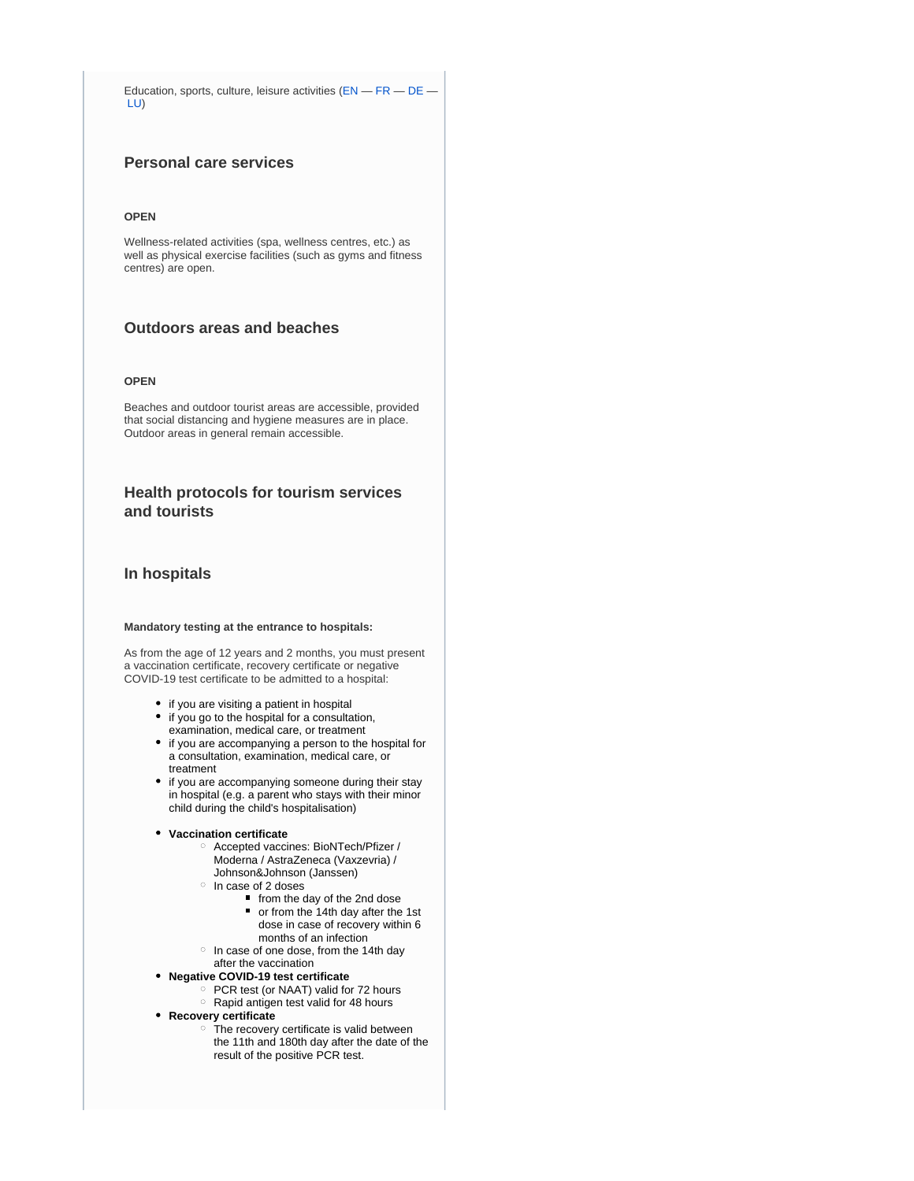Education, sports, culture, leisure activities (EN — FR — DE — LU)

### Personal care services

**OPEN**

Wellness-related activities (spa, wellness centres, etc.) as well as physical exercise facilities (such as gyms and fitness centres) are open.

### Outdoors areas and beaches

**OPEN**

Beaches and outdoor tourist areas are accessible, provided that social distancing and hygiene measures are in place. Outdoor areas in general remain accessible.

### Health protocols for tourism services and tourists

### In hospitals

**Mandatory testing at the entrance to hospitals:**

As from the age of 12 years and 2 months, you must present a vaccination certificate, recovery certificate or negative COVID-19 test certificate to be admitted to a hospital:

- if you are visiting a patient in hospital
- if you go to the hospital for a consultation, examination, medical care, or treatment
- if you are accompanying a person to the hospital for a consultation, examination, medical care, or treatment
- if you are accompanying someone during their stay in hospital (e.g. a parent who stays with their minor child during the child's hospitalisation)

- **Vaccination certificate**
  - Accepted vaccines: BioNTech/Pfizer / Moderna / AstraZeneca (Vaxzevria) / Johnson&Johnson (Janssen)
  - In case of 2 doses
    - from the day of the 2nd dose
    - or from the 14th day after the 1st dose in case of recovery within 6 months of an infection
  - In case of one dose, from the 14th day after the vaccination
- **Negative COVID-19 test certificate**
  - PCR test (or NAAT) valid for 72 hours
  - Rapid antigen test valid for 48 hours
- **Recovery certificate**
  - The recovery certificate is valid between the 11th and 180th day after the date of the result of the positive PCR test.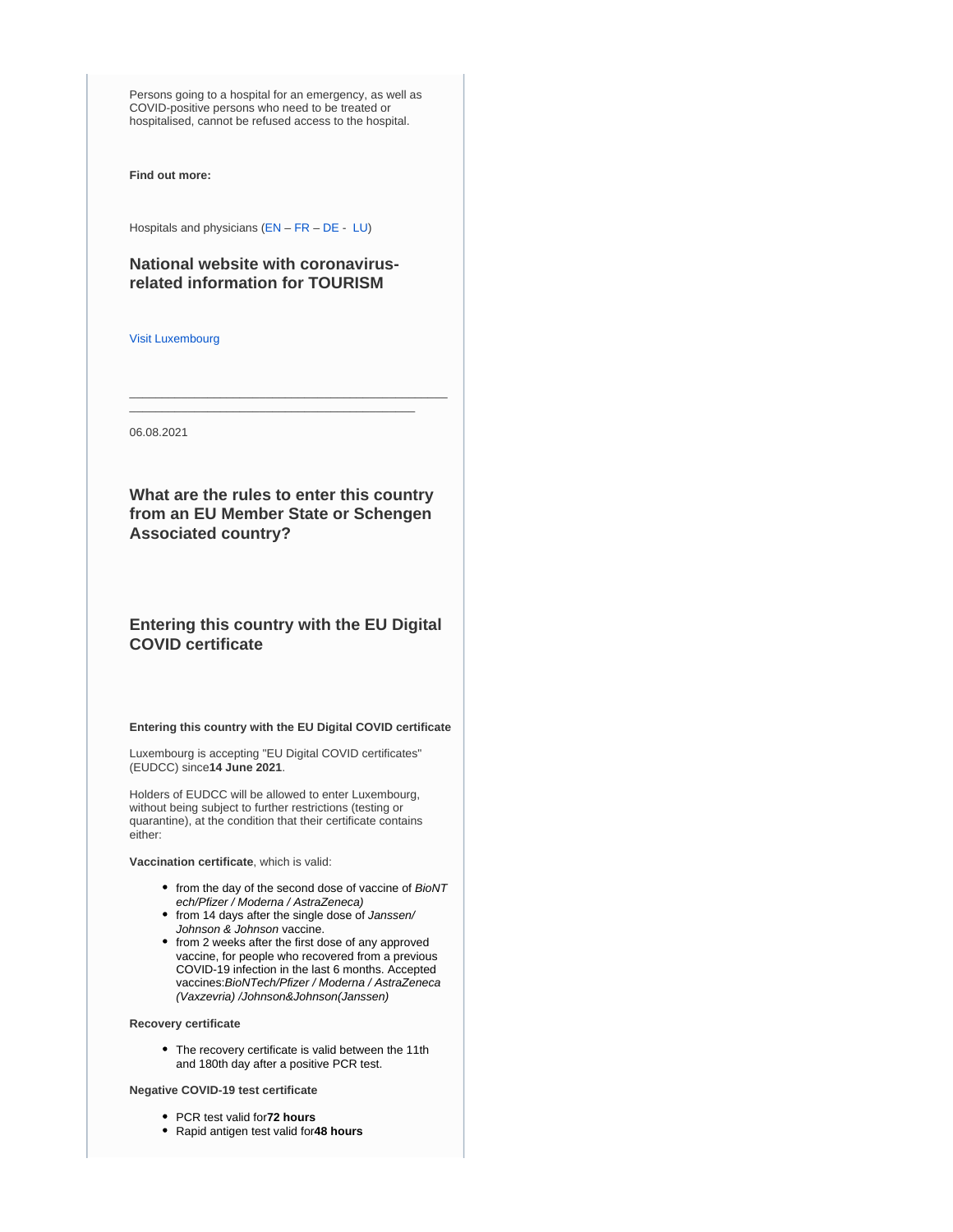Persons going to a hospital for an emergency, as well as COVID-positive persons who need to be treated or hospitalised, cannot be refused access to the hospital.

**Find out more:**

Hospitals and physicians (EN – FR – DE - LU)

### National website with coronavirus-related information for TOURISM

Visit Luxembourg

---

06.08.2021

### What are the rules to enter this country from an EU Member State or Schengen Associated country?

### Entering this country with the EU Digital COVID certificate

**Entering this country with the EU Digital COVID certificate**

Luxembourg is accepting "EU Digital COVID certificates" (EUDCC) since **14 June 2021**.

Holders of EUDCC will be allowed to enter Luxembourg, without being subject to further restrictions (testing or quarantine), at the condition that their certificate contains either:

**Vaccination certificate**, which is valid:

- from the day of the second dose of vaccine of *BioNTech/Pfizer / Moderna / AstraZeneca)*
- from 14 days after the single dose of *Janssen/ Johnson & Johnson* vaccine.
- from 2 weeks after the first dose of any approved vaccine, for people who recovered from a previous COVID-19 infection in the last 6 months. Accepted vaccines:*BioNTech/Pfizer / Moderna / AstraZeneca (Vaxzevria) /Johnson&Johnson(Janssen)*

**Recovery certificate**

- The recovery certificate is valid between the 11th and 180th day after a positive PCR test.

**Negative COVID-19 test certificate**

- PCR test valid for **72 hours**
- Rapid antigen test valid for **48 hours**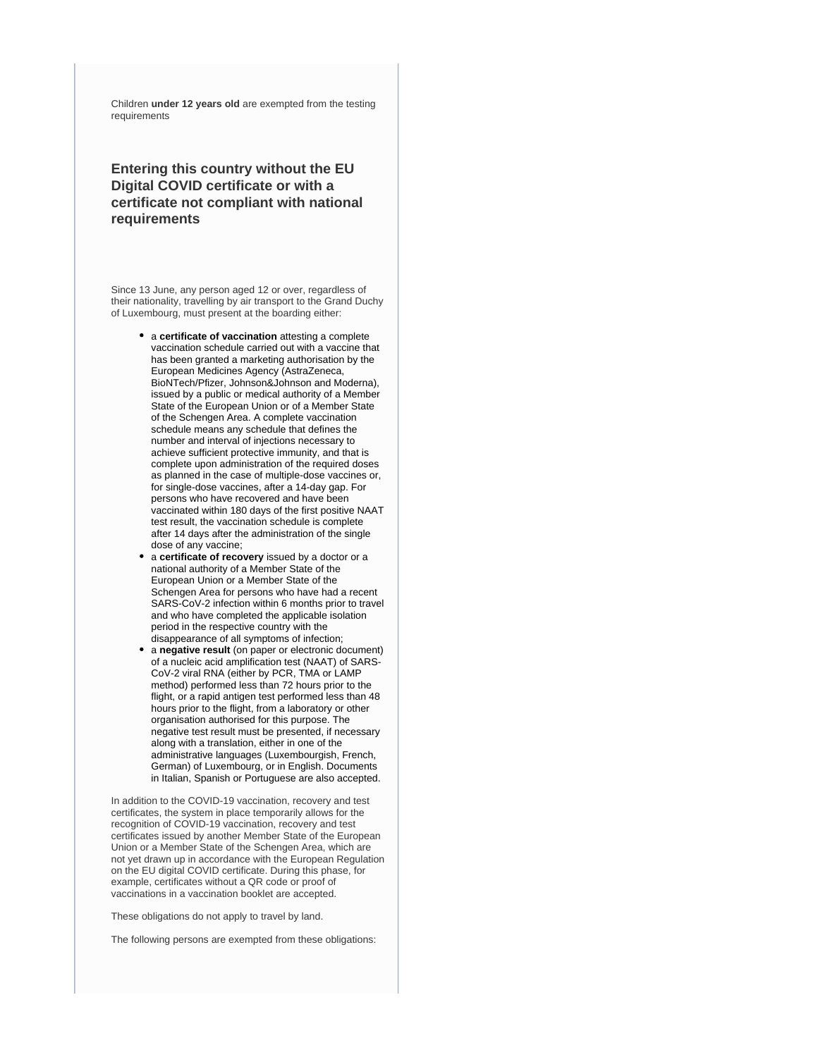Children **under 12 years old** are exempted from the testing requirements

## Entering this country without the EU Digital COVID certificate or with a certificate not compliant with national requirements

Since 13 June, any person aged 12 or over, regardless of their nationality, travelling by air transport to the Grand Duchy of Luxembourg, must present at the boarding either:

- a **certificate of vaccination** attesting a complete vaccination schedule carried out with a vaccine that has been granted a marketing authorisation by the European Medicines Agency (AstraZeneca, BioNTech/Pfizer, Johnson&Johnson and Moderna), issued by a public or medical authority of a Member State of the European Union or of a Member State of the Schengen Area. A complete vaccination schedule means any schedule that defines the number and interval of injections necessary to achieve sufficient protective immunity, and that is complete upon administration of the required doses as planned in the case of multiple-dose vaccines or, for single-dose vaccines, after a 14-day gap. For persons who have recovered and have been vaccinated within 180 days of the first positive NAAT test result, the vaccination schedule is complete after 14 days after the administration of the single dose of any vaccine;
- a **certificate of recovery** issued by a doctor or a national authority of a Member State of the European Union or a Member State of the Schengen Area for persons who have had a recent SARS-CoV-2 infection within 6 months prior to travel and who have completed the applicable isolation period in the respective country with the disappearance of all symptoms of infection;
- a **negative result** (on paper or electronic document) of a nucleic acid amplification test (NAAT) of SARS-CoV-2 viral RNA (either by PCR, TMA or LAMP method) performed less than 72 hours prior to the flight, or a rapid antigen test performed less than 48 hours prior to the flight, from a laboratory or other organisation authorised for this purpose. The negative test result must be presented, if necessary along with a translation, either in one of the administrative languages (Luxembourgish, French, German) of Luxembourg, or in English. Documents in Italian, Spanish or Portuguese are also accepted.

In addition to the COVID-19 vaccination, recovery and test certificates, the system in place temporarily allows for the recognition of COVID-19 vaccination, recovery and test certificates issued by another Member State of the European Union or a Member State of the Schengen Area, which are not yet drawn up in accordance with the European Regulation on the EU digital COVID certificate. During this phase, for example, certificates without a QR code or proof of vaccinations in a vaccination booklet are accepted.

These obligations do not apply to travel by land.

The following persons are exempted from these obligations: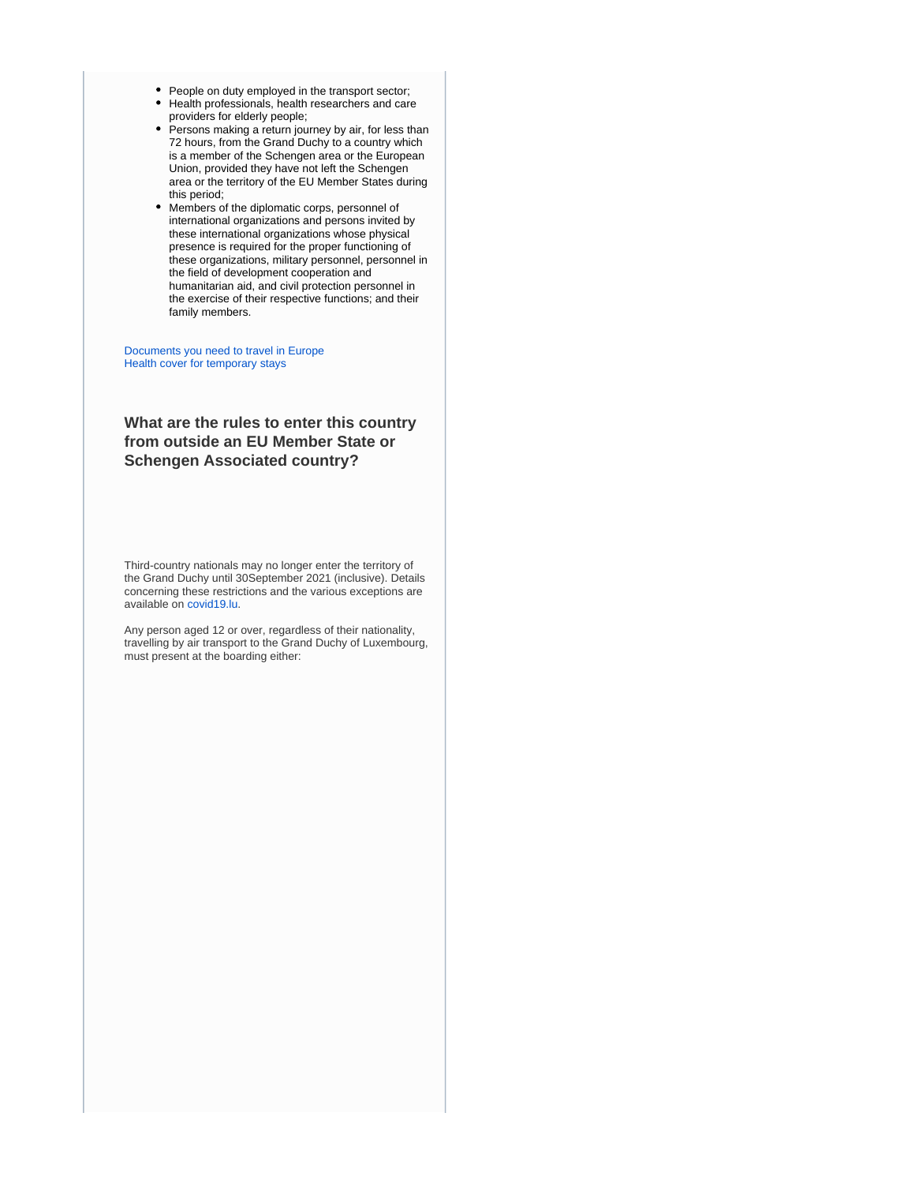- People on duty employed in the transport sector;
- Health professionals, health researchers and care providers for elderly people;
- Persons making a return journey by air, for less than 72 hours, from the Grand Duchy to a country which is a member of the Schengen area or the European Union, provided they have not left the Schengen area or the territory of the EU Member States during this period;
- Members of the diplomatic corps, personnel of international organizations and persons invited by these international organizations whose physical presence is required for the proper functioning of these organizations, military personnel, personnel in the field of development cooperation and humanitarian aid, and civil protection personnel in the exercise of their respective functions; and their family members.

Documents you need to travel in Europe
Health cover for temporary stays

### What are the rules to enter this country from outside an EU Member State or Schengen Associated country?

Third-country nationals may no longer enter the territory of the Grand Duchy until 30September 2021 (inclusive). Details concerning these restrictions and the various exceptions are available on covid19.lu.

Any person aged 12 or over, regardless of their nationality, travelling by air transport to the Grand Duchy of Luxembourg, must present at the boarding either: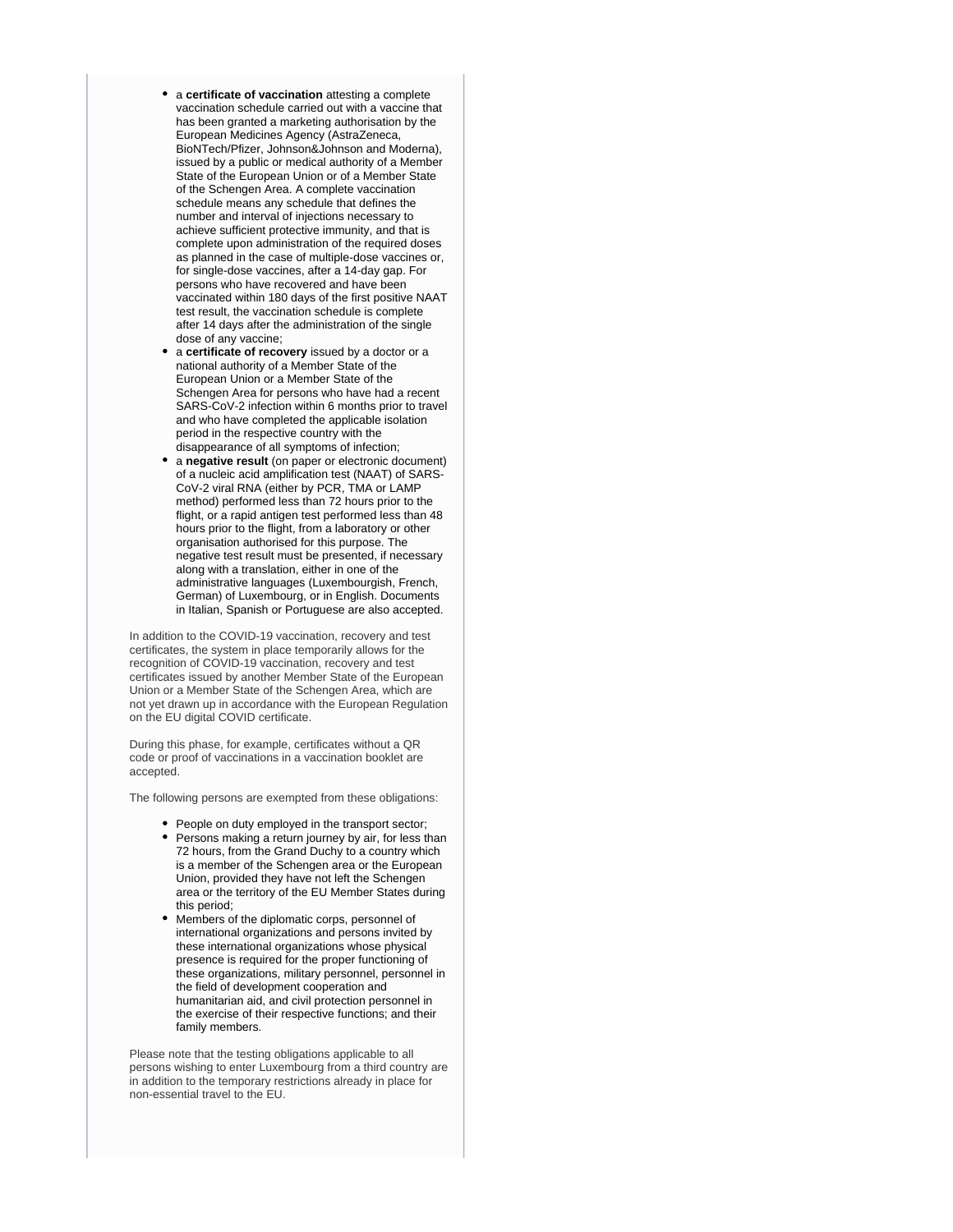- a **certificate of vaccination** attesting a complete vaccination schedule carried out with a vaccine that has been granted a marketing authorisation by the European Medicines Agency (AstraZeneca, BioNTech/Pfizer, Johnson&Johnson and Moderna), issued by a public or medical authority of a Member State of the European Union or of a Member State of the Schengen Area. A complete vaccination schedule means any schedule that defines the number and interval of injections necessary to achieve sufficient protective immunity, and that is complete upon administration of the required doses as planned in the case of multiple-dose vaccines or, for single-dose vaccines, after a 14-day gap. For persons who have recovered and have been vaccinated within 180 days of the first positive NAAT test result, the vaccination schedule is complete after 14 days after the administration of the single dose of any vaccine;
- a **certificate of recovery** issued by a doctor or a national authority of a Member State of the European Union or a Member State of the Schengen Area for persons who have had a recent SARS-CoV-2 infection within 6 months prior to travel and who have completed the applicable isolation period in the respective country with the disappearance of all symptoms of infection;
- a **negative result** (on paper or electronic document) of a nucleic acid amplification test (NAAT) of SARS-CoV-2 viral RNA (either by PCR, TMA or LAMP method) performed less than 72 hours prior to the flight, or a rapid antigen test performed less than 48 hours prior to the flight, from a laboratory or other organisation authorised for this purpose. The negative test result must be presented, if necessary along with a translation, either in one of the administrative languages (Luxembourgish, French, German) of Luxembourg, or in English. Documents in Italian, Spanish or Portuguese are also accepted.

In addition to the COVID-19 vaccination, recovery and test certificates, the system in place temporarily allows for the recognition of COVID-19 vaccination, recovery and test certificates issued by another Member State of the European Union or a Member State of the Schengen Area, which are not yet drawn up in accordance with the European Regulation on the EU digital COVID certificate.

During this phase, for example, certificates without a QR code or proof of vaccinations in a vaccination booklet are accepted.

The following persons are exempted from these obligations:

- People on duty employed in the transport sector;
- Persons making a return journey by air, for less than 72 hours, from the Grand Duchy to a country which is a member of the Schengen area or the European Union, provided they have not left the Schengen area or the territory of the EU Member States during this period;
- Members of the diplomatic corps, personnel of international organizations and persons invited by these international organizations whose physical presence is required for the proper functioning of these organizations, military personnel, personnel in the field of development cooperation and humanitarian aid, and civil protection personnel in the exercise of their respective functions; and their family members.

Please note that the testing obligations applicable to all persons wishing to enter Luxembourg from a third country are in addition to the temporary restrictions already in place for non-essential travel to the EU.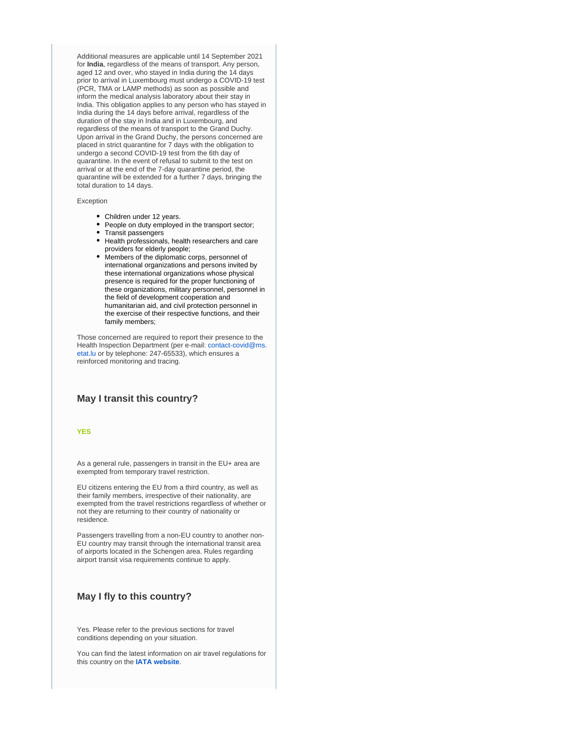Additional measures are applicable until 14 September 2021 for **India**, regardless of the means of transport. Any person, aged 12 and over, who stayed in India during the 14 days prior to arrival in Luxembourg must undergo a COVID-19 test (PCR, TMA or LAMP methods) as soon as possible and inform the medical analysis laboratory about their stay in India. This obligation applies to any person who has stayed in India during the 14 days before arrival, regardless of the duration of the stay in India and in Luxembourg, and regardless of the means of transport to the Grand Duchy. Upon arrival in the Grand Duchy, the persons concerned are placed in strict quarantine for 7 days with the obligation to undergo a second COVID-19 test from the 6th day of quarantine. In the event of refusal to submit to the test on arrival or at the end of the 7-day quarantine period, the quarantine will be extended for a further 7 days, bringing the total duration to 14 days.

Exception

- Children under 12 years.
- People on duty employed in the transport sector;
- Transit passengers
- Health professionals, health researchers and care providers for elderly people;
- Members of the diplomatic corps, personnel of international organizations and persons invited by these international organizations whose physical presence is required for the proper functioning of these organizations, military personnel, personnel in the field of development cooperation and humanitarian aid, and civil protection personnel in the exercise of their respective functions, and their family members;

Those concerned are required to report their presence to the Health Inspection Department (per e-mail: contact-covid@ms.etat.lu or by telephone: 247-65533), which ensures a reinforced monitoring and tracing.

### May I transit this country?

**YES**

As a general rule, passengers in transit in the EU+ area are exempted from temporary travel restriction.

EU citizens entering the EU from a third country, as well as their family members, irrespective of their nationality, are exempted from the travel restrictions regardless of whether or not they are returning to their country of nationality or residence.

Passengers travelling from a non-EU country to another non-EU country may transit through the international transit area of airports located in the Schengen area. Rules regarding airport transit visa requirements continue to apply.

### May I fly to this country?

Yes. Please refer to the previous sections for travel conditions depending on your situation.

You can find the latest information on air travel regulations for this country on the **IATA website**.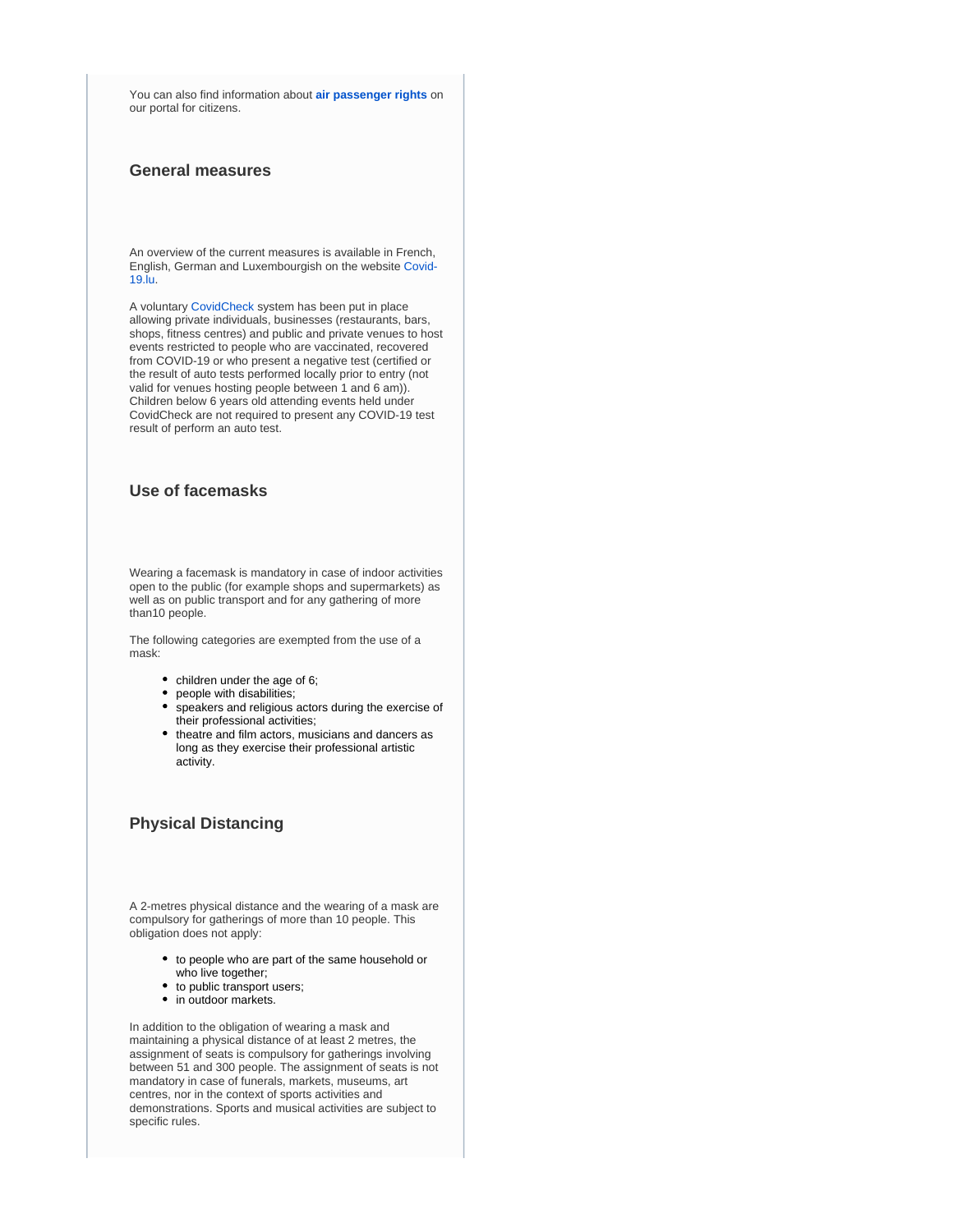You can also find information about **air passenger rights** on our portal for citizens.

### General measures

An overview of the current measures is available in French, English, German and Luxembourgish on the website Covid-19.lu.

A voluntary CovidCheck system has been put in place allowing private individuals, businesses (restaurants, bars, shops, fitness centres) and public and private venues to host events restricted to people who are vaccinated, recovered from COVID-19 or who present a negative test (certified or the result of auto tests performed locally prior to entry (not valid for venues hosting people between 1 and 6 am)). Children below 6 years old attending events held under CovidCheck are not required to present any COVID-19 test result of perform an auto test.

### Use of facemasks

Wearing a facemask is mandatory in case of indoor activities open to the public (for example shops and supermarkets) as well as on public transport and for any gathering of more than10 people.

The following categories are exempted from the use of a mask:

- children under the age of 6;
- people with disabilities;
- speakers and religious actors during the exercise of their professional activities;
- theatre and film actors, musicians and dancers as long as they exercise their professional artistic activity.

### Physical Distancing

A 2-metres physical distance and the wearing of a mask are compulsory for gatherings of more than 10 people. This obligation does not apply:

- to people who are part of the same household or who live together;
- to public transport users;
- in outdoor markets.

In addition to the obligation of wearing a mask and maintaining a physical distance of at least 2 metres, the assignment of seats is compulsory for gatherings involving between 51 and 300 people. The assignment of seats is not mandatory in case of funerals, markets, museums, art centres, nor in the context of sports activities and demonstrations. Sports and musical activities are subject to specific rules.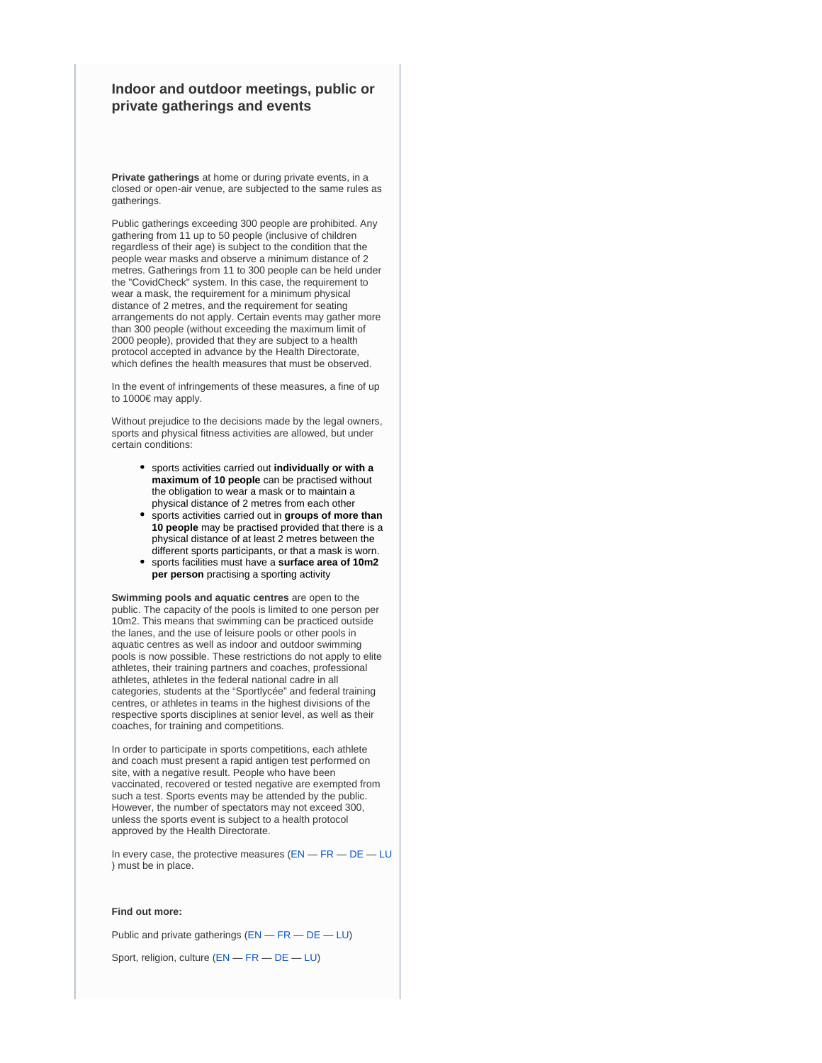## Indoor and outdoor meetings, public or private gatherings and events

**Private gatherings** at home or during private events, in a closed or open-air venue, are subjected to the same rules as gatherings.

Public gatherings exceeding 300 people are prohibited. Any gathering from 11 up to 50 people (inclusive of children regardless of their age) is subject to the condition that the people wear masks and observe a minimum distance of 2 metres. Gatherings from 11 to 300 people can be held under the "CovidCheck" system. In this case, the requirement to wear a mask, the requirement for a minimum physical distance of 2 metres, and the requirement for seating arrangements do not apply. Certain events may gather more than 300 people (without exceeding the maximum limit of 2000 people), provided that they are subject to a health protocol accepted in advance by the Health Directorate, which defines the health measures that must be observed.

In the event of infringements of these measures, a fine of up to 1000€ may apply.

Without prejudice to the decisions made by the legal owners, sports and physical fitness activities are allowed, but under certain conditions:

- sports activities carried out **individually or with a maximum of 10 people** can be practised without the obligation to wear a mask or to maintain a physical distance of 2 metres from each other
- sports activities carried out in **groups of more than 10 people** may be practised provided that there is a physical distance of at least 2 metres between the different sports participants, or that a mask is worn.
- sports facilities must have a **surface area of 10m2 per person** practising a sporting activity

**Swimming pools and aquatic centres** are open to the public. The capacity of the pools is limited to one person per 10m2. This means that swimming can be practiced outside the lanes, and the use of leisure pools or other pools in aquatic centres as well as indoor and outdoor swimming pools is now possible. These restrictions do not apply to elite athletes, their training partners and coaches, professional athletes, athletes in the federal national cadre in all categories, students at the "Sportlycée" and federal training centres, or athletes in teams in the highest divisions of the respective sports disciplines at senior level, as well as their coaches, for training and competitions.

In order to participate in sports competitions, each athlete and coach must present a rapid antigen test performed on site, with a negative result. People who have been vaccinated, recovered or tested negative are exempted from such a test. Sports events may be attended by the public. However, the number of spectators may not exceed 300, unless the sports event is subject to a health protocol approved by the Health Directorate.

In every case, the protective measures (EN — FR — DE — LU ) must be in place.

**Find out more:**

Public and private gatherings (EN — FR — DE — LU)

Sport, religion, culture (EN — FR — DE — LU)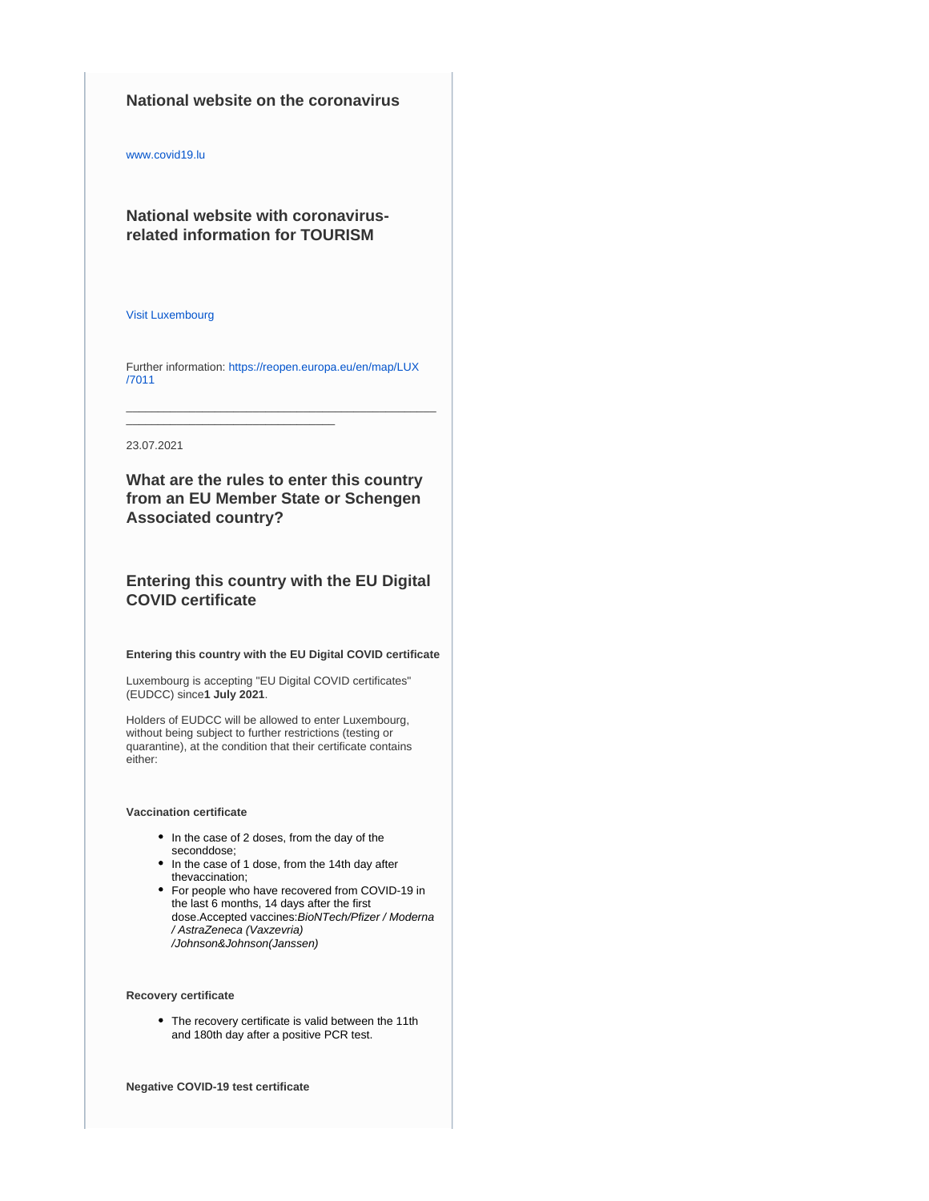### National website on the coronavirus

www.covid19.lu

### National website with coronavirus-related information for TOURISM

Visit Luxembourg

Further information: https://reopen.europa.eu/en/map/LUX/7011

---

23.07.2021

### What are the rules to enter this country from an EU Member State or Schengen Associated country?

### Entering this country with the EU Digital COVID certificate

**Entering this country with the EU Digital COVID certificate**

Luxembourg is accepting "EU Digital COVID certificates" (EUDCC) since**1 July 2021**.

Holders of EUDCC will be allowed to enter Luxembourg, without being subject to further restrictions (testing or quarantine), at the condition that their certificate contains either:

**Vaccination certificate**

- In the case of 2 doses, from the day of the seconddose;
- In the case of 1 dose, from the 14th day after thevaccination;
- For people who have recovered from COVID-19 in the last 6 months, 14 days after the first dose.Accepted vaccines:*BioNTech/Pfizer / Moderna / AstraZeneca (Vaxzevria) /Johnson&Johnson(Janssen)*

**Recovery certificate**

- The recovery certificate is valid between the 11th and 180th day after a positive PCR test.

**Negative COVID-19 test certificate**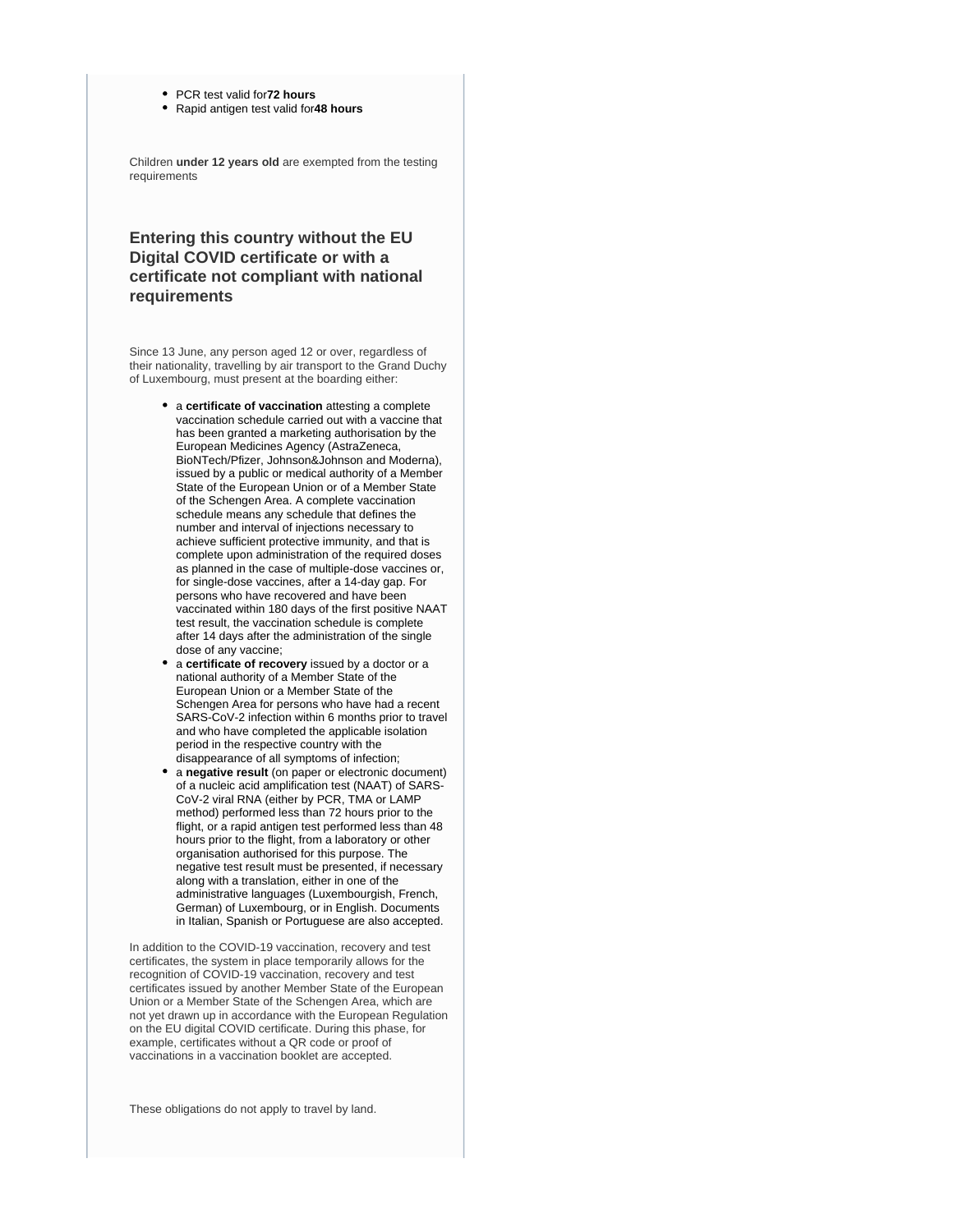- PCR test valid for **72 hours**
- Rapid antigen test valid for **48 hours**

Children **under 12 years old** are exempted from the testing requirements

### Entering this country without the EU Digital COVID certificate or with a certificate not compliant with national requirements

Since 13 June, any person aged 12 or over, regardless of their nationality, travelling by air transport to the Grand Duchy of Luxembourg, must present at the boarding either:

- a **certificate of vaccination** attesting a complete vaccination schedule carried out with a vaccine that has been granted a marketing authorisation by the European Medicines Agency (AstraZeneca, BioNTech/Pfizer, Johnson&Johnson and Moderna), issued by a public or medical authority of a Member State of the European Union or of a Member State of the Schengen Area. A complete vaccination schedule means any schedule that defines the number and interval of injections necessary to achieve sufficient protective immunity, and that is complete upon administration of the required doses as planned in the case of multiple-dose vaccines or, for single-dose vaccines, after a 14-day gap. For persons who have recovered and have been vaccinated within 180 days of the first positive NAAT test result, the vaccination schedule is complete after 14 days after the administration of the single dose of any vaccine;
- a **certificate of recovery** issued by a doctor or a national authority of a Member State of the European Union or a Member State of the Schengen Area for persons who have had a recent SARS-CoV-2 infection within 6 months prior to travel and who have completed the applicable isolation period in the respective country with the disappearance of all symptoms of infection;
- a **negative result** (on paper or electronic document) of a nucleic acid amplification test (NAAT) of SARS-CoV-2 viral RNA (either by PCR, TMA or LAMP method) performed less than 72 hours prior to the flight, or a rapid antigen test performed less than 48 hours prior to the flight, from a laboratory or other organisation authorised for this purpose. The negative test result must be presented, if necessary along with a translation, either in one of the administrative languages (Luxembourgish, French, German) of Luxembourg, or in English. Documents in Italian, Spanish or Portuguese are also accepted.

In addition to the COVID-19 vaccination, recovery and test certificates, the system in place temporarily allows for the recognition of COVID-19 vaccination, recovery and test certificates issued by another Member State of the European Union or a Member State of the Schengen Area, which are not yet drawn up in accordance with the European Regulation on the EU digital COVID certificate. During this phase, for example, certificates without a QR code or proof of vaccinations in a vaccination booklet are accepted.

These obligations do not apply to travel by land.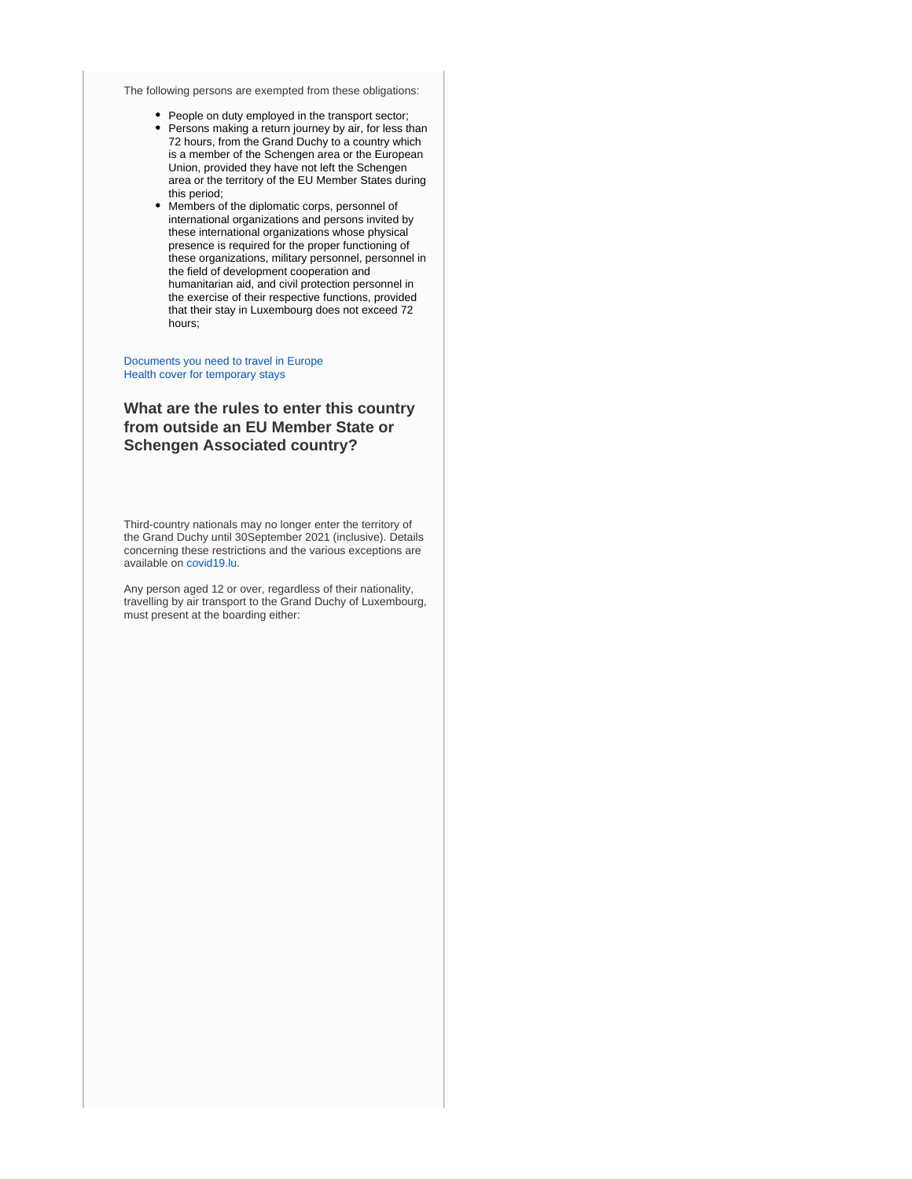The following persons are exempted from these obligations:

- People on duty employed in the transport sector;
- Persons making a return journey by air, for less than 72 hours, from the Grand Duchy to a country which is a member of the Schengen area or the European Union, provided they have not left the Schengen area or the territory of the EU Member States during this period;
- Members of the diplomatic corps, personnel of international organizations and persons invited by these international organizations whose physical presence is required for the proper functioning of these organizations, military personnel, personnel in the field of development cooperation and humanitarian aid, and civil protection personnel in the exercise of their respective functions, provided that their stay in Luxembourg does not exceed 72 hours;

Documents you need to travel in Europe
Health cover for temporary stays

### What are the rules to enter this country from outside an EU Member State or Schengen Associated country?

Third-country nationals may no longer enter the territory of the Grand Duchy until 30September 2021 (inclusive). Details concerning these restrictions and the various exceptions are available on covid19.lu.

Any person aged 12 or over, regardless of their nationality, travelling by air transport to the Grand Duchy of Luxembourg, must present at the boarding either: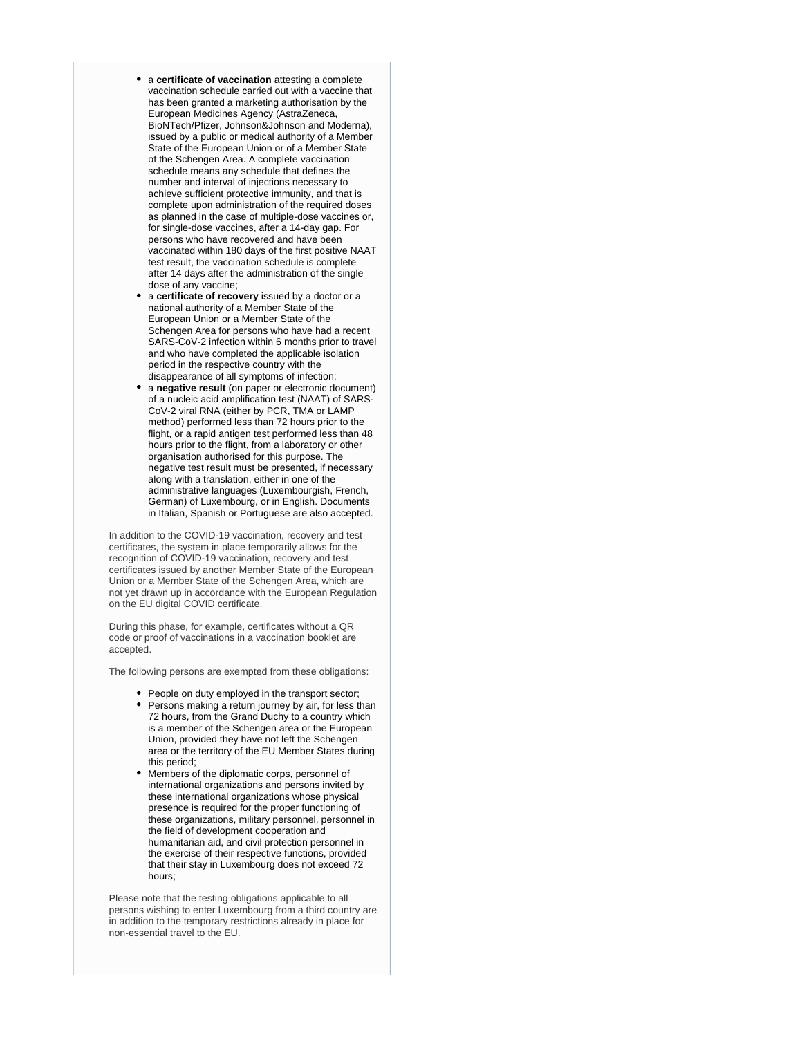- a **certificate of vaccination** attesting a complete vaccination schedule carried out with a vaccine that has been granted a marketing authorisation by the European Medicines Agency (AstraZeneca, BioNTech/Pfizer, Johnson&Johnson and Moderna), issued by a public or medical authority of a Member State of the European Union or of a Member State of the Schengen Area. A complete vaccination schedule means any schedule that defines the number and interval of injections necessary to achieve sufficient protective immunity, and that is complete upon administration of the required doses as planned in the case of multiple-dose vaccines or, for single-dose vaccines, after a 14-day gap. For persons who have recovered and have been vaccinated within 180 days of the first positive NAAT test result, the vaccination schedule is complete after 14 days after the administration of the single dose of any vaccine;
- a **certificate of recovery** issued by a doctor or a national authority of a Member State of the European Union or a Member State of the Schengen Area for persons who have had a recent SARS-CoV-2 infection within 6 months prior to travel and who have completed the applicable isolation period in the respective country with the disappearance of all symptoms of infection;
- a **negative result** (on paper or electronic document) of a nucleic acid amplification test (NAAT) of SARS-CoV-2 viral RNA (either by PCR, TMA or LAMP method) performed less than 72 hours prior to the flight, or a rapid antigen test performed less than 48 hours prior to the flight, from a laboratory or other organisation authorised for this purpose. The negative test result must be presented, if necessary along with a translation, either in one of the administrative languages (Luxembourgish, French, German) of Luxembourg, or in English. Documents in Italian, Spanish or Portuguese are also accepted.

In addition to the COVID-19 vaccination, recovery and test certificates, the system in place temporarily allows for the recognition of COVID-19 vaccination, recovery and test certificates issued by another Member State of the European Union or a Member State of the Schengen Area, which are not yet drawn up in accordance with the European Regulation on the EU digital COVID certificate.

During this phase, for example, certificates without a QR code or proof of vaccinations in a vaccination booklet are accepted.

The following persons are exempted from these obligations:

- People on duty employed in the transport sector;
- Persons making a return journey by air, for less than 72 hours, from the Grand Duchy to a country which is a member of the Schengen area or the European Union, provided they have not left the Schengen area or the territory of the EU Member States during this period;
- Members of the diplomatic corps, personnel of international organizations and persons invited by these international organizations whose physical presence is required for the proper functioning of these organizations, military personnel, personnel in the field of development cooperation and humanitarian aid, and civil protection personnel in the exercise of their respective functions, provided that their stay in Luxembourg does not exceed 72 hours;

Please note that the testing obligations applicable to all persons wishing to enter Luxembourg from a third country are in addition to the temporary restrictions already in place for non-essential travel to the EU.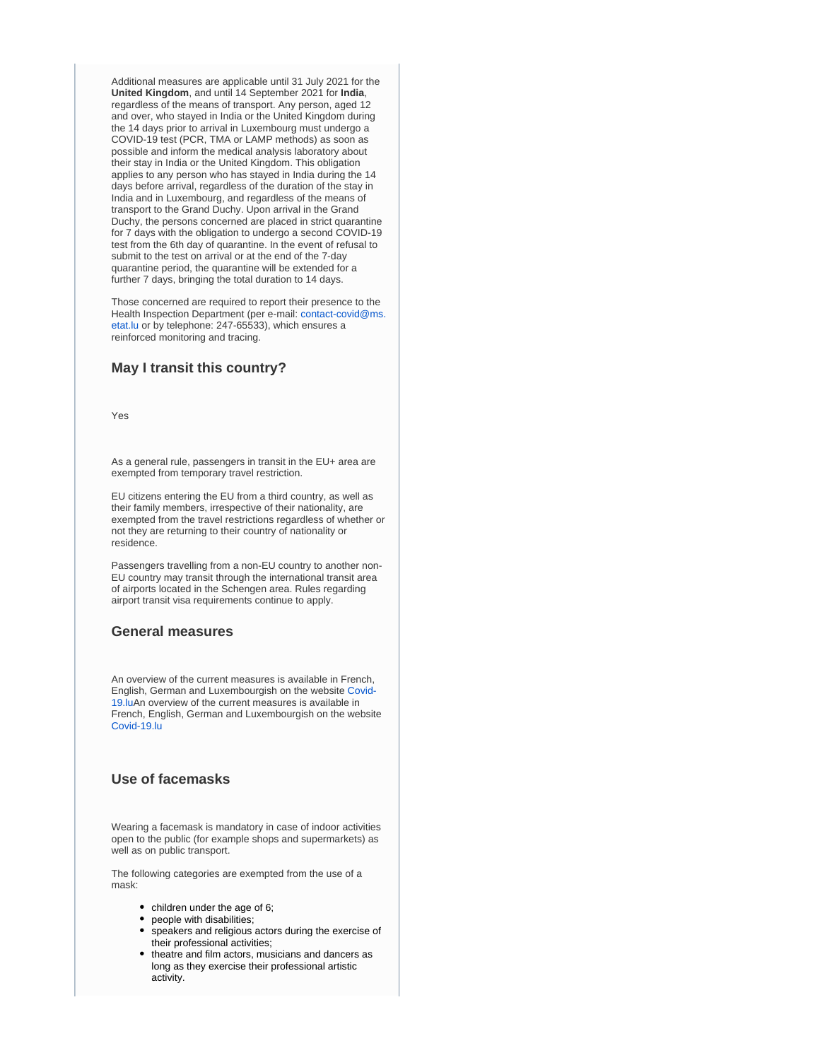Additional measures are applicable until 31 July 2021 for the **United Kingdom**, and until 14 September 2021 for **India**, regardless of the means of transport. Any person, aged 12 and over, who stayed in India or the United Kingdom during the 14 days prior to arrival in Luxembourg must undergo a COVID-19 test (PCR, TMA or LAMP methods) as soon as possible and inform the medical analysis laboratory about their stay in India or the United Kingdom. This obligation applies to any person who has stayed in India during the 14 days before arrival, regardless of the duration of the stay in India and in Luxembourg, and regardless of the means of transport to the Grand Duchy. Upon arrival in the Grand Duchy, the persons concerned are placed in strict quarantine for 7 days with the obligation to undergo a second COVID-19 test from the 6th day of quarantine. In the event of refusal to submit to the test on arrival or at the end of the 7-day quarantine period, the quarantine will be extended for a further 7 days, bringing the total duration to 14 days.

Those concerned are required to report their presence to the Health Inspection Department (per e-mail: contact-covid@ms.etat.lu or by telephone: 247-65533), which ensures a reinforced monitoring and tracing.

## May I transit this country?

Yes

As a general rule, passengers in transit in the EU+ area are exempted from temporary travel restriction.

EU citizens entering the EU from a third country, as well as their family members, irrespective of their nationality, are exempted from the travel restrictions regardless of whether or not they are returning to their country of nationality or residence.

Passengers travelling from a non-EU country to another non-EU country may transit through the international transit area of airports located in the Schengen area. Rules regarding airport transit visa requirements continue to apply.

## General measures

An overview of the current measures is available in French, English, German and Luxembourgish on the website Covid-19.luAn overview of the current measures is available in French, English, German and Luxembourgish on the website Covid-19.lu

## Use of facemasks

Wearing a facemask is mandatory in case of indoor activities open to the public (for example shops and supermarkets) as well as on public transport.

The following categories are exempted from the use of a mask:

- children under the age of 6;
- people with disabilities;
- speakers and religious actors during the exercise of their professional activities;
- theatre and film actors, musicians and dancers as long as they exercise their professional artistic activity.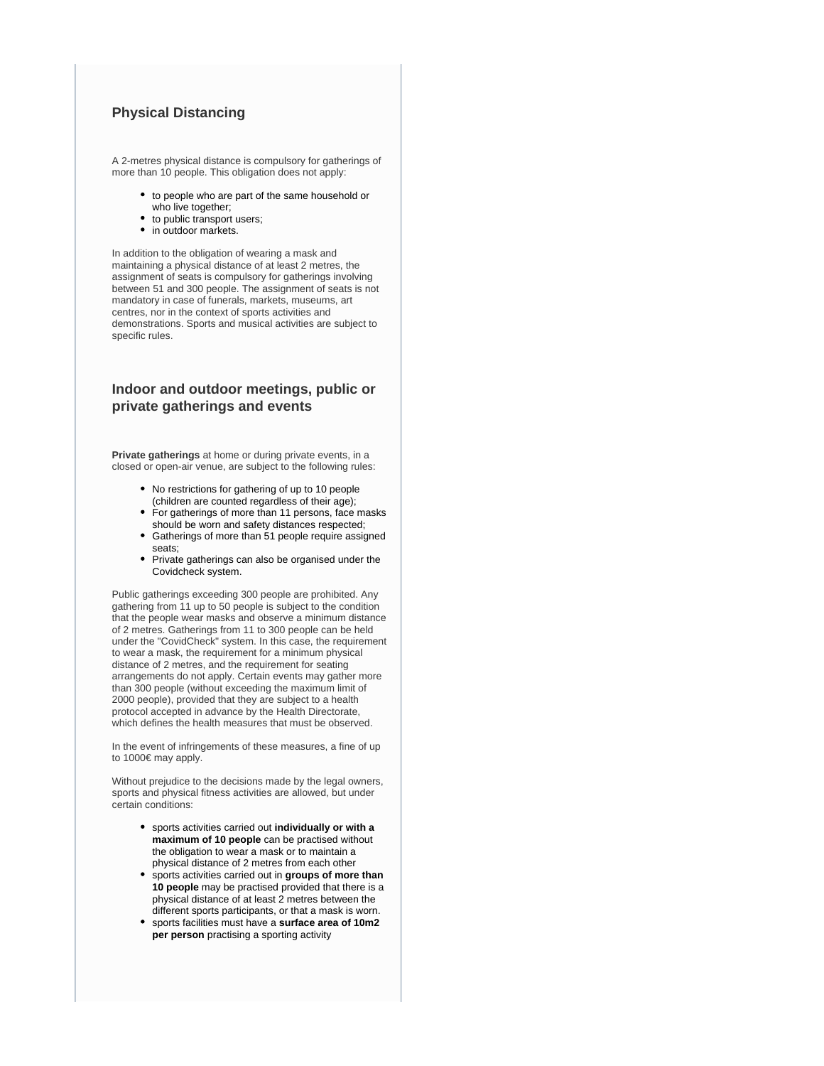## Physical Distancing

A 2-metres physical distance is compulsory for gatherings of more than 10 people. This obligation does not apply:

- to people who are part of the same household or who live together;
- to public transport users;
- in outdoor markets.

In addition to the obligation of wearing a mask and maintaining a physical distance of at least 2 metres, the assignment of seats is compulsory for gatherings involving between 51 and 300 people. The assignment of seats is not mandatory in case of funerals, markets, museums, art centres, nor in the context of sports activities and demonstrations. Sports and musical activities are subject to specific rules.

## Indoor and outdoor meetings, public or private gatherings and events

**Private gatherings** at home or during private events, in a closed or open-air venue, are subject to the following rules:

- No restrictions for gathering of up to 10 people (children are counted regardless of their age);
- For gatherings of more than 11 persons, face masks should be worn and safety distances respected;
- Gatherings of more than 51 people require assigned seats;
- Private gatherings can also be organised under the Covidcheck system.

Public gatherings exceeding 300 people are prohibited. Any gathering from 11 up to 50 people is subject to the condition that the people wear masks and observe a minimum distance of 2 metres. Gatherings from 11 to 300 people can be held under the "CovidCheck" system. In this case, the requirement to wear a mask, the requirement for a minimum physical distance of 2 metres, and the requirement for seating arrangements do not apply. Certain events may gather more than 300 people (without exceeding the maximum limit of 2000 people), provided that they are subject to a health protocol accepted in advance by the Health Directorate, which defines the health measures that must be observed.

In the event of infringements of these measures, a fine of up to 1000€ may apply.

Without prejudice to the decisions made by the legal owners, sports and physical fitness activities are allowed, but under certain conditions:

- sports activities carried out **individually or with a maximum of 10 people** can be practised without the obligation to wear a mask or to maintain a physical distance of 2 metres from each other
- sports activities carried out in **groups of more than 10 people** may be practised provided that there is a physical distance of at least 2 metres between the different sports participants, or that a mask is worn.
- sports facilities must have a **surface area of 10m2 per person** practising a sporting activity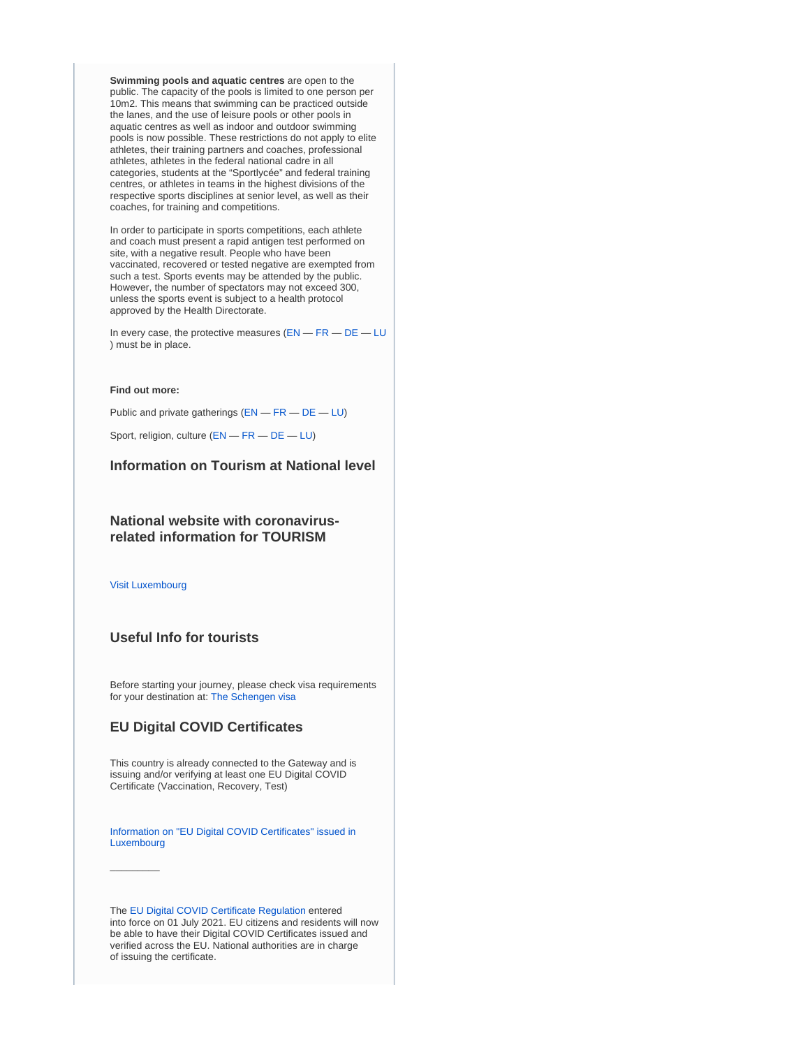**Swimming pools and aquatic centres** are open to the public. The capacity of the pools is limited to one person per 10m2. This means that swimming can be practiced outside the lanes, and the use of leisure pools or other pools in aquatic centres as well as indoor and outdoor swimming pools is now possible. These restrictions do not apply to elite athletes, their training partners and coaches, professional athletes, athletes in the federal national cadre in all categories, students at the "Sportlycée" and federal training centres, or athletes in teams in the highest divisions of the respective sports disciplines at senior level, as well as their coaches, for training and competitions.

In order to participate in sports competitions, each athlete and coach must present a rapid antigen test performed on site, with a negative result. People who have been vaccinated, recovered or tested negative are exempted from such a test. Sports events may be attended by the public. However, the number of spectators may not exceed 300, unless the sports event is subject to a health protocol approved by the Health Directorate.

In every case, the protective measures (EN — FR — DE — LU ) must be in place.

**Find out more:**

Public and private gatherings (EN — FR — DE — LU)

Sport, religion, culture (EN — FR — DE — LU)

### Information on Tourism at National level

### National website with coronavirus-related information for TOURISM

Visit Luxembourg

### Useful Info for tourists

Before starting your journey, please check visa requirements for your destination at: The Schengen visa

### EU Digital COVID Certificates

This country is already connected to the Gateway and is issuing and/or verifying at least one EU Digital COVID Certificate (Vaccination, Recovery, Test)

Information on "EU Digital COVID Certificates" issued in Luxembourg

---

The EU Digital COVID Certificate Regulation entered into force on 01 July 2021. EU citizens and residents will now be able to have their Digital COVID Certificates issued and verified across the EU. National authorities are in charge of issuing the certificate.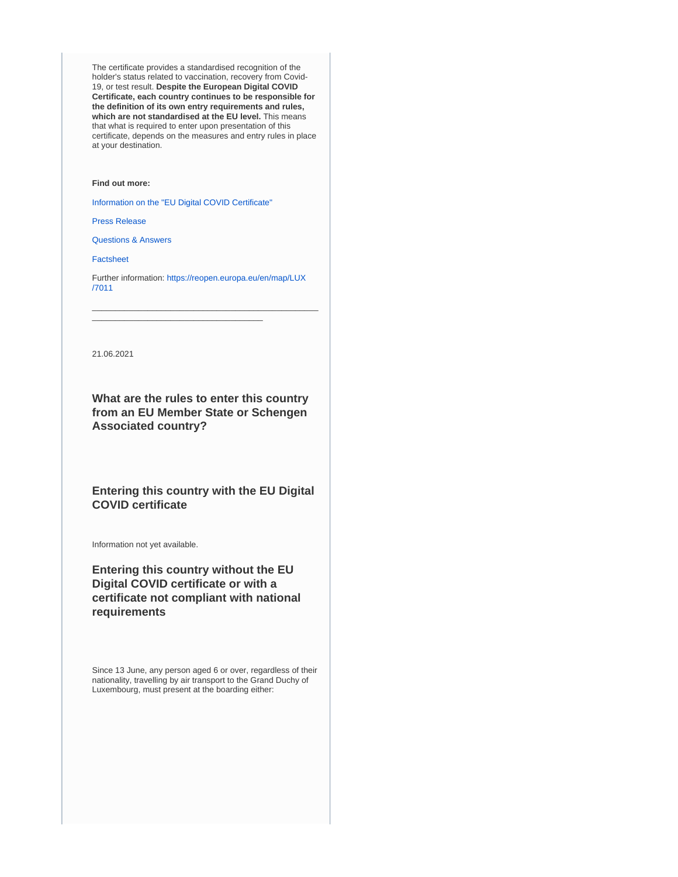The certificate provides a standardised recognition of the holder's status related to vaccination, recovery from Covid-19, or test result. **Despite the European Digital COVID Certificate, each country continues to be responsible for the definition of its own entry requirements and rules, which are not standardised at the EU level.** This means that what is required to enter upon presentation of this certificate, depends on the measures and entry rules in place at your destination.

**Find out more:**

Information on the "EU Digital COVID Certificate"

Press Release

Questions & Answers

Factsheet

Further information: https://reopen.europa.eu/en/map/LUX/7011

---

21.06.2021

### What are the rules to enter this country from an EU Member State or Schengen Associated country?

### Entering this country with the EU Digital COVID certificate

Information not yet available.

### Entering this country without the EU Digital COVID certificate or with a certificate not compliant with national requirements

Since 13 June, any person aged 6 or over, regardless of their nationality, travelling by air transport to the Grand Duchy of Luxembourg, must present at the boarding either: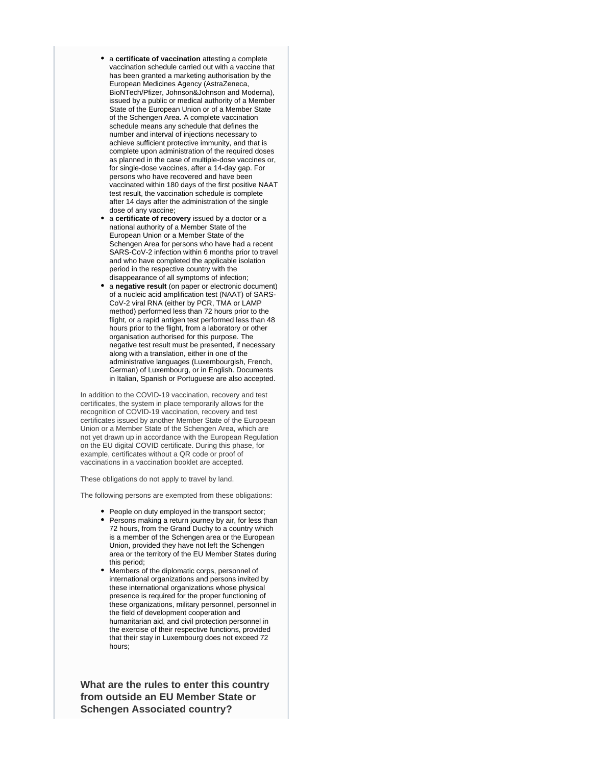- a **certificate of vaccination** attesting a complete vaccination schedule carried out with a vaccine that has been granted a marketing authorisation by the European Medicines Agency (AstraZeneca, BioNTech/Pfizer, Johnson&Johnson and Moderna), issued by a public or medical authority of a Member State of the European Union or of a Member State of the Schengen Area. A complete vaccination schedule means any schedule that defines the number and interval of injections necessary to achieve sufficient protective immunity, and that is complete upon administration of the required doses as planned in the case of multiple-dose vaccines or, for single-dose vaccines, after a 14-day gap. For persons who have recovered and have been vaccinated within 180 days of the first positive NAAT test result, the vaccination schedule is complete after 14 days after the administration of the single dose of any vaccine;
- a **certificate of recovery** issued by a doctor or a national authority of a Member State of the European Union or a Member State of the Schengen Area for persons who have had a recent SARS-CoV-2 infection within 6 months prior to travel and who have completed the applicable isolation period in the respective country with the disappearance of all symptoms of infection;
- a **negative result** (on paper or electronic document) of a nucleic acid amplification test (NAAT) of SARS-CoV-2 viral RNA (either by PCR, TMA or LAMP method) performed less than 72 hours prior to the flight, or a rapid antigen test performed less than 48 hours prior to the flight, from a laboratory or other organisation authorised for this purpose. The negative test result must be presented, if necessary along with a translation, either in one of the administrative languages (Luxembourgish, French, German) of Luxembourg, or in English. Documents in Italian, Spanish or Portuguese are also accepted.

In addition to the COVID-19 vaccination, recovery and test certificates, the system in place temporarily allows for the recognition of COVID-19 vaccination, recovery and test certificates issued by another Member State of the European Union or a Member State of the Schengen Area, which are not yet drawn up in accordance with the European Regulation on the EU digital COVID certificate. During this phase, for example, certificates without a QR code or proof of vaccinations in a vaccination booklet are accepted.

These obligations do not apply to travel by land.

The following persons are exempted from these obligations:

- People on duty employed in the transport sector;
- Persons making a return journey by air, for less than 72 hours, from the Grand Duchy to a country which is a member of the Schengen area or the European Union, provided they have not left the Schengen area or the territory of the EU Member States during this period;
- Members of the diplomatic corps, personnel of international organizations and persons invited by these international organizations whose physical presence is required for the proper functioning of these organizations, military personnel, personnel in the field of development cooperation and humanitarian aid, and civil protection personnel in the exercise of their respective functions, provided that their stay in Luxembourg does not exceed 72 hours;

## What are the rules to enter this country from outside an EU Member State or Schengen Associated country?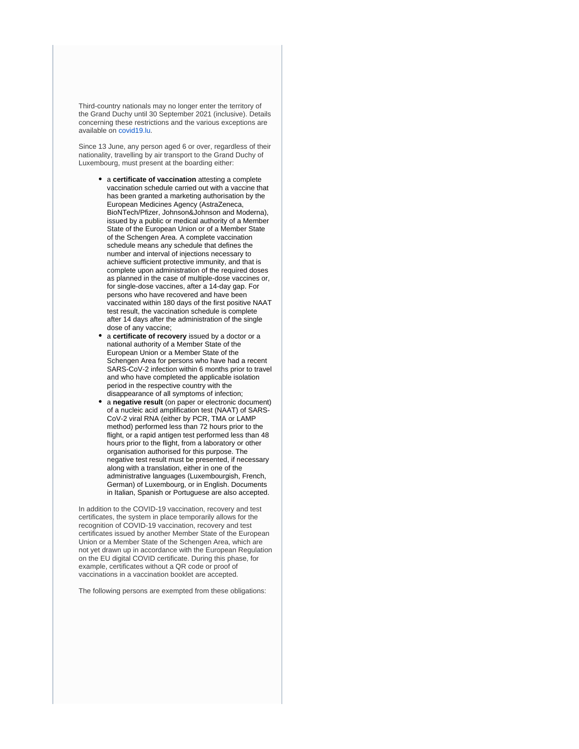Third-country nationals may no longer enter the territory of the Grand Duchy until 30 September 2021 (inclusive). Details concerning these restrictions and the various exceptions are available on covid19.lu.

Since 13 June, any person aged 6 or over, regardless of their nationality, travelling by air transport to the Grand Duchy of Luxembourg, must present at the boarding either:

- a **certificate of vaccination** attesting a complete vaccination schedule carried out with a vaccine that has been granted a marketing authorisation by the European Medicines Agency (AstraZeneca, BioNTech/Pfizer, Johnson&Johnson and Moderna), issued by a public or medical authority of a Member State of the European Union or of a Member State of the Schengen Area. A complete vaccination schedule means any schedule that defines the number and interval of injections necessary to achieve sufficient protective immunity, and that is complete upon administration of the required doses as planned in the case of multiple-dose vaccines or, for single-dose vaccines, after a 14-day gap. For persons who have recovered and have been vaccinated within 180 days of the first positive NAAT test result, the vaccination schedule is complete after 14 days after the administration of the single dose of any vaccine;
- a **certificate of recovery** issued by a doctor or a national authority of a Member State of the European Union or a Member State of the Schengen Area for persons who have had a recent SARS-CoV-2 infection within 6 months prior to travel and who have completed the applicable isolation period in the respective country with the disappearance of all symptoms of infection;
- a **negative result** (on paper or electronic document) of a nucleic acid amplification test (NAAT) of SARS-CoV-2 viral RNA (either by PCR, TMA or LAMP method) performed less than 72 hours prior to the flight, or a rapid antigen test performed less than 48 hours prior to the flight, from a laboratory or other organisation authorised for this purpose. The negative test result must be presented, if necessary along with a translation, either in one of the administrative languages (Luxembourgish, French, German) of Luxembourg, or in English. Documents in Italian, Spanish or Portuguese are also accepted.

In addition to the COVID-19 vaccination, recovery and test certificates, the system in place temporarily allows for the recognition of COVID-19 vaccination, recovery and test certificates issued by another Member State of the European Union or a Member State of the Schengen Area, which are not yet drawn up in accordance with the European Regulation on the EU digital COVID certificate. During this phase, for example, certificates without a QR code or proof of vaccinations in a vaccination booklet are accepted.

The following persons are exempted from these obligations: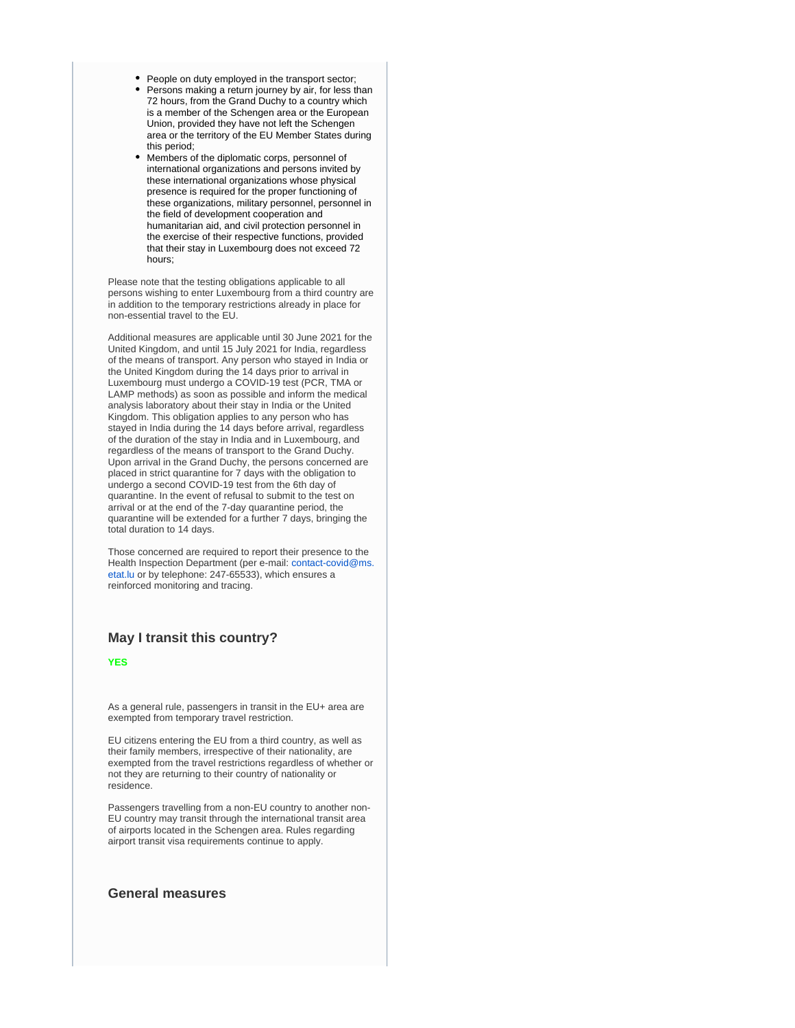- People on duty employed in the transport sector;
- Persons making a return journey by air, for less than 72 hours, from the Grand Duchy to a country which is a member of the Schengen area or the European Union, provided they have not left the Schengen area or the territory of the EU Member States during this period;
- Members of the diplomatic corps, personnel of international organizations and persons invited by these international organizations whose physical presence is required for the proper functioning of these organizations, military personnel, personnel in the field of development cooperation and humanitarian aid, and civil protection personnel in the exercise of their respective functions, provided that their stay in Luxembourg does not exceed 72 hours;

Please note that the testing obligations applicable to all persons wishing to enter Luxembourg from a third country are in addition to the temporary restrictions already in place for non-essential travel to the EU.

Additional measures are applicable until 30 June 2021 for the United Kingdom, and until 15 July 2021 for India, regardless of the means of transport. Any person who stayed in India or the United Kingdom during the 14 days prior to arrival in Luxembourg must undergo a COVID-19 test (PCR, TMA or LAMP methods) as soon as possible and inform the medical analysis laboratory about their stay in India or the United Kingdom. This obligation applies to any person who has stayed in India during the 14 days before arrival, regardless of the duration of the stay in India and in Luxembourg, and regardless of the means of transport to the Grand Duchy. Upon arrival in the Grand Duchy, the persons concerned are placed in strict quarantine for 7 days with the obligation to undergo a second COVID-19 test from the 6th day of quarantine. In the event of refusal to submit to the test on arrival or at the end of the 7-day quarantine period, the quarantine will be extended for a further 7 days, bringing the total duration to 14 days.

Those concerned are required to report their presence to the Health Inspection Department (per e-mail: contact-covid@ms.etat.lu or by telephone: 247-65533), which ensures a reinforced monitoring and tracing.

### May I transit this country?

**YES**

As a general rule, passengers in transit in the EU+ area are exempted from temporary travel restriction.

EU citizens entering the EU from a third country, as well as their family members, irrespective of their nationality, are exempted from the travel restrictions regardless of whether or not they are returning to their country of nationality or residence.

Passengers travelling from a non-EU country to another non-EU country may transit through the international transit area of airports located in the Schengen area. Rules regarding airport transit visa requirements continue to apply.

### General measures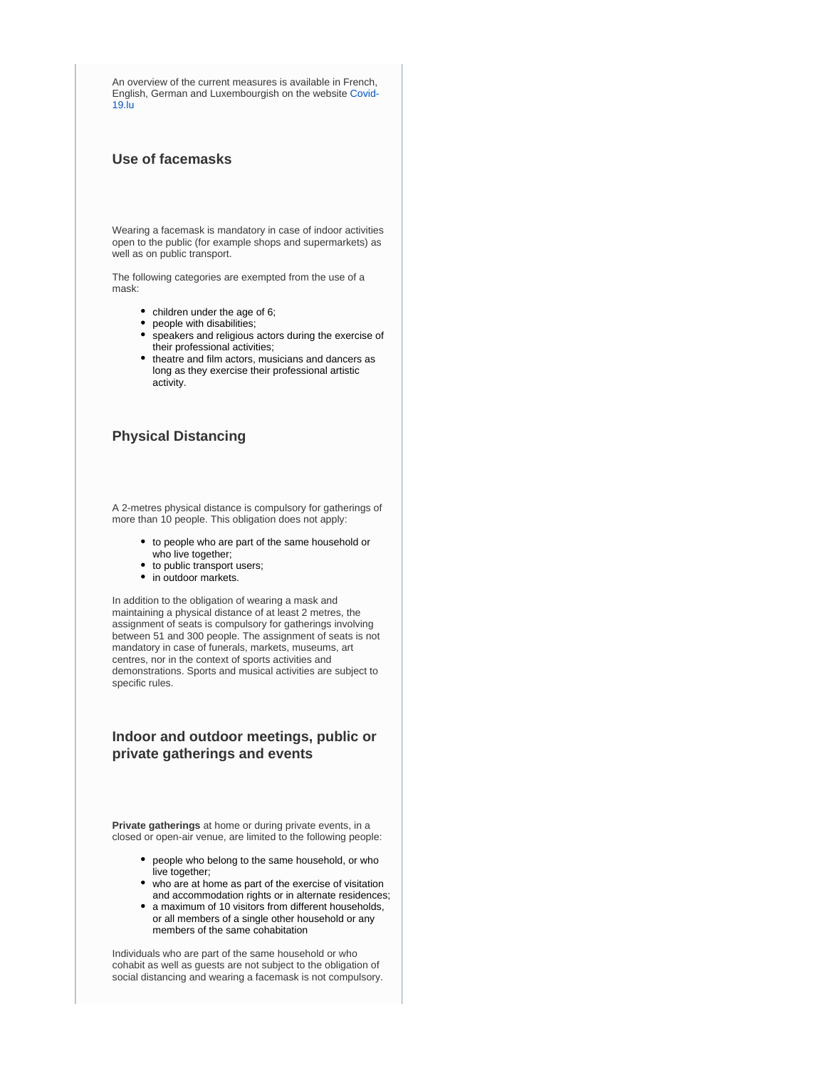An overview of the current measures is available in French, English, German and Luxembourgish on the website Covid-19.lu

### Use of facemasks

Wearing a facemask is mandatory in case of indoor activities open to the public (for example shops and supermarkets) as well as on public transport.

The following categories are exempted from the use of a mask:

- children under the age of 6;
- people with disabilities;
- speakers and religious actors during the exercise of their professional activities;
- theatre and film actors, musicians and dancers as long as they exercise their professional artistic activity.

### Physical Distancing

A 2-metres physical distance is compulsory for gatherings of more than 10 people. This obligation does not apply:

- to people who are part of the same household or who live together;
- to public transport users;
- in outdoor markets.

In addition to the obligation of wearing a mask and maintaining a physical distance of at least 2 metres, the assignment of seats is compulsory for gatherings involving between 51 and 300 people. The assignment of seats is not mandatory in case of funerals, markets, museums, art centres, nor in the context of sports activities and demonstrations. Sports and musical activities are subject to specific rules.

### Indoor and outdoor meetings, public or private gatherings and events

**Private gatherings** at home or during private events, in a closed or open-air venue, are limited to the following people:

- people who belong to the same household, or who live together;
- who are at home as part of the exercise of visitation and accommodation rights or in alternate residences;
- a maximum of 10 visitors from different households, or all members of a single other household or any members of the same cohabitation

Individuals who are part of the same household or who cohabit as well as guests are not subject to the obligation of social distancing and wearing a facemask is not compulsory.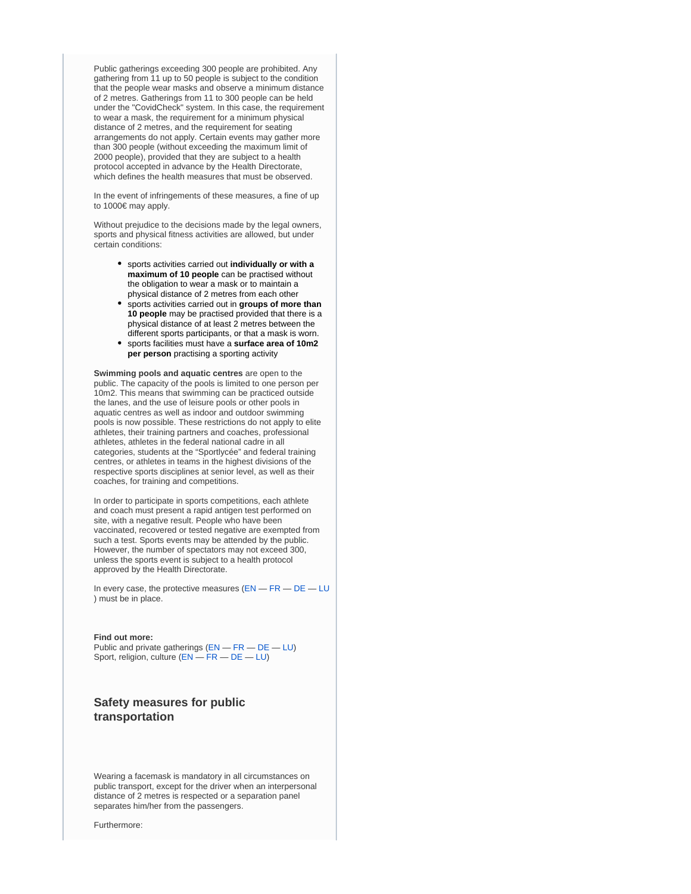Public gatherings exceeding 300 people are prohibited. Any gathering from 11 up to 50 people is subject to the condition that the people wear masks and observe a minimum distance of 2 metres. Gatherings from 11 to 300 people can be held under the "CovidCheck" system. In this case, the requirement to wear a mask, the requirement for a minimum physical distance of 2 metres, and the requirement for seating arrangements do not apply. Certain events may gather more than 300 people (without exceeding the maximum limit of 2000 people), provided that they are subject to a health protocol accepted in advance by the Health Directorate, which defines the health measures that must be observed.

In the event of infringements of these measures, a fine of up to 1000€ may apply.

Without prejudice to the decisions made by the legal owners, sports and physical fitness activities are allowed, but under certain conditions:

- sports activities carried out **individually or with a maximum of 10 people** can be practised without the obligation to wear a mask or to maintain a physical distance of 2 metres from each other
- sports activities carried out in **groups of more than 10 people** may be practised provided that there is a physical distance of at least 2 metres between the different sports participants, or that a mask is worn.
- sports facilities must have a **surface area of 10m2 per person** practising a sporting activity

**Swimming pools and aquatic centres** are open to the public. The capacity of the pools is limited to one person per 10m2. This means that swimming can be practiced outside the lanes, and the use of leisure pools or other pools in aquatic centres as well as indoor and outdoor swimming pools is now possible. These restrictions do not apply to elite athletes, their training partners and coaches, professional athletes, athletes in the federal national cadre in all categories, students at the “Sportlycée” and federal training centres, or athletes in teams in the highest divisions of the respective sports disciplines at senior level, as well as their coaches, for training and competitions.

In order to participate in sports competitions, each athlete and coach must present a rapid antigen test performed on site, with a negative result. People who have been vaccinated, recovered or tested negative are exempted from such a test. Sports events may be attended by the public. However, the number of spectators may not exceed 300, unless the sports event is subject to a health protocol approved by the Health Directorate.

In every case, the protective measures (EN — FR — DE — LU ) must be in place.

**Find out more:**
Public and private gatherings (EN — FR — DE — LU)
Sport, religion, culture (EN — FR — DE — LU)

## Safety measures for public transportation

Wearing a facemask is mandatory in all circumstances on public transport, except for the driver when an interpersonal distance of 2 metres is respected or a separation panel separates him/her from the passengers.

Furthermore: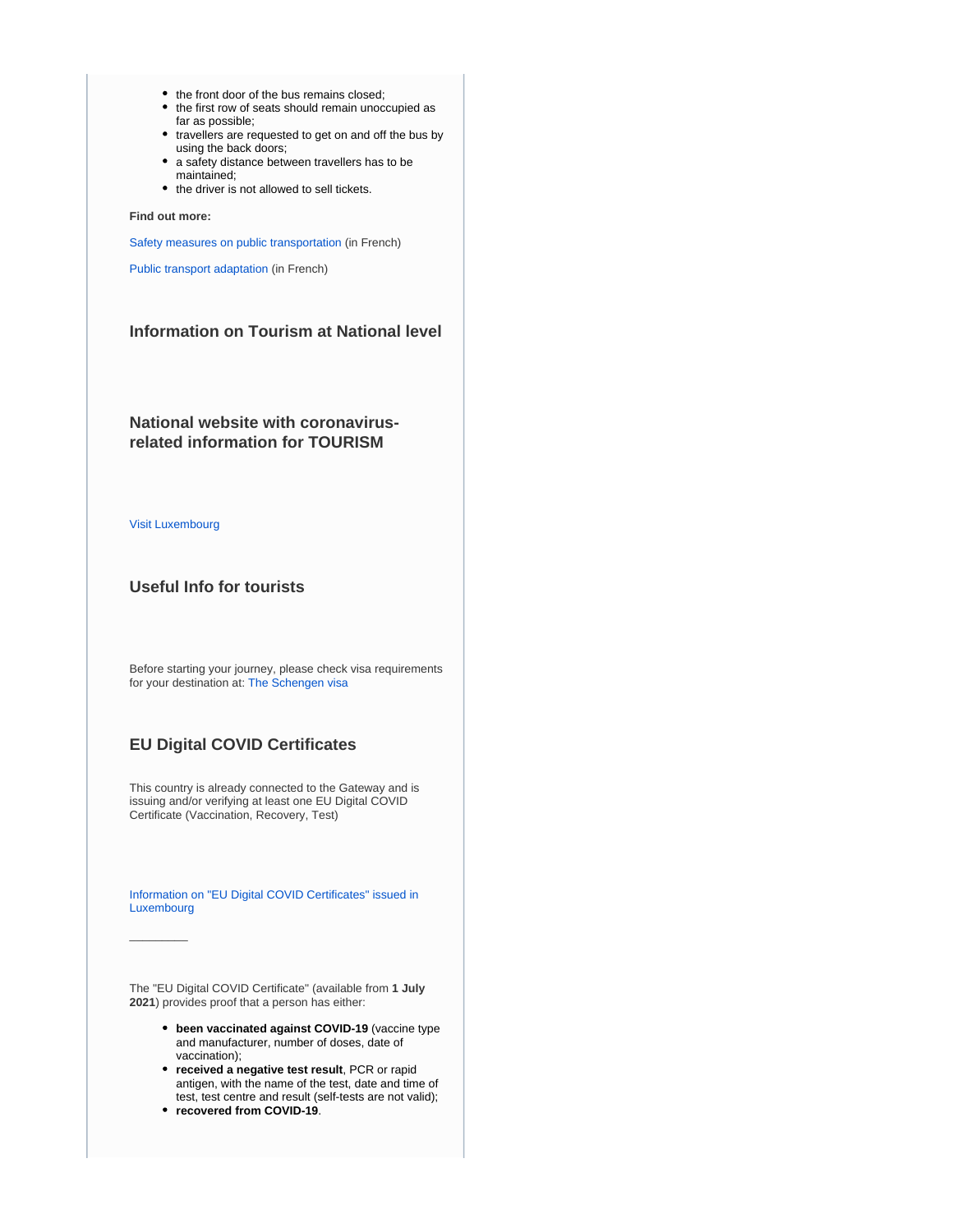- the front door of the bus remains closed;
- the first row of seats should remain unoccupied as far as possible;
- travellers are requested to get on and off the bus by using the back doors;
- a safety distance between travellers has to be maintained;
- the driver is not allowed to sell tickets.

**Find out more:**

Safety measures on public transportation (in French)

Public transport adaptation (in French)

### Information on Tourism at National level

### National website with coronavirus-related information for TOURISM

Visit Luxembourg

### Useful Info for tourists

Before starting your journey, please check visa requirements for your destination at: The Schengen visa

### EU Digital COVID Certificates

This country is already connected to the Gateway and is issuing and/or verifying at least one EU Digital COVID Certificate (Vaccination, Recovery, Test)

Information on "EU Digital COVID Certificates" issued in Luxembourg

---

The "EU Digital COVID Certificate" (available from **1 July 2021**) provides proof that a person has either:

- **been vaccinated against COVID-19** (vaccine type and manufacturer, number of doses, date of vaccination);
- **received a negative test result**, PCR or rapid antigen, with the name of the test, date and time of test, test centre and result (self-tests are not valid);
- **recovered from COVID-19**.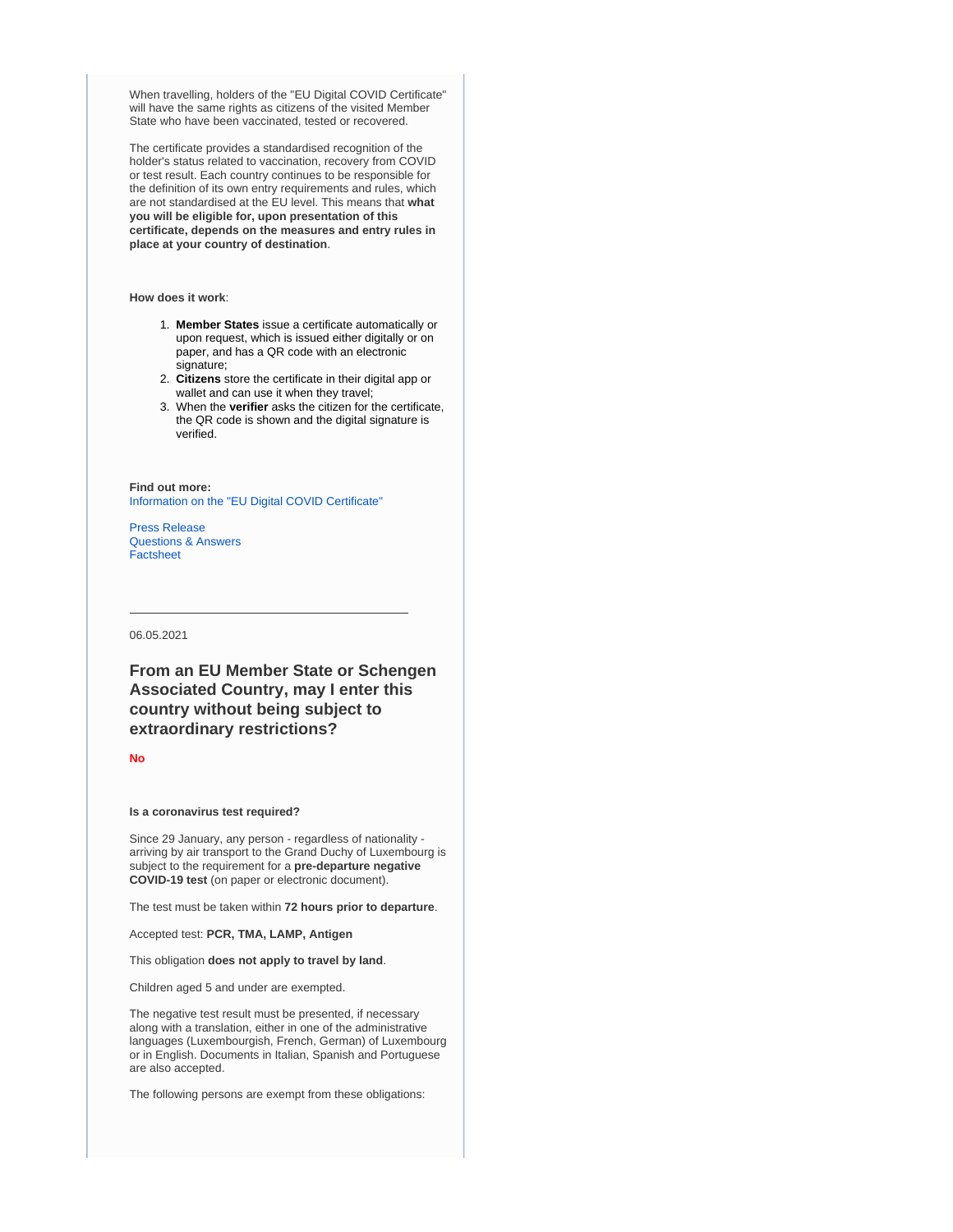When travelling, holders of the "EU Digital COVID Certificate" will have the same rights as citizens of the visited Member State who have been vaccinated, tested or recovered.

The certificate provides a standardised recognition of the holder's status related to vaccination, recovery from COVID or test result. Each country continues to be responsible for the definition of its own entry requirements and rules, which are not standardised at the EU level. This means that **what you will be eligible for, upon presentation of this certificate, depends on the measures and entry rules in place at your country of destination**.

**How does it work**:

1. **Member States** issue a certificate automatically or upon request, which is issued either digitally or on paper, and has a QR code with an electronic signature;
2. **Citizens** store the certificate in their digital app or wallet and can use it when they travel;
3. When the **verifier** asks the citizen for the certificate, the QR code is shown and the digital signature is verified.

**Find out more:**
Information on the "EU Digital COVID Certificate"

Press Release
Questions & Answers
Factsheet

---

06.05.2021

## From an EU Member State or Schengen Associated Country, may I enter this country without being subject to extraordinary restrictions?

**No**

**Is a coronavirus test required?**

Since 29 January, any person - regardless of nationality - arriving by air transport to the Grand Duchy of Luxembourg is subject to the requirement for a **pre-departure negative COVID-19 test** (on paper or electronic document).

The test must be taken within **72 hours prior to departure**.

Accepted test: **PCR, TMA, LAMP, Antigen**

This obligation **does not apply to travel by land**.

Children aged 5 and under are exempted.

The negative test result must be presented, if necessary along with a translation, either in one of the administrative languages (Luxembourgish, French, German) of Luxembourg or in English. Documents in Italian, Spanish and Portuguese are also accepted.

The following persons are exempt from these obligations: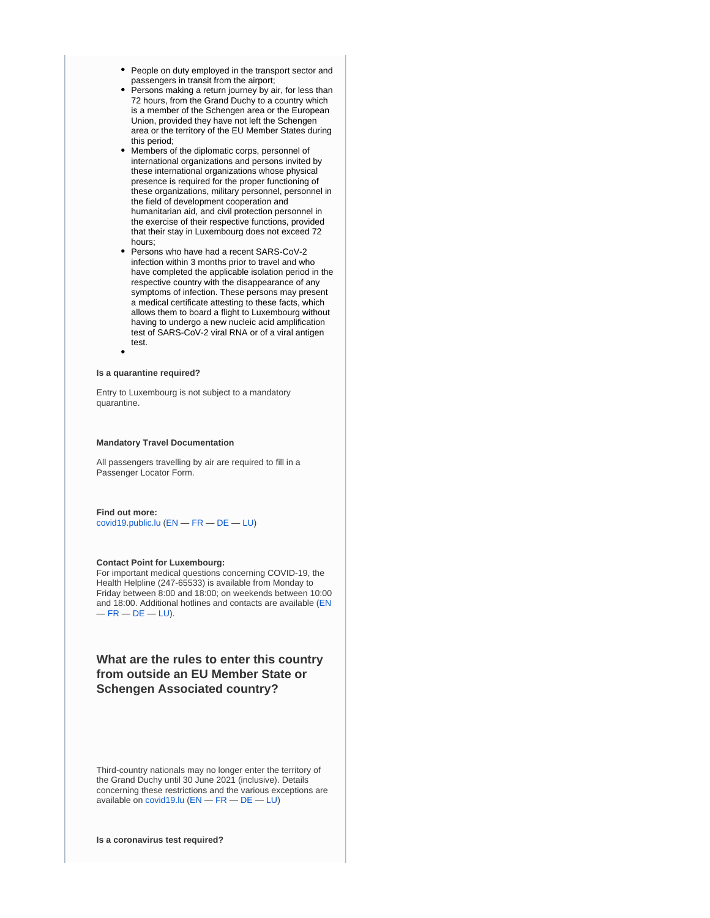- People on duty employed in the transport sector and passengers in transit from the airport;
- Persons making a return journey by air, for less than 72 hours, from the Grand Duchy to a country which is a member of the Schengen area or the European Union, provided they have not left the Schengen area or the territory of the EU Member States during this period;
- Members of the diplomatic corps, personnel of international organizations and persons invited by these international organizations whose physical presence is required for the proper functioning of these organizations, military personnel, personnel in the field of development cooperation and humanitarian aid, and civil protection personnel in the exercise of their respective functions, provided that their stay in Luxembourg does not exceed 72 hours;
- Persons who have had a recent SARS-CoV-2 infection within 3 months prior to travel and who have completed the applicable isolation period in the respective country with the disappearance of any symptoms of infection. These persons may present a medical certificate attesting to these facts, which allows them to board a flight to Luxembourg without having to undergo a new nucleic acid amplification test of SARS-CoV-2 viral RNA or of a viral antigen test.

**Is a quarantine required?**

Entry to Luxembourg is not subject to a mandatory quarantine.

**Mandatory Travel Documentation**

All passengers travelling by air are required to fill in a Passenger Locator Form.

**Find out more:**
covid19.public.lu (EN — FR — DE — LU)

**Contact Point for Luxembourg:**
For important medical questions concerning COVID-19, the Health Helpline (247-65533) is available from Monday to Friday between 8:00 and 18:00; on weekends between 10:00 and 18:00. Additional hotlines and contacts are available (EN — FR — DE — LU).

### What are the rules to enter this country from outside an EU Member State or Schengen Associated country?

Third-country nationals may no longer enter the territory of the Grand Duchy until 30 June 2021 (inclusive). Details concerning these restrictions and the various exceptions are available on covid19.lu (EN — FR — DE — LU)

**Is a coronavirus test required?**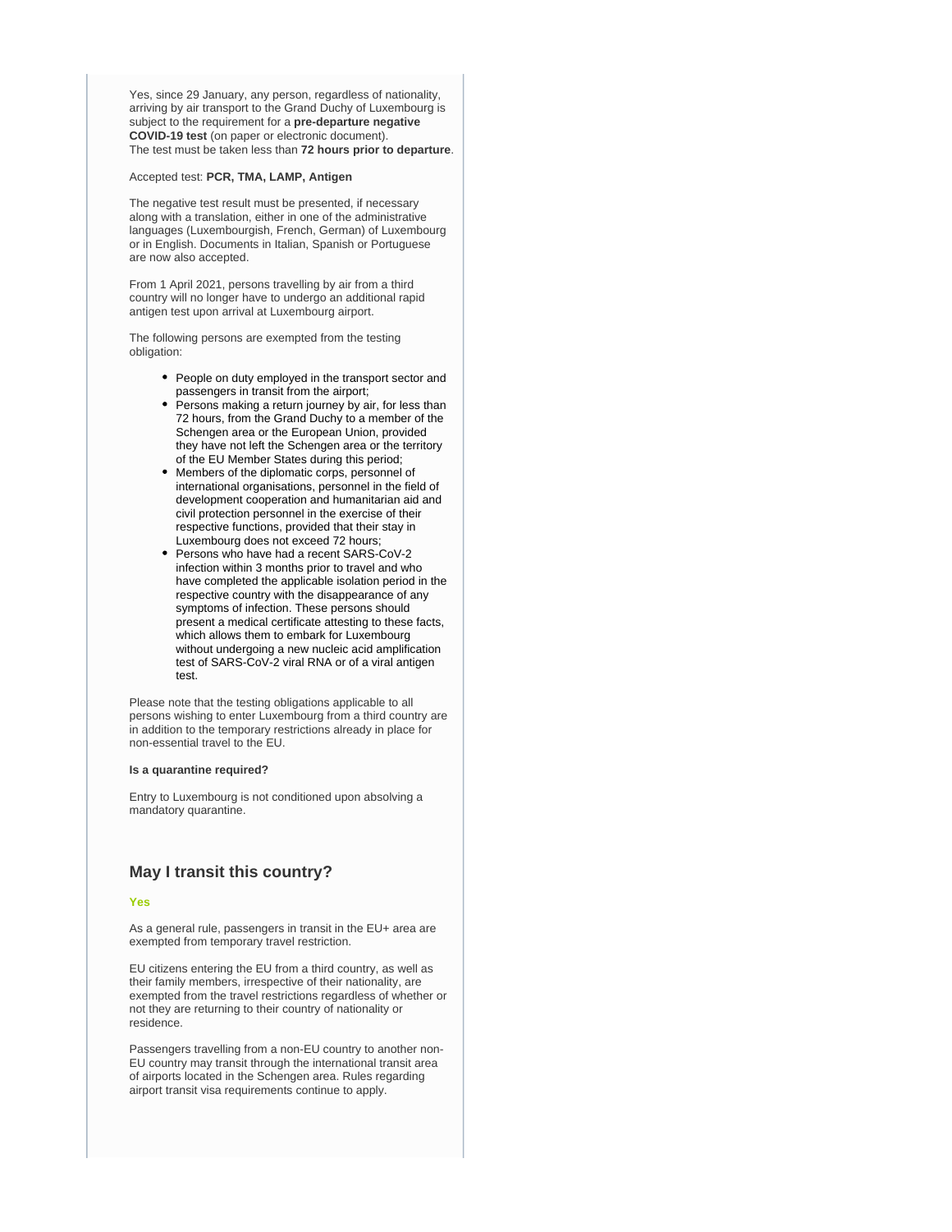Yes, since 29 January, any person, regardless of nationality, arriving by air transport to the Grand Duchy of Luxembourg is subject to the requirement for a **pre-departure negative COVID-19 test** (on paper or electronic document).
The test must be taken less than **72 hours prior to departure**.

Accepted test: **PCR, TMA, LAMP, Antigen**

The negative test result must be presented, if necessary along with a translation, either in one of the administrative languages (Luxembourgish, French, German) of Luxembourg or in English. Documents in Italian, Spanish or Portuguese are now also accepted.

From 1 April 2021, persons travelling by air from a third country will no longer have to undergo an additional rapid antigen test upon arrival at Luxembourg airport.

The following persons are exempted from the testing obligation:

- People on duty employed in the transport sector and passengers in transit from the airport;
- Persons making a return journey by air, for less than 72 hours, from the Grand Duchy to a member of the Schengen area or the European Union, provided they have not left the Schengen area or the territory of the EU Member States during this period;
- Members of the diplomatic corps, personnel of international organisations, personnel in the field of development cooperation and humanitarian aid and civil protection personnel in the exercise of their respective functions, provided that their stay in Luxembourg does not exceed 72 hours;
- Persons who have had a recent SARS-CoV-2 infection within 3 months prior to travel and who have completed the applicable isolation period in the respective country with the disappearance of any symptoms of infection. These persons should present a medical certificate attesting to these facts, which allows them to embark for Luxembourg without undergoing a new nucleic acid amplification test of SARS-CoV-2 viral RNA or of a viral antigen test.

Please note that the testing obligations applicable to all persons wishing to enter Luxembourg from a third country are in addition to the temporary restrictions already in place for non-essential travel to the EU.

**Is a quarantine required?**

Entry to Luxembourg is not conditioned upon absolving a mandatory quarantine.

## May I transit this country?

**Yes**

As a general rule, passengers in transit in the EU+ area are exempted from temporary travel restriction.

EU citizens entering the EU from a third country, as well as their family members, irrespective of their nationality, are exempted from the travel restrictions regardless of whether or not they are returning to their country of nationality or residence.

Passengers travelling from a non-EU country to another non-EU country may transit through the international transit area of airports located in the Schengen area. Rules regarding airport transit visa requirements continue to apply.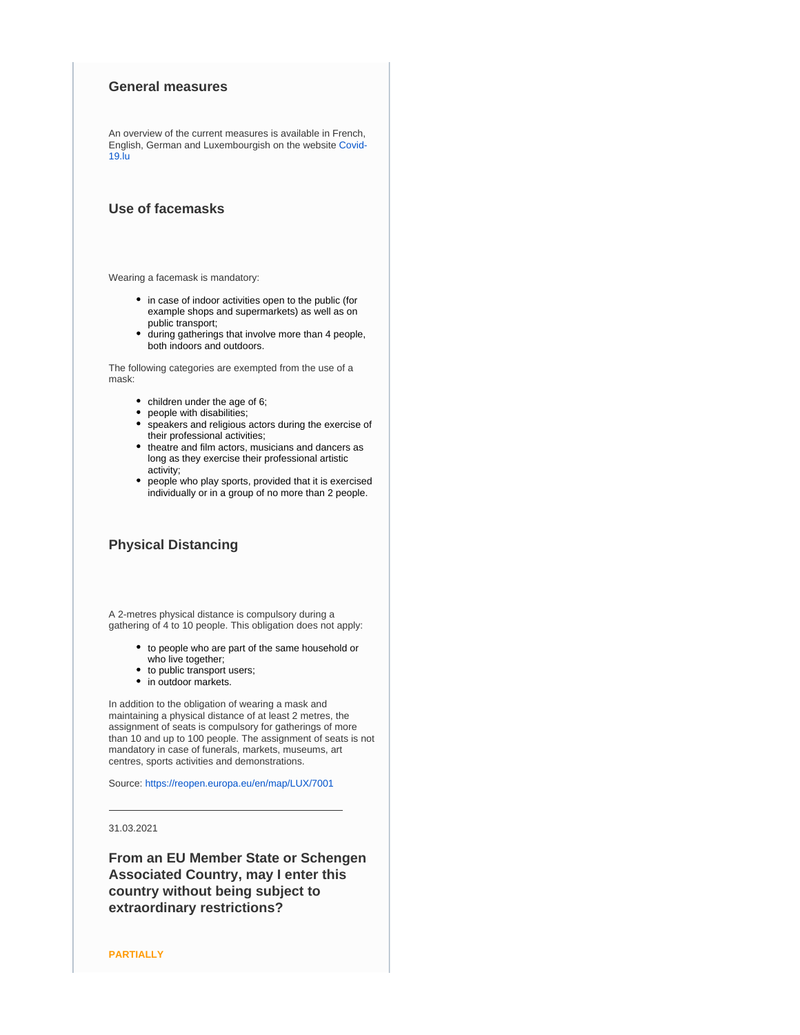### General measures

An overview of the current measures is available in French, English, German and Luxembourgish on the website [Covid-19.lu](Covid-19.lu)

### Use of facemasks

Wearing a facemask is mandatory:

- in case of indoor activities open to the public (for example shops and supermarkets) as well as on public transport;
- during gatherings that involve more than 4 people, both indoors and outdoors.

The following categories are exempted from the use of a mask:

- children under the age of 6;
- people with disabilities;
- speakers and religious actors during the exercise of their professional activities;
- theatre and film actors, musicians and dancers as long as they exercise their professional artistic activity;
- people who play sports, provided that it is exercised individually or in a group of no more than 2 people.

### Physical Distancing

A 2-metres physical distance is compulsory during a gathering of 4 to 10 people. This obligation does not apply:

- to people who are part of the same household or who live together;
- to public transport users;
- in outdoor markets.

In addition to the obligation of wearing a mask and maintaining a physical distance of at least 2 metres, the assignment of seats is compulsory for gatherings of more than 10 and up to 100 people. The assignment of seats is not mandatory in case of funerals, markets, museums, art centres, sports activities and demonstrations.

Source: https://reopen.europa.eu/en/map/LUX/7001

---

31.03.2021

### From an EU Member State or Schengen Associated Country, may I enter this country without being subject to extraordinary restrictions?

**PARTIALLY**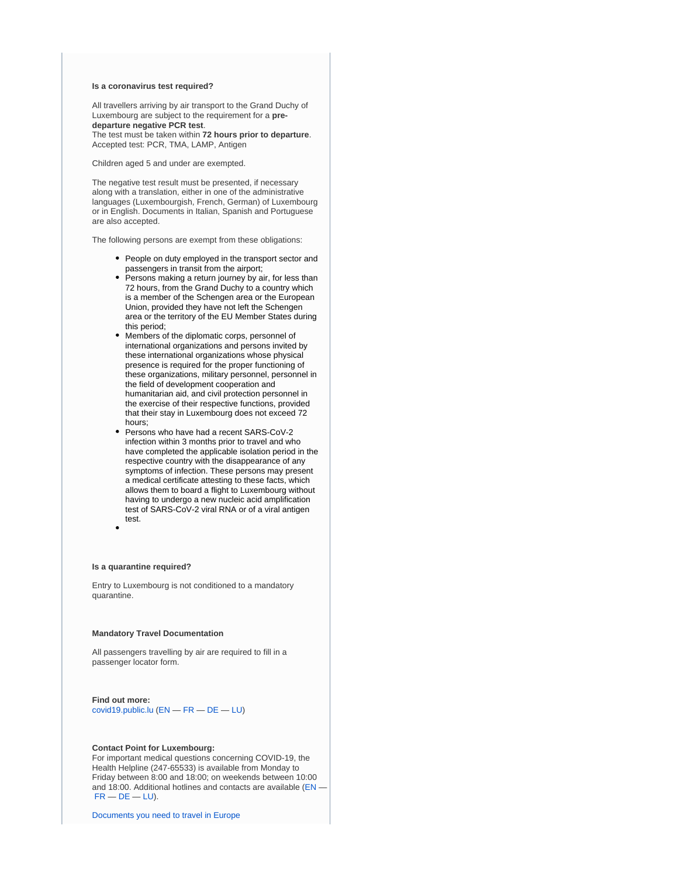**Is a coronavirus test required?**

All travellers arriving by air transport to the Grand Duchy of Luxembourg are subject to the requirement for a **pre-departure negative PCR test**.
The test must be taken within **72 hours prior to departure**. Accepted test: PCR, TMA, LAMP, Antigen

Children aged 5 and under are exempted.

The negative test result must be presented, if necessary along with a translation, either in one of the administrative languages (Luxembourgish, French, German) of Luxembourg or in English. Documents in Italian, Spanish and Portuguese are also accepted.

The following persons are exempt from these obligations:

- People on duty employed in the transport sector and passengers in transit from the airport;
- Persons making a return journey by air, for less than 72 hours, from the Grand Duchy to a country which is a member of the Schengen area or the European Union, provided they have not left the Schengen area or the territory of the EU Member States during this period;
- Members of the diplomatic corps, personnel of international organizations and persons invited by these international organizations whose physical presence is required for the proper functioning of these organizations, military personnel, personnel in the field of development cooperation and humanitarian aid, and civil protection personnel in the exercise of their respective functions, provided that their stay in Luxembourg does not exceed 72 hours;
- Persons who have had a recent SARS-CoV-2 infection within 3 months prior to travel and who have completed the applicable isolation period in the respective country with the disappearance of any symptoms of infection. These persons may present a medical certificate attesting to these facts, which allows them to board a flight to Luxembourg without having to undergo a new nucleic acid amplification test of SARS-CoV-2 viral RNA or of a viral antigen test.

**Is a quarantine required?**

Entry to Luxembourg is not conditioned to a mandatory quarantine.

**Mandatory Travel Documentation**

All passengers travelling by air are required to fill in a passenger locator form.

**Find out more:**
covid19.public.lu (EN — FR — DE — LU)

**Contact Point for Luxembourg:**
For important medical questions concerning COVID-19, the Health Helpline (247-65533) is available from Monday to Friday between 8:00 and 18:00; on weekends between 10:00 and 18:00. Additional hotlines and contacts are available (EN — FR — DE — LU).

Documents you need to travel in Europe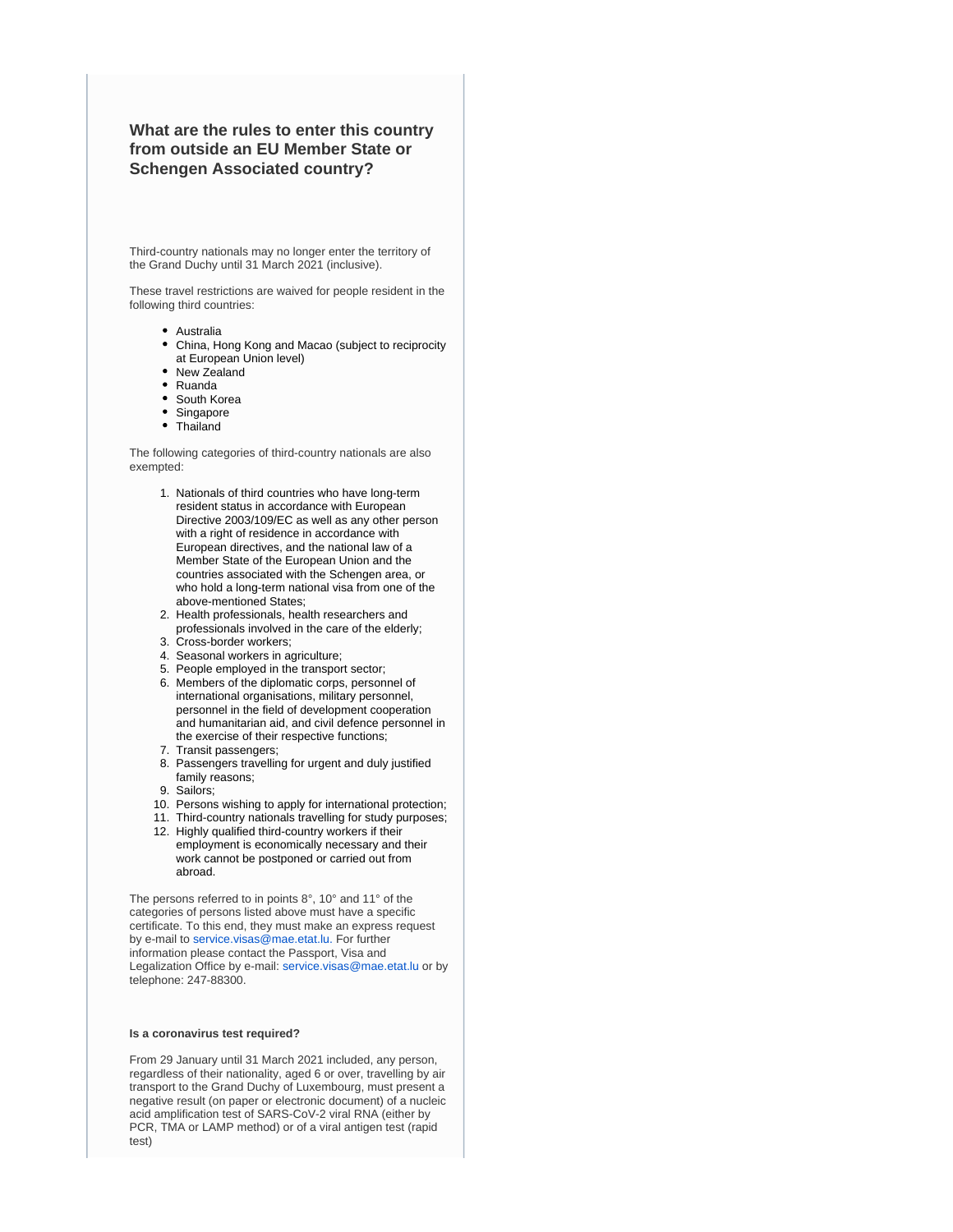### What are the rules to enter this country from outside an EU Member State or Schengen Associated country?

Third-country nationals may no longer enter the territory of the Grand Duchy until 31 March 2021 (inclusive).

These travel restrictions are waived for people resident in the following third countries:

- Australia
- China, Hong Kong and Macao (subject to reciprocity at European Union level)
- New Zealand
- Ruanda
- South Korea
- Singapore
- Thailand

The following categories of third-country nationals are also exempted:

1. Nationals of third countries who have long-term resident status in accordance with European Directive 2003/109/EC as well as any other person with a right of residence in accordance with European directives, and the national law of a Member State of the European Union and the countries associated with the Schengen area, or who hold a long-term national visa from one of the above-mentioned States;
2. Health professionals, health researchers and professionals involved in the care of the elderly;
3. Cross-border workers;
4. Seasonal workers in agriculture;
5. People employed in the transport sector;
6. Members of the diplomatic corps, personnel of international organisations, military personnel, personnel in the field of development cooperation and humanitarian aid, and civil defence personnel in the exercise of their respective functions;
7. Transit passengers;
8. Passengers travelling for urgent and duly justified family reasons;
9. Sailors;
10. Persons wishing to apply for international protection;
11. Third-country nationals travelling for study purposes;
12. Highly qualified third-country workers if their employment is economically necessary and their work cannot be postponed or carried out from abroad.

The persons referred to in points 8°, 10° and 11° of the categories of persons listed above must have a specific certificate. To this end, they must make an express request by e-mail to service.visas@mae.etat.lu. For further information please contact the Passport, Visa and Legalization Office by e-mail: service.visas@mae.etat.lu or by telephone: 247-88300.

**Is a coronavirus test required?**

From 29 January until 31 March 2021 included, any person, regardless of their nationality, aged 6 or over, travelling by air transport to the Grand Duchy of Luxembourg, must present a negative result (on paper or electronic document) of a nucleic acid amplification test of SARS-CoV-2 viral RNA (either by PCR, TMA or LAMP method) or of a viral antigen test (rapid test)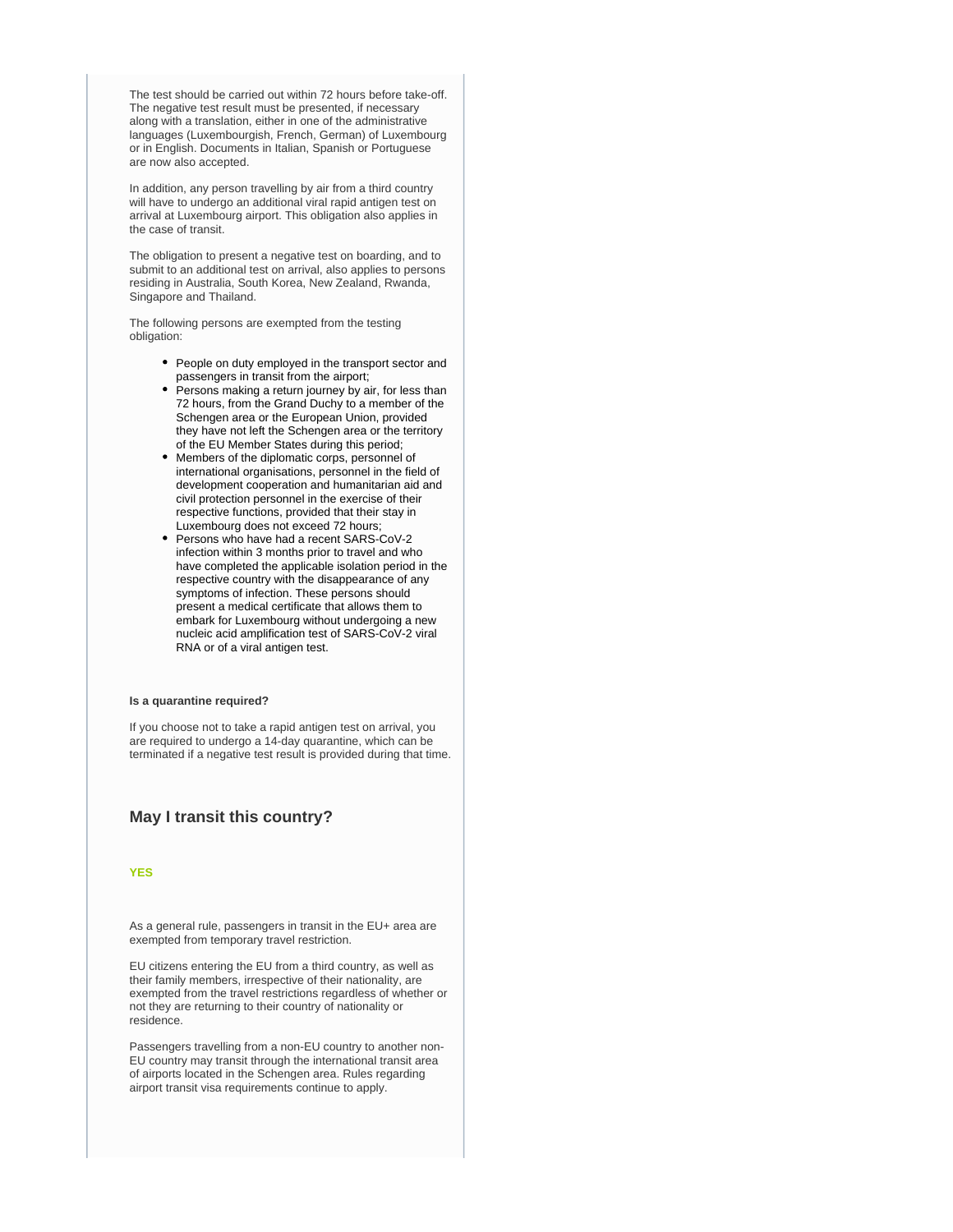The test should be carried out within 72 hours before take-off. The negative test result must be presented, if necessary along with a translation, either in one of the administrative languages (Luxembourgish, French, German) of Luxembourg or in English. Documents in Italian, Spanish or Portuguese are now also accepted.

In addition, any person travelling by air from a third country will have to undergo an additional viral rapid antigen test on arrival at Luxembourg airport. This obligation also applies in the case of transit.

The obligation to present a negative test on boarding, and to submit to an additional test on arrival, also applies to persons residing in Australia, South Korea, New Zealand, Rwanda, Singapore and Thailand.

The following persons are exempted from the testing obligation:

- People on duty employed in the transport sector and passengers in transit from the airport;
- Persons making a return journey by air, for less than 72 hours, from the Grand Duchy to a member of the Schengen area or the European Union, provided they have not left the Schengen area or the territory of the EU Member States during this period;
- Members of the diplomatic corps, personnel of international organisations, personnel in the field of development cooperation and humanitarian aid and civil protection personnel in the exercise of their respective functions, provided that their stay in Luxembourg does not exceed 72 hours;
- Persons who have had a recent SARS-CoV-2 infection within 3 months prior to travel and who have completed the applicable isolation period in the respective country with the disappearance of any symptoms of infection. These persons should present a medical certificate that allows them to embark for Luxembourg without undergoing a new nucleic acid amplification test of SARS-CoV-2 viral RNA or of a viral antigen test.

**Is a quarantine required?**

If you choose not to take a rapid antigen test on arrival, you are required to undergo a 14-day quarantine, which can be terminated if a negative test result is provided during that time.

### May I transit this country?

**YES**

As a general rule, passengers in transit in the EU+ area are exempted from temporary travel restriction.

EU citizens entering the EU from a third country, as well as their family members, irrespective of their nationality, are exempted from the travel restrictions regardless of whether or not they are returning to their country of nationality or residence.

Passengers travelling from a non-EU country to another non-EU country may transit through the international transit area of airports located in the Schengen area. Rules regarding airport transit visa requirements continue to apply.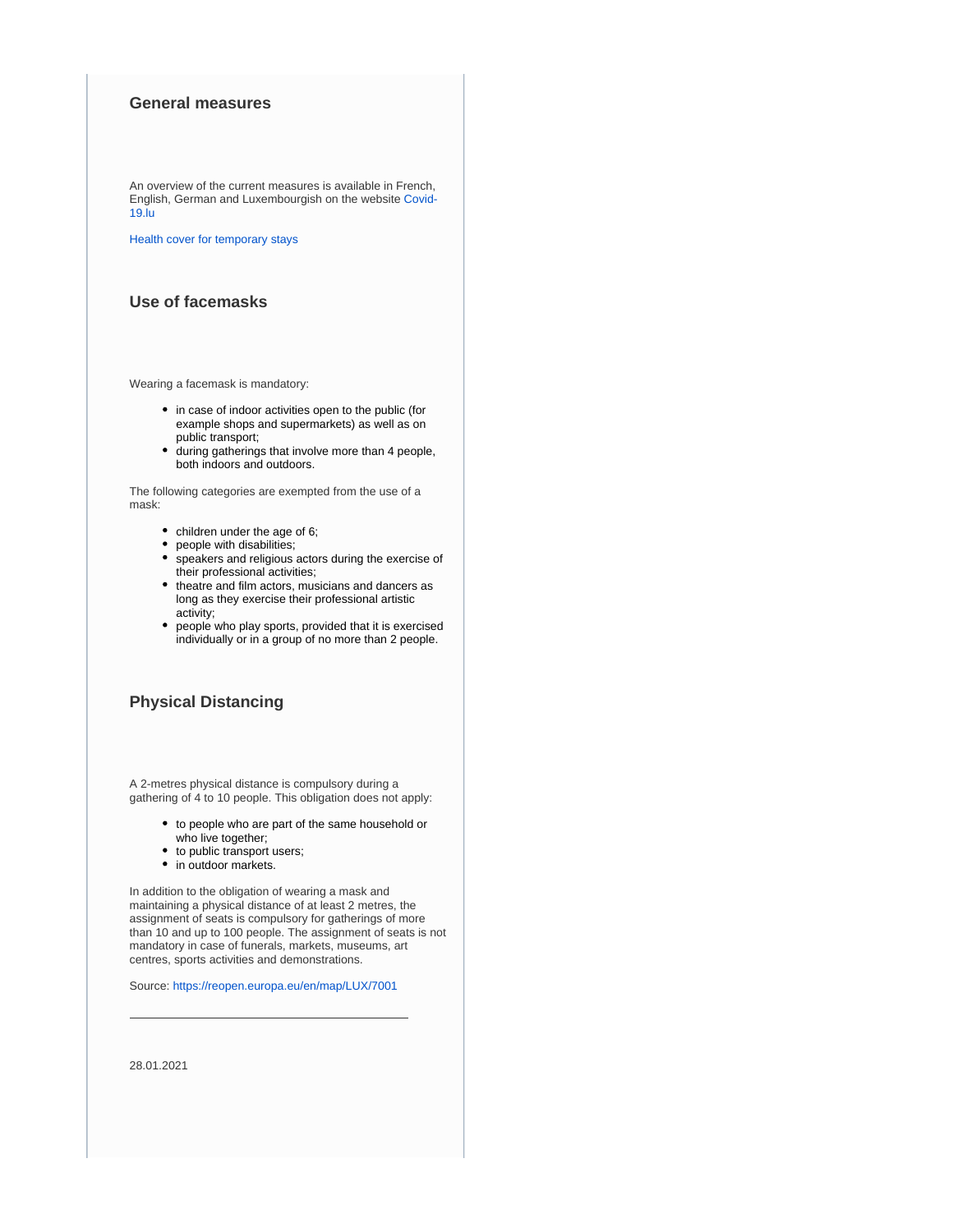### General measures

An overview of the current measures is available in French, English, German and Luxembourgish on the website Covid-19.lu

Health cover for temporary stays

### Use of facemasks

Wearing a facemask is mandatory:

- in case of indoor activities open to the public (for example shops and supermarkets) as well as on public transport;
- during gatherings that involve more than 4 people, both indoors and outdoors.

The following categories are exempted from the use of a mask:

- children under the age of 6;
- people with disabilities;
- speakers and religious actors during the exercise of their professional activities;
- theatre and film actors, musicians and dancers as long as they exercise their professional artistic activity;
- people who play sports, provided that it is exercised individually or in a group of no more than 2 people.

### Physical Distancing

A 2-metres physical distance is compulsory during a gathering of 4 to 10 people. This obligation does not apply:

- to people who are part of the same household or who live together;
- to public transport users;
- in outdoor markets.

In addition to the obligation of wearing a mask and maintaining a physical distance of at least 2 metres, the assignment of seats is compulsory for gatherings of more than 10 and up to 100 people. The assignment of seats is not mandatory in case of funerals, markets, museums, art centres, sports activities and demonstrations.

Source: https://reopen.europa.eu/en/map/LUX/7001

---

28.01.2021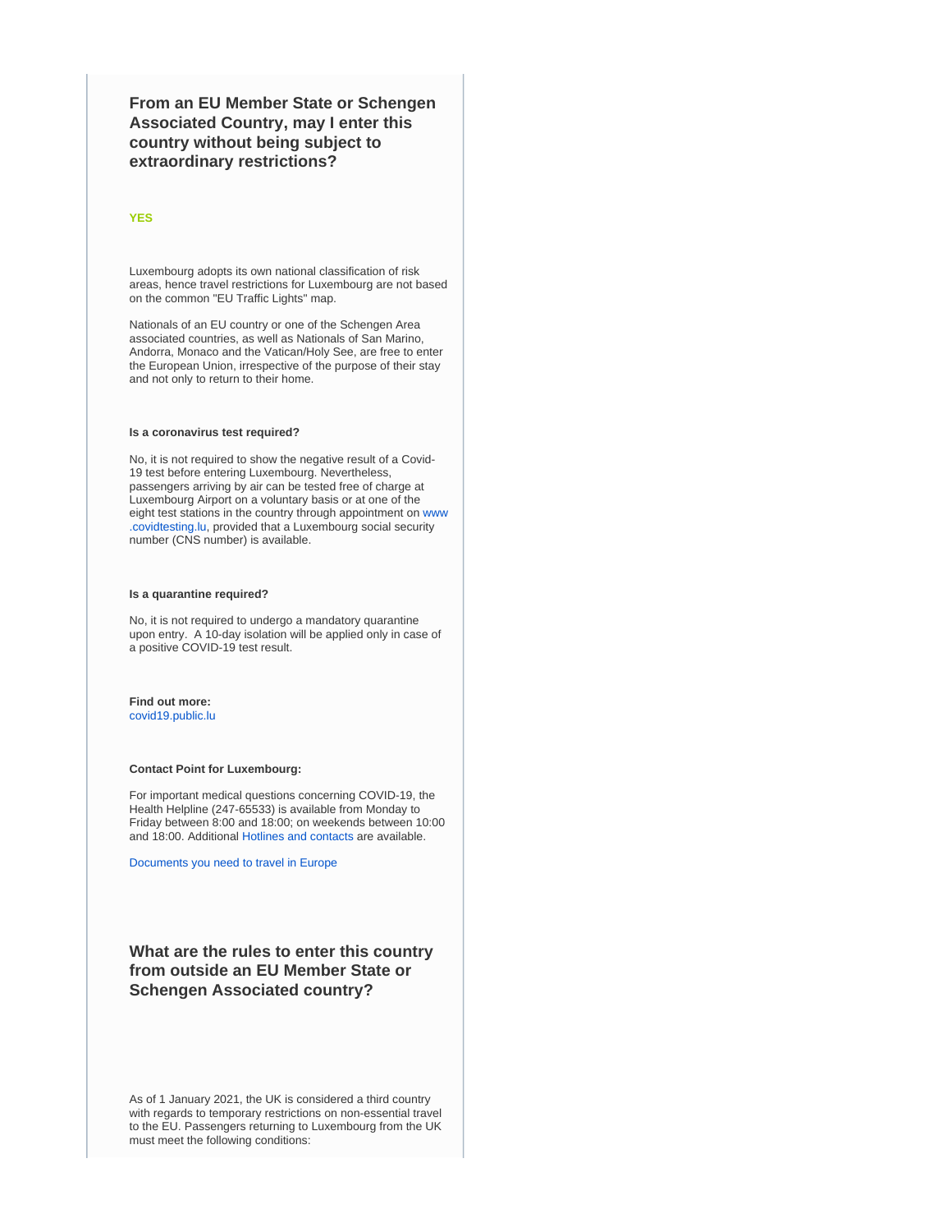## From an EU Member State or Schengen Associated Country, may I enter this country without being subject to extraordinary restrictions?

**YES**

Luxembourg adopts its own national classification of risk areas, hence travel restrictions for Luxembourg are not based on the common "EU Traffic Lights" map.

Nationals of an EU country or one of the Schengen Area associated countries, as well as Nationals of San Marino, Andorra, Monaco and the Vatican/Holy See, are free to enter the European Union, irrespective of the purpose of their stay and not only to return to their home.

**Is a coronavirus test required?**

No, it is not required to show the negative result of a Covid-19 test before entering Luxembourg. Nevertheless, passengers arriving by air can be tested free of charge at Luxembourg Airport on a voluntary basis or at one of the eight test stations in the country through appointment on www.covidtesting.lu, provided that a Luxembourg social security number (CNS number) is available.

**Is a quarantine required?**

No, it is not required to undergo a mandatory quarantine upon entry. A 10-day isolation will be applied only in case of a positive COVID-19 test result.

**Find out more:**
covid19.public.lu

**Contact Point for Luxembourg:**

For important medical questions concerning COVID-19, the Health Helpline (247-65533) is available from Monday to Friday between 8:00 and 18:00; on weekends between 10:00 and 18:00. Additional Hotlines and contacts are available.

Documents you need to travel in Europe

## What are the rules to enter this country from outside an EU Member State or Schengen Associated country?

As of 1 January 2021, the UK is considered a third country with regards to temporary restrictions on non-essential travel to the EU. Passengers returning to Luxembourg from the UK must meet the following conditions: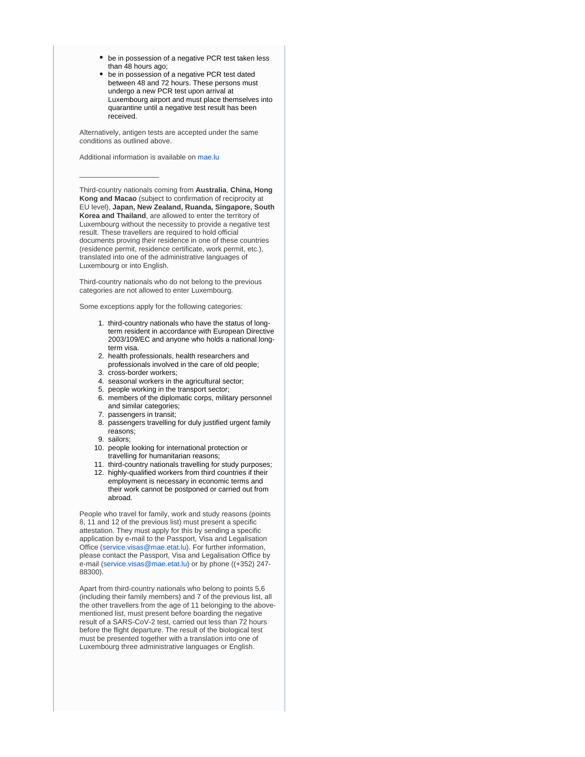- be in possession of a negative PCR test taken less than 48 hours ago;
- be in possession of a negative PCR test dated between 48 and 72 hours. These persons must undergo a new PCR test upon arrival at Luxembourg airport and must place themselves into quarantine until a negative test result has been received.

Alternatively, antigen tests are accepted under the same conditions as outlined above.

Additional information is available on mae.lu

___________________

Third-country nationals coming from **Australia**, **China, Hong Kong and Macao** (subject to confirmation of reciprocity at EU level), **Japan, New Zealand, Ruanda, Singapore, South Korea and Thailand**, are allowed to enter the territory of Luxembourg without the necessity to provide a negative test result. These travellers are required to hold official documents proving their residence in one of these countries (residence permit, residence certificate, work permit, etc.), translated into one of the administrative languages of Luxembourg or into English.

Third-country nationals who do not belong to the previous categories are not allowed to enter Luxembourg.

Some exceptions apply for the following categories:

1. third-country nationals who have the status of long-term resident in accordance with European Directive 2003/109/EC and anyone who holds a national long-term visa.
2. health professionals, health researchers and professionals involved in the care of old people;
3. cross-border workers;
4. seasonal workers in the agricultural sector;
5. people working in the transport sector;
6. members of the diplomatic corps, military personnel and similar categories;
7. passengers in transit;
8. passengers travelling for duly justified urgent family reasons;
9. sailors;
10. people looking for international protection or travelling for humanitarian reasons;
11. third-country nationals travelling for study purposes;
12. highly-qualified workers from third countries if their employment is necessary in economic terms and their work cannot be postponed or carried out from abroad.

People who travel for family, work and study reasons (points 8, 11 and 12 of the previous list) must present a specific attestation. They must apply for this by sending a specific application by e-mail to the Passport, Visa and Legalisation Office (service.visas@mae.etat.lu). For further information, please contact the Passport, Visa and Legalisation Office by e-mail (service.visas@mae.etat.lu) or by phone ((+352) 247-88300).

Apart from third-country nationals who belong to points 5,6 (including their family members) and 7 of the previous list, all the other travellers from the age of 11 belonging to the above-mentioned list, must present before boarding the negative result of a SARS-CoV-2 test, carried out less than 72 hours before the flight departure. The result of the biological test must be presented together with a translation into one of Luxembourg three administrative languages or English.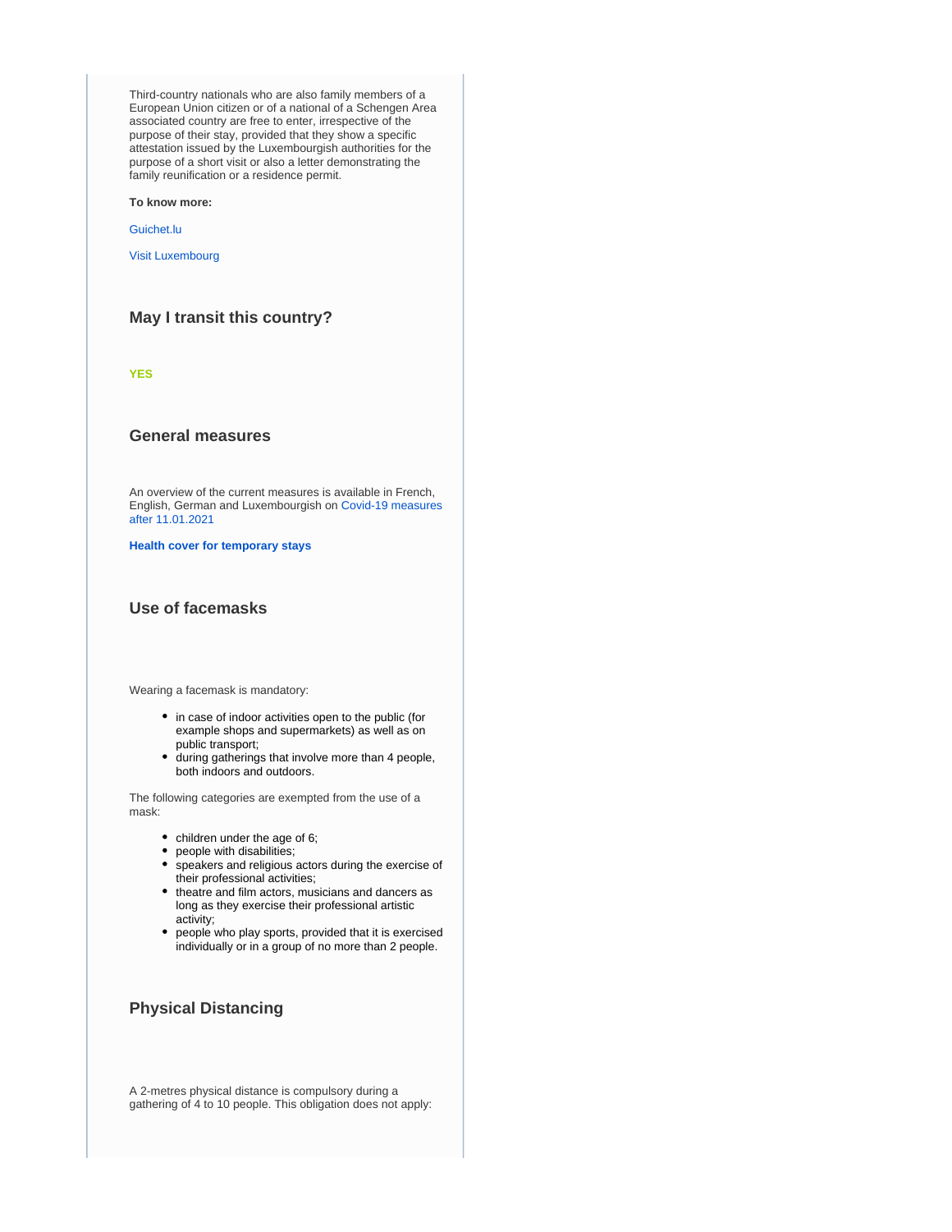Third-country nationals who are also family members of a European Union citizen or of a national of a Schengen Area associated country are free to enter, irrespective of the purpose of their stay, provided that they show a specific attestation issued by the Luxembourgish authorities for the purpose of a short visit or also a letter demonstrating the family reunification or a residence permit.

**To know more:**

Guichet.lu

Visit Luxembourg

### May I transit this country?

**YES**

### General measures

An overview of the current measures is available in French, English, German and Luxembourgish on Covid-19 measures after 11.01.2021

**Health cover for temporary stays**

### Use of facemasks

Wearing a facemask is mandatory:

- in case of indoor activities open to the public (for example shops and supermarkets) as well as on public transport;
- during gatherings that involve more than 4 people, both indoors and outdoors.

The following categories are exempted from the use of a mask:

- children under the age of 6;
- people with disabilities;
- speakers and religious actors during the exercise of their professional activities;
- theatre and film actors, musicians and dancers as long as they exercise their professional artistic activity;
- people who play sports, provided that it is exercised individually or in a group of no more than 2 people.

### Physical Distancing

A 2-metres physical distance is compulsory during a gathering of 4 to 10 people. This obligation does not apply: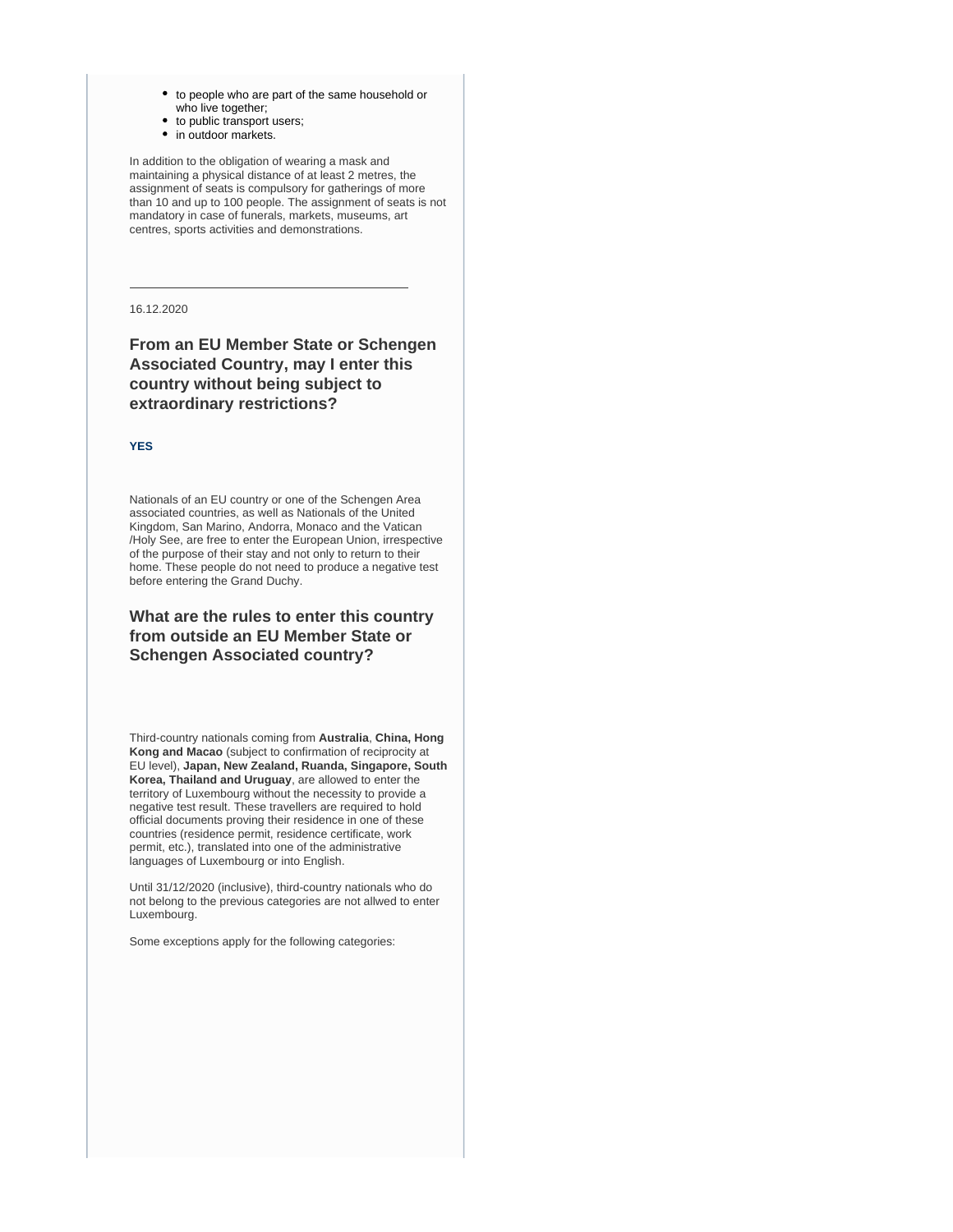- to people who are part of the same household or who live together;
- to public transport users;
- in outdoor markets.

In addition to the obligation of wearing a mask and maintaining a physical distance of at least 2 metres, the assignment of seats is compulsory for gatherings of more than 10 and up to 100 people. The assignment of seats is not mandatory in case of funerals, markets, museums, art centres, sports activities and demonstrations.

---

16.12.2020

## From an EU Member State or Schengen Associated Country, may I enter this country without being subject to extraordinary restrictions?

**YES**

Nationals of an EU country or one of the Schengen Area associated countries, as well as Nationals of the United Kingdom, San Marino, Andorra, Monaco and the Vatican /Holy See, are free to enter the European Union, irrespective of the purpose of their stay and not only to return to their home. These people do not need to produce a negative test before entering the Grand Duchy.

## What are the rules to enter this country from outside an EU Member State or Schengen Associated country?

Third-country nationals coming from **Australia**, **China, Hong Kong and Macao** (subject to confirmation of reciprocity at EU level), **Japan, New Zealand, Ruanda, Singapore, South Korea, Thailand and Uruguay**, are allowed to enter the territory of Luxembourg without the necessity to provide a negative test result. These travellers are required to hold official documents proving their residence in one of these countries (residence permit, residence certificate, work permit, etc.), translated into one of the administrative languages of Luxembourg or into English.

Until 31/12/2020 (inclusive), third-country nationals who do not belong to the previous categories are not allwed to enter Luxembourg.

Some exceptions apply for the following categories: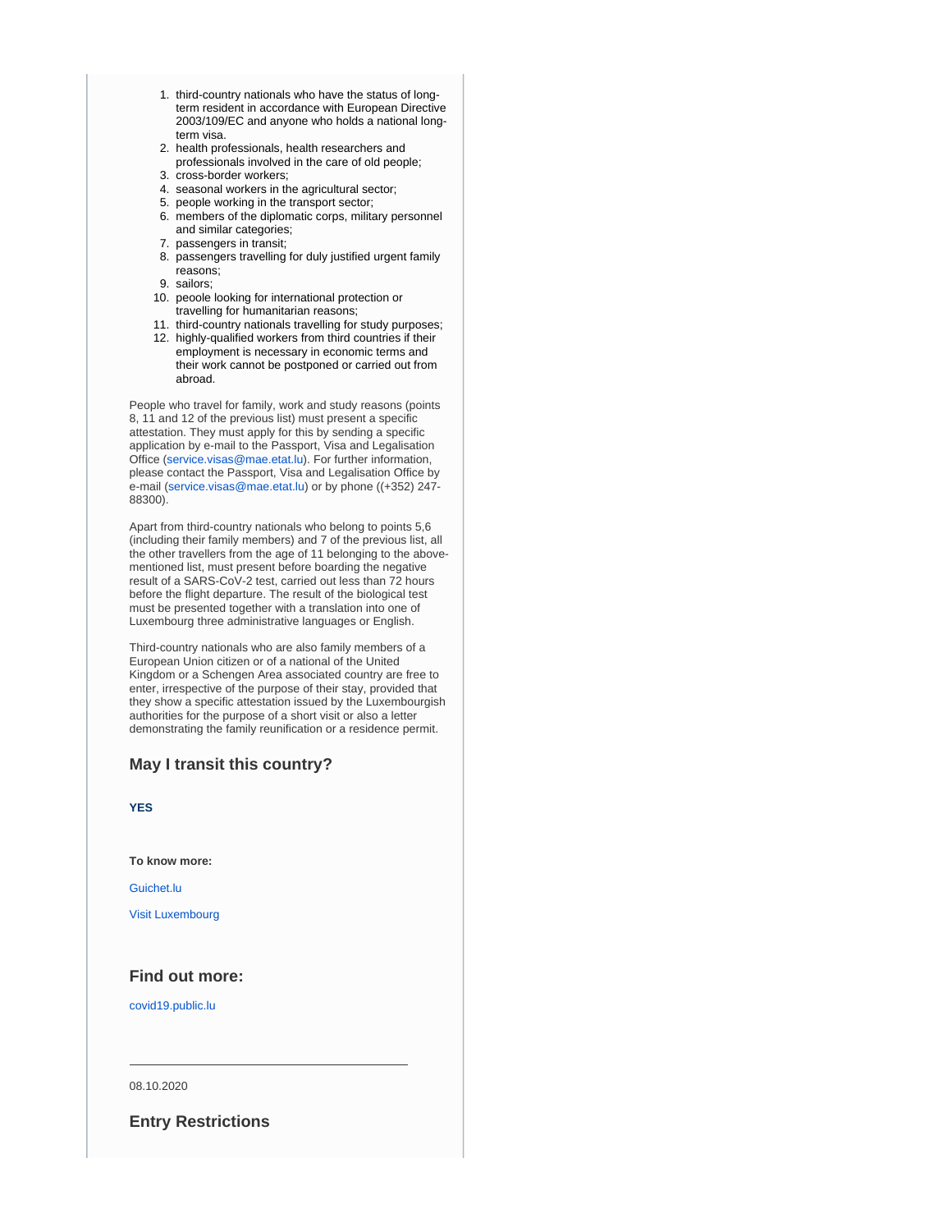1. third-country nationals who have the status of long-term resident in accordance with European Directive 2003/109/EC and anyone who holds a national long-term visa.
2. health professionals, health researchers and professionals involved in the care of old people;
3. cross-border workers;
4. seasonal workers in the agricultural sector;
5. people working in the transport sector;
6. members of the diplomatic corps, military personnel and similar categories;
7. passengers in transit;
8. passengers travelling for duly justified urgent family reasons;
9. sailors;
10. peoole looking for international protection or travelling for humanitarian reasons;
11. third-country nationals travelling for study purposes;
12. highly-qualified workers from third countries if their employment is necessary in economic terms and their work cannot be postponed or carried out from abroad.

People who travel for family, work and study reasons (points 8, 11 and 12 of the previous list) must present a specific attestation. They must apply for this by sending a specific application by e-mail to the Passport, Visa and Legalisation Office (service.visas@mae.etat.lu). For further information, please contact the Passport, Visa and Legalisation Office by e-mail (service.visas@mae.etat.lu) or by phone ((+352) 247-88300).

Apart from third-country nationals who belong to points 5,6 (including their family members) and 7 of the previous list, all the other travellers from the age of 11 belonging to the above-mentioned list, must present before boarding the negative result of a SARS-CoV-2 test, carried out less than 72 hours before the flight departure. The result of the biological test must be presented together with a translation into one of Luxembourg three administrative languages or English.

Third-country nationals who are also family members of a European Union citizen or of a national of the United Kingdom or a Schengen Area associated country are free to enter, irrespective of the purpose of their stay, provided that they show a specific attestation issued by the Luxembourgish authorities for the purpose of a short visit or also a letter demonstrating the family reunification or a residence permit.

### May I transit this country?

**YES**

**To know more:**

Guichet.lu

Visit Luxembourg

### Find out more:

covid19.public.lu

---

08.10.2020

### Entry Restrictions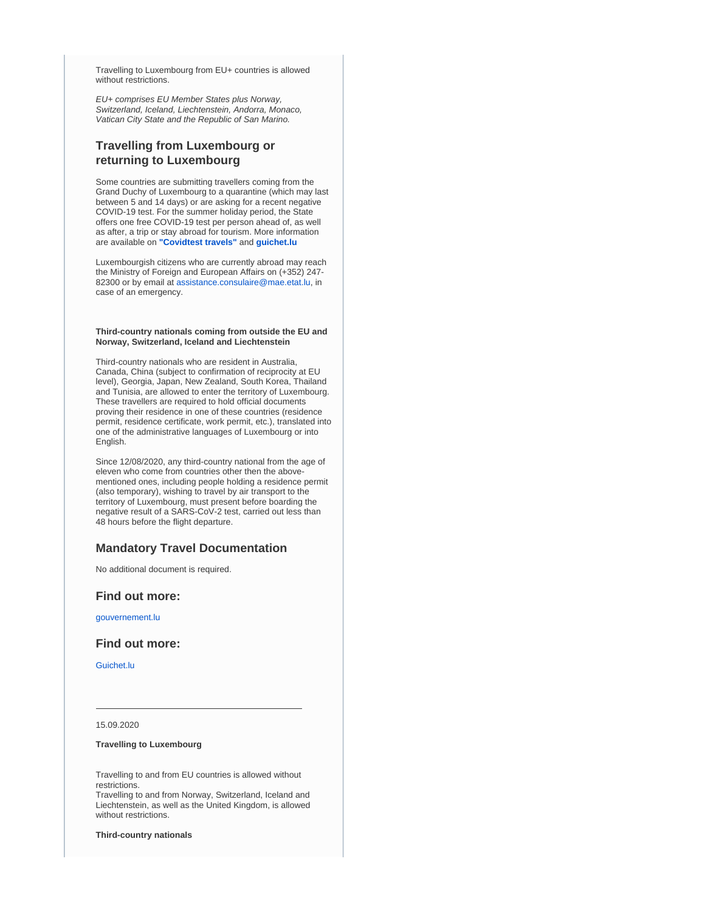Travelling to Luxembourg from EU+ countries is allowed without restrictions.

*EU+ comprises EU Member States plus Norway, Switzerland, Iceland, Liechtenstein, Andorra, Monaco, Vatican City State and the Republic of San Marino.*

## Travelling from Luxembourg or returning to Luxembourg

Some countries are submitting travellers coming from the Grand Duchy of Luxembourg to a quarantine (which may last between 5 and 14 days) or are asking for a recent negative COVID-19 test. For the summer holiday period, the State offers one free COVID-19 test per person ahead of, as well as after, a trip or stay abroad for tourism. More information are available on **"Covidtest travels"** and **guichet.lu**

Luxembourgish citizens who are currently abroad may reach the Ministry of Foreign and European Affairs on (+352) 247-82300 or by email at assistance.consulaire@mae.etat.lu, in case of an emergency.

**Third-country nationals coming from outside the EU and Norway, Switzerland, Iceland and Liechtenstein**

Third-country nationals who are resident in Australia, Canada, China (subject to confirmation of reciprocity at EU level), Georgia, Japan, New Zealand, South Korea, Thailand and Tunisia, are allowed to enter the territory of Luxembourg. These travellers are required to hold official documents proving their residence in one of these countries (residence permit, residence certificate, work permit, etc.), translated into one of the administrative languages of Luxembourg or into English.

Since 12/08/2020, any third-country national from the age of eleven who come from countries other then the above-mentioned ones, including people holding a residence permit (also temporary), wishing to travel by air transport to the territory of Luxembourg, must present before boarding the negative result of a SARS-CoV-2 test, carried out less than 48 hours before the flight departure.

## Mandatory Travel Documentation

No additional document is required.

## Find out more:

gouvernement.lu

## Find out more:

Guichet.lu

---

15.09.2020

**Travelling to Luxembourg**

Travelling to and from EU countries is allowed without restrictions.
Travelling to and from Norway, Switzerland, Iceland and Liechtenstein, as well as the United Kingdom, is allowed without restrictions.

**Third-country nationals**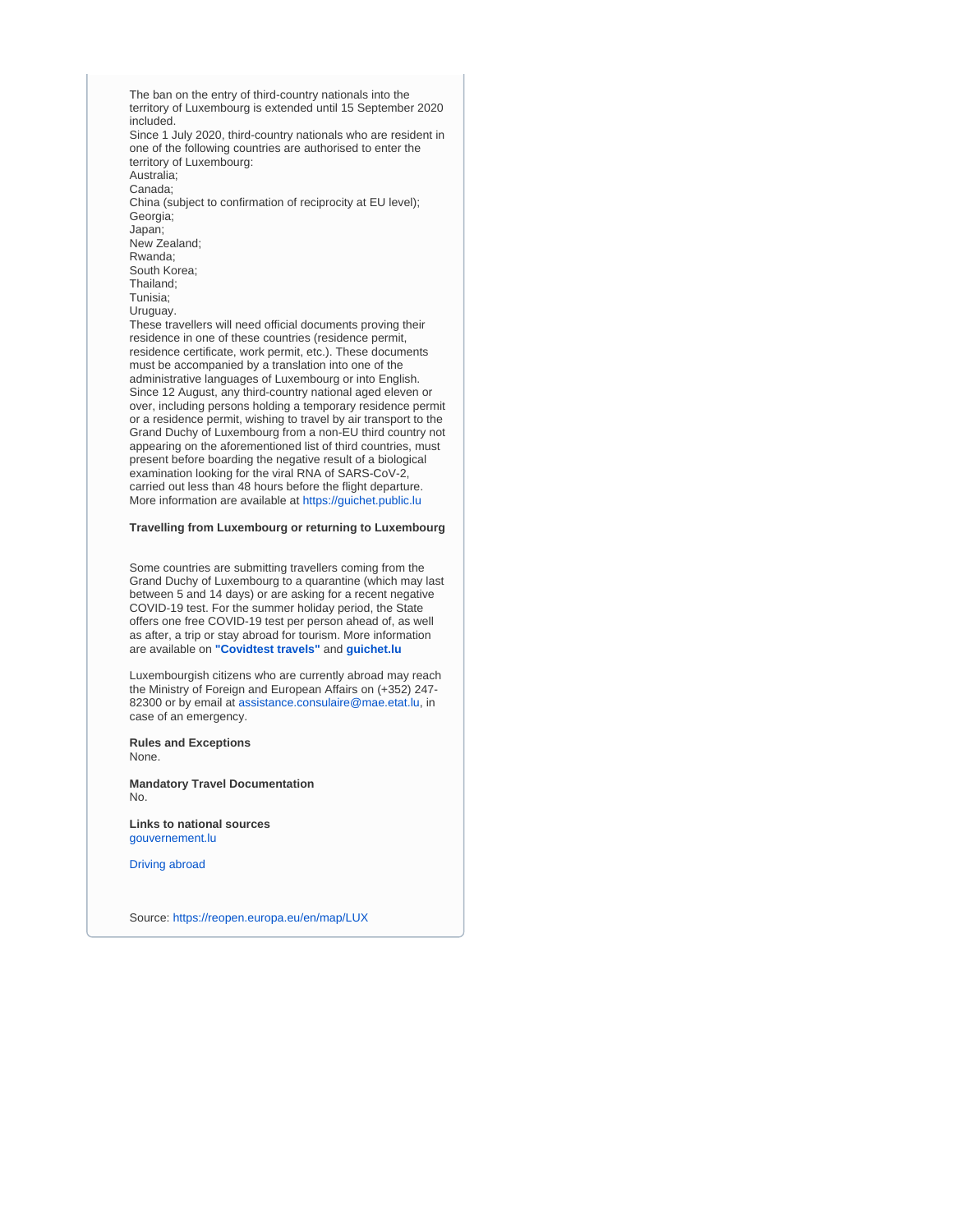The ban on the entry of third-country nationals into the territory of Luxembourg is extended until 15 September 2020 included.
Since 1 July 2020, third-country nationals who are resident in one of the following countries are authorised to enter the territory of Luxembourg:
Australia;
Canada;
China (subject to confirmation of reciprocity at EU level);
Georgia;
Japan;
New Zealand;
Rwanda;
South Korea;
Thailand;
Tunisia;
Uruguay.
These travellers will need official documents proving their residence in one of these countries (residence permit, residence certificate, work permit, etc.). These documents must be accompanied by a translation into one of the administrative languages of Luxembourg or into English.
Since 12 August, any third-country national aged eleven or over, including persons holding a temporary residence permit or a residence permit, wishing to travel by air transport to the Grand Duchy of Luxembourg from a non-EU third country not appearing on the aforementioned list of third countries, must present before boarding the negative result of a biological examination looking for the viral RNA of SARS-CoV-2, carried out less than 48 hours before the flight departure.
More information are available at https://guichet.public.lu

**Travelling from Luxembourg or returning to Luxembourg**

Some countries are submitting travellers coming from the Grand Duchy of Luxembourg to a quarantine (which may last between 5 and 14 days) or are asking for a recent negative COVID-19 test. For the summer holiday period, the State offers one free COVID-19 test per person ahead of, as well as after, a trip or stay abroad for tourism. More information are available on **"Covidtest travels"** and **guichet.lu**

Luxembourgish citizens who are currently abroad may reach the Ministry of Foreign and European Affairs on (+352) 247-82300 or by email at assistance.consulaire@mae.etat.lu, in case of an emergency.

**Rules and Exceptions**
None.

**Mandatory Travel Documentation**
No.

**Links to national sources**
gouvernement.lu

Driving abroad

Source: https://reopen.europa.eu/en/map/LUX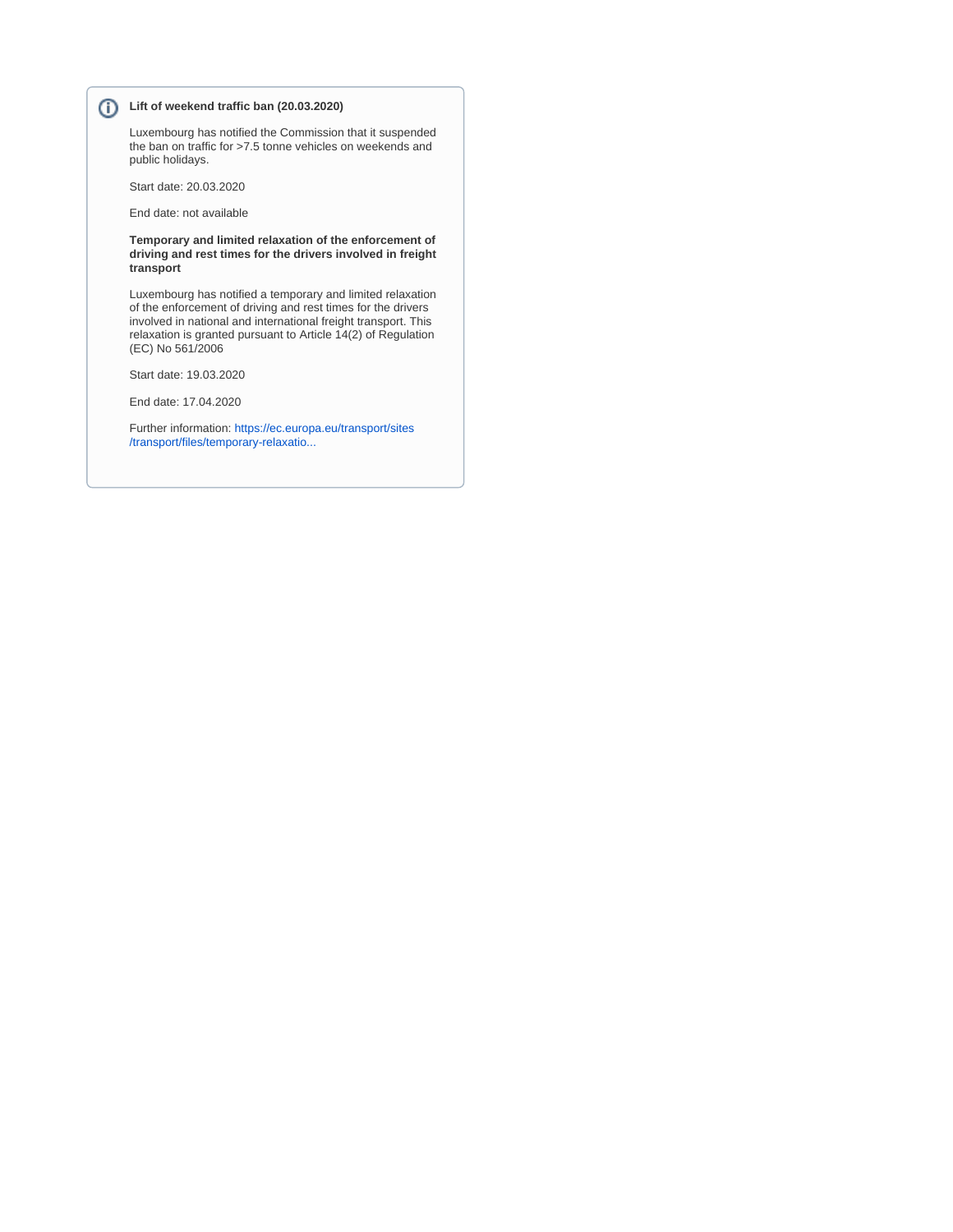**Lift of weekend traffic ban (20.03.2020)**

Luxembourg has notified the Commission that it suspended the ban on traffic for >7.5 tonne vehicles on weekends and public holidays.

Start date: 20.03.2020

End date: not available

**Temporary and limited relaxation of the enforcement of driving and rest times for the drivers involved in freight transport**

Luxembourg has notified a temporary and limited relaxation of the enforcement of driving and rest times for the drivers involved in national and international freight transport. This relaxation is granted pursuant to Article 14(2) of Regulation (EC) No 561/2006

Start date: 19.03.2020

End date: 17.04.2020

Further information: https://ec.europa.eu/transport/sites/transport/files/temporary-relaxatio...